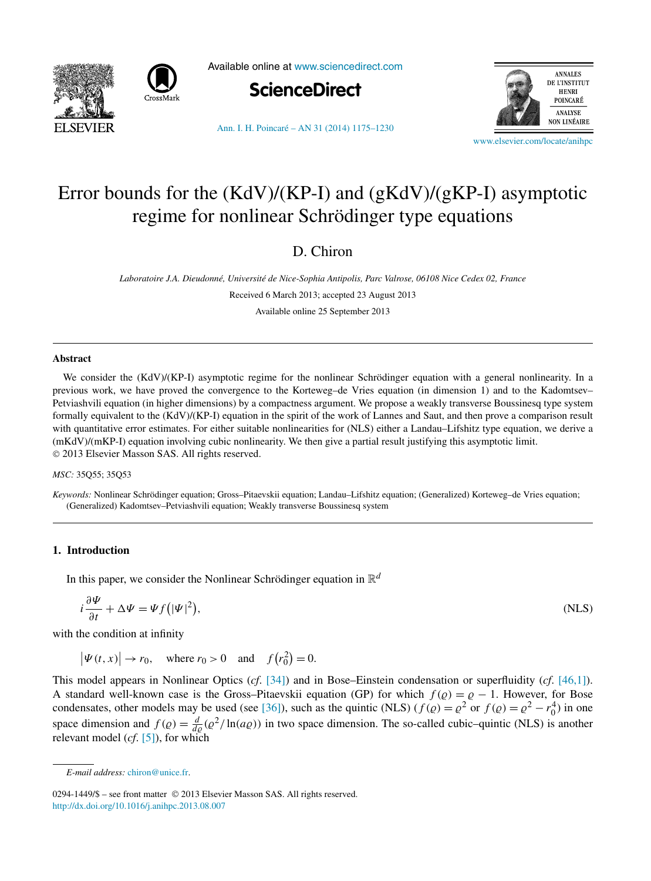# Error bounds for the (KdV)/(KP-I) and (gKdV)/(gKP-I) asymptotic regime for nonlinear Schrödinger type equations

D. Chiron

*Laboratoire J.A. Dieudonné, Université de Nice-Sophia Antipolis, Parc Valrose, 06108 Nice Cedex 02, France*

Received 6 March 2013; accepted 23 August 2013

Available online 25 September 2013

---

## Abstract

We consider the (KdV)/(KP-I) asymptotic regime for the nonlinear Schrödinger equation with a general nonlinearity. In a previous work, we have proved the convergence to the Korteweg–de Vries equation (in dimension 1) and to the Kadomtsev–Petviashvili equation (in higher dimensions) by a compactness argument. We propose a weakly transverse Boussinesq type system formally equivalent to the (KdV)/(KP-I) equation in the spirit of the work of Lannes and Saut, and then prove a comparison result with quantitative error estimates. For either suitable nonlinearities for (NLS) either a Landau–Lifshitz type equation, we derive a (mKdV)/(mKP-I) equation involving cubic nonlinearity. We then give a partial result justifying this asymptotic limit.
© 2013 Elsevier Masson SAS. All rights reserved.

*MSC:* 35Q55; 35Q53

*Keywords:* Nonlinear Schrödinger equation; Gross–Pitaevskii equation; Landau–Lifshitz equation; (Generalized) Korteweg–de Vries equation; (Generalized) Kadomtsev–Petviashvili equation; Weakly transverse Boussinesq system

---

## 1. Introduction

In this paper, we consider the Nonlinear Schrödinger equation in $\mathbb{R}^d$

$$i\frac{\partial \Psi}{\partial t} + \Delta\Psi = \Psi f\big(|\Psi|^2\big), \tag{NLS}$$

with the condition at infinity

$$\big|\Psi(t,x)\big| \to r_0, \quad \text{where } r_0 > 0 \quad \text{and} \quad f\big(r_0^2\big) = 0.$$

This model appears in Nonlinear Optics (*cf.* [34]) and in Bose–Einstein condensation or superfluidity (*cf.* [46,1]). A standard well-known case is the Gross–Pitaevskii equation (GP) for which $f(\varrho) = \varrho - 1$. However, for Bose condensates, other models may be used (see [36]), such as the quintic (NLS) ($f(\varrho) = \varrho^2$ or $f(\varrho) = \varrho^2 - r_0^4$) in one space dimension and $f(\varrho) = \frac{d}{d\varrho}(\varrho^2/\ln(a\varrho))$ in two space dimension. The so-called cubic–quintic (NLS) is another relevant model (*cf.* [5]), for which

---

*E-mail address:* chiron@unice.fr.

0294-1449/$ – see front matter © 2013 Elsevier Masson SAS. All rights reserved.
http://dx.doi.org/10.1016/j.anihpc.2013.08.007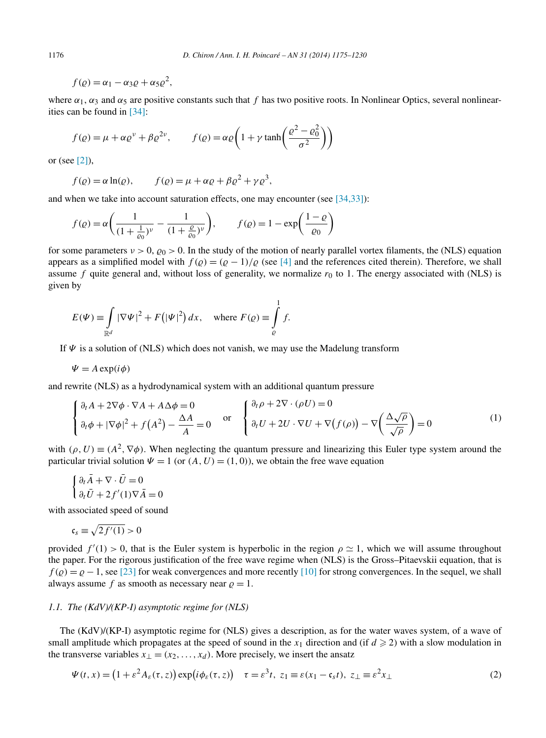$$f(\varrho) = \alpha_1 - \alpha_3 \varrho + \alpha_5 \varrho^2,$$

where $\alpha_1$, $\alpha_3$ and $\alpha_5$ are positive constants such that $f$ has two positive roots. In Nonlinear Optics, several nonlinearities can be found in [34]:

$$f(\varrho) = \mu + \alpha \varrho^{\nu} + \beta \varrho^{2\nu}, \qquad f(\varrho) = \alpha \varrho \left( 1 + \gamma \tanh\left( \frac{\varrho^2 - \varrho_0^2}{\sigma^2} \right) \right)$$

or (see [2]),

$$f(\varrho) = \alpha \ln(\varrho), \qquad f(\varrho) = \mu + \alpha \varrho + \beta \varrho^2 + \gamma \varrho^3,$$

and when we take into account saturation effects, one may encounter (see [34,33]):

$$f(\varrho) = \alpha \left( \frac{1}{(1 + \frac{1}{\varrho_0})^{\nu}} - \frac{1}{(1 + \frac{\varrho}{\varrho_0})^{\nu}} \right), \qquad f(\varrho) = 1 - \exp\left( \frac{1 - \varrho}{\varrho_0} \right)$$

for some parameters $\nu > 0$, $\varrho_0 > 0$. In the study of the motion of nearly parallel vortex filaments, the (NLS) equation appears as a simplified model with $f(\varrho) = (\varrho - 1)/\varrho$ (see [4] and the references cited therein). Therefore, we shall assume $f$ quite general and, without loss of generality, we normalize $r_0$ to 1. The energy associated with (NLS) is given by

$$E(\Psi) \equiv \int_{\mathbb{R}^d} |\nabla \Psi|^2 + F\left(|\Psi|^2\right) dx, \quad \text{where } F(\varrho) \equiv \int_{\varrho}^{1} f.$$

If $\Psi$ is a solution of (NLS) which does not vanish, we may use the Madelung transform

$$\Psi = A \exp(i\phi)$$

and rewrite (NLS) as a hydrodynamical system with an additional quantum pressure

$$\begin{cases} \partial_t A + 2\nabla\phi \cdot \nabla A + A\Delta\phi = 0 \\ \partial_t \phi + |\nabla\phi|^2 + f\left(A^2\right) - \dfrac{\Delta A}{A} = 0 \end{cases} \quad \text{or} \quad \begin{cases} \partial_t \rho + 2\nabla \cdot (\rho U) = 0 \\ \partial_t U + 2U \cdot \nabla U + \nabla\left(f(\rho)\right) - \nabla\left( \dfrac{\Delta\sqrt{\rho}}{\sqrt{\rho}} \right) = 0 \end{cases} \tag{1}$$

with $(\rho, U) \equiv (A^2, \nabla\phi)$. When neglecting the quantum pressure and linearizing this Euler type system around the particular trivial solution $\Psi = 1$ (or $(A, U) = (1, 0)$), we obtain the free wave equation

$$\begin{cases} \partial_t \bar{A} + \nabla \cdot \bar{U} = 0 \\ \partial_t \bar{U} + 2f'(1)\nabla \bar{A} = 0 \end{cases}$$

with associated speed of sound

$$\mathfrak{c}_s \equiv \sqrt{2f'(1)} > 0$$

provided $f'(1) > 0$, that is the Euler system is hyperbolic in the region $\rho \simeq 1$, which we will assume throughout the paper. For the rigorous justification of the free wave regime when (NLS) is the Gross–Pitaevskii equation, that is $f(\varrho) = \varrho - 1$, see [23] for weak convergences and more recently [10] for strong convergences. In the sequel, we shall always assume $f$ as smooth as necessary near $\varrho = 1$.

### *1.1. The (KdV)/(KP-I) asymptotic regime for (NLS)*

The (KdV)/(KP-I) asymptotic regime for (NLS) gives a description, as for the water waves system, of a wave of small amplitude which propagates at the speed of sound in the $x_1$ direction and (if $d \geqslant 2$) with a slow modulation in the transverse variables $x_\perp = (x_2, \ldots, x_d)$. More precisely, we insert the ansatz

$$\Psi(t, x) = \left(1 + \varepsilon^2 A_\varepsilon(\tau, z)\right) \exp\left(i\varepsilon\phi_\varepsilon(\tau, z)\right) \quad \tau = \varepsilon^3 t, \ z_1 \equiv \varepsilon(x_1 - \mathfrak{c}_s t), \ z_\perp \equiv \varepsilon^2 x_\perp \tag{2}$$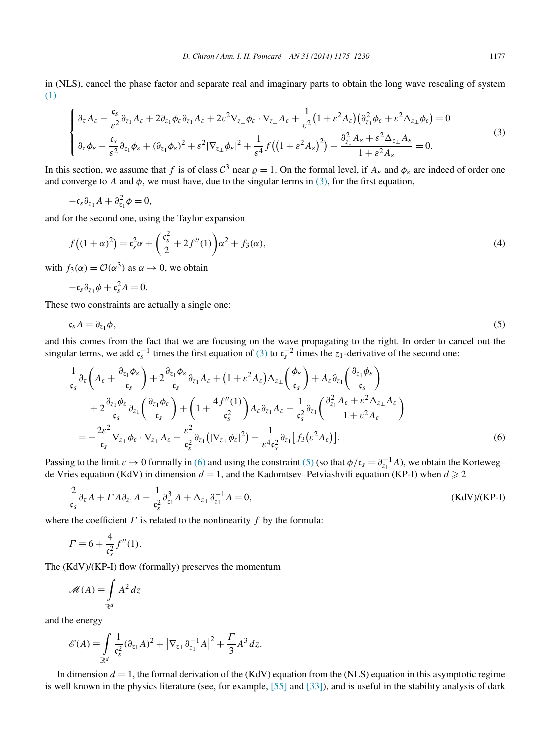in (NLS), cancel the phase factor and separate real and imaginary parts to obtain the long wave rescaling of system (1)

$$
\begin{cases}
\partial_\tau A_\varepsilon - \dfrac{\mathfrak{c}_s}{\varepsilon^2}\partial_{z_1} A_\varepsilon + 2\partial_{z_1}\phi_\varepsilon \partial_{z_1} A_\varepsilon + 2\varepsilon^2 \nabla_{z_\perp}\phi_\varepsilon \cdot \nabla_{z_\perp} A_\varepsilon + \dfrac{1}{\varepsilon^2}\big(1+\varepsilon^2 A_\varepsilon\big)\big(\partial_{z_1}^2 \phi_\varepsilon + \varepsilon^2 \Delta_{z_\perp}\phi_\varepsilon\big) = 0 \\[2mm]
\partial_\tau \phi_\varepsilon - \dfrac{\mathfrak{c}_s}{\varepsilon^2}\partial_{z_1}\phi_\varepsilon + (\partial_{z_1}\phi_\varepsilon)^2 + \varepsilon^2 |\nabla_{z_\perp}\phi_\varepsilon|^2 + \dfrac{1}{\varepsilon^4} f\big((1+\varepsilon^2 A_\varepsilon)^2\big) - \dfrac{\partial_{z_1}^2 A_\varepsilon + \varepsilon^2 \Delta_{z_\perp} A_\varepsilon}{1+\varepsilon^2 A_\varepsilon} = 0.
\end{cases}
\tag{3}
$$

In this section, we assume that $f$ is of class $\mathcal{C}^3$ near $\varrho = 1$. On the formal level, if $A_\varepsilon$ and $\phi_\varepsilon$ are indeed of order one and converge to $A$ and $\phi$, we must have, due to the singular terms in (3), for the first equation,

$$-\mathfrak{c}_s \partial_{z_1} A + \partial_{z_1}^2 \phi = 0,$$

and for the second one, using the Taylor expansion

$$f\big((1+\alpha)^2\big) = \mathfrak{c}_s^2 \alpha + \left(\frac{\mathfrak{c}_s^2}{2} + 2f''(1)\right)\alpha^2 + f_3(\alpha), \tag{4}$$

with $f_3(\alpha) = \mathcal{O}(\alpha^3)$ as $\alpha \to 0$, we obtain

$$-\mathfrak{c}_s \partial_{z_1}\phi + \mathfrak{c}_s^2 A = 0.$$

These two constraints are actually a single one:

$$\mathfrak{c}_s A = \partial_{z_1}\phi, \tag{5}$$

and this comes from the fact that we are focusing on the wave propagating to the right. In order to cancel out the singular terms, we add $\mathfrak{c}_s^{-1}$ times the first equation of (3) to $\mathfrak{c}_s^{-2}$ times the $z_1$-derivative of the second one:

$$
\begin{aligned}
&\frac{1}{\mathfrak{c}_s}\partial_\tau\left(A_\varepsilon + \frac{\partial_{z_1}\phi_\varepsilon}{\mathfrak{c}_s}\right) + 2\frac{\partial_{z_1}\phi_\varepsilon}{\mathfrak{c}_s}\partial_{z_1} A_\varepsilon + \big(1+\varepsilon^2 A_\varepsilon\big)\Delta_{z_\perp}\left(\frac{\phi_\varepsilon}{\mathfrak{c}_s}\right) + A_\varepsilon \partial_{z_1}\left(\frac{\partial_{z_1}\phi_\varepsilon}{\mathfrak{c}_s}\right) \\
&\quad + 2\frac{\partial_{z_1}\phi_\varepsilon}{\mathfrak{c}_s}\partial_{z_1}\left(\frac{\partial_{z_1}\phi_\varepsilon}{\mathfrak{c}_s}\right) + \left(1 + \frac{4f''(1)}{\mathfrak{c}_s^2}\right) A_\varepsilon \partial_{z_1} A_\varepsilon - \frac{1}{\mathfrak{c}_s^2}\partial_{z_1}\left(\frac{\partial_{z_1}^2 A_\varepsilon + \varepsilon^2 \Delta_{z_\perp} A_\varepsilon}{1+\varepsilon^2 A_\varepsilon}\right) \\
&= -\frac{2\varepsilon^2}{\mathfrak{c}_s}\nabla_{z_\perp}\phi_\varepsilon \cdot \nabla_{z_\perp} A_\varepsilon - \frac{\varepsilon^2}{\mathfrak{c}_s^2}\partial_{z_1}\big(|\nabla_{z_\perp}\phi_\varepsilon|^2\big) - \frac{1}{\varepsilon^4 \mathfrak{c}_s^2}\partial_{z_1}\big[f_3\big(\varepsilon^2 A_\varepsilon\big)\big].
\end{aligned}
\tag{6}
$$

Passing to the limit $\varepsilon \to 0$ formally in (6) and using the constraint (5) (so that $\phi/\mathfrak{c}_s = \partial_{z_1}^{-1} A$), we obtain the Korteweg–de Vries equation (KdV) in dimension $d = 1$, and the Kadomtsev–Petviashvili equation (KP-I) when $d \geqslant 2$

$$\frac{2}{\mathfrak{c}_s}\partial_\tau A + \Gamma A \partial_{z_1} A - \frac{1}{\mathfrak{c}_s^2}\partial_{z_1}^3 A + \Delta_{z_\perp}\partial_{z_1}^{-1} A = 0, \tag{KdV)/(KP-I}$$

where the coefficient $\Gamma$ is related to the nonlinearity $f$ by the formula:

$$\Gamma \equiv 6 + \frac{4}{\mathfrak{c}_s^2} f''(1).$$

The (KdV)/(KP-I) flow (formally) preserves the momentum

$$\mathscr{M}(A) \equiv \int_{\mathbb{R}^d} A^2\, dz$$

and the energy

$$\mathscr{E}(A) \equiv \int_{\mathbb{R}^d} \frac{1}{\mathfrak{c}_s^2}(\partial_{z_1} A)^2 + \big|\nabla_{z_\perp}\partial_{z_1}^{-1} A\big|^2 + \frac{\Gamma}{3} A^3\, dz.$$

In dimension $d = 1$, the formal derivation of the (KdV) equation from the (NLS) equation in this asymptotic regime is well known in the physics literature (see, for example, [55] and [33]), and is useful in the stability analysis of dark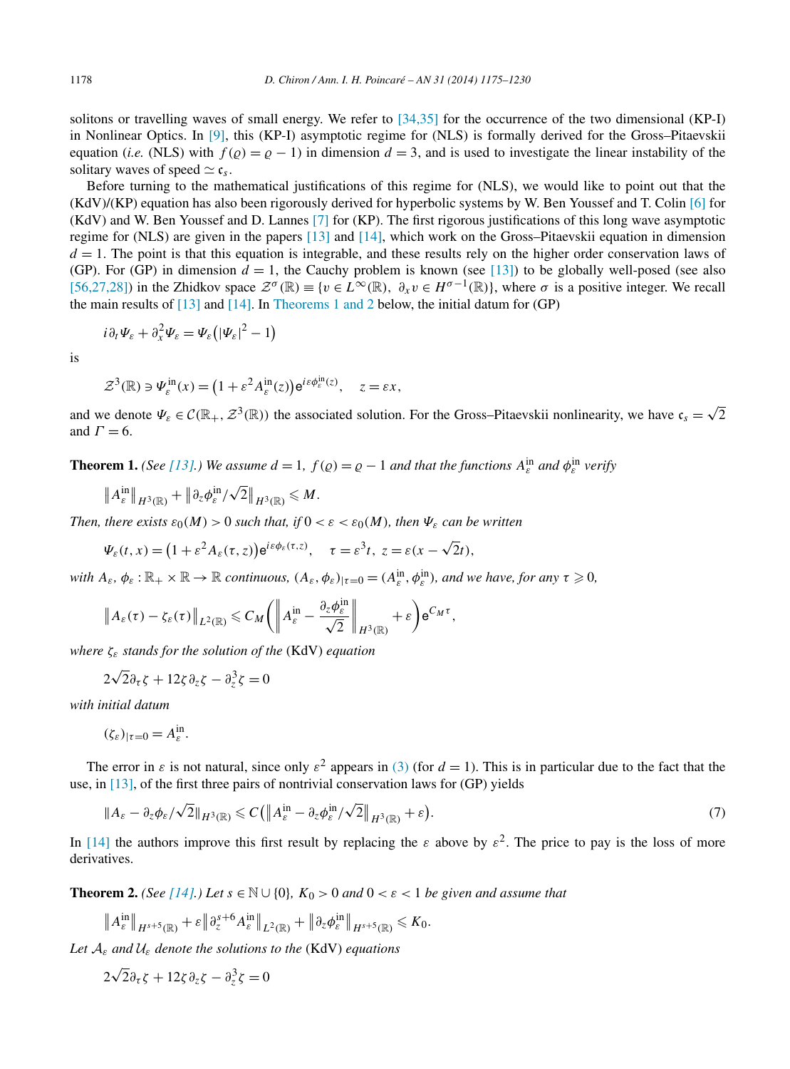solitons or travelling waves of small energy. We refer to [34,35] for the occurrence of the two dimensional (KP-I) in Nonlinear Optics. In [9], this (KP-I) asymptotic regime for (NLS) is formally derived for the Gross–Pitaevskii equation (*i.e.* (NLS) with $f(\varrho) = \varrho - 1$) in dimension $d = 3$, and is used to investigate the linear instability of the solitary waves of speed $\simeq \mathfrak{c}_s$.

Before turning to the mathematical justifications of this regime for (NLS), we would like to point out that the (KdV)/(KP) equation has also been rigorously derived for hyperbolic systems by W. Ben Youssef and T. Colin [6] for (KdV) and W. Ben Youssef and D. Lannes [7] for (KP). The first rigorous justifications of this long wave asymptotic regime for (NLS) are given in the papers [13] and [14], which work on the Gross–Pitaevskii equation in dimension $d = 1$. The point is that this equation is integrable, and these results rely on the higher order conservation laws of (GP). For (GP) in dimension $d = 1$, the Cauchy problem is known (see [13]) to be globally well-posed (see also [56,27,28]) in the Zhidkov space $\mathcal{Z}^\sigma(\mathbb{R}) \equiv \{v \in L^\infty(\mathbb{R}),\ \partial_x v \in H^{\sigma-1}(\mathbb{R})\}$, where $\sigma$ is a positive integer. We recall the main results of [13] and [14]. In Theorems 1 and 2 below, the initial datum for (GP)

$$i\partial_t \Psi_\varepsilon + \partial_x^2 \Psi_\varepsilon = \Psi_\varepsilon\big(|\Psi_\varepsilon|^2 - 1\big)$$

is

$$\mathcal{Z}^3(\mathbb{R}) \ni \Psi_\varepsilon^{\rm in}(x) = \big(1 + \varepsilon^2 A_\varepsilon^{\rm in}(z)\big)\mathrm{e}^{i\varepsilon\phi_\varepsilon^{\rm in}(z)}, \quad z = \varepsilon x,$$

and we denote $\Psi_\varepsilon \in \mathcal{C}(\mathbb{R}_+, \mathcal{Z}^3(\mathbb{R}))$ the associated solution. For the Gross–Pitaevskii nonlinearity, we have $\mathfrak{c}_s = \sqrt{2}$ and $\Gamma = 6$.

**Theorem 1.** *(See [13].) We assume $d = 1$, $f(\varrho) = \varrho - 1$ and that the functions $A_\varepsilon^{\rm in}$ and $\phi_\varepsilon^{\rm in}$ verify*

$$\big\|A_\varepsilon^{\rm in}\big\|_{H^3(\mathbb{R})} + \big\|\partial_z\phi_\varepsilon^{\rm in}/\sqrt{2}\big\|_{H^3(\mathbb{R})} \leqslant M.$$

*Then, there exists $\varepsilon_0(M) > 0$ such that, if $0 < \varepsilon < \varepsilon_0(M)$, then $\Psi_\varepsilon$ can be written*

$$\Psi_\varepsilon(t, x) = \big(1 + \varepsilon^2 A_\varepsilon(\tau, z)\big)\mathrm{e}^{i\varepsilon\phi_\varepsilon(\tau, z)}, \quad \tau = \varepsilon^3 t,\ z = \varepsilon(x - \sqrt{2}t),$$

*with $A_\varepsilon, \phi_\varepsilon : \mathbb{R}_+ \times \mathbb{R} \to \mathbb{R}$ continuous, $(A_\varepsilon, \phi_\varepsilon)_{|\tau=0} = (A_\varepsilon^{\rm in}, \phi_\varepsilon^{\rm in})$, and we have, for any $\tau \geqslant 0$,*

$$\big\|A_\varepsilon(\tau) - \zeta_\varepsilon(\tau)\big\|_{L^2(\mathbb{R})} \leqslant C_M\left(\left\|A_\varepsilon^{\rm in} - \frac{\partial_z\phi_\varepsilon^{\rm in}}{\sqrt{2}}\right\|_{H^3(\mathbb{R})} + \varepsilon\right)\mathrm{e}^{C_M\tau},$$

*where $\zeta_\varepsilon$ stands for the solution of the* (KdV) *equation*

$$2\sqrt{2}\partial_\tau\zeta + 12\zeta\partial_z\zeta - \partial_z^3\zeta = 0$$

*with initial datum*

$$(\zeta_\varepsilon)_{|\tau=0} = A_\varepsilon^{\rm in}.$$

The error in $\varepsilon$ is not natural, since only $\varepsilon^2$ appears in (3) (for $d = 1$). This is in particular due to the fact that the use, in [13], of the first three pairs of nontrivial conservation laws for (GP) yields

$$\|A_\varepsilon - \partial_z\phi_\varepsilon/\sqrt{2}\|_{H^3(\mathbb{R})} \leqslant C\big(\|A_\varepsilon^{\rm in} - \partial_z\phi_\varepsilon^{\rm in}/\sqrt{2}\|_{H^3(\mathbb{R})} + \varepsilon\big). \tag{7}$$

In [14] the authors improve this first result by replacing the $\varepsilon$ above by $\varepsilon^2$. The price to pay is the loss of more derivatives.

**Theorem 2.** *(See [14].) Let $s \in \mathbb{N} \cup \{0\}$, $K_0 > 0$ and $0 < \varepsilon < 1$ be given and assume that*

$$\big\|A_\varepsilon^{\rm in}\big\|_{H^{s+5}(\mathbb{R})} + \varepsilon\big\|\partial_z^{s+6}A_\varepsilon^{\rm in}\big\|_{L^2(\mathbb{R})} + \big\|\partial_z\phi_\varepsilon^{\rm in}\big\|_{H^{s+5}(\mathbb{R})} \leqslant K_0.$$

*Let $\mathcal{A}_\varepsilon$ and $\mathcal{U}_\varepsilon$ denote the solutions to the* (KdV) *equations*

$$2\sqrt{2}\partial_\tau\zeta + 12\zeta\partial_z\zeta - \partial_z^3\zeta = 0$$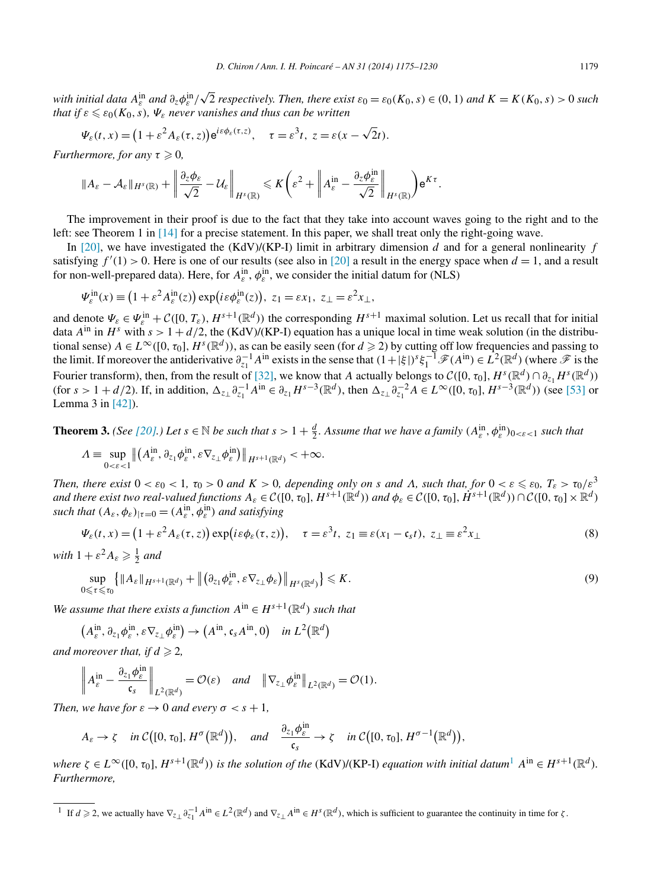*with initial data $A_\varepsilon^{\rm in}$ and $\partial_z\phi_\varepsilon^{\rm in}/\sqrt{2}$ respectively. Then, there exist $\varepsilon_0 = \varepsilon_0(K_0, s) \in (0,1)$ and $K = K(K_0, s) > 0$ such that if $\varepsilon \leqslant \varepsilon_0(K_0, s)$, $\Psi_\varepsilon$ never vanishes and thus can be written*

$$\Psi_\varepsilon(t,x) = \big(1 + \varepsilon^2 A_\varepsilon(\tau, z)\big)\mathrm{e}^{i\varepsilon\phi_\varepsilon(\tau,z)}, \quad \tau = \varepsilon^3 t,\ z = \varepsilon(x - \sqrt{2}t).$$

*Furthermore, for any $\tau \geqslant 0$,*

$$\|A_\varepsilon - \mathcal{A}_\varepsilon\|_{H^s(\mathbb{R})} + \left\|\frac{\partial_z\phi_\varepsilon}{\sqrt{2}} - \mathcal{U}_\varepsilon\right\|_{H^s(\mathbb{R})} \leqslant K\left(\varepsilon^2 + \left\|A_\varepsilon^{\rm in} - \frac{\partial_z\phi_\varepsilon^{\rm in}}{\sqrt{2}}\right\|_{H^s(\mathbb{R})}\right)\mathrm{e}^{K\tau}.$$

The improvement in their proof is due to the fact that they take into account waves going to the right and to the left: see Theorem 1 in [14] for a precise statement. In this paper, we shall treat only the right-going wave.

In [20], we have investigated the (KdV)/(KP-I) limit in arbitrary dimension $d$ and for a general nonlinearity $f$ satisfying $f'(1) > 0$. Here is one of our results (see also in [20] a result in the energy space when $d = 1$, and a result for non-well-prepared data). Here, for $A_\varepsilon^{\rm in}$, $\phi_\varepsilon^{\rm in}$, we consider the initial datum for (NLS)

$$\Psi_\varepsilon^{\rm in}(x) \equiv \big(1 + \varepsilon^2 A_\varepsilon^{\rm in}(z)\big)\exp\big(i\varepsilon\phi_\varepsilon^{\rm in}(z)\big),\ z_1 = \varepsilon x_1,\ z_\perp = \varepsilon^2 x_\perp,$$

and denote $\Psi_\varepsilon \in \Psi_\varepsilon^{\rm in} + \mathcal{C}([0, T_\varepsilon), H^{s+1}(\mathbb{R}^d))$ the corresponding $H^{s+1}$ maximal solution. Let us recall that for initial data $A^{\rm in}$ in $H^s$ with $s > 1 + d/2$, the (KdV)/(KP-I) equation has a unique local in time weak solution (in the distributional sense) $A \in L^\infty([0, \tau_0], H^s(\mathbb{R}^d))$, as can be easily seen (for $d \geqslant 2$) by cutting off low frequencies and passing to the limit. If moreover the antiderivative $\partial_{z_1}^{-1}A^{\rm in}$ exists in the sense that $(1 + |\xi|)^s\xi_1^{-1}\mathscr{F}(A^{\rm in}) \in L^2(\mathbb{R}^d)$ (where $\mathscr{F}$ is the Fourier transform), then, from the result of [32], we know that $A$ actually belongs to $\mathcal{C}([0, \tau_0], H^s(\mathbb{R}^d) \cap \partial_{z_1}H^s(\mathbb{R}^d))$ (for $s > 1 + d/2$). If, in addition, $\Delta_{z_\perp}\partial_{z_1}^{-1}A^{\rm in} \in \partial_{z_1}H^{s-3}(\mathbb{R}^d)$, then $\Delta_{z_\perp}\partial_{z_1}^{-2}A \in L^\infty([0, \tau_0], H^{s-3}(\mathbb{R}^d))$ (see [53] or Lemma 3 in [42]).

**Theorem 3.** *(See [20].) Let $s \in \mathbb{N}$ be such that $s > 1 + \frac{d}{2}$. Assume that we have a family $(A_\varepsilon^{\rm in}, \phi_\varepsilon^{\rm in})_{0<\varepsilon<1}$ such that*

$$\Lambda \equiv \sup_{0<\varepsilon<1}\big\|\big(A_\varepsilon^{\rm in}, \partial_{z_1}\phi_\varepsilon^{\rm in}, \varepsilon\nabla_{z_\perp}\phi_\varepsilon^{\rm in}\big)\big\|_{H^{s+1}(\mathbb{R}^d)} < +\infty.$$

*Then, there exist $0 < \varepsilon_0 < 1$, $\tau_0 > 0$ and $K > 0$, depending only on $s$ and $\Lambda$, such that, for $0 < \varepsilon \leqslant \varepsilon_0$, $T_\varepsilon > \tau_0/\varepsilon^3$ and there exist two real-valued functions $A_\varepsilon \in \mathcal{C}([0, \tau_0], H^{s+1}(\mathbb{R}^d))$ and $\phi_\varepsilon \in \mathcal{C}([0, \tau_0], \dot{H}^{s+1}(\mathbb{R}^d)) \cap \mathcal{C}([0, \tau_0] \times \mathbb{R}^d)$ such that $(A_\varepsilon, \phi_\varepsilon)_{|\tau=0} = (A_\varepsilon^{\rm in}, \phi_\varepsilon^{\rm in})$ and satisfying*

$$\Psi_\varepsilon(t,x) = \big(1 + \varepsilon^2 A_\varepsilon(\tau, z)\big)\exp\big(i\varepsilon\phi_\varepsilon(\tau, z)\big), \quad \tau = \varepsilon^3 t,\ z_1 \equiv \varepsilon(x_1 - \mathfrak{c}_s t),\ z_\perp \equiv \varepsilon^2 x_\perp \tag{8}$$

*with $1 + \varepsilon^2 A_\varepsilon \geqslant \frac{1}{2}$ and*

$$\sup_{0\leqslant\tau\leqslant\tau_0}\big\{\|A_\varepsilon\|_{H^{s+1}(\mathbb{R}^d)} + \big\|\big(\partial_{z_1}\phi_\varepsilon^{\rm in}, \varepsilon\nabla_{z_\perp}\phi_\varepsilon\big)\big\|_{H^s(\mathbb{R}^d)}\big\} \leqslant K. \tag{9}$$

*We assume that there exists a function $A^{\rm in} \in H^{s+1}(\mathbb{R}^d)$ such that*

$$\big(A_\varepsilon^{\rm in}, \partial_{z_1}\phi_\varepsilon^{\rm in}, \varepsilon\nabla_{z_\perp}\phi_\varepsilon^{\rm in}\big) \to \big(A^{\rm in}, \mathfrak{c}_s A^{\rm in}, 0\big) \quad \textit{in } L^2\big(\mathbb{R}^d\big)$$

*and moreover that, if $d \geqslant 2$,*

$$\left\|A_\varepsilon^{\rm in} - \frac{\partial_{z_1}\phi_\varepsilon^{\rm in}}{\mathfrak{c}_s}\right\|_{L^2(\mathbb{R}^d)} = \mathcal{O}(\varepsilon) \quad \textit{and} \quad \big\|\nabla_{z_\perp}\phi_\varepsilon^{\rm in}\big\|_{L^2(\mathbb{R}^d)} = \mathcal{O}(1).$$

*Then, we have for $\varepsilon \to 0$ and every $\sigma < s + 1$,*

$$A_\varepsilon \to \zeta \quad \textit{in } \mathcal{C}\big([0, \tau_0], H^\sigma\big(\mathbb{R}^d\big)\big), \quad \textit{and} \quad \frac{\partial_{z_1}\phi_\varepsilon^{\rm in}}{\mathfrak{c}_s} \to \zeta \quad \textit{in } \mathcal{C}\big([0, \tau_0], H^{\sigma-1}\big(\mathbb{R}^d\big)\big),$$

*where $\zeta \in L^\infty([0, \tau_0], H^{s+1}(\mathbb{R}^d))$ is the solution of the* (KdV)/(KP-I) *equation with initial datum*[1] *$A^{\rm in} \in H^{s+1}(\mathbb{R}^d)$. Furthermore,*

[1] If $d \geqslant 2$, we actually have $\nabla_{z_\perp}\partial_{z_1}^{-1}A^{\rm in} \in L^2(\mathbb{R}^d)$ and $\nabla_{z_\perp}A^{\rm in} \in H^s(\mathbb{R}^d)$, which is sufficient to guarantee the continuity in time for $\zeta$.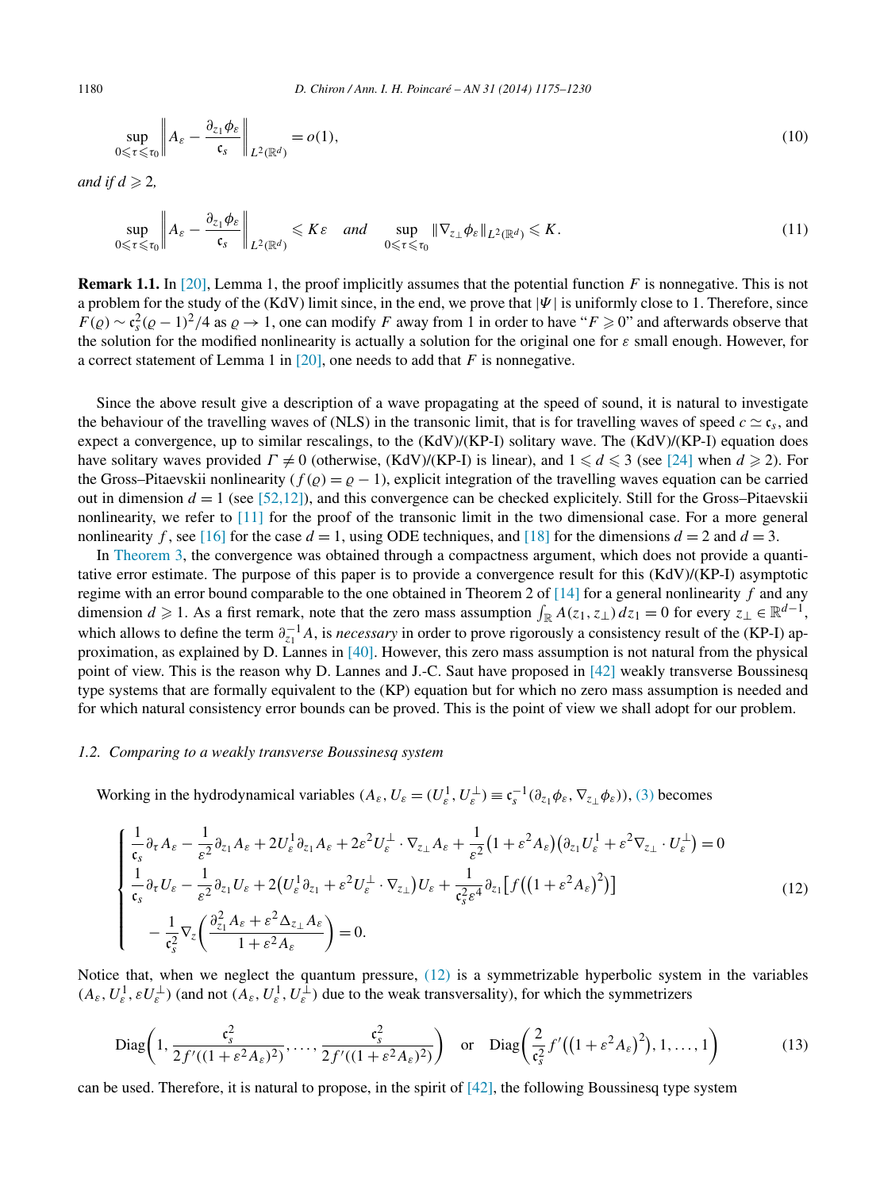$$\sup_{0\leqslant\tau\leqslant\tau_0}\left\| A_\varepsilon - \frac{\partial_{z_1}\phi_\varepsilon}{\mathfrak{c}_s}\right\|_{L^2(\mathbb{R}^d)} = o(1), \tag{10}$$

*and if* $d \geqslant 2$,

$$\sup_{0\leqslant\tau\leqslant\tau_0}\left\| A_\varepsilon - \frac{\partial_{z_1}\phi_\varepsilon}{\mathfrak{c}_s}\right\|_{L^2(\mathbb{R}^d)} \leqslant K\varepsilon \quad \text{and} \quad \sup_{0\leqslant\tau\leqslant\tau_0}\|\nabla_{z_\perp}\phi_\varepsilon\|_{L^2(\mathbb{R}^d)} \leqslant K. \tag{11}$$

**Remark 1.1.** In [20], Lemma 1, the proof implicitly assumes that the potential function $F$ is nonnegative. This is not a problem for the study of the (KdV) limit since, in the end, we prove that $|\Psi|$ is uniformly close to 1. Therefore, since $F(\varrho) \sim \mathfrak{c}_s^2(\varrho-1)^2/4$ as $\varrho \to 1$, one can modify $F$ away from 1 in order to have "$F \geqslant 0$" and afterwards observe that the solution for the modified nonlinearity is actually a solution for the original one for $\varepsilon$ small enough. However, for a correct statement of Lemma 1 in [20], one needs to add that $F$ is nonnegative.

Since the above result give a description of a wave propagating at the speed of sound, it is natural to investigate the behaviour of the travelling waves of (NLS) in the transonic limit, that is for travelling waves of speed $c \simeq \mathfrak{c}_s$, and expect a convergence, up to similar rescalings, to the (KdV)/(KP-I) solitary wave. The (KdV)/(KP-I) equation does have solitary waves provided $\Gamma \neq 0$ (otherwise, (KdV)/(KP-I) is linear), and $1 \leqslant d \leqslant 3$ (see [24] when $d \geqslant 2$). For the Gross–Pitaevskii nonlinearity ($f(\varrho) = \varrho - 1$), explicit integration of the travelling waves equation can be carried out in dimension $d = 1$ (see [52,12]), and this convergence can be checked explicitly. Still for the Gross–Pitaevskii nonlinearity, we refer to [11] for the proof of the transonic limit in the two dimensional case. For a more general nonlinearity $f$, see [16] for the case $d = 1$, using ODE techniques, and [18] for the dimensions $d = 2$ and $d = 3$.

In Theorem 3, the convergence was obtained through a compactness argument, which does not provide a quantitative error estimate. The purpose of this paper is to provide a convergence result for this (KdV)/(KP-I) asymptotic regime with an error bound comparable to the one obtained in Theorem 2 of [14] for a general nonlinearity $f$ and any dimension $d \geqslant 1$. As a first remark, note that the zero mass assumption $\int_{\mathbb{R}} A(z_1, z_\perp)\, dz_1 = 0$ for every $z_\perp \in \mathbb{R}^{d-1}$, which allows to define the term $\partial_{z_1}^{-1} A$, is *necessary* in order to prove rigorously a consistency result of the (KP-I) approximation, as explained by D. Lannes in [40]. However, this zero mass assumption is not natural from the physical point of view. This is the reason why D. Lannes and J.-C. Saut have proposed in [42] weakly transverse Boussinesq type systems that are formally equivalent to the (KP) equation but for which no zero mass assumption is needed and for which natural consistency error bounds can be proved. This is the point of view we shall adopt for our problem.

### *1.2. Comparing to a weakly transverse Boussinesq system*

Working in the hydrodynamical variables $(A_\varepsilon, U_\varepsilon = (U_\varepsilon^1, U_\varepsilon^\perp) \equiv \mathfrak{c}_s^{-1}(\partial_{z_1}\phi_\varepsilon, \nabla_{z_\perp}\phi_\varepsilon))$, (3) becomes

$$\begin{cases} \dfrac{1}{\mathfrak{c}_s}\partial_\tau A_\varepsilon - \dfrac{1}{\varepsilon^2}\partial_{z_1} A_\varepsilon + 2U_\varepsilon^1\partial_{z_1} A_\varepsilon + 2\varepsilon^2 U_\varepsilon^\perp \cdot \nabla_{z_\perp} A_\varepsilon + \dfrac{1}{\varepsilon^2}\big(1+\varepsilon^2 A_\varepsilon\big)\big(\partial_{z_1} U_\varepsilon^1 + \varepsilon^2 \nabla_{z_\perp}\cdot U_\varepsilon^\perp\big) = 0 \\ \dfrac{1}{\mathfrak{c}_s}\partial_\tau U_\varepsilon - \dfrac{1}{\varepsilon^2}\partial_{z_1} U_\varepsilon + 2\big(U_\varepsilon^1\partial_{z_1} + \varepsilon^2 U_\varepsilon^\perp \cdot \nabla_{z_\perp}\big)U_\varepsilon + \dfrac{1}{\mathfrak{c}_s^2\varepsilon^4}\partial_{z_1}\Big[f\Big(\big(1+\varepsilon^2 A_\varepsilon\big)^2\Big)\Big] \\ \quad - \dfrac{1}{\mathfrak{c}_s^2}\nabla_z\left(\dfrac{\partial_{z_1}^2 A_\varepsilon + \varepsilon^2\Delta_{z_\perp} A_\varepsilon}{1+\varepsilon^2 A_\varepsilon}\right) = 0. \end{cases} \tag{12}$$

Notice that, when we neglect the quantum pressure, (12) is a symmetrizable hyperbolic system in the variables $(A_\varepsilon, U_\varepsilon^1, \varepsilon U_\varepsilon^\perp)$ (and not $(A_\varepsilon, U_\varepsilon^1, U_\varepsilon^\perp)$ due to the weak transversality), for which the symmetrizers

$$\mathrm{Diag}\left(1, \frac{\mathfrak{c}_s^2}{2f'((1+\varepsilon^2 A_\varepsilon)^2)}, \ldots, \frac{\mathfrak{c}_s^2}{2f'((1+\varepsilon^2 A_\varepsilon)^2)}\right) \quad \text{or} \quad \mathrm{Diag}\left(\frac{2}{\mathfrak{c}_s^2} f'\Big(\big(1+\varepsilon^2 A_\varepsilon\big)^2\Big), 1, \ldots, 1\right) \tag{13}$$

can be used. Therefore, it is natural to propose, in the spirit of [42], the following Boussinesq type system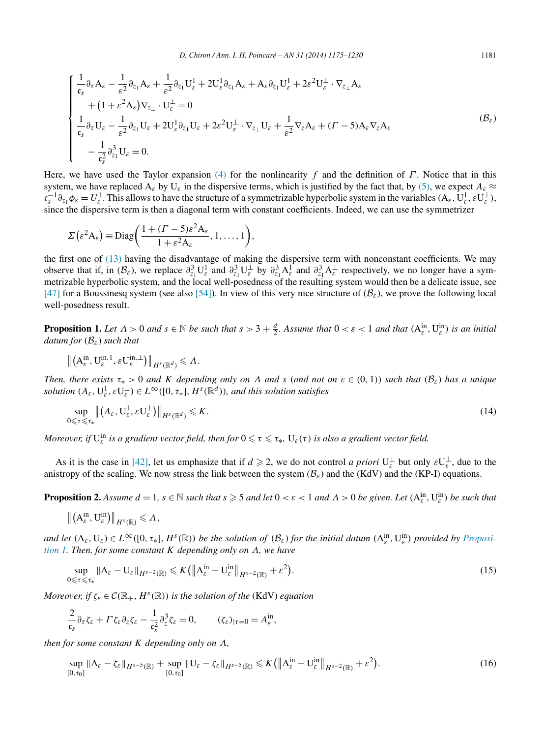$$
\begin{cases}
\dfrac{1}{\mathfrak{c}_s}\partial_\tau \mathrm{A}_\varepsilon - \dfrac{1}{\varepsilon^2}\partial_{z_1}\mathrm{A}_\varepsilon + \dfrac{1}{\varepsilon^2}\partial_{z_1}\mathrm{U}_\varepsilon^1 + 2\mathrm{U}_\varepsilon^1\partial_{z_1}\mathrm{A}_\varepsilon + \mathrm{A}_\varepsilon\partial_{z_1}\mathrm{U}_\varepsilon^1 + 2\varepsilon^2\mathrm{U}_\varepsilon^\perp\cdot\nabla_{z_\perp}\mathrm{A}_\varepsilon \\
\quad + \left(1+\varepsilon^2\mathrm{A}_\varepsilon\right)\nabla_{z_\perp}\cdot\mathrm{U}_\varepsilon^\perp = 0 \\
\dfrac{1}{\mathfrak{c}_s}\partial_\tau \mathrm{U}_\varepsilon - \dfrac{1}{\varepsilon^2}\partial_{z_1}\mathrm{U}_\varepsilon + 2\mathrm{U}_\varepsilon^1\partial_{z_1}\mathrm{U}_\varepsilon + 2\varepsilon^2\mathrm{U}_\varepsilon^\perp\cdot\nabla_{z_\perp}\mathrm{U}_\varepsilon + \dfrac{1}{\varepsilon^2}\nabla_z\mathrm{A}_\varepsilon + (\Gamma-5)\mathrm{A}_\varepsilon\nabla_z\mathrm{A}_\varepsilon \\
\quad - \dfrac{1}{\mathfrak{c}_s^2}\partial_{z_1}^3\mathrm{U}_\varepsilon = 0.
\end{cases}
\qquad (\mathcal{B}_\varepsilon)
$$

Here, we have used the Taylor expansion (4) for the nonlinearity $f$ and the definition of $\Gamma$. Notice that in this system, we have replaced $\mathrm{A}_\varepsilon$ by $\mathrm{U}_\varepsilon$ in the dispersive terms, which is justified by the fact that, by (5), we expect $A_\varepsilon \approx \mathfrak{c}_s^{-1}\partial_{z_1}\phi_\varepsilon = U_\varepsilon^1$. This allows to have the structure of a symmetrizable hyperbolic system in the variables $(\mathrm{A}_\varepsilon, \mathrm{U}_\varepsilon^1, \varepsilon\mathrm{U}_\varepsilon^\perp)$, since the dispersive term is then a diagonal term with constant coefficients. Indeed, we can use the symmetrizer

$$
\Sigma\left(\varepsilon^2\mathrm{A}_\varepsilon\right) \equiv \mathrm{Diag}\left(\frac{1+(\Gamma-5)\varepsilon^2\mathrm{A}_\varepsilon}{1+\varepsilon^2\mathrm{A}_\varepsilon}, 1, \ldots, 1\right),
$$

the first one of (13) having the disadvantage of making the dispersive term with nonconstant coefficients. We may observe that if, in $(\mathcal{B}_\varepsilon)$, we replace $\partial_{z_1}^3\mathrm{U}_\varepsilon^1$ and $\partial_{z_1}^3\mathrm{U}_\varepsilon^\perp$ by $\partial_{z_1}^3\mathrm{A}_\varepsilon^1$ and $\partial_{z_1}^3\mathrm{A}_\varepsilon^\perp$ respectively, we no longer have a symmetrizable hyperbolic system, and the local well-posedness of the resulting system would then be a delicate issue, see [47] for a Boussinesq system (see also [54]). In view of this very nice structure of $(\mathcal{B}_\varepsilon)$, we prove the following local well-posedness result.

**Proposition 1.** *Let $\Lambda > 0$ and $s \in \mathbb{N}$ be such that $s > 3 + \frac{d}{2}$. Assume that $0 < \varepsilon < 1$ and that $(\mathrm{A}_\varepsilon^{\mathrm{in}}, \mathrm{U}_\varepsilon^{\mathrm{in}})$ is an initial datum for $(\mathcal{B}_\varepsilon)$ such that*

$$
\left\| \left(\mathrm{A}_\varepsilon^{\mathrm{in}}, \mathrm{U}_\varepsilon^{\mathrm{in},1}, \varepsilon\mathrm{U}_\varepsilon^{\mathrm{in},\perp}\right)\right\|_{H^s(\mathbb{R}^d)} \leqslant \Lambda.
$$

*Then, there exists $\tau_* > 0$ and $K$ depending only on $\Lambda$ and $s$ (and not on $\varepsilon \in (0,1)$) such that $(\mathcal{B}_\varepsilon)$ has a unique solution $(A_\varepsilon, \mathrm{U}_\varepsilon^1, \varepsilon\mathrm{U}_\varepsilon^\perp) \in L^\infty([0,\tau_*], H^s(\mathbb{R}^d))$, and this solution satisfies*

$$
\sup_{0\leqslant\tau\leqslant\tau_*} \left\| \left(A_\varepsilon, \mathrm{U}_\varepsilon^1, \varepsilon\mathrm{U}_\varepsilon^\perp\right)\right\|_{H^s(\mathbb{R}^d)} \leqslant K. \tag{14}
$$

*Moreover, if $\mathrm{U}_\varepsilon^{\mathrm{in}}$ is a gradient vector field, then for $0 \leqslant \tau \leqslant \tau_*$, $\mathrm{U}_\varepsilon(\tau)$ is also a gradient vector field.*

As it is the case in [42], let us emphasize that if $d \geqslant 2$, we do not control *a priori* $\mathrm{U}_\varepsilon^\perp$ but only $\varepsilon\mathrm{U}_\varepsilon^\perp$, due to the anistropy of the scaling. We now stress the link between the system $(\mathcal{B}_\varepsilon)$ and the (KdV) and the (KP-I) equations.

**Proposition 2.** *Assume $d = 1$, $s \in \mathbb{N}$ such that $s \geqslant 5$ and let $0 < \varepsilon < 1$ and $\Lambda > 0$ be given. Let $(\mathrm{A}_\varepsilon^{\mathrm{in}}, \mathrm{U}_\varepsilon^{\mathrm{in}})$ be such that*

$$
\left\| \left(\mathrm{A}_\varepsilon^{\mathrm{in}}, \mathrm{U}_\varepsilon^{\mathrm{in}}\right)\right\|_{H^s(\mathbb{R})} \leqslant \Lambda,
$$

*and let $(\mathrm{A}_\varepsilon, \mathrm{U}_\varepsilon) \in L^\infty([0,\tau_*], H^s(\mathbb{R}))$ be the solution of $(\mathcal{B}_\varepsilon)$ for the initial datum $(\mathrm{A}_\varepsilon^{\mathrm{in}}, \mathrm{U}_\varepsilon^{\mathrm{in}})$ provided by Proposition 1. Then, for some constant $K$ depending only on $\Lambda$, we have*

$$
\sup_{0\leqslant\tau\leqslant\tau_*} \|\mathrm{A}_\varepsilon - \mathrm{U}_\varepsilon\|_{H^{s-2}(\mathbb{R})} \leqslant K\left(\left\|\mathrm{A}_\varepsilon^{\mathrm{in}} - \mathrm{U}_\varepsilon^{\mathrm{in}}\right\|_{H^{s-2}(\mathbb{R})} + \varepsilon^2\right). \tag{15}
$$

*Moreover, if $\zeta_\varepsilon \in \mathcal{C}(\mathbb{R}_+, H^s(\mathbb{R}))$ is the solution of the* (KdV) *equation*

$$
\frac{2}{\mathfrak{c}_s}\partial_\tau\zeta_\varepsilon + \Gamma\zeta_\varepsilon\partial_z\zeta_\varepsilon - \frac{1}{\mathfrak{c}_s^2}\partial_z^3\zeta_\varepsilon = 0, \qquad (\zeta_\varepsilon)_{|\tau=0} = A_\varepsilon^{\mathrm{in}},
$$

*then for some constant $K$ depending only on $\Lambda$,*

$$
\sup_{[0,\tau_0]} \|\mathrm{A}_\varepsilon - \zeta_\varepsilon\|_{H^{s-5}(\mathbb{R})} + \sup_{[0,\tau_0]} \|\mathrm{U}_\varepsilon - \zeta_\varepsilon\|_{H^{s-5}(\mathbb{R})} \leqslant K\left(\left\|\mathrm{A}_\varepsilon^{\mathrm{in}} - \mathrm{U}_\varepsilon^{\mathrm{in}}\right\|_{H^{s-2}(\mathbb{R})} + \varepsilon^2\right). \tag{16}
$$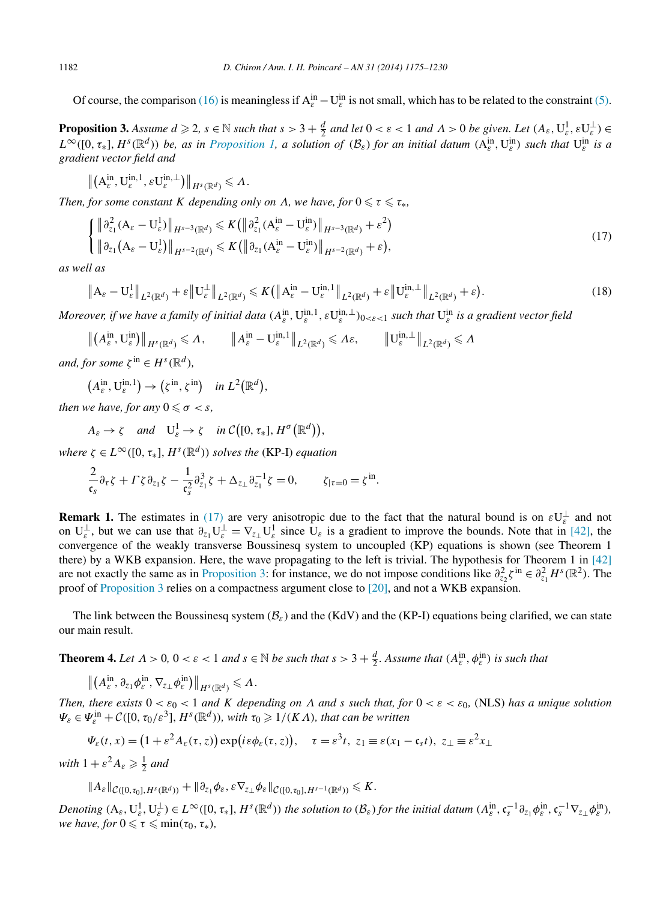Of course, the comparison (16) is meaningless if $\mathrm{A}_\varepsilon^{\mathrm{in}} - \mathrm{U}_\varepsilon^{\mathrm{in}}$ is not small, which has to be related to the constraint (5).

**Proposition 3.** *Assume $d \geqslant 2$, $s \in \mathbb{N}$ such that $s > 3 + \frac{d}{2}$ and let $0 < \varepsilon < 1$ and $\Lambda > 0$ be given. Let $(\mathrm{A}_\varepsilon, \mathrm{U}_\varepsilon^1, \varepsilon \mathrm{U}_\varepsilon^\perp) \in L^\infty([0, \tau_*], H^s(\mathbb{R}^d))$ be, as in Proposition 1, a solution of $(\mathcal{B}_\varepsilon)$ for an initial datum $(\mathrm{A}_\varepsilon^{\mathrm{in}}, \mathrm{U}_\varepsilon^{\mathrm{in}})$ such that $\mathrm{U}_\varepsilon^{\mathrm{in}}$ is a gradient vector field and*

$$\left\| \left(\mathrm{A}_\varepsilon^{\mathrm{in}}, \mathrm{U}_\varepsilon^{\mathrm{in},1}, \varepsilon \mathrm{U}_\varepsilon^{\mathrm{in},\perp}\right) \right\|_{H^s(\mathbb{R}^d)} \leqslant \Lambda.$$

*Then, for some constant $K$ depending only on $\Lambda$, we have, for $0 \leqslant \tau \leqslant \tau_*$,*

$$\begin{cases} \left\| \partial_{z_1}^2 (\mathrm{A}_\varepsilon - \mathrm{U}_\varepsilon^1) \right\|_{H^{s-3}(\mathbb{R}^d)} \leqslant K\left( \left\| \partial_{z_1}^2 (\mathrm{A}_\varepsilon^{\mathrm{in}} - \mathrm{U}_\varepsilon^{\mathrm{in}}) \right\|_{H^{s-3}(\mathbb{R}^d)} + \varepsilon^2 \right) \\ \left\| \partial_{z_1} (\mathrm{A}_\varepsilon - \mathrm{U}_\varepsilon^1) \right\|_{H^{s-2}(\mathbb{R}^d)} \leqslant K\left( \left\| \partial_{z_1} (\mathrm{A}_\varepsilon^{\mathrm{in}} - \mathrm{U}_\varepsilon^{\mathrm{in}}) \right\|_{H^{s-2}(\mathbb{R}^d)} + \varepsilon \right), \end{cases} \tag{17}$$

*as well as*

$$\left\| \mathrm{A}_\varepsilon - \mathrm{U}_\varepsilon^1 \right\|_{L^2(\mathbb{R}^d)} + \varepsilon \left\| \mathrm{U}_\varepsilon^\perp \right\|_{L^2(\mathbb{R}^d)} \leqslant K\left( \left\| \mathrm{A}_\varepsilon^{\mathrm{in}} - \mathrm{U}_\varepsilon^{\mathrm{in},1} \right\|_{L^2(\mathbb{R}^d)} + \varepsilon \left\| \mathrm{U}_\varepsilon^{\mathrm{in},\perp} \right\|_{L^2(\mathbb{R}^d)} + \varepsilon \right). \tag{18}$$

*Moreover, if we have a family of initial data $(\mathrm{A}_\varepsilon^{\mathrm{in}}, \mathrm{U}_\varepsilon^{\mathrm{in},1}, \varepsilon \mathrm{U}_\varepsilon^{\mathrm{in},\perp})_{0<\varepsilon<1}$ such that $\mathrm{U}_\varepsilon^{\mathrm{in}}$ is a gradient vector field*

$$\left\| \left(\mathrm{A}_\varepsilon^{\mathrm{in}}, \mathrm{U}_\varepsilon^{\mathrm{in}}\right) \right\|_{H^s(\mathbb{R}^d)} \leqslant \Lambda, \qquad \left\| \mathrm{A}_\varepsilon^{\mathrm{in}} - \mathrm{U}_\varepsilon^{\mathrm{in},1} \right\|_{L^2(\mathbb{R}^d)} \leqslant \Lambda \varepsilon, \qquad \left\| \mathrm{U}_\varepsilon^{\mathrm{in},\perp} \right\|_{L^2(\mathbb{R}^d)} \leqslant \Lambda$$

*and, for some $\zeta^{\mathrm{in}} \in H^s(\mathbb{R}^d)$,*

$$\left(\mathrm{A}_\varepsilon^{\mathrm{in}}, \mathrm{U}_\varepsilon^{\mathrm{in},1}\right) \to \left(\zeta^{\mathrm{in}}, \zeta^{\mathrm{in}}\right) \quad \text{in } L^2\left(\mathbb{R}^d\right),$$

*then we have, for any $0 \leqslant \sigma < s$,*

$$A_\varepsilon \to \zeta \quad \text{and} \quad \mathrm{U}_\varepsilon^1 \to \zeta \quad \text{in } \mathcal{C}\left([0, \tau_*], H^\sigma\left(\mathbb{R}^d\right)\right),$$

*where $\zeta \in L^\infty([0, \tau_*], H^s(\mathbb{R}^d))$ solves the* (KP-I) *equation*

$$\frac{2}{\mathfrak{c}_s} \partial_\tau \zeta + \Gamma \zeta \partial_{z_1} \zeta - \frac{1}{\mathfrak{c}_s^2} \partial_{z_1}^3 \zeta + \Delta_{z_\perp} \partial_{z_1}^{-1} \zeta = 0, \qquad \zeta_{|\tau=0} = \zeta^{\mathrm{in}}.$$

**Remark 1.** The estimates in (17) are very anisotropic due to the fact that the natural bound is on $\varepsilon \mathrm{U}_\varepsilon^\perp$ and not on $\mathrm{U}_\varepsilon^\perp$, but we can use that $\partial_{z_1} \mathrm{U}_\varepsilon^\perp = \nabla_{z_\perp} \mathrm{U}_\varepsilon^1$ since $\mathrm{U}_\varepsilon$ is a gradient to improve the bounds. Note that in [42], the convergence of the weakly transverse Boussinesq system to uncoupled (KP) equations is shown (see Theorem 1 there) by a WKB expansion. Here, the wave propagating to the left is trivial. The hypothesis for Theorem 1 in [42] are not exactly the same as in Proposition 3: for instance, we do not impose conditions like $\partial_{z_2}^2 \zeta^{\mathrm{in}} \in \partial_{z_1}^2 H^s(\mathbb{R}^2)$. The proof of Proposition 3 relies on a compactness argument close to [20], and not a WKB expansion.

The link between the Boussinesq system $(\mathcal{B}_\varepsilon)$ and the (KdV) and the (KP-I) equations being clarified, we can state our main result.

**Theorem 4.** *Let $\Lambda > 0$, $0 < \varepsilon < 1$ and $s \in \mathbb{N}$ be such that $s > 3 + \frac{d}{2}$. Assume that $(A_\varepsilon^{\mathrm{in}}, \phi_\varepsilon^{\mathrm{in}})$ is such that*

$$\left\| \left(A_\varepsilon^{\mathrm{in}}, \partial_{z_1} \phi_\varepsilon^{\mathrm{in}}, \nabla_{z_\perp} \phi_\varepsilon^{\mathrm{in}}\right) \right\|_{H^s(\mathbb{R}^d)} \leqslant \Lambda.$$

*Then, there exists $0 < \varepsilon_0 < 1$ and $K$ depending on $\Lambda$ and $s$ such that, for $0 < \varepsilon < \varepsilon_0$,* (NLS) *has a unique solution $\Psi_\varepsilon \in \Psi_\varepsilon^{\mathrm{in}} + \mathcal{C}([0, \tau_0/\varepsilon^3], H^s(\mathbb{R}^d))$, with $\tau_0 \geqslant 1/(K\Lambda)$, that can be written*

$$\Psi_\varepsilon(t, x) = \left(1 + \varepsilon^2 A_\varepsilon(\tau, z)\right) \exp\left(i \varepsilon \phi_\varepsilon(\tau, z)\right), \quad \tau = \varepsilon^3 t,\ z_1 \equiv \varepsilon(x_1 - \mathfrak{c}_s t),\ z_\perp \equiv \varepsilon^2 x_\perp$$

*with $1 + \varepsilon^2 A_\varepsilon \geqslant \frac{1}{2}$ and*

$$\|A_\varepsilon\|_{\mathcal{C}([0,\tau_0], H^s(\mathbb{R}^d))} + \|\partial_{z_1} \phi_\varepsilon, \varepsilon \nabla_{z_\perp} \phi_\varepsilon\|_{\mathcal{C}([0,\tau_0], H^{s-1}(\mathbb{R}^d))} \leqslant K.$$

*Denoting $(\mathrm{A}_\varepsilon, \mathrm{U}_\varepsilon^1, \mathrm{U}_\varepsilon^\perp) \in L^\infty([0, \tau_*], H^s(\mathbb{R}^d))$ the solution to $(\mathcal{B}_\varepsilon)$ for the initial datum $(A_\varepsilon^{\mathrm{in}}, \mathfrak{c}_s^{-1} \partial_{z_1} \phi_\varepsilon^{\mathrm{in}}, \mathfrak{c}_s^{-1} \nabla_{z_\perp} \phi_\varepsilon^{\mathrm{in}})$, we have, for $0 \leqslant \tau \leqslant \min(\tau_0, \tau_*)$,*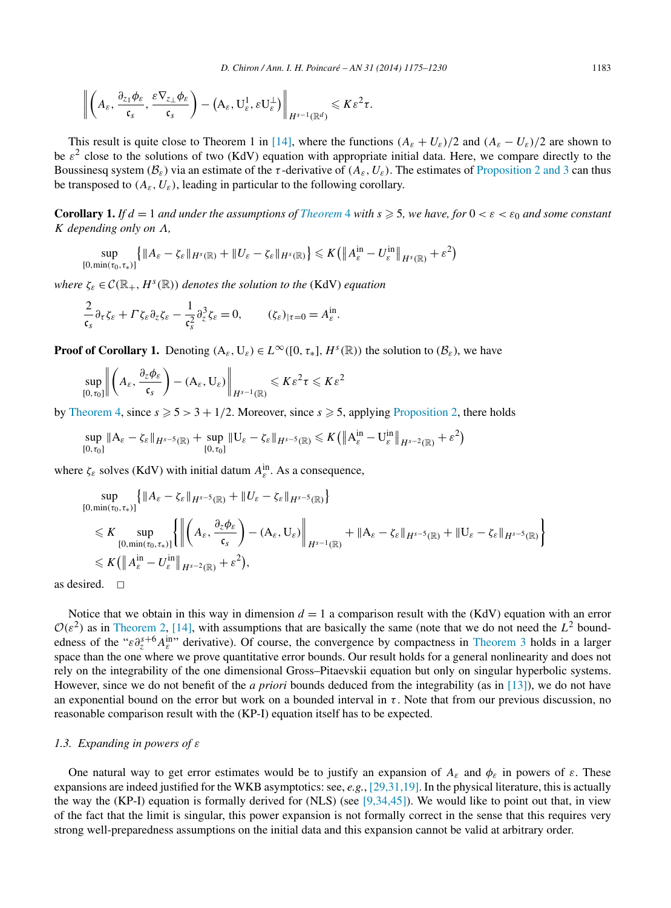$$
\left\| \left( A_\varepsilon, \frac{\partial_{z_1}\phi_\varepsilon}{\mathfrak{c}_s}, \frac{\varepsilon \nabla_{z_\perp}\phi_\varepsilon}{\mathfrak{c}_s} \right) - \left( \mathrm{A}_\varepsilon, \mathrm{U}^1_\varepsilon, \varepsilon \mathrm{U}^\perp_\varepsilon \right) \right\|_{H^{s-1}(\mathbb{R}^d)} \leqslant K\varepsilon^2\tau.
$$

This result is quite close to Theorem 1 in [14], where the functions $(A_\varepsilon + U_\varepsilon)/2$ and $(A_\varepsilon - U_\varepsilon)/2$ are shown to be $\varepsilon^2$ close to the solutions of two (KdV) equation with appropriate initial data. Here, we compare directly to the Boussinesq system $(\mathcal{B}_\varepsilon)$ via an estimate of the $\tau$-derivative of $(A_\varepsilon, U_\varepsilon)$. The estimates of Proposition 2 and 3 can thus be transposed to $(A_\varepsilon, U_\varepsilon)$, leading in particular to the following corollary.

**Corollary 1.** *If $d = 1$ and under the assumptions of Theorem 4 with $s \geqslant 5$, we have, for $0 < \varepsilon < \varepsilon_0$ and some constant $K$ depending only on $\Lambda$,*

$$
\sup_{[0,\min(\tau_0,\tau_*)]} \left\{ \|A_\varepsilon - \zeta_\varepsilon\|_{H^s(\mathbb{R})} + \|U_\varepsilon - \zeta_\varepsilon\|_{H^s(\mathbb{R})} \right\} \leqslant K\left( \left\| A^{\mathrm{in}}_\varepsilon - U^{\mathrm{in}}_\varepsilon \right\|_{H^s(\mathbb{R})} + \varepsilon^2 \right)
$$

*where $\zeta_\varepsilon \in \mathcal{C}(\mathbb{R}_+, H^s(\mathbb{R}))$ denotes the solution to the* (KdV) *equation*

$$
\frac{2}{\mathfrak{c}_s}\partial_\tau \zeta_\varepsilon + \Gamma \zeta_\varepsilon \partial_z \zeta_\varepsilon - \frac{1}{\mathfrak{c}_s^2}\partial_z^3 \zeta_\varepsilon = 0, \qquad (\zeta_\varepsilon)_{|\tau=0} = A^{\mathrm{in}}_\varepsilon.
$$

**Proof of Corollary 1.** Denoting $(\mathrm{A}_\varepsilon, \mathrm{U}_\varepsilon) \in L^\infty([0, \tau_*], H^s(\mathbb{R}))$ the solution to $(\mathcal{B}_\varepsilon)$, we have

$$
\sup_{[0,\tau_0]} \left\| \left( A_\varepsilon, \frac{\partial_z \phi_\varepsilon}{\mathfrak{c}_s} \right) - (\mathrm{A}_\varepsilon, \mathrm{U}_\varepsilon) \right\|_{H^{s-1}(\mathbb{R})} \leqslant K\varepsilon^2\tau \leqslant K\varepsilon^2
$$

by Theorem 4, since $s \geqslant 5 > 3 + 1/2$. Moreover, since $s \geqslant 5$, applying Proposition 2, there holds

$$
\sup_{[0,\tau_0]} \|\mathrm{A}_\varepsilon - \zeta_\varepsilon\|_{H^{s-5}(\mathbb{R})} + \sup_{[0,\tau_0]} \|\mathrm{U}_\varepsilon - \zeta_\varepsilon\|_{H^{s-5}(\mathbb{R})} \leqslant K\left( \left\| \mathrm{A}^{\mathrm{in}}_\varepsilon - \mathrm{U}^{\mathrm{in}}_\varepsilon \right\|_{H^{s-2}(\mathbb{R})} + \varepsilon^2 \right)
$$

where $\zeta_\varepsilon$ solves (KdV) with initial datum $A^{\mathrm{in}}_\varepsilon$. As a consequence,

$$
\begin{aligned}
&\sup_{[0,\min(\tau_0,\tau_*)]} \left\{ \|A_\varepsilon - \zeta_\varepsilon\|_{H^{s-5}(\mathbb{R})} + \|U_\varepsilon - \zeta_\varepsilon\|_{H^{s-5}(\mathbb{R})} \right\} \\
&\leqslant K \sup_{[0,\min(\tau_0,\tau_*)]} \left\{ \left\| \left( A_\varepsilon, \frac{\partial_z \phi_\varepsilon}{\mathfrak{c}_s} \right) - (\mathrm{A}_\varepsilon, \mathrm{U}_\varepsilon) \right\|_{H^{s-1}(\mathbb{R})} + \|\mathrm{A}_\varepsilon - \zeta_\varepsilon\|_{H^{s-5}(\mathbb{R})} + \|\mathrm{U}_\varepsilon - \zeta_\varepsilon\|_{H^{s-5}(\mathbb{R})} \right\} \\
&\leqslant K\left( \left\| A^{\mathrm{in}}_\varepsilon - U^{\mathrm{in}}_\varepsilon \right\|_{H^{s-2}(\mathbb{R})} + \varepsilon^2 \right),
\end{aligned}
$$

as desired. $\square$

Notice that we obtain in this way in dimension $d = 1$ a comparison result with the (KdV) equation with an error $\mathcal{O}(\varepsilon^2)$ as in Theorem 2, [14], with assumptions that are basically the same (note that we do not need the $L^2$ boundedness of the "$\varepsilon \partial_z^{s+6} A^{\mathrm{in}}_\varepsilon$" derivative). Of course, the convergence by compactness in Theorem 3 holds in a larger space than the one where we prove quantitative error bounds. Our result holds for a general nonlinearity and does not rely on the integrability of the one dimensional Gross–Pitaevskii equation but only on singular hyperbolic systems. However, since we do not benefit of the *a priori* bounds deduced from the integrability (as in [13]), we do not have an exponential bound on the error but work on a bounded interval in $\tau$. Note that from our previous discussion, no reasonable comparison result with the (KP-I) equation itself has to be expected.

### *1.3. Expanding in powers of $\varepsilon$*

One natural way to get error estimates would be to justify an expansion of $A_\varepsilon$ and $\phi_\varepsilon$ in powers of $\varepsilon$. These expansions are indeed justified for the WKB asymptotics: see, *e.g.*, [29,31,19]. In the physical literature, this is actually the way the (KP-I) equation is formally derived for (NLS) (see [9,34,45]). We would like to point out that, in view of the fact that the limit is singular, this power expansion is not formally correct in the sense that this requires very strong well-preparedness assumptions on the initial data and this expansion cannot be valid at arbitrary order.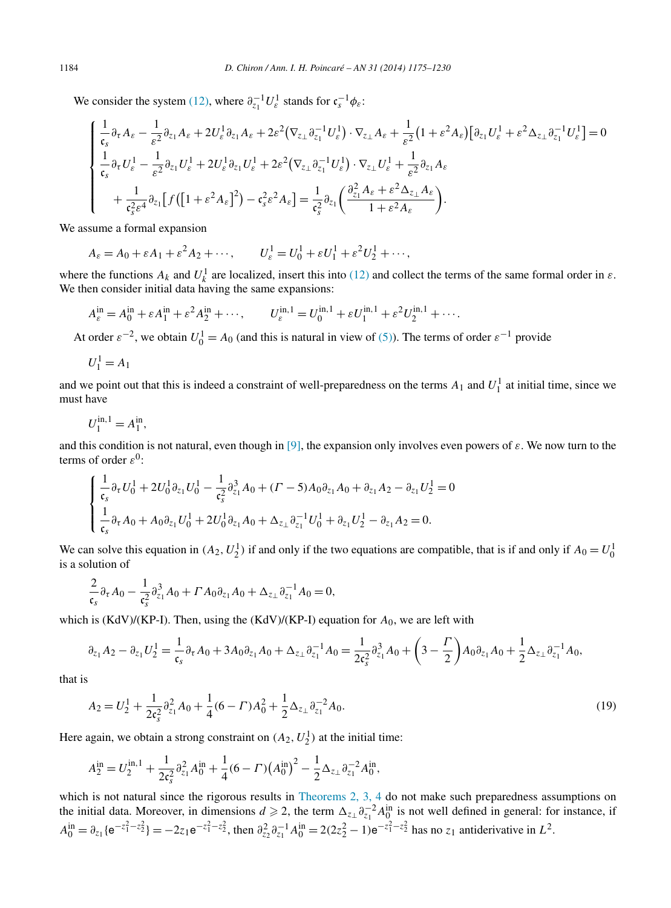We consider the system (12), where $\partial_{z_1}^{-1} U_\varepsilon^1$ stands for $\mathfrak{c}_s^{-1}\phi_\varepsilon$:

$$\begin{cases} \dfrac{1}{\mathfrak{c}_s}\partial_\tau A_\varepsilon - \dfrac{1}{\varepsilon^2}\partial_{z_1} A_\varepsilon + 2U_\varepsilon^1 \partial_{z_1} A_\varepsilon + 2\varepsilon^2\big(\nabla_{z_\perp}\partial_{z_1}^{-1} U_\varepsilon^1\big)\cdot\nabla_{z_\perp} A_\varepsilon + \dfrac{1}{\varepsilon^2}\big(1+\varepsilon^2 A_\varepsilon\big)\big[\partial_{z_1} U_\varepsilon^1 + \varepsilon^2 \Delta_{z_\perp}\partial_{z_1}^{-1} U_\varepsilon^1\big] = 0 \\ \dfrac{1}{\mathfrak{c}_s}\partial_\tau U_\varepsilon^1 - \dfrac{1}{\varepsilon^2}\partial_{z_1} U_\varepsilon^1 + 2U_\varepsilon^1 \partial_{z_1} U_\varepsilon^1 + 2\varepsilon^2\big(\nabla_{z_\perp}\partial_{z_1}^{-1} U_\varepsilon^1\big)\cdot\nabla_{z_\perp} U_\varepsilon^1 + \dfrac{1}{\varepsilon^2}\partial_{z_1} A_\varepsilon \\ \qquad + \dfrac{1}{\mathfrak{c}_s^2\varepsilon^4}\partial_{z_1}\big[f\big(\big[1+\varepsilon^2 A_\varepsilon\big]^2\big) - \mathfrak{c}_s^2\varepsilon^2 A_\varepsilon\big] = \dfrac{1}{\mathfrak{c}_s^2}\partial_{z_1}\left(\dfrac{\partial_{z_1}^2 A_\varepsilon + \varepsilon^2\Delta_{z_\perp} A_\varepsilon}{1+\varepsilon^2 A_\varepsilon}\right). \end{cases}$$

We assume a formal expansion

$$A_\varepsilon = A_0 + \varepsilon A_1 + \varepsilon^2 A_2 + \cdots, \qquad U_\varepsilon^1 = U_0^1 + \varepsilon U_1^1 + \varepsilon^2 U_2^1 + \cdots,$$

where the functions $A_k$ and $U_k^1$ are localized, insert this into (12) and collect the terms of the same formal order in $\varepsilon$. We then consider initial data having the same expansions:

$$A_\varepsilon^{\mathrm{in}} = A_0^{\mathrm{in}} + \varepsilon A_1^{\mathrm{in}} + \varepsilon^2 A_2^{\mathrm{in}} + \cdots, \qquad U_\varepsilon^{\mathrm{in},1} = U_0^{\mathrm{in},1} + \varepsilon U_1^{\mathrm{in},1} + \varepsilon^2 U_2^{\mathrm{in},1} + \cdots.$$

At order $\varepsilon^{-2}$, we obtain $U_0^1 = A_0$ (and this is natural in view of (5)). The terms of order $\varepsilon^{-1}$ provide

$$U_1^1 = A_1$$

and we point out that this is indeed a constraint of well-preparedness on the terms $A_1$ and $U_1^1$ at initial time, since we must have

$$U_1^{\mathrm{in},1} = A_1^{\mathrm{in}},$$

and this condition is not natural, even though in [9], the expansion only involves even powers of $\varepsilon$. We now turn to the terms of order $\varepsilon^0$:

$$\begin{cases} \dfrac{1}{\mathfrak{c}_s}\partial_\tau U_0^1 + 2U_0^1\partial_{z_1} U_0^1 - \dfrac{1}{\mathfrak{c}_s^2}\partial_{z_1}^3 A_0 + (\Gamma - 5)A_0\partial_{z_1} A_0 + \partial_{z_1} A_2 - \partial_{z_1} U_2^1 = 0 \\ \dfrac{1}{\mathfrak{c}_s}\partial_\tau A_0 + A_0\partial_{z_1} U_0^1 + 2U_0^1\partial_{z_1} A_0 + \Delta_{z_\perp}\partial_{z_1}^{-1} U_0^1 + \partial_{z_1} U_2^1 - \partial_{z_1} A_2 = 0. \end{cases}$$

We can solve this equation in $(A_2, U_2^1)$ if and only if the two equations are compatible, that is if and only if $A_0 = U_0^1$ is a solution of

$$\frac{2}{\mathfrak{c}_s}\partial_\tau A_0 - \frac{1}{\mathfrak{c}_s^2}\partial_{z_1}^3 A_0 + \Gamma A_0\partial_{z_1} A_0 + \Delta_{z_\perp}\partial_{z_1}^{-1} A_0 = 0,$$

which is (KdV)/(KP-I). Then, using the (KdV)/(KP-I) equation for $A_0$, we are left with

$$\partial_{z_1} A_2 - \partial_{z_1} U_2^1 = \frac{1}{\mathfrak{c}_s}\partial_\tau A_0 + 3A_0\partial_{z_1} A_0 + \Delta_{z_\perp}\partial_{z_1}^{-1} A_0 = \frac{1}{2\mathfrak{c}_s^2}\partial_{z_1}^3 A_0 + \left(3 - \frac{\Gamma}{2}\right)A_0\partial_{z_1} A_0 + \frac{1}{2}\Delta_{z_\perp}\partial_{z_1}^{-1} A_0,$$

that is

$$A_2 = U_2^1 + \frac{1}{2\mathfrak{c}_s^2}\partial_{z_1}^2 A_0 + \frac{1}{4}(6-\Gamma)A_0^2 + \frac{1}{2}\Delta_{z_\perp}\partial_{z_1}^{-2} A_0. \tag{19}$$

Here again, we obtain a strong constraint on $(A_2, U_2^1)$ at the initial time:

$$A_2^{\mathrm{in}} = U_2^{\mathrm{in},1} + \frac{1}{2\mathfrak{c}_s^2}\partial_{z_1}^2 A_0^{\mathrm{in}} + \frac{1}{4}(6-\Gamma)\big(A_0^{\mathrm{in}}\big)^2 - \frac{1}{2}\Delta_{z_\perp}\partial_{z_1}^{-2} A_0^{\mathrm{in}},$$

which is not natural since the rigorous results in Theorems 2, 3, 4 do not make such preparedness assumptions on the initial data. Moreover, in dimensions $d \geqslant 2$, the term $\Delta_{z_\perp}\partial_{z_1}^{-2} A_0^{\mathrm{in}}$ is not well defined in general: for instance, if $A_0^{\mathrm{in}} = \partial_{z_1}\{\mathrm{e}^{-z_1^2 - z_2^2}\} = -2z_1\mathrm{e}^{-z_1^2 - z_2^2}$, then $\partial_{z_2}^2\partial_{z_1}^{-1} A_0^{\mathrm{in}} = 2(2z_2^2 - 1)\mathrm{e}^{-z_1^2 - z_2^2}$ has no $z_1$ antiderivative in $L^2$.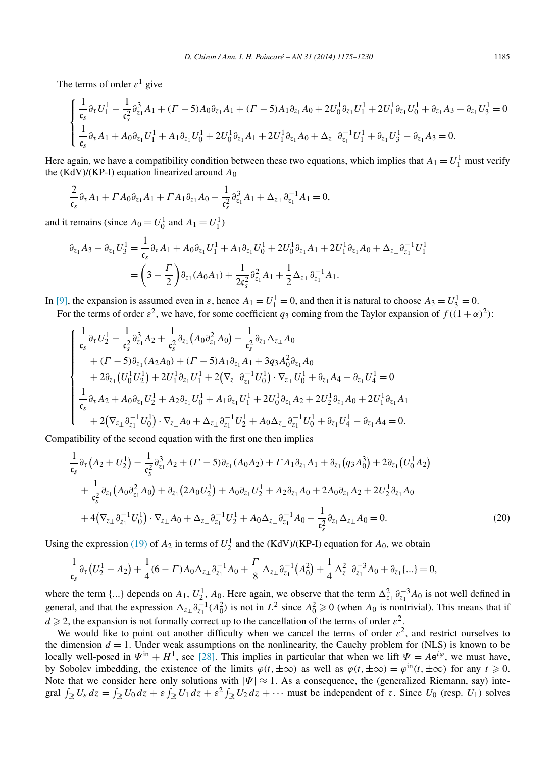The terms of order $\varepsilon^1$ give

$$
\begin{cases}
\dfrac{1}{\mathfrak{c}_s}\partial_\tau U_1^1 - \dfrac{1}{\mathfrak{c}_s^2}\partial_{z_1}^3 A_1 + (\Gamma-5)A_0\partial_{z_1}A_1 + (\Gamma-5)A_1\partial_{z_1}A_0 + 2U_0^1\partial_{z_1}U_1^1 + 2U_1^1\partial_{z_1}U_0^1 + \partial_{z_1}A_3 - \partial_{z_1}U_3^1 = 0 \\
\dfrac{1}{\mathfrak{c}_s}\partial_\tau A_1 + A_0\partial_{z_1}U_1^1 + A_1\partial_{z_1}U_0^1 + 2U_0^1\partial_{z_1}A_1 + 2U_1^1\partial_{z_1}A_0 + \Delta_{z_\perp}\partial_{z_1}^{-1}U_1^1 + \partial_{z_1}U_3^1 - \partial_{z_1}A_3 = 0.
\end{cases}
$$

Here again, we have a compatibility condition between these two equations, which implies that $A_1 = U_1^1$ must verify the (KdV)/(KP-I) equation linearized around $A_0$

$$
\frac{2}{\mathfrak{c}_s}\partial_\tau A_1 + \Gamma A_0\partial_{z_1}A_1 + \Gamma A_1\partial_{z_1}A_0 - \frac{1}{\mathfrak{c}_s^2}\partial_{z_1}^3 A_1 + \Delta_{z_\perp}\partial_{z_1}^{-1}A_1 = 0,
$$

and it remains (since $A_0 = U_0^1$ and $A_1 = U_1^1$)

$$
\begin{aligned}
\partial_{z_1}A_3 - \partial_{z_1}U_3^1 &= \frac{1}{\mathfrak{c}_s}\partial_\tau A_1 + A_0\partial_{z_1}U_1^1 + A_1\partial_{z_1}U_0^1 + 2U_0^1\partial_{z_1}A_1 + 2U_1^1\partial_{z_1}A_0 + \Delta_{z_\perp}\partial_{z_1}^{-1}U_1^1 \\
&= \left(3 - \frac{\Gamma}{2}\right)\partial_{z_1}(A_0A_1) + \frac{1}{2\mathfrak{c}_s^2}\partial_{z_1}^2 A_1 + \frac{1}{2}\Delta_{z_\perp}\partial_{z_1}^{-1}A_1.
\end{aligned}
$$

In [9], the expansion is assumed even in $\varepsilon$, hence $A_1 = U_1^1 = 0$, and then it is natural to choose $A_3 = U_3^1 = 0$.

For the terms of order $\varepsilon^2$, we have, for some coefficient $q_3$ coming from the Taylor expansion of $f((1+\alpha)^2)$:

$$
\begin{cases}
\dfrac{1}{\mathfrak{c}_s}\partial_\tau U_2^1 - \dfrac{1}{\mathfrak{c}_s^2}\partial_{z_1}^3 A_2 + \dfrac{1}{\mathfrak{c}_s^2}\partial_{z_1}\big(A_0\partial_{z_1}^2 A_0\big) - \dfrac{1}{\mathfrak{c}_s^2}\partial_{z_1}\Delta_{z_\perp}A_0 \\
\quad + (\Gamma-5)\partial_{z_1}(A_2A_0) + (\Gamma-5)A_1\partial_{z_1}A_1 + 3q_3A_0^2\partial_{z_1}A_0 \\
\quad + 2\partial_{z_1}\big(U_0^1U_2^1\big) + 2U_1^1\partial_{z_1}U_1^1 + 2\big(\nabla_{z_\perp}\partial_{z_1}^{-1}U_0^1\big)\cdot\nabla_{z_\perp}U_0^1 + \partial_{z_1}A_4 - \partial_{z_1}U_4^1 = 0 \\
\dfrac{1}{\mathfrak{c}_s}\partial_\tau A_2 + A_0\partial_{z_1}U_2^1 + A_2\partial_{z_1}U_0^1 + A_1\partial_{z_1}U_1^1 + 2U_0^1\partial_{z_1}A_2 + 2U_2^1\partial_{z_1}A_0 + 2U_1^1\partial_{z_1}A_1 \\
\quad + 2\big(\nabla_{z_\perp}\partial_{z_1}^{-1}U_0^1\big)\cdot\nabla_{z_\perp}A_0 + \Delta_{z_\perp}\partial_{z_1}^{-1}U_2^1 + A_0\Delta_{z_\perp}\partial_{z_1}^{-1}U_0^1 + \partial_{z_1}U_4^1 - \partial_{z_1}A_4 = 0.
\end{cases}
$$

Compatibility of the second equation with the first one then implies

$$
\begin{aligned}
&\frac{1}{\mathfrak{c}_s}\partial_\tau\big(A_2 + U_2^1\big) - \frac{1}{\mathfrak{c}_s^2}\partial_{z_1}^3 A_2 + (\Gamma-5)\partial_{z_1}(A_0A_2) + \Gamma A_1\partial_{z_1}A_1 + \partial_{z_1}\big(q_3A_0^3\big) + 2\partial_{z_1}\big(U_0^1A_2\big) \\
&\quad + \frac{1}{\mathfrak{c}_s^2}\partial_{z_1}\big(A_0\partial_{z_1}^2 A_0\big) + \partial_{z_1}\big(2A_0U_2^1\big) + A_0\partial_{z_1}U_2^1 + A_2\partial_{z_1}A_0 + 2A_0\partial_{z_1}A_2 + 2U_2^1\partial_{z_1}A_0 \\
&\quad + 4\big(\nabla_{z_\perp}\partial_{z_1}^{-1}U_0^1\big)\cdot\nabla_{z_\perp}A_0 + \Delta_{z_\perp}\partial_{z_1}^{-1}U_2^1 + A_0\Delta_{z_\perp}\partial_{z_1}^{-1}A_0 - \frac{1}{\mathfrak{c}_s^2}\partial_{z_1}\Delta_{z_\perp}A_0 = 0.
\end{aligned}
\tag{20}
$$

Using the expression (19) of $A_2$ in terms of $U_2^1$ and the (KdV)/(KP-I) equation for $A_0$, we obtain

$$
\frac{1}{\mathfrak{c}_s}\partial_\tau\big(U_2^1 - A_2\big) + \frac{1}{4}(6-\Gamma)A_0\Delta_{z_\perp}\partial_{z_1}^{-1}A_0 + \frac{\Gamma}{8}\,\Delta_{z_\perp}\partial_{z_1}^{-1}\big(A_0^2\big) + \frac{1}{4}\,\Delta_{z_\perp}^2\partial_{z_1}^{-3}A_0 + \partial_{z_1}\{\ldots\} = 0,
$$

where the term $\{\ldots\}$ depends on $A_1$, $U_2^1$, $A_0$. Here again, we observe that the term $\Delta_{z_\perp}^2\partial_{z_1}^{-3}A_0$ is not well defined in general, and that the expression $\Delta_{z_\perp}\partial_{z_1}^{-1}(A_0^2)$ is not in $L^2$ since $A_0^2 \geqslant 0$ (when $A_0$ is nontrivial). This means that if $d \geqslant 2$, the expansion is not formally correct up to the cancellation of the terms of order $\varepsilon^2$.

We would like to point out another difficulty when we cancel the terms of order $\varepsilon^2$, and restrict ourselves to the dimension $d = 1$. Under weak assumptions on the nonlinearity, the Cauchy problem for (NLS) is known to be locally well-posed in $\Psi^{\mathrm{in}} + H^1$, see [28]. This implies in particular that when we lift $\Psi = A\mathrm{e}^{i\varphi}$, we must have, by Sobolev imbedding, the existence of the limits $\varphi(t, \pm\infty)$ as well as $\varphi(t, \pm\infty) = \varphi^{\mathrm{in}}(t, \pm\infty)$ for any $t \geqslant 0$. Note that we consider here only solutions with $|\Psi| \approx 1$. As a consequence, the (generalized Riemann, say) integral $\int_{\mathbb{R}} U_\varepsilon\,dz = \int_{\mathbb{R}} U_0\,dz + \varepsilon\int_{\mathbb{R}} U_1\,dz + \varepsilon^2\int_{\mathbb{R}} U_2\,dz + \cdots$ must be independent of $\tau$. Since $U_0$ (resp. $U_1$) solves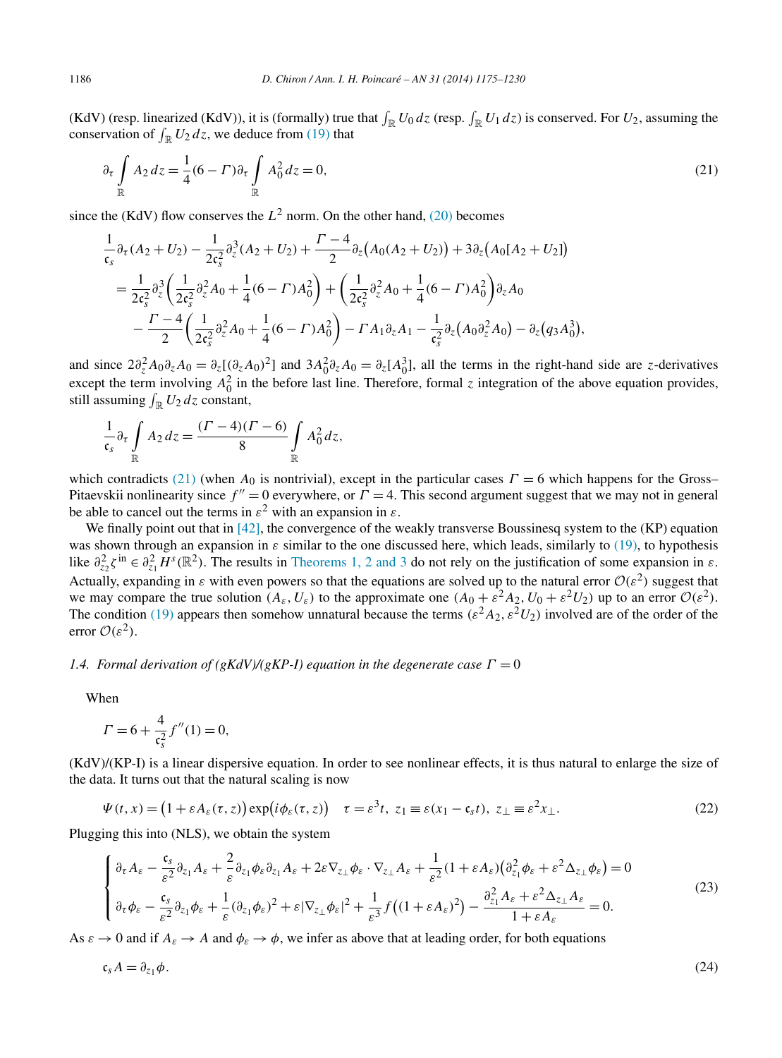(KdV) (resp. linearized (KdV)), it is (formally) true that $\int_{\mathbb{R}} U_0 \, dz$ (resp. $\int_{\mathbb{R}} U_1 \, dz$) is conserved. For $U_2$, assuming the conservation of $\int_{\mathbb{R}} U_2 \, dz$, we deduce from (19) that

$$\partial_\tau \int_{\mathbb{R}} A_2 \, dz = \frac{1}{4}(6 - \Gamma)\partial_\tau \int_{\mathbb{R}} A_0^2 \, dz = 0, \tag{21}$$

since the (KdV) flow conserves the $L^2$ norm. On the other hand, (20) becomes

$$\begin{aligned}
&\frac{1}{\mathfrak{c}_s}\partial_\tau(A_2 + U_2) - \frac{1}{2\mathfrak{c}_s^2}\partial_z^3(A_2 + U_2) + \frac{\Gamma - 4}{2}\partial_z\big(A_0(A_2 + U_2)\big) + 3\partial_z\big(A_0[A_2 + U_2]\big) \\
&\quad = \frac{1}{2\mathfrak{c}_s^2}\partial_z^3\left(\frac{1}{2\mathfrak{c}_s^2}\partial_z^2 A_0 + \frac{1}{4}(6 - \Gamma)A_0^2\right) + \left(\frac{1}{2\mathfrak{c}_s^2}\partial_z^2 A_0 + \frac{1}{4}(6 - \Gamma)A_0^2\right)\partial_z A_0 \\
&\qquad - \frac{\Gamma - 4}{2}\left(\frac{1}{2\mathfrak{c}_s^2}\partial_z^2 A_0 + \frac{1}{4}(6 - \Gamma)A_0^2\right) - \Gamma A_1 \partial_z A_1 - \frac{1}{\mathfrak{c}_s^2}\partial_z\big(A_0\partial_z^2 A_0\big) - \partial_z\big(q_3 A_0^3\big),
\end{aligned}$$

and since $2\partial_z^2 A_0 \partial_z A_0 = \partial_z[(\partial_z A_0)^2]$ and $3A_0^2\partial_z A_0 = \partial_z[A_0^3]$, all the terms in the right-hand side are $z$-derivatives except the term involving $A_0^2$ in the before last line. Therefore, formal $z$ integration of the above equation provides, still assuming $\int_{\mathbb{R}} U_2 \, dz$ constant,

$$\frac{1}{\mathfrak{c}_s}\partial_\tau \int_{\mathbb{R}} A_2 \, dz = \frac{(\Gamma - 4)(\Gamma - 6)}{8}\int_{\mathbb{R}} A_0^2 \, dz,$$

which contradicts (21) (when $A_0$ is nontrivial), except in the particular cases $\Gamma = 6$ which happens for the Gross–Pitaevskii nonlinearity since $f'' = 0$ everywhere, or $\Gamma = 4$. This second argument suggest that we may not in general be able to cancel out the terms in $\varepsilon^2$ with an expansion in $\varepsilon$.

We finally point out that in [42], the convergence of the weakly transverse Boussinesq system to the (KP) equation was shown through an expansion in $\varepsilon$ similar to the one discussed here, which leads, similarly to (19), to hypothesis like $\partial_{z_2 z_2}^2 \zeta^{\text{in}} \in \partial_{z_1}^2 H^s(\mathbb{R}^2)$. The results in Theorems 1, 2 and 3 do not rely on the justification of some expansion in $\varepsilon$. Actually, expanding in $\varepsilon$ with even powers so that the equations are solved up to the natural error $\mathcal{O}(\varepsilon^2)$ suggest that we may compare the true solution $(A_\varepsilon, U_\varepsilon)$ to the approximate one $(A_0 + \varepsilon^2 A_2, U_0 + \varepsilon^2 U_2)$ up to an error $\mathcal{O}(\varepsilon^2)$. The condition (19) appears then somehow unnatural because the terms $(\varepsilon^2 A_2, \varepsilon^2 U_2)$ involved are of the order of the error $\mathcal{O}(\varepsilon^2)$.

### *1.4. Formal derivation of (gKdV)/(gKP-I) equation in the degenerate case $\Gamma = 0$*

When

$$\Gamma = 6 + \frac{4}{\mathfrak{c}_s^2} f''(1) = 0,$$

(KdV)/(KP-I) is a linear dispersive equation. In order to see nonlinear effects, it is thus natural to enlarge the size of the data. It turns out that the natural scaling is now

$$\Psi(t, x) = \big(1 + \varepsilon A_\varepsilon(\tau, z)\big)\exp\big(i\phi_\varepsilon(\tau, z)\big) \quad \tau = \varepsilon^3 t, \; z_1 \equiv \varepsilon(x_1 - \mathfrak{c}_s t), \; z_\perp \equiv \varepsilon^2 x_\perp. \tag{22}$$

Plugging this into (NLS), we obtain the system

$$\begin{cases}
\partial_\tau A_\varepsilon - \dfrac{\mathfrak{c}_s}{\varepsilon^2}\partial_{z_1} A_\varepsilon + \dfrac{2}{\varepsilon}\partial_{z_1}\phi_\varepsilon \partial_{z_1} A_\varepsilon + 2\varepsilon \nabla_{z_\perp}\phi_\varepsilon \cdot \nabla_{z_\perp} A_\varepsilon + \dfrac{1}{\varepsilon^2}(1 + \varepsilon A_\varepsilon)\big(\partial_{z_1}^2 \phi_\varepsilon + \varepsilon^2 \Delta_{z_\perp}\phi_\varepsilon\big) = 0 \\
\partial_\tau \phi_\varepsilon - \dfrac{\mathfrak{c}_s}{\varepsilon^2}\partial_{z_1}\phi_\varepsilon + \dfrac{1}{\varepsilon}(\partial_{z_1}\phi_\varepsilon)^2 + \varepsilon|\nabla_{z_\perp}\phi_\varepsilon|^2 + \dfrac{1}{\varepsilon^3}f\big((1 + \varepsilon A_\varepsilon)^2\big) - \dfrac{\partial_{z_1}^2 A_\varepsilon + \varepsilon^2 \Delta_{z_\perp} A_\varepsilon}{1 + \varepsilon A_\varepsilon} = 0.
\end{cases} \tag{23}$$

As $\varepsilon \to 0$ and if $A_\varepsilon \to A$ and $\phi_\varepsilon \to \phi$, we infer as above that at leading order, for both equations

$$\mathfrak{c}_s A = \partial_{z_1}\phi. \tag{24}$$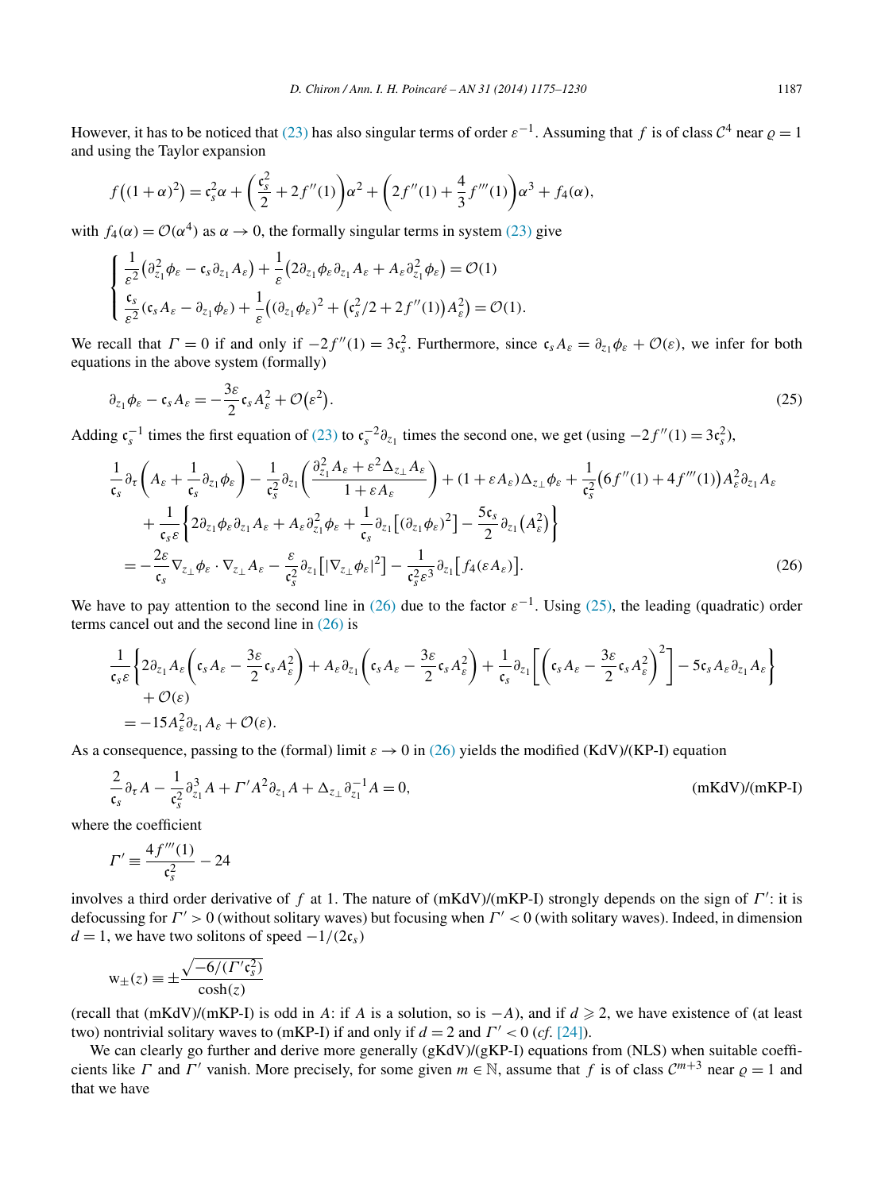However, it has to be noticed that (23) has also singular terms of order $\varepsilon^{-1}$. Assuming that $f$ is of class $\mathcal{C}^4$ near $\varrho = 1$ and using the Taylor expansion

$$f\big((1+\alpha)^2\big) = \mathfrak{c}_s^2\alpha + \left(\frac{\mathfrak{c}_s^2}{2} + 2f''(1)\right)\alpha^2 + \left(2f''(1) + \frac{4}{3}f'''(1)\right)\alpha^3 + f_4(\alpha),$$

with $f_4(\alpha) = \mathcal{O}(\alpha^4)$ as $\alpha \to 0$, the formally singular terms in system (23) give

$$\begin{cases} \dfrac{1}{\varepsilon^2}\big(\partial_{z_1}^2\phi_\varepsilon - \mathfrak{c}_s\partial_{z_1}A_\varepsilon\big) + \dfrac{1}{\varepsilon}\big(2\partial_{z_1}\phi_\varepsilon\partial_{z_1}A_\varepsilon + A_\varepsilon\partial_{z_1}^2\phi_\varepsilon\big) = \mathcal{O}(1) \\ \dfrac{\mathfrak{c}_s}{\varepsilon^2}(\mathfrak{c}_s A_\varepsilon - \partial_{z_1}\phi_\varepsilon) + \dfrac{1}{\varepsilon}\big((\partial_{z_1}\phi_\varepsilon)^2 + \big(\mathfrak{c}_s^2/2 + 2f''(1)\big)A_\varepsilon^2\big) = \mathcal{O}(1). \end{cases}$$

We recall that $\Gamma = 0$ if and only if $-2f''(1) = 3\mathfrak{c}_s^2$. Furthermore, since $\mathfrak{c}_s A_\varepsilon = \partial_{z_1}\phi_\varepsilon + \mathcal{O}(\varepsilon)$, we infer for both equations in the above system (formally)

$$\partial_{z_1}\phi_\varepsilon - \mathfrak{c}_s A_\varepsilon = -\frac{3\varepsilon}{2}\mathfrak{c}_s A_\varepsilon^2 + \mathcal{O}\big(\varepsilon^2\big). \tag{25}$$

Adding $\mathfrak{c}_s^{-1}$ times the first equation of (23) to $\mathfrak{c}_s^{-2}\partial_{z_1}$ times the second one, we get (using $-2f''(1) = 3\mathfrak{c}_s^2$),

$$\begin{aligned}
&\frac{1}{\mathfrak{c}_s}\partial_\tau\left(A_\varepsilon + \frac{1}{\mathfrak{c}_s}\partial_{z_1}\phi_\varepsilon\right) - \frac{1}{\mathfrak{c}_s^2}\partial_{z_1}\left(\frac{\partial_{z_1}^2 A_\varepsilon + \varepsilon^2\Delta_{z_\perp}A_\varepsilon}{1+\varepsilon A_\varepsilon}\right) + (1+\varepsilon A_\varepsilon)\Delta_{z_\perp}\phi_\varepsilon + \frac{1}{\mathfrak{c}_s^2}\big(6f''(1) + 4f'''(1)\big)A_\varepsilon^2\partial_{z_1}A_\varepsilon \\
&\quad + \frac{1}{\mathfrak{c}_s\varepsilon}\left\{2\partial_{z_1}\phi_\varepsilon\partial_{z_1}A_\varepsilon + A_\varepsilon\partial_{z_1}^2\phi_\varepsilon + \frac{1}{\mathfrak{c}_s}\partial_{z_1}\big[(\partial_{z_1}\phi_\varepsilon)^2\big] - \frac{5\mathfrak{c}_s}{2}\partial_{z_1}\big(A_\varepsilon^2\big)\right\} \\
&= -\frac{2\varepsilon}{\mathfrak{c}_s}\nabla_{z_\perp}\phi_\varepsilon\cdot\nabla_{z_\perp}A_\varepsilon - \frac{\varepsilon}{\mathfrak{c}_s^2}\partial_{z_1}\big[|\nabla_{z_\perp}\phi_\varepsilon|^2\big] - \frac{1}{\mathfrak{c}_s^2\varepsilon^3}\partial_{z_1}\big[f_4(\varepsilon A_\varepsilon)\big].
\end{aligned} \tag{26}$$

We have to pay attention to the second line in (26) due to the factor $\varepsilon^{-1}$. Using (25), the leading (quadratic) order terms cancel out and the second line in (26) is

$$\begin{aligned}
&\frac{1}{\mathfrak{c}_s\varepsilon}\left\{2\partial_{z_1}A_\varepsilon\left(\mathfrak{c}_s A_\varepsilon - \frac{3\varepsilon}{2}\mathfrak{c}_s A_\varepsilon^2\right) + A_\varepsilon\partial_{z_1}\left(\mathfrak{c}_s A_\varepsilon - \frac{3\varepsilon}{2}\mathfrak{c}_s A_\varepsilon^2\right) + \frac{1}{\mathfrak{c}_s}\partial_{z_1}\left[\left(\mathfrak{c}_s A_\varepsilon - \frac{3\varepsilon}{2}\mathfrak{c}_s A_\varepsilon^2\right)^2\right] - 5\mathfrak{c}_s A_\varepsilon\partial_{z_1}A_\varepsilon\right\} \\
&\quad + \mathcal{O}(\varepsilon) \\
&= -15A_\varepsilon^2\partial_{z_1}A_\varepsilon + \mathcal{O}(\varepsilon).
\end{aligned}$$

As a consequence, passing to the (formal) limit $\varepsilon \to 0$ in (26) yields the modified (KdV)/(KP-I) equation

$$\frac{2}{\mathfrak{c}_s}\partial_\tau A - \frac{1}{\mathfrak{c}_s^2}\partial_{z_1}^3 A + \Gamma' A^2\partial_{z_1}A + \Delta_{z_\perp}\partial_{z_1}^{-1}A = 0, \tag{mKdV)/(mKP-I}$$

where the coefficient

$$\Gamma' \equiv \frac{4f'''(1)}{\mathfrak{c}_s^2} - 24$$

involves a third order derivative of $f$ at 1. The nature of (mKdV)/(mKP-I) strongly depends on the sign of $\Gamma'$: it is defocussing for $\Gamma' > 0$ (without solitary waves) but focusing when $\Gamma' < 0$ (with solitary waves). Indeed, in dimension $d = 1$, we have two solitons of speed $-1/(2\mathfrak{c}_s)$

$$\mathrm{w}_\pm(z) \equiv \pm\frac{\sqrt{-6/(\Gamma'\mathfrak{c}_s^2)}}{\cosh(z)}$$

(recall that (mKdV)/(mKP-I) is odd in $A$: if $A$ is a solution, so is $-A$), and if $d \geqslant 2$, we have existence of (at least two) nontrivial solitary waves to (mKP-I) if and only if $d = 2$ and $\Gamma' < 0$ (*cf.* [24]).

We can clearly go further and derive more generally (gKdV)/(gKP-I) equations from (NLS) when suitable coefficients like $\Gamma$ and $\Gamma'$ vanish. More precisely, for some given $m \in \mathbb{N}$, assume that $f$ is of class $\mathcal{C}^{m+3}$ near $\varrho = 1$ and that we have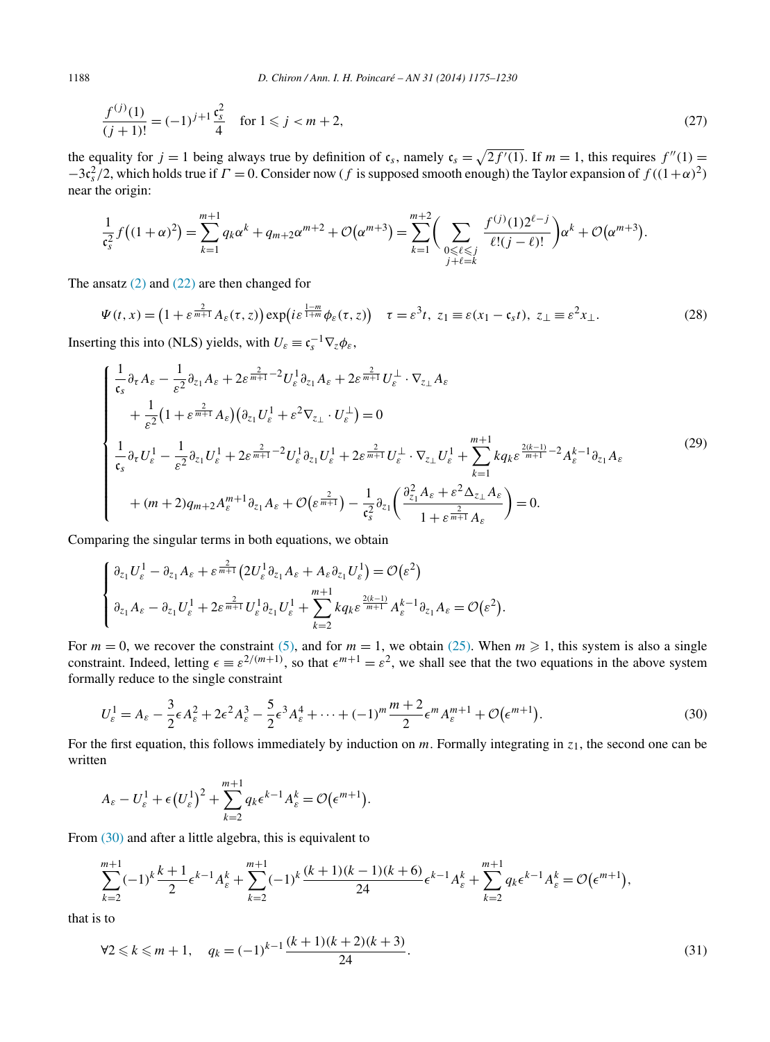$$\frac{f^{(j)}(1)}{(j+1)!} = (-1)^{j+1}\frac{\mathfrak{c}_s^2}{4} \quad \text{for } 1 \leqslant j < m+2, \tag{27}$$

the equality for $j = 1$ being always true by definition of $\mathfrak{c}_s$, namely $\mathfrak{c}_s = \sqrt{2f'(1)}$. If $m = 1$, this requires $f''(1) = -3\mathfrak{c}_s^2/2$, which holds true if $\Gamma = 0$. Consider now ($f$ is supposed smooth enough) the Taylor expansion of $f((1+\alpha)^2)$ near the origin:

$$\frac{1}{\mathfrak{c}_s^2} f\big((1+\alpha)^2\big) = \sum_{k=1}^{m+1} q_k \alpha^k + q_{m+2}\alpha^{m+2} + \mathcal{O}\big(\alpha^{m+3}\big) = \sum_{k=1}^{m+2}\bigg(\sum_{\substack{0\leqslant \ell \leqslant j\\ j+\ell = k}} \frac{f^{(j)}(1)2^{\ell-j}}{\ell!(j-\ell)!}\bigg)\alpha^k + \mathcal{O}\big(\alpha^{m+3}\big).$$

The ansatz (2) and (22) are then changed for

$$\Psi(t,x) = \big(1 + \varepsilon^{\frac{2}{m+1}} A_\varepsilon(\tau, z)\big)\exp\big(i\varepsilon^{\frac{1-m}{1+m}}\phi_\varepsilon(\tau,z)\big) \quad \tau = \varepsilon^3 t,\ z_1 \equiv \varepsilon(x_1 - \mathfrak{c}_s t),\ z_\perp \equiv \varepsilon^2 x_\perp. \tag{28}$$

Inserting this into (NLS) yields, with $U_\varepsilon \equiv \mathfrak{c}_s^{-1}\nabla_z \phi_\varepsilon$,

$$\begin{cases} \dfrac{1}{\mathfrak{c}_s}\partial_\tau A_\varepsilon - \dfrac{1}{\varepsilon^2}\partial_{z_1} A_\varepsilon + 2\varepsilon^{\frac{2}{m+1}-2} U_\varepsilon^1 \partial_{z_1} A_\varepsilon + 2\varepsilon^{\frac{2}{m+1}} U_\varepsilon^\perp \cdot \nabla_{z_\perp} A_\varepsilon \\ \quad + \dfrac{1}{\varepsilon^2}\big(1 + \varepsilon^{\frac{2}{m+1}} A_\varepsilon\big)\big(\partial_{z_1} U_\varepsilon^1 + \varepsilon^2 \nabla_{z_\perp}\cdot U_\varepsilon^\perp\big) = 0 \\ \dfrac{1}{\mathfrak{c}_s}\partial_\tau U_\varepsilon^1 - \dfrac{1}{\varepsilon^2}\partial_{z_1} U_\varepsilon^1 + 2\varepsilon^{\frac{2}{m+1}-2} U_\varepsilon^1 \partial_{z_1} U_\varepsilon^1 + 2\varepsilon^{\frac{2}{m+1}} U_\varepsilon^\perp \cdot \nabla_{z_\perp} U_\varepsilon^1 + \displaystyle\sum_{k=1}^{m+1} k q_k \varepsilon^{\frac{2(k-1)}{m+1}-2} A_\varepsilon^{k-1}\partial_{z_1} A_\varepsilon \\ \quad + (m+2) q_{m+2} A_\varepsilon^{m+1}\partial_{z_1} A_\varepsilon + \mathcal{O}\big(\varepsilon^{\frac{2}{m+1}}\big) - \dfrac{1}{\mathfrak{c}_s^2}\partial_{z_1}\bigg(\dfrac{\partial_{z_1}^2 A_\varepsilon + \varepsilon^2 \Delta_{z_\perp} A_\varepsilon}{1 + \varepsilon^{\frac{2}{m+1}} A_\varepsilon}\bigg) = 0. \end{cases} \tag{29}$$

Comparing the singular terms in both equations, we obtain

$$\begin{cases} \partial_{z_1} U_\varepsilon^1 - \partial_{z_1} A_\varepsilon + \varepsilon^{\frac{2}{m+1}}\big(2U_\varepsilon^1 \partial_{z_1} A_\varepsilon + A_\varepsilon \partial_{z_1} U_\varepsilon^1\big) = \mathcal{O}\big(\varepsilon^2\big) \\ \partial_{z_1} A_\varepsilon - \partial_{z_1} U_\varepsilon^1 + 2\varepsilon^{\frac{2}{m+1}} U_\varepsilon^1 \partial_{z_1} U_\varepsilon^1 + \displaystyle\sum_{k=2}^{m+1} k q_k \varepsilon^{\frac{2(k-1)}{m+1}} A_\varepsilon^{k-1}\partial_{z_1} A_\varepsilon = \mathcal{O}\big(\varepsilon^2\big). \end{cases}$$

For $m = 0$, we recover the constraint (5), and for $m = 1$, we obtain (25). When $m \geqslant 1$, this system is also a single constraint. Indeed, letting $\epsilon \equiv \varepsilon^{2/(m+1)}$, so that $\epsilon^{m+1} = \varepsilon^2$, we shall see that the two equations in the above system formally reduce to the single constraint

$$U_\varepsilon^1 = A_\varepsilon - \frac{3}{2}\epsilon A_\varepsilon^2 + 2\epsilon^2 A_\varepsilon^3 - \frac{5}{2}\epsilon^3 A_\varepsilon^4 + \cdots + (-1)^m \frac{m+2}{2}\epsilon^m A_\varepsilon^{m+1} + \mathcal{O}\big(\epsilon^{m+1}\big). \tag{30}$$

For the first equation, this follows immediately by induction on $m$. Formally integrating in $z_1$, the second one can be written

$$A_\varepsilon - U_\varepsilon^1 + \epsilon\big(U_\varepsilon^1\big)^2 + \sum_{k=2}^{m+1} q_k \epsilon^{k-1} A_\varepsilon^k = \mathcal{O}\big(\epsilon^{m+1}\big).$$

From (30) and after a little algebra, this is equivalent to

$$\sum_{k=2}^{m+1} (-1)^k \frac{k+1}{2}\epsilon^{k-1} A_\varepsilon^k + \sum_{k=2}^{m+1} (-1)^k \frac{(k+1)(k-1)(k+6)}{24}\epsilon^{k-1} A_\varepsilon^k + \sum_{k=2}^{m+1} q_k \epsilon^{k-1} A_\varepsilon^k = \mathcal{O}\big(\epsilon^{m+1}\big),$$

that is to

$$\forall 2 \leqslant k \leqslant m+1, \quad q_k = (-1)^{k-1}\frac{(k+1)(k+2)(k+3)}{24}. \tag{31}$$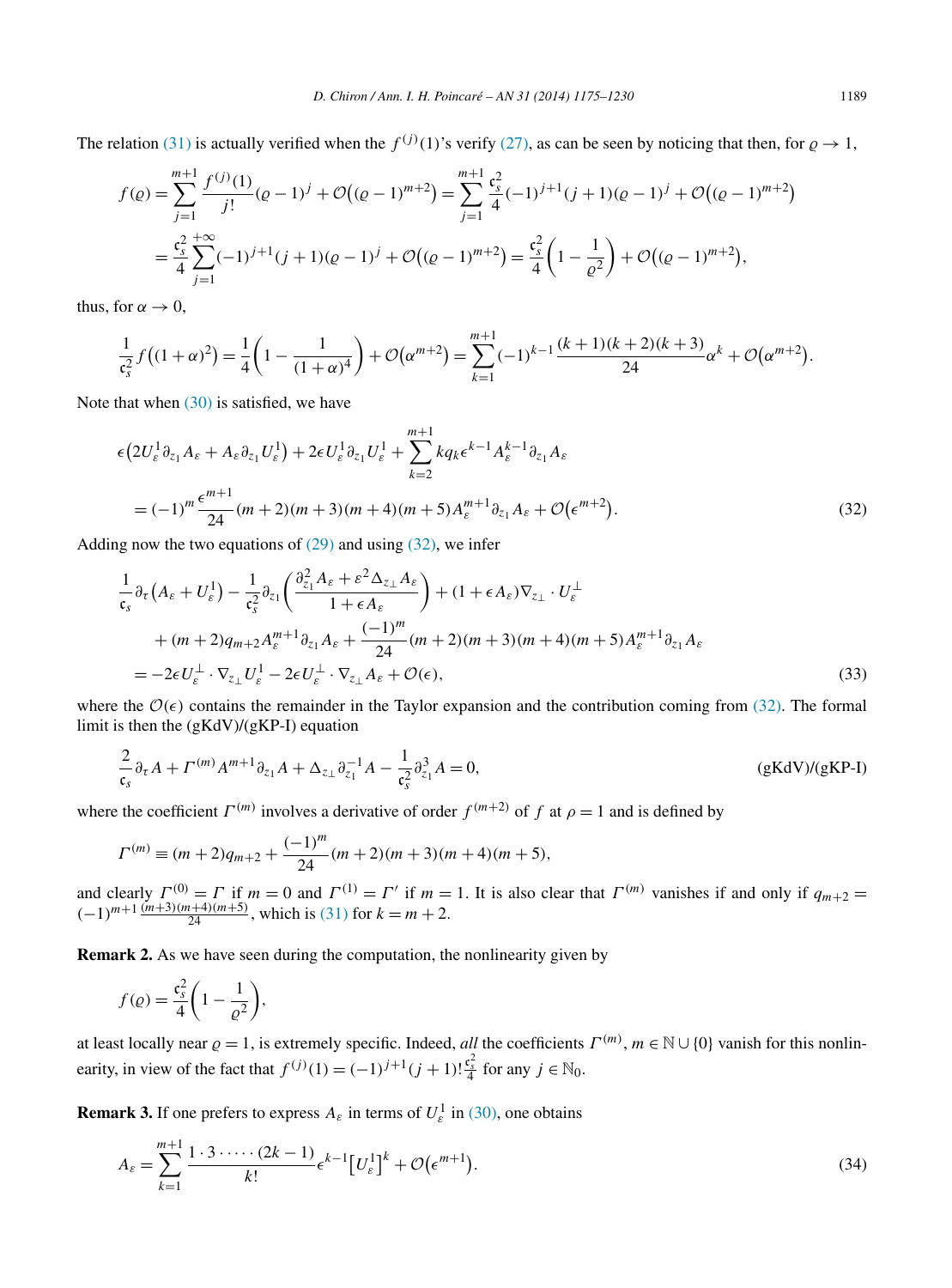The relation (31) is actually verified when the $f^{(j)}(1)$'s verify (27), as can be seen by noticing that then, for $\varrho \to 1$,

$$
\begin{aligned}
f(\varrho) &= \sum_{j=1}^{m+1} \frac{f^{(j)}(1)}{j!}(\varrho-1)^j + \mathcal{O}\big((\varrho-1)^{m+2}\big) = \sum_{j=1}^{m+1} \frac{\mathfrak{c}_s^2}{4}(-1)^{j+1}(j+1)(\varrho-1)^j + \mathcal{O}\big((\varrho-1)^{m+2}\big) \\
&= \frac{\mathfrak{c}_s^2}{4}\sum_{j=1}^{+\infty}(-1)^{j+1}(j+1)(\varrho-1)^j + \mathcal{O}\big((\varrho-1)^{m+2}\big) = \frac{\mathfrak{c}_s^2}{4}\left(1-\frac{1}{\varrho^2}\right) + \mathcal{O}\big((\varrho-1)^{m+2}\big),
\end{aligned}
$$

thus, for $\alpha \to 0$,

$$
\frac{1}{\mathfrak{c}_s^2} f\big((1+\alpha)^2\big) = \frac{1}{4}\left(1 - \frac{1}{(1+\alpha)^4}\right) + \mathcal{O}\big(\alpha^{m+2}\big) = \sum_{k=1}^{m+1}(-1)^{k-1}\frac{(k+1)(k+2)(k+3)}{24}\alpha^k + \mathcal{O}\big(\alpha^{m+2}\big).
$$

Note that when (30) is satisfied, we have

$$
\begin{aligned}
&\epsilon\big(2U_\varepsilon^1 \partial_{z_1} A_\varepsilon + A_\varepsilon \partial_{z_1} U_\varepsilon^1\big) + 2\epsilon U_\varepsilon^1 \partial_{z_1} U_\varepsilon^1 + \sum_{k=2}^{m+1} k q_k \epsilon^{k-1} A_\varepsilon^{k-1} \partial_{z_1} A_\varepsilon \\
&\quad = (-1)^m \frac{\epsilon^{m+1}}{24}(m+2)(m+3)(m+4)(m+5) A_\varepsilon^{m+1} \partial_{z_1} A_\varepsilon + \mathcal{O}\big(\epsilon^{m+2}\big). \qquad (32)
\end{aligned}
$$

Adding now the two equations of (29) and using (32), we infer

$$
\begin{aligned}
&\frac{1}{\mathfrak{c}_s}\partial_\tau\big(A_\varepsilon + U_\varepsilon^1\big) - \frac{1}{\mathfrak{c}_s^2}\partial_{z_1}\left(\frac{\partial_{z_1}^2 A_\varepsilon + \varepsilon^2 \Delta_{z_\perp} A_\varepsilon}{1+\epsilon A_\varepsilon}\right) + (1+\epsilon A_\varepsilon)\nabla_{z_\perp}\cdot U_\varepsilon^\perp \\
&\qquad + (m+2) q_{m+2} A_\varepsilon^{m+1}\partial_{z_1} A_\varepsilon + \frac{(-1)^m}{24}(m+2)(m+3)(m+4)(m+5) A_\varepsilon^{m+1}\partial_{z_1} A_\varepsilon \\
&\quad = -2\epsilon U_\varepsilon^\perp \cdot \nabla_{z_\perp} U_\varepsilon^1 - 2\epsilon U_\varepsilon^\perp \cdot \nabla_{z_\perp} A_\varepsilon + \mathcal{O}(\epsilon), \qquad (33)
\end{aligned}
$$

where the $\mathcal{O}(\epsilon)$ contains the remainder in the Taylor expansion and the contribution coming from (32). The formal limit is then the (gKdV)/(gKP-I) equation

$$
\frac{2}{\mathfrak{c}_s}\partial_\tau A + \Gamma^{(m)} A^{m+1}\partial_{z_1} A + \Delta_{z_\perp}\partial_{z_1}^{-1} A - \frac{1}{\mathfrak{c}_s^2}\partial_{z_1}^3 A = 0, \qquad \text{(gKdV)/(gKP-I)}
$$

where the coefficient $\Gamma^{(m)}$ involves a derivative of order $f^{(m+2)}$ of $f$ at $\rho = 1$ and is defined by

$$
\Gamma^{(m)} \equiv (m+2) q_{m+2} + \frac{(-1)^m}{24}(m+2)(m+3)(m+4)(m+5),
$$

and clearly $\Gamma^{(0)} = \Gamma$ if $m = 0$ and $\Gamma^{(1)} = \Gamma'$ if $m = 1$. It is also clear that $\Gamma^{(m)}$ vanishes if and only if $q_{m+2} = (-1)^{m+1}\frac{(m+3)(m+4)(m+5)}{24}$, which is (31) for $k = m+2$.

**Remark 2.** As we have seen during the computation, the nonlinearity given by

$$
f(\varrho) = \frac{\mathfrak{c}_s^2}{4}\left(1 - \frac{1}{\varrho^2}\right),
$$

at least locally near $\varrho = 1$, is extremely specific. Indeed, *all* the coefficients $\Gamma^{(m)}$, $m \in \mathbb{N} \cup \{0\}$ vanish for this nonlinearity, in view of the fact that $f^{(j)}(1) = (-1)^{j+1}(j+1)!\frac{\mathfrak{c}_s^2}{4}$ for any $j \in \mathbb{N}_0$.

**Remark 3.** If one prefers to express $A_\varepsilon$ in terms of $U_\varepsilon^1$ in (30), one obtains

$$
A_\varepsilon = \sum_{k=1}^{m+1} \frac{1\cdot 3\cdot \cdots \cdot (2k-1)}{k!}\epsilon^{k-1}\big[U_\varepsilon^1\big]^k + \mathcal{O}\big(\epsilon^{m+1}\big). \qquad (34)
$$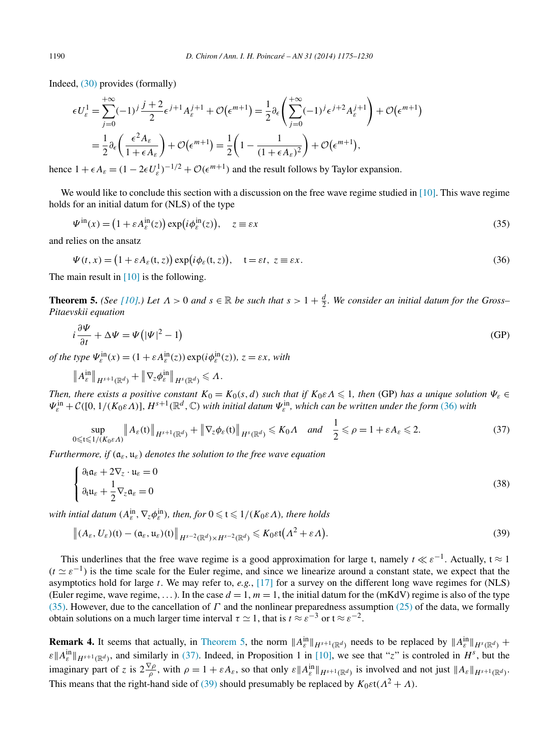Indeed, (30) provides (formally)

$$\epsilon U^1_\varepsilon = \sum_{j=0}^{+\infty} (-1)^j \frac{j+2}{2} \epsilon^{j+1} A_\varepsilon^{j+1} + \mathcal{O}(\epsilon^{m+1}) = \frac{1}{2}\partial_\epsilon \left( \sum_{j=0}^{+\infty} (-1)^j \epsilon^{j+2} A_\varepsilon^{j+1} \right) + \mathcal{O}(\epsilon^{m+1})$$

$$= \frac{1}{2}\partial_\epsilon \left( \frac{\epsilon^2 A_\varepsilon}{1+\epsilon A_\varepsilon} \right) + \mathcal{O}(\epsilon^{m+1}) = \frac{1}{2}\left( 1 - \frac{1}{(1+\epsilon A_\varepsilon)^2} \right) + \mathcal{O}(\epsilon^{m+1}),$$

hence $1 + \epsilon A_\varepsilon = (1 - 2\epsilon U^1_\varepsilon)^{-1/2} + \mathcal{O}(\epsilon^{m+1})$ and the result follows by Taylor expansion.

We would like to conclude this section with a discussion on the free wave regime studied in [10]. This wave regime holds for an initial datum for (NLS) of the type

$$\Psi^{\text{in}}(x) = \left(1 + \varepsilon A_\varepsilon^{\text{in}}(z)\right) \exp\left(i\phi_\varepsilon^{\text{in}}(z)\right), \quad z \equiv \varepsilon x \tag{35}$$

and relies on the ansatz

$$\Psi(t,x) = \left(1 + \varepsilon A_\varepsilon(\mathrm{t}, z)\right) \exp\left(i\phi_\varepsilon(\mathrm{t}, z)\right), \quad \mathrm{t} = \varepsilon t, \ z \equiv \varepsilon x. \tag{36}$$

The main result in [10] is the following.

**Theorem 5.** *(See [10].) Let $\Lambda > 0$ and $s \in \mathbb{R}$ be such that $s > 1 + \frac{d}{2}$. We consider an initial datum for the Gross–Pitaevskii equation*

$$i\frac{\partial \Psi}{\partial t} + \Delta\Psi = \Psi\left(|\Psi|^2 - 1\right) \tag{GP}$$

*of the type $\Psi_\varepsilon^{\text{in}}(x) = (1 + \varepsilon A_\varepsilon^{\text{in}}(z)) \exp(i\phi_\varepsilon^{\text{in}}(z))$, $z = \varepsilon x$, with*

$$\left\| A_\varepsilon^{\text{in}} \right\|_{H^{s+1}(\mathbb{R}^d)} + \left\| \nabla_z \phi_\varepsilon^{\text{in}} \right\|_{H^s(\mathbb{R}^d)} \leqslant \Lambda.$$

*Then, there exists a positive constant $K_0 = K_0(s,d)$ such that if $K_0\varepsilon\Lambda \leqslant 1$, then (GP) has a unique solution $\Psi_\varepsilon \in \Psi_\varepsilon^{\text{in}} + \mathcal{C}([0, 1/(K_0\varepsilon\Lambda)], H^{s+1}(\mathbb{R}^d, \mathbb{C}))$ with initial datum $\Psi_\varepsilon^{\text{in}}$, which can be written under the form (36) with*

$$\sup_{0 \leqslant \mathrm{t} \leqslant 1/(K_0\varepsilon\Lambda)} \left\| A_\varepsilon(\mathrm{t}) \right\|_{H^{s+1}(\mathbb{R}^d)} + \left\| \nabla_z \phi_\varepsilon(\mathrm{t}) \right\|_{H^s(\mathbb{R}^d)} \leqslant K_0 \Lambda \quad \text{and} \quad \frac{1}{2} \leqslant \rho = 1 + \varepsilon A_\varepsilon \leqslant 2. \tag{37}$$

*Furthermore, if $(\mathfrak{a}_\varepsilon, \mathfrak{u}_\varepsilon)$ denotes the solution to the free wave equation*

$$\begin{cases} \partial_{\mathrm{t}} \mathfrak{a}_\varepsilon + 2\nabla_z \cdot \mathfrak{u}_\varepsilon = 0 \\ \partial_{\mathrm{t}} \mathfrak{u}_\varepsilon + \frac{1}{2}\nabla_z \mathfrak{a}_\varepsilon = 0 \end{cases} \tag{38}$$

*with intial datum $(A_\varepsilon^{\text{in}}, \nabla_z \phi_\varepsilon^{\text{in}})$, then, for $0 \leqslant \mathrm{t} \leqslant 1/(K_0\varepsilon\Lambda)$, there holds*

$$\left\| (A_\varepsilon, U_\varepsilon)(\mathrm{t}) - (\mathfrak{a}_\varepsilon, \mathfrak{u}_\varepsilon)(\mathrm{t}) \right\|_{H^{s-2}(\mathbb{R}^d) \times H^{s-2}(\mathbb{R}^d)} \leqslant K_0 \varepsilon \mathrm{t}\left(\Lambda^2 + \varepsilon\Lambda\right). \tag{39}$$

This underlines that the free wave regime is a good approximation for large t, namely $t \ll \varepsilon^{-1}$. Actually, $\mathrm{t} \approx 1$ ($t \simeq \varepsilon^{-1}$) is the time scale for the Euler regime, and since we linearize around a constant state, we expect that the asymptotics hold for large $t$. We may refer to, *e.g.*, [17] for a survey on the different long wave regimes for (NLS) (Euler regime, wave regime, ...). In the case $d = 1$, $m = 1$, the initial datum for the (mKdV) regime is also of the type (35). However, due to the cancellation of $\Gamma$ and the nonlinear preparedness assumption (25) of the data, we formally obtain solutions on a much larger time interval $\tau \simeq 1$, that is $t \approx \varepsilon^{-3}$ or $\mathrm{t} \approx \varepsilon^{-2}$.

**Remark 4.** It seems that actually, in Theorem 5, the norm $\|A_\varepsilon^{\text{in}}\|_{H^{s+1}(\mathbb{R}^d)}$ needs to be replaced by $\|A_\varepsilon^{\text{in}}\|_{H^s(\mathbb{R}^d)} + \varepsilon\|A_\varepsilon^{\text{in}}\|_{H^{s+1}(\mathbb{R}^d)}$, and similarly in (37). Indeed, in Proposition 1 in [10], we see that "$z$" is controled in $H^s$, but the imaginary part of $z$ is $2\frac{\nabla\rho}{\rho}$, with $\rho = 1 + \varepsilon A_\varepsilon$, so that only $\varepsilon\|A_\varepsilon^{\text{in}}\|_{H^{s+1}(\mathbb{R}^d)}$ is involved and not just $\|A_\varepsilon\|_{H^{s+1}(\mathbb{R}^d)}$. This means that the right-hand side of (39) should presumably be replaced by $K_0\varepsilon\mathrm{t}(\Lambda^2 + \Lambda)$.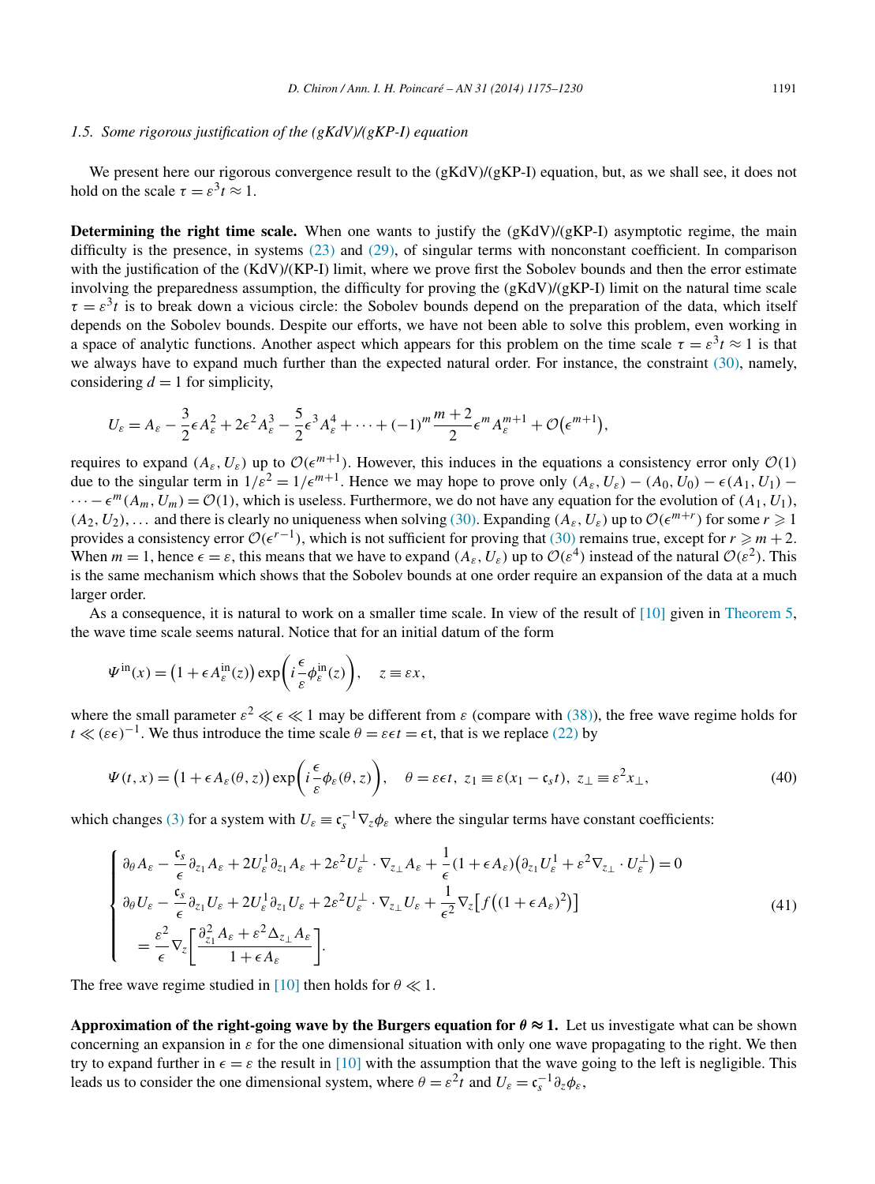### 1.5. Some rigorous justification of the (gKdV)/(gKP-I) equation

We present here our rigorous convergence result to the (gKdV)/(gKP-I) equation, but, as we shall see, it does not hold on the scale $\tau = \varepsilon^3 t \approx 1$.

**Determining the right time scale.** When one wants to justify the (gKdV)/(gKP-I) asymptotic regime, the main difficulty is the presence, in systems (23) and (29), of singular terms with nonconstant coefficient. In comparison with the justification of the (KdV)/(KP-I) limit, where we prove first the Sobolev bounds and then the error estimate involving the preparedness assumption, the difficulty for proving the (gKdV)/(gKP-I) limit on the natural time scale $\tau = \varepsilon^3 t$ is to break down a vicious circle: the Sobolev bounds depend on the preparation of the data, which itself depends on the Sobolev bounds. Despite our efforts, we have not been able to solve this problem, even working in a space of analytic functions. Another aspect which appears for this problem on the time scale $\tau = \varepsilon^3 t \approx 1$ is that we always have to expand much further than the expected natural order. For instance, the constraint (30), namely, considering $d = 1$ for simplicity,

$$U_\varepsilon = A_\varepsilon - \frac{3}{2}\epsilon A_\varepsilon^2 + 2\epsilon^2 A_\varepsilon^3 - \frac{5}{2}\epsilon^3 A_\varepsilon^4 + \cdots + (-1)^m \frac{m+2}{2}\epsilon^m A_\varepsilon^{m+1} + \mathcal{O}\big(\epsilon^{m+1}\big),$$

requires to expand $(A_\varepsilon, U_\varepsilon)$ up to $\mathcal{O}(\epsilon^{m+1})$. However, this induces in the equations a consistency error only $\mathcal{O}(1)$ due to the singular term in $1/\varepsilon^2 = 1/\epsilon^{m+1}$. Hence we may hope to prove only $(A_\varepsilon, U_\varepsilon) - (A_0, U_0) - \epsilon(A_1, U_1) - \cdots - \epsilon^m(A_m, U_m) = \mathcal{O}(1)$, which is useless. Furthermore, we do not have any equation for the evolution of $(A_1, U_1)$, $(A_2, U_2), \ldots$ and there is clearly no uniqueness when solving (30). Expanding $(A_\varepsilon, U_\varepsilon)$ up to $\mathcal{O}(\epsilon^{m+r})$ for some $r \geqslant 1$ provides a consistency error $\mathcal{O}(\epsilon^{r-1})$, which is not sufficient for proving that (30) remains true, except for $r \geqslant m+2$. When $m = 1$, hence $\epsilon = \varepsilon$, this means that we have to expand $(A_\varepsilon, U_\varepsilon)$ up to $\mathcal{O}(\varepsilon^4)$ instead of the natural $\mathcal{O}(\varepsilon^2)$. This is the same mechanism which shows that the Sobolev bounds at one order require an expansion of the data at a much larger order.

As a consequence, it is natural to work on a smaller time scale. In view of the result of [10] given in Theorem 5, the wave time scale seems natural. Notice that for an initial datum of the form

$$\Psi^{\rm in}(x) = \big(1 + \epsilon A_\varepsilon^{\rm in}(z)\big)\exp\bigg(i\frac{\epsilon}{\varepsilon}\phi_\varepsilon^{\rm in}(z)\bigg), \quad z \equiv \varepsilon x,$$

where the small parameter $\varepsilon^2 \ll \epsilon \ll 1$ may be different from $\varepsilon$ (compare with (38)), the free wave regime holds for $t \ll (\varepsilon\epsilon)^{-1}$. We thus introduce the time scale $\theta = \varepsilon\epsilon t = \epsilon t$, that is we replace (22) by

$$\Psi(t,x) = \big(1 + \epsilon A_\varepsilon(\theta, z)\big)\exp\bigg(i\frac{\epsilon}{\varepsilon}\phi_\varepsilon(\theta, z)\bigg), \quad \theta = \varepsilon\epsilon t,\ z_1 \equiv \varepsilon(x_1 - \mathfrak{c}_s t),\ z_\perp \equiv \varepsilon^2 x_\perp, \tag{40}$$

which changes (3) for a system with $U_\varepsilon \equiv \mathfrak{c}_s^{-1}\nabla_z \phi_\varepsilon$ where the singular terms have constant coefficients:

$$\begin{cases} \partial_\theta A_\varepsilon - \dfrac{\mathfrak{c}_s}{\epsilon}\partial_{z_1} A_\varepsilon + 2U_\varepsilon^1 \partial_{z_1} A_\varepsilon + 2\varepsilon^2 U_\varepsilon^\perp \cdot \nabla_{z_\perp} A_\varepsilon + \dfrac{1}{\epsilon}(1 + \epsilon A_\varepsilon)\big(\partial_{z_1} U_\varepsilon^1 + \varepsilon^2 \nabla_{z_\perp} \cdot U_\varepsilon^\perp\big) = 0 \\ \partial_\theta U_\varepsilon - \dfrac{\mathfrak{c}_s}{\epsilon}\partial_{z_1} U_\varepsilon + 2U_\varepsilon^1 \partial_{z_1} U_\varepsilon + 2\varepsilon^2 U_\varepsilon^\perp \cdot \nabla_{z_\perp} U_\varepsilon + \dfrac{1}{\epsilon^2}\nabla_z\big[f\big((1 + \epsilon A_\varepsilon)^2\big)\big] \\ \quad = \dfrac{\varepsilon^2}{\epsilon}\nabla_z\bigg[\dfrac{\partial_{z_1}^2 A_\varepsilon + \varepsilon^2 \Delta_{z_\perp} A_\varepsilon}{1 + \epsilon A_\varepsilon}\bigg]. \end{cases} \tag{41}$$

The free wave regime studied in [10] then holds for $\theta \ll 1$.

**Approximation of the right-going wave by the Burgers equation for $\theta \approx 1$.** Let us investigate what can be shown concerning an expansion in $\varepsilon$ for the one dimensional situation with only one wave propagating to the right. We then try to expand further in $\epsilon = \varepsilon$ the result in [10] with the assumption that the wave going to the left is negligible. This leads us to consider the one dimensional system, where $\theta = \varepsilon^2 t$ and $U_\varepsilon = \mathfrak{c}_s^{-1}\partial_z \phi_\varepsilon$,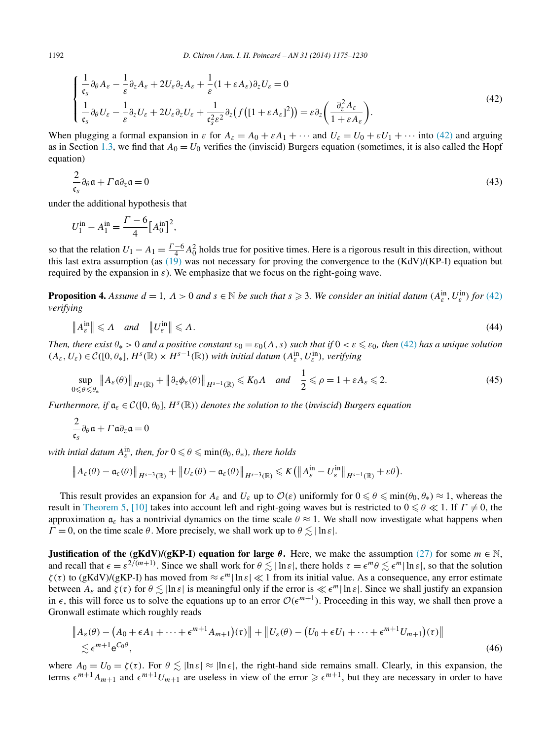$$
\begin{cases}
\dfrac{1}{\mathfrak{c}_s}\partial_\theta A_\varepsilon - \dfrac{1}{\varepsilon}\partial_z A_\varepsilon + 2U_\varepsilon \partial_z A_\varepsilon + \dfrac{1}{\varepsilon}(1+\varepsilon A_\varepsilon)\partial_z U_\varepsilon = 0 \\[2mm]
\dfrac{1}{\mathfrak{c}_s}\partial_\theta U_\varepsilon - \dfrac{1}{\varepsilon}\partial_z U_\varepsilon + 2U_\varepsilon \partial_z U_\varepsilon + \dfrac{1}{\mathfrak{c}_s^2\varepsilon^2}\partial_z\big(f\big([1+\varepsilon A_\varepsilon]^2\big)\big) = \varepsilon \partial_z\bigg(\dfrac{\partial_z^2 A_\varepsilon}{1+\varepsilon A_\varepsilon}\bigg).
\end{cases}
\tag{42}
$$

When plugging a formal expansion in $\varepsilon$ for $A_\varepsilon = A_0 + \varepsilon A_1 + \cdots$ and $U_\varepsilon = U_0 + \varepsilon U_1 + \cdots$ into (42) and arguing as in Section 1.3, we find that $A_0 = U_0$ verifies the (inviscid) Burgers equation (sometimes, it is also called the Hopf equation)

$$
\frac{2}{\mathfrak{c}_s}\partial_\theta \mathfrak{a} + \Gamma \mathfrak{a}\partial_z \mathfrak{a} = 0 \tag{43}
$$

under the additional hypothesis that

$$
U_1^{\text{in}} - A_1^{\text{in}} = \frac{\Gamma - 6}{4}\big[A_0^{\text{in}}\big]^2,
$$

so that the relation $U_1 - A_1 = \frac{\Gamma-6}{4}A_0^2$ holds true for positive times. Here is a rigorous result in this direction, without this last extra assumption (as (19) was not necessary for proving the convergence to the (KdV)/(KP-I) equation but required by the expansion in $\varepsilon$). We emphasize that we focus on the right-going wave.

**Proposition 4.** *Assume $d = 1$, $\Lambda > 0$ and $s \in \mathbb{N}$ be such that $s \geqslant 3$. We consider an initial datum $(A_\varepsilon^{\text{in}}, U_\varepsilon^{\text{in}})$ for (42) verifying*

$$
\big\|A_\varepsilon^{\text{in}}\big\| \leqslant \Lambda \quad \textit{and} \quad \big\|U_\varepsilon^{\text{in}}\big\| \leqslant \Lambda. \tag{44}
$$

*Then, there exist $\theta_* > 0$ and a positive constant $\varepsilon_0 = \varepsilon_0(\Lambda, s)$ such that if $0 < \varepsilon \leqslant \varepsilon_0$, then (42) has a unique solution $(A_\varepsilon, U_\varepsilon) \in \mathcal{C}([0,\theta_*], H^s(\mathbb{R}) \times H^{s-1}(\mathbb{R}))$ with initial datum $(A_\varepsilon^{\text{in}}, U_\varepsilon^{\text{in}})$, verifying*

$$
\sup_{0 \leqslant \theta \leqslant \theta_*} \big\|A_\varepsilon(\theta)\big\|_{H^s(\mathbb{R})} + \big\|\partial_z \phi_\varepsilon(\theta)\big\|_{H^{s-1}(\mathbb{R})} \leqslant K_0 \Lambda \quad \textit{and} \quad \frac{1}{2} \leqslant \rho = 1 + \varepsilon A_\varepsilon \leqslant 2. \tag{45}
$$

*Furthermore, if $\mathfrak{a}_\varepsilon \in \mathcal{C}([0,\theta_0], H^s(\mathbb{R}))$ denotes the solution to the (inviscid) Burgers equation*

$$
\frac{2}{\mathfrak{c}_s}\partial_\theta \mathfrak{a} + \Gamma \mathfrak{a}\partial_z \mathfrak{a} = 0
$$

*with intial datum $A_\varepsilon^{\text{in}}$, then, for $0 \leqslant \theta \leqslant \min(\theta_0, \theta_*)$, there holds*

$$
\big\|A_\varepsilon(\theta) - \mathfrak{a}_\varepsilon(\theta)\big\|_{H^{s-3}(\mathbb{R})} + \big\|U_\varepsilon(\theta) - \mathfrak{a}_\varepsilon(\theta)\big\|_{H^{s-3}(\mathbb{R})} \leqslant K\big(\big\|A_\varepsilon^{\text{in}} - U_\varepsilon^{\text{in}}\big\|_{H^{s-1}(\mathbb{R})} + \varepsilon\theta\big).
$$

This result provides an expansion for $A_\varepsilon$ and $U_\varepsilon$ up to $\mathcal{O}(\varepsilon)$ uniformly for $0 \leqslant \theta \leqslant \min(\theta_0, \theta_*) \approx 1$, whereas the result in Theorem 5, [10] takes into account left and right-going waves but is restricted to $0 \leqslant \theta \ll 1$. If $\Gamma \neq 0$, the approximation $\mathfrak{a}_\varepsilon$ has a nontrivial dynamics on the time scale $\theta \approx 1$. We shall now investigate what happens when $\Gamma = 0$, on the time scale $\theta$. More precisely, we shall work up to $\theta \lesssim |\ln \varepsilon|$.

**Justification of the (gKdV)/(gKP-I) equation for large $\theta$.** Here, we make the assumption (27) for some $m \in \mathbb{N}$, and recall that $\epsilon = \varepsilon^{2/(m+1)}$. Since we shall work for $\theta \lesssim |\ln \varepsilon|$, there holds $\tau = \epsilon^m \theta \lesssim \epsilon^m |\ln \varepsilon|$, so that the solution $\zeta(\tau)$ to (gKdV)/(gKP-I) has moved from $\approx \epsilon^m |\ln \varepsilon| \ll 1$ from its initial value. As a consequence, any error estimate between $A_\varepsilon$ and $\zeta(\tau)$ for $\theta \lesssim |\ln \varepsilon|$ is meaningful only if the error is $\ll \epsilon^m |\ln \varepsilon|$. Since we shall justify an expansion in $\epsilon$, this will force us to solve the equations up to an error $\mathcal{O}(\epsilon^{m+1})$. Proceeding in this way, we shall then prove a Gronwall estimate which roughly reads

$$
\begin{aligned}
&\big\|A_\varepsilon(\theta) - \big(A_0 + \epsilon A_1 + \cdots + \epsilon^{m+1} A_{m+1}\big)(\tau)\big\| + \big\|U_\varepsilon(\theta) - \big(U_0 + \epsilon U_1 + \cdots + \epsilon^{m+1} U_{m+1}\big)(\tau)\big\| \\
&\quad \lesssim \epsilon^{m+1} \mathrm{e}^{C_0 \theta},
\end{aligned}
\tag{46}
$$

where $A_0 = U_0 = \zeta(\tau)$. For $\theta \lesssim |\ln \varepsilon| \approx |\ln \epsilon|$, the right-hand side remains small. Clearly, in this expansion, the terms $\epsilon^{m+1} A_{m+1}$ and $\epsilon^{m+1} U_{m+1}$ are useless in view of the error $\geqslant \epsilon^{m+1}$, but they are necessary in order to have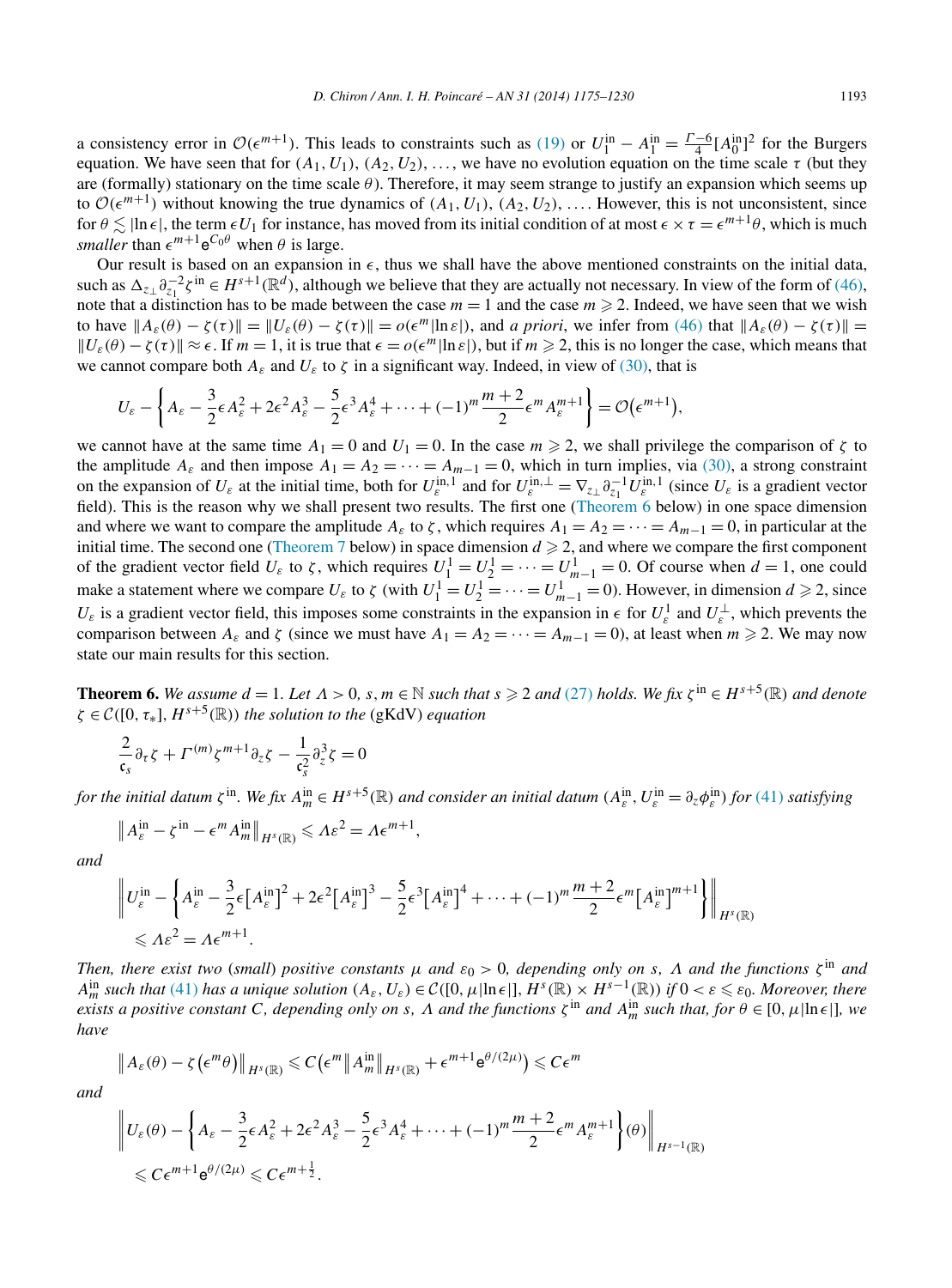a consistency error in $\mathcal{O}(\epsilon^{m+1})$. This leads to constraints such as (19) or $U_1^{\rm in} - A_1^{\rm in} = \frac{\Gamma-6}{4}[A_0^{\rm in}]^2$ for the Burgers equation. We have seen that for $(A_1, U_1)$, $(A_2, U_2)$, ..., we have no evolution equation on the time scale $\tau$ (but they are (formally) stationary on the time scale $\theta$). Therefore, it may seem strange to justify an expansion which seems up to $\mathcal{O}(\epsilon^{m+1})$ without knowing the true dynamics of $(A_1, U_1)$, $(A_2, U_2)$, .... However, this is not unconsistent, since for $\theta \lesssim |\ln \epsilon|$, the term $\epsilon U_1$ for instance, has moved from its initial condition of at most $\epsilon \times \tau = \epsilon^{m+1}\theta$, which is much *smaller* than $\epsilon^{m+1}\mathrm{e}^{C_0\theta}$ when $\theta$ is large.

Our result is based on an expansion in $\epsilon$, thus we shall have the above mentioned constraints on the initial data, such as $\Delta_{z_\perp}\partial_{z_1}^{-2}\zeta^{\rm in} \in H^{s+1}(\mathbb{R}^d)$, although we believe that they are actually not necessary. In view of the form of (46), note that a distinction has to be made between the case $m = 1$ and the case $m \geqslant 2$. Indeed, we have seen that we wish to have $\|A_\varepsilon(\theta) - \zeta(\tau)\| = \|U_\varepsilon(\theta) - \zeta(\tau)\| = o(\epsilon^m|\ln \varepsilon|)$, and *a priori*, we infer from (46) that $\|A_\varepsilon(\theta) - \zeta(\tau)\| = \|U_\varepsilon(\theta) - \zeta(\tau)\| \approx \epsilon$. If $m = 1$, it is true that $\epsilon = o(\epsilon^m|\ln \varepsilon|)$, but if $m \geqslant 2$, this is no longer the case, which means that we cannot compare both $A_\varepsilon$ and $U_\varepsilon$ to $\zeta$ in a significant way. Indeed, in view of (30), that is

$$U_\varepsilon - \left\{A_\varepsilon - \frac{3}{2}\epsilon A_\varepsilon^2 + 2\epsilon^2 A_\varepsilon^3 - \frac{5}{2}\epsilon^3 A_\varepsilon^4 + \cdots + (-1)^m \frac{m+2}{2}\epsilon^m A_\varepsilon^{m+1}\right\} = \mathcal{O}\big(\epsilon^{m+1}\big),$$

we cannot have at the same time $A_1 = 0$ and $U_1 = 0$. In the case $m \geqslant 2$, we shall privilege the comparison of $\zeta$ to the amplitude $A_\varepsilon$ and then impose $A_1 = A_2 = \cdots = A_{m-1} = 0$, which in turn implies, via (30), a strong constraint on the expansion of $U_\varepsilon$ at the initial time, both for $U_\varepsilon^{\rm in,1}$ and for $U_\varepsilon^{\rm in,\perp} = \nabla_{z_\perp}\partial_{z_1}^{-1}U_\varepsilon^{\rm in,1}$ (since $U_\varepsilon$ is a gradient vector field). This is the reason why we shall present two results. The first one (Theorem 6 below) in one space dimension and where we want to compare the amplitude $A_\varepsilon$ to $\zeta$, which requires $A_1 = A_2 = \cdots = A_{m-1} = 0$, in particular at the initial time. The second one (Theorem 7 below) in space dimension $d \geqslant 2$, and where we compare the first component of the gradient vector field $U_\varepsilon$ to $\zeta$, which requires $U_1^1 = U_2^1 = \cdots = U_{m-1}^1 = 0$. Of course when $d = 1$, one could make a statement where we compare $U_\varepsilon$ to $\zeta$ (with $U_1^1 = U_2^1 = \cdots = U_{m-1}^1 = 0$). However, in dimension $d \geqslant 2$, since $U_\epsilon$ is a gradient vector field, this imposes some constraints in the expansion in $\epsilon$ for $U_\varepsilon^1$ and $U_\varepsilon^\perp$, which prevents the comparison between $A_\varepsilon$ and $\zeta$ (since we must have $A_1 = A_2 = \cdots = A_{m-1} = 0$), at least when $m \geqslant 2$. We may now state our main results for this section.

**Theorem 6.** *We assume $d = 1$. Let $\Lambda > 0$, $s, m \in \mathbb{N}$ such that $s \geqslant 2$ and (27) holds. We fix $\zeta^{\rm in} \in H^{s+5}(\mathbb{R})$ and denote $\zeta \in \mathcal{C}([0, \tau_*], H^{s+5}(\mathbb{R}))$ the solution to the* (gKdV) *equation*

$$\frac{2}{\mathfrak{c}_s}\partial_\tau\zeta + \Gamma^{(m)}\zeta^{m+1}\partial_z\zeta - \frac{1}{\mathfrak{c}_s^2}\partial_z^3\zeta = 0$$

*for the initial datum $\zeta^{\rm in}$. We fix $A_m^{\rm in} \in H^{s+5}(\mathbb{R})$ and consider an initial datum $(A_\varepsilon^{\rm in}, U_\varepsilon^{\rm in} = \partial_z\phi_\varepsilon^{\rm in})$ for (41) satisfying*

$$\big\|A_\varepsilon^{\rm in} - \zeta^{\rm in} - \epsilon^m A_m^{\rm in}\big\|_{H^s(\mathbb{R})} \leqslant \Lambda\varepsilon^2 = \Lambda\epsilon^{m+1},$$

*and*

$$\left\|U_\varepsilon^{\rm in} - \left\{A_\varepsilon^{\rm in} - \frac{3}{2}\epsilon\big[A_\varepsilon^{\rm in}\big]^2 + 2\epsilon^2\big[A_\varepsilon^{\rm in}\big]^3 - \frac{5}{2}\epsilon^3\big[A_\varepsilon^{\rm in}\big]^4 + \cdots + (-1)^m\frac{m+2}{2}\epsilon^m\big[A_\varepsilon^{\rm in}\big]^{m+1}\right\}\right\|_{H^s(\mathbb{R})} \leqslant \Lambda\varepsilon^2 = \Lambda\epsilon^{m+1}.$$

*Then, there exist two (small) positive constants $\mu$ and $\varepsilon_0 > 0$, depending only on $s$, $\Lambda$ and the functions $\zeta^{\rm in}$ and $A_m^{\rm in}$ such that (41) has a unique solution $(A_\varepsilon, U_\varepsilon) \in \mathcal{C}([0, \mu|\ln \epsilon|], H^s(\mathbb{R}) \times H^{s-1}(\mathbb{R}))$ if $0 < \varepsilon \leqslant \varepsilon_0$. Moreover, there exists a positive constant $C$, depending only on $s$, $\Lambda$ and the functions $\zeta^{\rm in}$ and $A_m^{\rm in}$ such that, for $\theta \in [0, \mu|\ln \epsilon|]$, we have*

$$\big\|A_\varepsilon(\theta) - \zeta\big(\epsilon^m\theta\big)\big\|_{H^s(\mathbb{R})} \leqslant C\big(\epsilon^m\big\|A_m^{\rm in}\big\|_{H^s(\mathbb{R})} + \epsilon^{m+1}\mathrm{e}^{\theta/(2\mu)}\big) \leqslant C\epsilon^m$$

*and*

$$\left\|U_\varepsilon(\theta) - \left\{A_\varepsilon - \frac{3}{2}\epsilon A_\varepsilon^2 + 2\epsilon^2 A_\varepsilon^3 - \frac{5}{2}\epsilon^3 A_\varepsilon^4 + \cdots + (-1)^m\frac{m+2}{2}\epsilon^m A_\varepsilon^{m+1}\right\}(\theta)\right\|_{H^{s-1}(\mathbb{R})} \leqslant C\epsilon^{m+1}\mathrm{e}^{\theta/(2\mu)} \leqslant C\epsilon^{m+\frac{1}{2}}.$$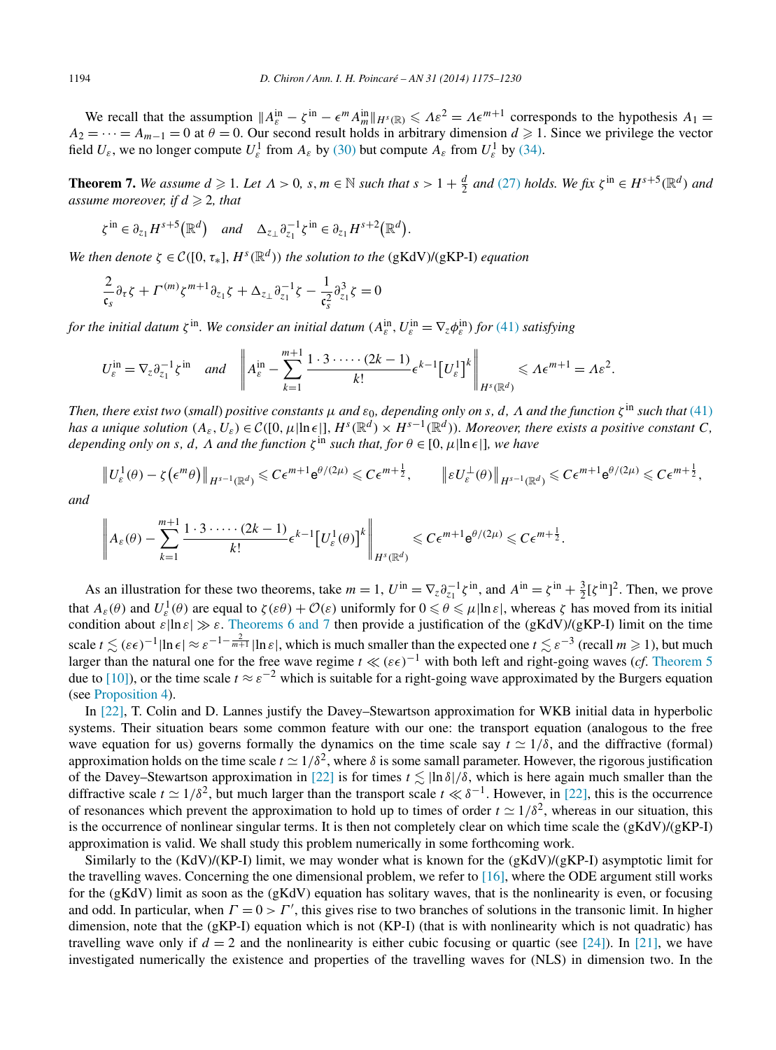We recall that the assumption $\|A_\varepsilon^{\rm in} - \zeta^{\rm in} - \epsilon^m A_m^{\rm in}\|_{H^s(\mathbb{R})} \leqslant \Lambda\varepsilon^2 = \Lambda\epsilon^{m+1}$ corresponds to the hypothesis $A_1 = A_2 = \cdots = A_{m-1} = 0$ at $\theta = 0$. Our second result holds in arbitrary dimension $d \geqslant 1$. Since we privilege the vector field $U_\varepsilon$, we no longer compute $U_\varepsilon^1$ from $A_\varepsilon$ by (30) but compute $A_\varepsilon$ from $U_\varepsilon^1$ by (34).

**Theorem 7.** *We assume $d \geqslant 1$. Let $\Lambda > 0$, $s, m \in \mathbb{N}$ such that $s > 1 + \frac{d}{2}$ and (27) holds. We fix $\zeta^{\rm in} \in H^{s+5}(\mathbb{R}^d)$ and assume moreover, if $d \geqslant 2$, that*

$$\zeta^{\rm in} \in \partial_{z_1} H^{s+5}(\mathbb{R}^d) \quad \text{and} \quad \Delta_{z_\perp}\partial_{z_1}^{-1}\zeta^{\rm in} \in \partial_{z_1} H^{s+2}(\mathbb{R}^d).$$

*We then denote $\zeta \in \mathcal{C}([0,\tau_*], H^s(\mathbb{R}^d))$ the solution to the* (gKdV)/(gKP-I) *equation*

$$\frac{2}{\mathfrak{c}_s}\partial_\tau \zeta + \Gamma^{(m)}\zeta^{m+1}\partial_{z_1}\zeta + \Delta_{z_\perp}\partial_{z_1}^{-1}\zeta - \frac{1}{\mathfrak{c}_s^2}\partial_{z_1}^3\zeta = 0$$

*for the initial datum $\zeta^{\rm in}$. We consider an initial datum $(A_\varepsilon^{\rm in}, U_\varepsilon^{\rm in} = \nabla_z \phi_\varepsilon^{\rm in})$ for (41) satisfying*

$$U_\varepsilon^{\rm in} = \nabla_z \partial_{z_1}^{-1}\zeta^{\rm in} \quad \text{and} \quad \left\| A_\varepsilon^{\rm in} - \sum_{k=1}^{m+1} \frac{1\cdot 3\cdot \cdots \cdot (2k-1)}{k!}\epsilon^{k-1}\big[U_\varepsilon^1\big]^k \right\|_{H^s(\mathbb{R}^d)} \leqslant \Lambda\epsilon^{m+1} = \Lambda\varepsilon^2.$$

*Then, there exist two* (*small*) *positive constants $\mu$ and $\varepsilon_0$, depending only on $s$, $d$, $\Lambda$ and the function $\zeta^{\rm in}$ such that (41) has a unique solution $(A_\varepsilon, U_\varepsilon) \in \mathcal{C}([0,\mu|\ln\epsilon|], H^s(\mathbb{R}^d) \times H^{s-1}(\mathbb{R}^d))$. Moreover, there exists a positive constant $C$, depending only on $s$, $d$, $\Lambda$ and the function $\zeta^{\rm in}$ such that, for $\theta \in [0,\mu|\ln\epsilon|]$, we have*

$$\big\|U_\varepsilon^1(\theta) - \zeta(\epsilon^m\theta)\big\|_{H^{s-1}(\mathbb{R}^d)} \leqslant C\epsilon^{m+1}{\rm e}^{\theta/(2\mu)} \leqslant C\epsilon^{m+\frac{1}{2}}, \qquad \big\|\varepsilon U_\varepsilon^\perp(\theta)\big\|_{H^{s-1}(\mathbb{R}^d)} \leqslant C\epsilon^{m+1}{\rm e}^{\theta/(2\mu)} \leqslant C\epsilon^{m+\frac{1}{2}},$$

*and*

$$\left\| A_\varepsilon(\theta) - \sum_{k=1}^{m+1} \frac{1\cdot 3\cdot \cdots \cdot (2k-1)}{k!}\epsilon^{k-1}\big[U_\varepsilon^1(\theta)\big]^k \right\|_{H^s(\mathbb{R}^d)} \leqslant C\epsilon^{m+1}{\rm e}^{\theta/(2\mu)} \leqslant C\epsilon^{m+\frac{1}{2}}.$$

As an illustration for these two theorems, take $m = 1$, $U^{\rm in} = \nabla_z \partial_{z_1}^{-1}\zeta^{\rm in}$, and $A^{\rm in} = \zeta^{\rm in} + \frac{3}{2}[\zeta^{\rm in}]^2$. Then, we prove that $A_\varepsilon(\theta)$ and $U_\varepsilon^1(\theta)$ are equal to $\zeta(\varepsilon\theta) + \mathcal{O}(\varepsilon)$ uniformly for $0 \leqslant \theta \leqslant \mu|\ln\varepsilon|$, whereas $\zeta$ has moved from its initial condition about $\varepsilon|\ln\varepsilon| \gg \varepsilon$. Theorems 6 and 7 then provide a justification of the (gKdV)/(gKP-I) limit on the time scale $t \lesssim (\varepsilon\epsilon)^{-1}|\ln\epsilon| \approx \varepsilon^{-1-\frac{2}{m+1}}|\ln\varepsilon|$, which is much smaller than the expected one $t \lesssim \varepsilon^{-3}$ (recall $m \geqslant 1$), but much larger than the natural one for the free wave regime $t \ll (\varepsilon\epsilon)^{-1}$ with both left and right-going waves (*cf.* Theorem 5 due to [10]), or the time scale $t \approx \varepsilon^{-2}$ which is suitable for a right-going wave approximated by the Burgers equation (see Proposition 4).

In [22], T. Colin and D. Lannes justify the Davey–Stewartson approximation for WKB initial data in hyperbolic systems. Their situation bears some common feature with our one: the transport equation (analogous to the free wave equation for us) governs formally the dynamics on the time scale say $t \simeq 1/\delta$, and the diffractive (formal) approximation holds on the time scale $t \simeq 1/\delta^2$, where $\delta$ is some samall parameter. However, the rigorous justification of the Davey–Stewartson approximation in [22] is for times $t \lesssim |\ln\delta|/\delta$, which is here again much smaller than the diffractive scale $t \simeq 1/\delta^2$, but much larger than the transport scale $t \ll \delta^{-1}$. However, in [22], this is the occurrence of resonances which prevent the approximation to hold up to times of order $t \simeq 1/\delta^2$, whereas in our situation, this is the occurrence of nonlinear singular terms. It is then not completely clear on which time scale the (gKdV)/(gKP-I) approximation is valid. We shall study this problem numerically in some forthcoming work.

Similarly to the (KdV)/(KP-I) limit, we may wonder what is known for the (gKdV)/(gKP-I) asymptotic limit for the travelling waves. Concerning the one dimensional problem, we refer to [16], where the ODE argument still works for the (gKdV) limit as soon as the (gKdV) equation has solitary waves, that is the nonlinearity is even, or focusing and odd. In particular, when $\Gamma = 0 > \Gamma'$, this gives rise to two branches of solutions in the transonic limit. In higher dimension, note that the (gKP-I) equation which is not (KP-I) (that is with nonlinearity which is not quadratic) has travelling wave only if $d = 2$ and the nonlinearity is either cubic focusing or quartic (see [24]). In [21], we have investigated numerically the existence and properties of the travelling waves for (NLS) in dimension two. In the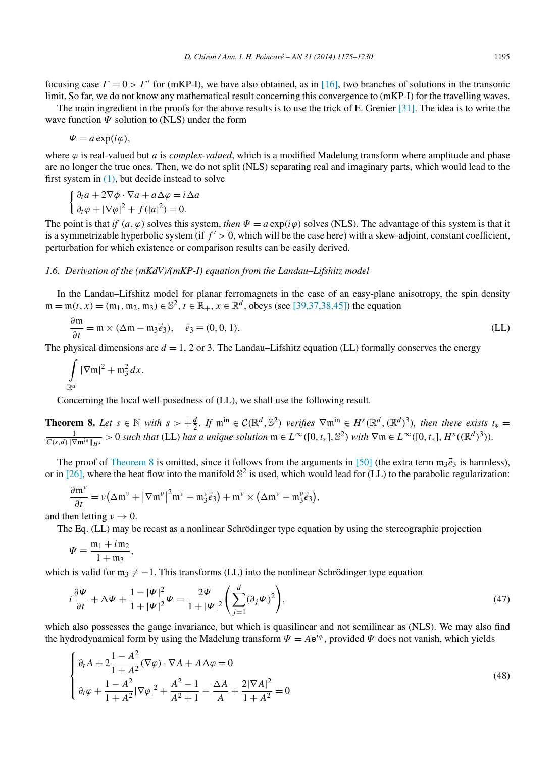focusing case $\Gamma = 0 > \Gamma'$ for (mKP-I), we have also obtained, as in [16], two branches of solutions in the transonic limit. So far, we do not know any mathematical result concerning this convergence to (mKP-I) for the travelling waves.

The main ingredient in the proofs for the above results is to use the trick of E. Grenier [31]. The idea is to write the wave function $\Psi$ solution to (NLS) under the form

$$\Psi = a \exp(i\varphi),$$

where $\varphi$ is real-valued but $a$ is *complex-valued*, which is a modified Madelung transform where amplitude and phase are no longer the true ones. Then, we do not split (NLS) separating real and imaginary parts, which would lead to the first system in (1), but decide instead to solve

$$\begin{cases} \partial_t a + 2\nabla\phi \cdot \nabla a + a\Delta\varphi = i\Delta a \\ \partial_t \varphi + |\nabla\varphi|^2 + f(|a|^2) = 0. \end{cases}$$

The point is that *if* $(a, \varphi)$ solves this system, *then* $\Psi = a\exp(i\varphi)$ solves (NLS). The advantage of this system is that it is a symmetrizable hyperbolic system (if $f' > 0$, which will be the case here) with a skew-adjoint, constant coefficient, perturbation for which existence or comparison results can be easily derived.

### *1.6. Derivation of the (mKdV)/(mKP-I) equation from the Landau–Lifshitz model*

In the Landau–Lifshitz model for planar ferromagnets in the case of an easy-plane anisotropy, the spin density $\mathfrak{m} = \mathfrak{m}(t, x) = (\mathfrak{m}_1, \mathfrak{m}_2, \mathfrak{m}_3) \in \mathbb{S}^2$, $t \in \mathbb{R}_+$, $x \in \mathbb{R}^d$, obeys (see [39,37,38,45]) the equation

$$\frac{\partial \mathfrak{m}}{\partial t} = \mathfrak{m} \times (\Delta\mathfrak{m} - \mathfrak{m}_3\vec{e}_3), \quad \vec{e}_3 \equiv (0, 0, 1). \tag{LL}$$

The physical dimensions are $d = 1$, 2 or 3. The Landau–Lifshitz equation (LL) formally conserves the energy

$$\int_{\mathbb{R}^d} |\nabla\mathfrak{m}|^2 + \mathfrak{m}_3^2\, dx.$$

Concerning the local well-posedness of (LL), we shall use the following result.

**Theorem 8.** *Let $s \in \mathbb{N}$ with $s > +\frac{d}{2}$. If $\mathfrak{m}^{\text{in}} \in \mathcal{C}(\mathbb{R}^d, \mathbb{S}^2)$ verifies $\nabla\mathfrak{m}^{\text{in}} \in H^s(\mathbb{R}^d, (\mathbb{R}^d)^3)$, then there exists $t_* = \frac{1}{C(s,d)\|\nabla\mathfrak{m}^{\text{in}}\|_{H^s}} > 0$ such that (LL) has a unique solution $\mathfrak{m} \in L^\infty([0, t_*], \mathbb{S}^2)$ with $\nabla\mathfrak{m} \in L^\infty([0, t_*], H^s((\mathbb{R}^d)^3))$.*

The proof of Theorem 8 is omitted, since it follows from the arguments in [50] (the extra term $\mathfrak{m}_3\vec{e}_3$ is harmless), or in [26], where the heat flow into the manifold $\mathbb{S}^2$ is used, which would lead for (LL) to the parabolic regularization:

$$\frac{\partial \mathfrak{m}^\nu}{\partial t} = \nu\big(\Delta\mathfrak{m}^\nu + |\nabla\mathfrak{m}^\nu|^2\mathfrak{m}^\nu - \mathfrak{m}_3^\nu\vec{e}_3\big) + \mathfrak{m}^\nu \times \big(\Delta\mathfrak{m}^\nu - \mathfrak{m}_3^\nu\vec{e}_3\big),$$

and then letting $\nu \to 0$.

The Eq. (LL) may be recast as a nonlinear Schrödinger type equation by using the stereographic projection

$$\Psi \equiv \frac{\mathfrak{m}_1 + i\mathfrak{m}_2}{1 + \mathfrak{m}_3},$$

which is valid for $\mathfrak{m}_3 \neq -1$. This transforms (LL) into the nonlinear Schrödinger type equation

$$i\frac{\partial\Psi}{\partial t} + \Delta\Psi + \frac{1 - |\Psi|^2}{1 + |\Psi|^2}\Psi = \frac{2\bar{\Psi}}{1 + |\Psi|^2}\left(\sum_{j=1}^d (\partial_j\Psi)^2\right), \tag{47}$$

which also possesses the gauge invariance, but which is quasilinear and not semilinear as (NLS). We may also find the hydrodynamical form by using the Madelung transform $\Psi = Ae^{i\varphi}$, provided $\Psi$ does not vanish, which yields

$$\begin{cases} \partial_t A + 2\dfrac{1 - A^2}{1 + A^2}(\nabla\varphi) \cdot \nabla A + A\Delta\varphi = 0 \\ \partial_t\varphi + \dfrac{1 - A^2}{1 + A^2}|\nabla\varphi|^2 + \dfrac{A^2 - 1}{A^2 + 1} - \dfrac{\Delta A}{A} + \dfrac{2|\nabla A|^2}{1 + A^2} = 0 \end{cases} \tag{48}$$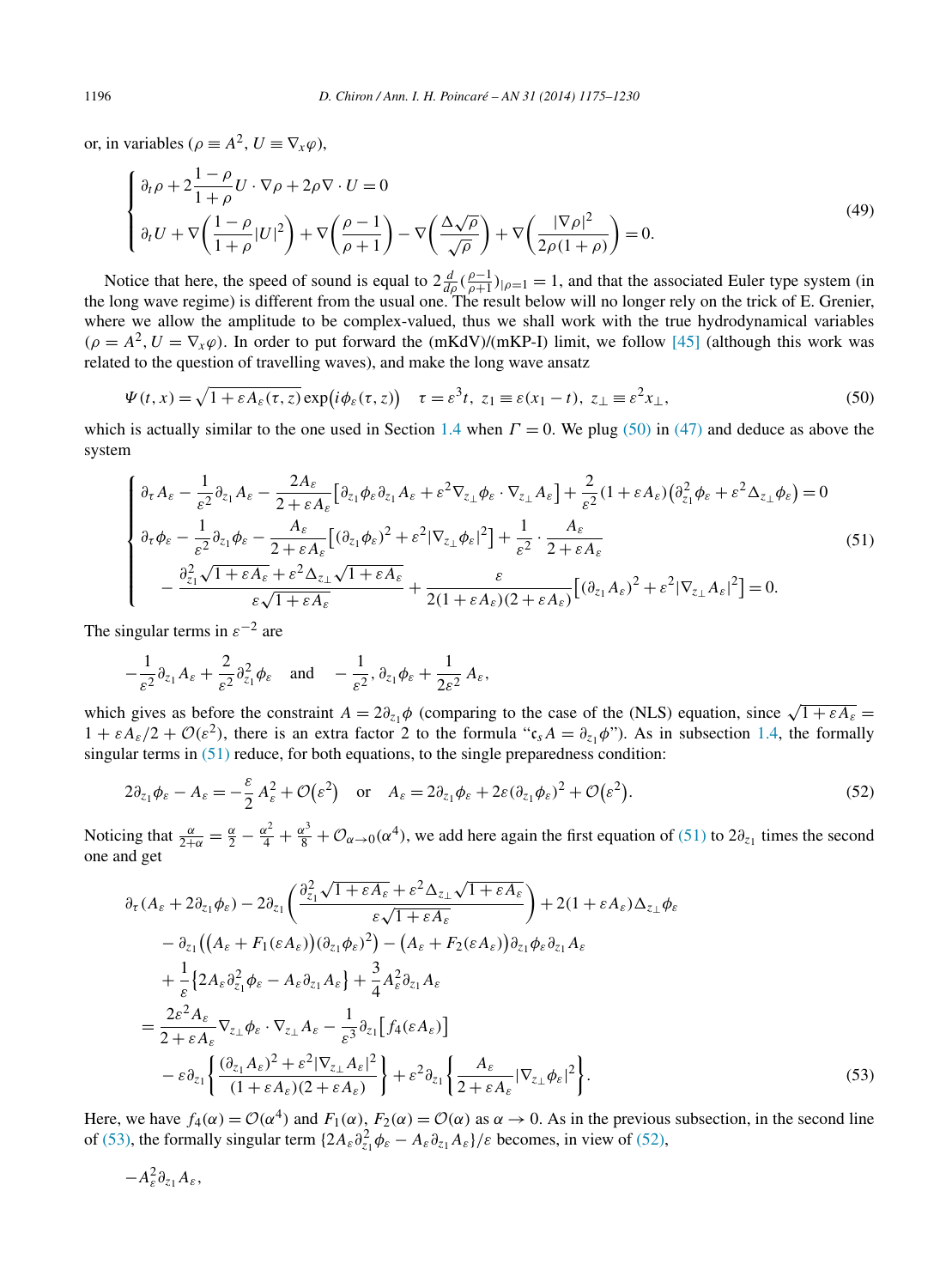or, in variables ($\rho \equiv A^2$, $U \equiv \nabla_x \varphi$),

$$
\begin{cases}
\partial_t \rho + 2\dfrac{1-\rho}{1+\rho} U \cdot \nabla \rho + 2\rho \nabla \cdot U = 0 \\
\partial_t U + \nabla\left(\dfrac{1-\rho}{1+\rho}|U|^2\right) + \nabla\left(\dfrac{\rho-1}{\rho+1}\right) - \nabla\left(\dfrac{\Delta\sqrt{\rho}}{\sqrt{\rho}}\right) + \nabla\left(\dfrac{|\nabla \rho|^2}{2\rho(1+\rho)}\right) = 0.
\end{cases}
\tag{49}
$$

Notice that here, the speed of sound is equal to $2\frac{d}{d\rho}(\frac{\rho-1}{\rho+1})_{|\rho=1} = 1$, and that the associated Euler type system (in the long wave regime) is different from the usual one. The result below will no longer rely on the trick of E. Grenier, where we allow the amplitude to be complex-valued, thus we shall work with the true hydrodynamical variables ($\rho = A^2, U = \nabla_x \varphi$). In order to put forward the (mKdV)/(mKP-I) limit, we follow [45] (although this work was related to the question of travelling waves), and make the long wave ansatz

$$
\Psi(t,x) = \sqrt{1+\varepsilon A_\varepsilon(\tau,z)} \exp\bigl(i\phi_\varepsilon(\tau,z)\bigr) \quad \tau = \varepsilon^3 t,\ z_1 \equiv \varepsilon(x_1 - t),\ z_\perp \equiv \varepsilon^2 x_\perp,
\tag{50}
$$

which is actually similar to the one used in Section 1.4 when $\Gamma = 0$. We plug (50) in (47) and deduce as above the system

$$
\begin{cases}
\partial_\tau A_\varepsilon - \dfrac{1}{\varepsilon^2}\partial_{z_1} A_\varepsilon - \dfrac{2A_\varepsilon}{2+\varepsilon A_\varepsilon}\bigl[\partial_{z_1}\phi_\varepsilon \partial_{z_1} A_\varepsilon + \varepsilon^2 \nabla_{z_\perp}\phi_\varepsilon \cdot \nabla_{z_\perp} A_\varepsilon\bigr] + \dfrac{2}{\varepsilon^2}(1+\varepsilon A_\varepsilon)\bigl(\partial_{z_1}^2 \phi_\varepsilon + \varepsilon^2 \Delta_{z_\perp}\phi_\varepsilon\bigr) = 0 \\
\partial_\tau \phi_\varepsilon - \dfrac{1}{\varepsilon^2}\partial_{z_1}\phi_\varepsilon - \dfrac{A_\varepsilon}{2+\varepsilon A_\varepsilon}\bigl[(\partial_{z_1}\phi_\varepsilon)^2 + \varepsilon^2 |\nabla_{z_\perp}\phi_\varepsilon|^2\bigr] + \dfrac{1}{\varepsilon^2}\cdot \dfrac{A_\varepsilon}{2+\varepsilon A_\varepsilon} \\
\quad - \dfrac{\partial_{z_1}^2\sqrt{1+\varepsilon A_\varepsilon} + \varepsilon^2 \Delta_{z_\perp}\sqrt{1+\varepsilon A_\varepsilon}}{\varepsilon\sqrt{1+\varepsilon A_\varepsilon}} + \dfrac{\varepsilon}{2(1+\varepsilon A_\varepsilon)(2+\varepsilon A_\varepsilon)}\bigl[(\partial_{z_1} A_\varepsilon)^2 + \varepsilon^2 |\nabla_{z_\perp} A_\varepsilon|^2\bigr] = 0.
\end{cases}
\tag{51}
$$

The singular terms in $\varepsilon^{-2}$ are

$$
-\frac{1}{\varepsilon^2}\partial_{z_1} A_\varepsilon + \frac{2}{\varepsilon^2}\partial_{z_1}^2 \phi_\varepsilon \quad \text{and} \quad -\frac{1}{\varepsilon^2}, \partial_{z_1}\phi_\varepsilon + \frac{1}{2\varepsilon^2} A_\varepsilon,
$$

which gives as before the constraint $A = 2\partial_{z_1}\phi$ (comparing to the case of the (NLS) equation, since $\sqrt{1+\varepsilon A_\varepsilon} = 1 + \varepsilon A_\varepsilon/2 + \mathcal{O}(\varepsilon^2)$, there is an extra factor 2 to the formula "$\mathfrak{c}_s A = \partial_{z_1}\phi$"). As in subsection 1.4, the formally singular terms in (51) reduce, for both equations, to the single preparedness condition:

$$
2\partial_{z_1}\phi_\varepsilon - A_\varepsilon = -\frac{\varepsilon}{2} A_\varepsilon^2 + \mathcal{O}\bigl(\varepsilon^2\bigr) \quad \text{or} \quad A_\varepsilon = 2\partial_{z_1}\phi_\varepsilon + 2\varepsilon(\partial_{z_1}\phi_\varepsilon)^2 + \mathcal{O}\bigl(\varepsilon^2\bigr).
\tag{52}
$$

Noticing that $\frac{\alpha}{2+\alpha} = \frac{\alpha}{2} - \frac{\alpha^2}{4} + \frac{\alpha^3}{8} + \mathcal{O}_{\alpha\to 0}(\alpha^4)$, we add here again the first equation of (51) to $2\partial_{z_1}$ times the second one and get

$$
\begin{aligned}
&\partial_\tau(A_\varepsilon + 2\partial_{z_1}\phi_\varepsilon) - 2\partial_{z_1}\left(\frac{\partial_{z_1}^2\sqrt{1+\varepsilon A_\varepsilon} + \varepsilon^2\Delta_{z_\perp}\sqrt{1+\varepsilon A_\varepsilon}}{\varepsilon\sqrt{1+\varepsilon A_\varepsilon}}\right) + 2(1+\varepsilon A_\varepsilon)\Delta_{z_\perp}\phi_\varepsilon \\
&\quad - \partial_{z_1}\bigl(\bigl(A_\varepsilon + F_1(\varepsilon A_\varepsilon)\bigr)(\partial_{z_1}\phi_\varepsilon)^2\bigr) - \bigl(A_\varepsilon + F_2(\varepsilon A_\varepsilon)\bigr)\partial_{z_1}\phi_\varepsilon \partial_{z_1} A_\varepsilon \\
&\quad + \frac{1}{\varepsilon}\bigl\{2A_\varepsilon \partial_{z_1}^2\phi_\varepsilon - A_\varepsilon \partial_{z_1} A_\varepsilon\bigr\} + \frac{3}{4}A_\varepsilon^2 \partial_{z_1} A_\varepsilon \\
&= \frac{2\varepsilon^2 A_\varepsilon}{2+\varepsilon A_\varepsilon}\nabla_{z_\perp}\phi_\varepsilon \cdot \nabla_{z_\perp} A_\varepsilon - \frac{1}{\varepsilon^3}\partial_{z_1}\bigl[f_4(\varepsilon A_\varepsilon)\bigr] \\
&\quad - \varepsilon\partial_{z_1}\left\{\frac{(\partial_{z_1} A_\varepsilon)^2 + \varepsilon^2|\nabla_{z_\perp} A_\varepsilon|^2}{(1+\varepsilon A_\varepsilon)(2+\varepsilon A_\varepsilon)}\right\} + \varepsilon^2 \partial_{z_1}\left\{\frac{A_\varepsilon}{2+\varepsilon A_\varepsilon}|\nabla_{z_\perp}\phi_\varepsilon|^2\right\}.
\end{aligned}
\tag{53}
$$

Here, we have $f_4(\alpha) = \mathcal{O}(\alpha^4)$ and $F_1(\alpha), F_2(\alpha) = \mathcal{O}(\alpha)$ as $\alpha \to 0$. As in the previous subsection, in the second line of (53), the formally singular term $\{2A_\varepsilon \partial_{z_1}^2 \phi_\varepsilon - A_\varepsilon \partial_{z_1} A_\varepsilon\}/\varepsilon$ becomes, in view of (52),

$$
-A_\varepsilon^2 \partial_{z_1} A_\varepsilon,
$$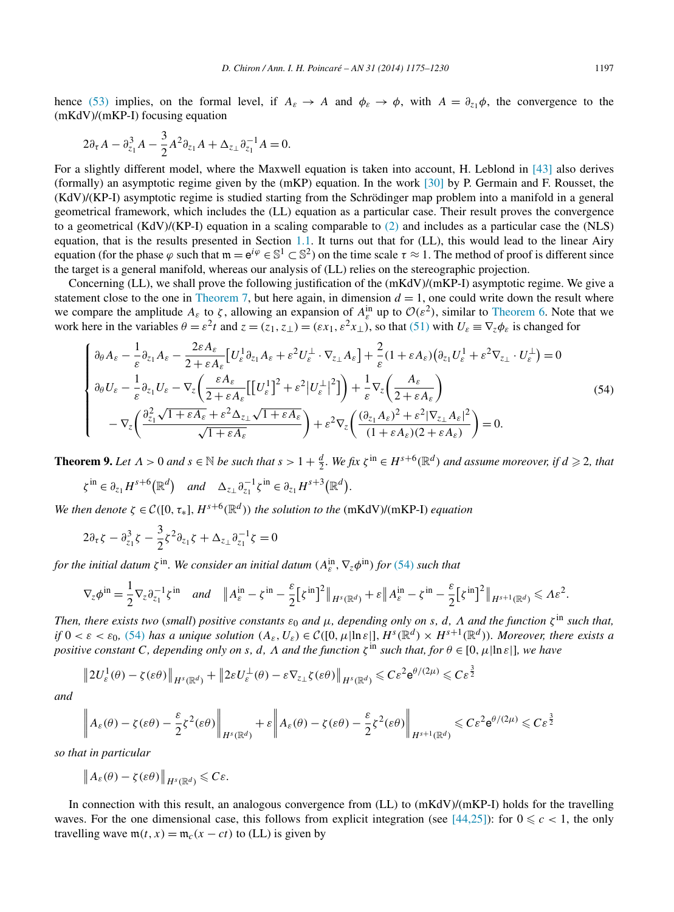hence (53) implies, on the formal level, if $A_\varepsilon \to A$ and $\phi_\varepsilon \to \phi$, with $A = \partial_{z_1}\phi$, the convergence to the (mKdV)/(mKP-I) focusing equation

$$2\partial_\tau A - \partial_{z_1}^3 A - \frac{3}{2}A^2\partial_{z_1}A + \Delta_{z_\perp}\partial_{z_1}^{-1}A = 0.$$

For a slightly different model, where the Maxwell equation is taken into account, H. Leblond in [43] also derives (formally) an asymptotic regime given by the (mKP) equation. In the work [30] by P. Germain and F. Rousset, the (KdV)/(KP-I) asymptotic regime is studied starting from the Schrödinger map problem into a manifold in a general geometrical framework, which includes the (LL) equation as a particular case. Their result proves the convergence to a geometrical (KdV)/(KP-I) equation in a scaling comparable to (2) and includes as a particular case the (NLS) equation, that is the results presented in Section 1.1. It turns out that for (LL), this would lead to the linear Airy equation (for the phase $\varphi$ such that $\mathfrak{m} = e^{i\varphi} \in \mathbb{S}^1 \subset \mathbb{S}^2$) on the time scale $\tau \approx 1$. The method of proof is different since the target is a general manifold, whereas our analysis of (LL) relies on the stereographic projection.

Concerning (LL), we shall prove the following justification of the (mKdV)/(mKP-I) asymptotic regime. We give a statement close to the one in Theorem 7, but here again, in dimension $d = 1$, one could write down the result where we compare the amplitude $A_\varepsilon$ to $\zeta$, allowing an expansion of $A_\varepsilon^{\rm in}$ up to $\mathcal{O}(\varepsilon^2)$, similar to Theorem 6. Note that we work here in the variables $\theta = \varepsilon^2 t$ and $z = (z_1, z_\perp) = (\varepsilon x_1, \varepsilon^2 x_\perp)$, so that (51) with $U_\varepsilon \equiv \nabla_z \phi_\varepsilon$ is changed for

$$\begin{cases} \partial_\theta A_\varepsilon - \dfrac{1}{\varepsilon}\partial_{z_1}A_\varepsilon - \dfrac{2\varepsilon A_\varepsilon}{2+\varepsilon A_\varepsilon}\big[U_\varepsilon^1\partial_{z_1}A_\varepsilon + \varepsilon^2 U_\varepsilon^\perp \cdot \nabla_{z_\perp}A_\varepsilon\big] + \dfrac{2}{\varepsilon}(1+\varepsilon A_\varepsilon)\big(\partial_{z_1}U_\varepsilon^1 + \varepsilon^2\nabla_{z_\perp}\cdot U_\varepsilon^\perp\big) = 0 \\ \partial_\theta U_\varepsilon - \dfrac{1}{\varepsilon}\partial_{z_1}U_\varepsilon - \nabla_z\left(\dfrac{\varepsilon A_\varepsilon}{2+\varepsilon A_\varepsilon}\big[\big[U_\varepsilon^1\big]^2 + \varepsilon^2\big|U_\varepsilon^\perp\big|^2\big]\right) + \dfrac{1}{\varepsilon}\nabla_z\left(\dfrac{A_\varepsilon}{2+\varepsilon A_\varepsilon}\right) \\ \quad - \nabla_z\left(\dfrac{\partial_{z_1}^2\sqrt{1+\varepsilon A_\varepsilon} + \varepsilon^2\Delta_{z_\perp}\sqrt{1+\varepsilon A_\varepsilon}}{\sqrt{1+\varepsilon A_\varepsilon}}\right) + \varepsilon^2\nabla_z\left(\dfrac{(\partial_{z_1}A_\varepsilon)^2 + \varepsilon^2|\nabla_{z_\perp}A_\varepsilon|^2}{(1+\varepsilon A_\varepsilon)(2+\varepsilon A_\varepsilon)}\right) = 0. \end{cases} \tag{54}$$

**Theorem 9.** *Let $\Lambda > 0$ and $s \in \mathbb{N}$ be such that $s > 1 + \frac{d}{2}$. We fix $\zeta^{\rm in} \in H^{s+6}(\mathbb{R}^d)$ and assume moreover, if $d \geqslant 2$, that*

$$\zeta^{\rm in} \in \partial_{z_1}H^{s+6}\big(\mathbb{R}^d\big) \quad \text{and} \quad \Delta_{z_\perp}\partial_{z_1}^{-1}\zeta^{\rm in} \in \partial_{z_1}H^{s+3}\big(\mathbb{R}^d\big).$$

*We then denote $\zeta \in \mathcal{C}([0,\tau_*], H^{s+6}(\mathbb{R}^d))$ the solution to the* (mKdV)/(mKP-I) *equation*

$$2\partial_\tau\zeta - \partial_{z_1}^3\zeta - \frac{3}{2}\zeta^2\partial_{z_1}\zeta + \Delta_{z_\perp}\partial_{z_1}^{-1}\zeta = 0$$

*for the initial datum $\zeta^{\rm in}$. We consider an initial datum $(A_\varepsilon^{\rm in}, \nabla_z\phi^{\rm in})$ for (54) such that*

$$\nabla_z\phi^{\rm in} = \frac{1}{2}\nabla_z\partial_{z_1}^{-1}\zeta^{\rm in} \quad \text{and} \quad \Big\|A_\varepsilon^{\rm in} - \zeta^{\rm in} - \frac{\varepsilon}{2}\big[\zeta^{\rm in}\big]^2\Big\|_{H^s(\mathbb{R}^d)} + \varepsilon\Big\|A_\varepsilon^{\rm in} - \zeta^{\rm in} - \frac{\varepsilon}{2}\big[\zeta^{\rm in}\big]^2\Big\|_{H^{s+1}(\mathbb{R}^d)} \leqslant \Lambda\varepsilon^2.$$

*Then, there exists two* (*small*) *positive constants $\varepsilon_0$ and $\mu$, depending only on $s$, $d$, $\Lambda$ and the function $\zeta^{\rm in}$ such that, if $0 < \varepsilon < \varepsilon_0$,* (54) *has a unique solution $(A_\varepsilon, U_\varepsilon) \in \mathcal{C}([0,\mu|\ln\varepsilon|], H^s(\mathbb{R}^d) \times H^{s+1}(\mathbb{R}^d))$. Moreover, there exists a positive constant $C$, depending only on $s$, $d$, $\Lambda$ and the function $\zeta^{\rm in}$ such that, for $\theta \in [0,\mu|\ln\varepsilon|]$, we have*

$$\big\|2U_\varepsilon^1(\theta) - \zeta(\varepsilon\theta)\big\|_{H^s(\mathbb{R}^d)} + \big\|2\varepsilon U_\varepsilon^\perp(\theta) - \varepsilon\nabla_{z_\perp}\zeta(\varepsilon\theta)\big\|_{H^s(\mathbb{R}^d)} \leqslant C\varepsilon^2 e^{\theta/(2\mu)} \leqslant C\varepsilon^{\frac{3}{2}}$$

*and*

$$\left\|A_\varepsilon(\theta) - \zeta(\varepsilon\theta) - \frac{\varepsilon}{2}\zeta^2(\varepsilon\theta)\right\|_{H^s(\mathbb{R}^d)} + \varepsilon\left\|A_\varepsilon(\theta) - \zeta(\varepsilon\theta) - \frac{\varepsilon}{2}\zeta^2(\varepsilon\theta)\right\|_{H^{s+1}(\mathbb{R}^d)} \leqslant C\varepsilon^2 e^{\theta/(2\mu)} \leqslant C\varepsilon^{\frac{3}{2}}$$

*so that in particular*

$$\big\|A_\varepsilon(\theta) - \zeta(\varepsilon\theta)\big\|_{H^s(\mathbb{R}^d)} \leqslant C\varepsilon.$$

In connection with this result, an analogous convergence from (LL) to (mKdV)/(mKP-I) holds for the travelling waves. For the one dimensional case, this follows from explicit integration (see [44,25]): for $0 \leqslant c < 1$, the only travelling wave $\mathfrak{m}(t,x) = \mathfrak{m}_c(x - ct)$ to (LL) is given by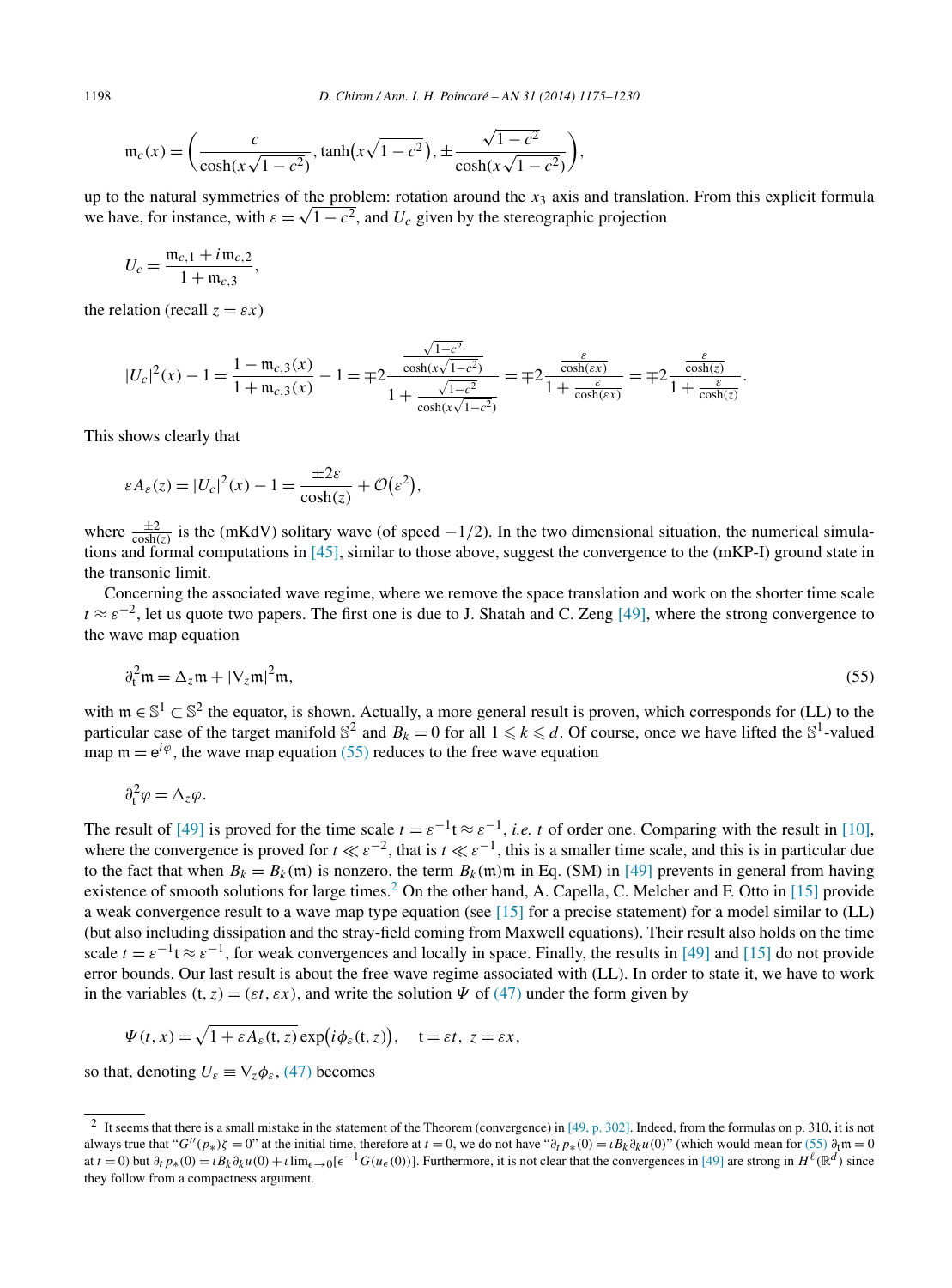$$\mathfrak{m}_c(x) = \left( \frac{c}{\cosh(x\sqrt{1-c^2})}, \tanh\big(x\sqrt{1-c^2}\big), \pm \frac{\sqrt{1-c^2}}{\cosh(x\sqrt{1-c^2})} \right),$$

up to the natural symmetries of the problem: rotation around the $x_3$ axis and translation. From this explicit formula we have, for instance, with $\varepsilon = \sqrt{1-c^2}$, and $U_c$ given by the stereographic projection

$$U_c = \frac{\mathfrak{m}_{c,1} + i\mathfrak{m}_{c,2}}{1 + \mathfrak{m}_{c,3}},$$

the relation (recall $z = \varepsilon x$)

$$|U_c|^2(x) - 1 = \frac{1 - \mathfrak{m}_{c,3}(x)}{1 + \mathfrak{m}_{c,3}(x)} - 1 = \mp 2 \frac{\frac{\sqrt{1-c^2}}{\cosh(x\sqrt{1-c^2})}}{1 + \frac{\sqrt{1-c^2}}{\cosh(x\sqrt{1-c^2})}} = \mp 2 \frac{\frac{\varepsilon}{\cosh(\varepsilon x)}}{1 + \frac{\varepsilon}{\cosh(\varepsilon x)}} = \mp 2 \frac{\frac{\varepsilon}{\cosh(z)}}{1 + \frac{\varepsilon}{\cosh(z)}}.$$

This shows clearly that

$$\varepsilon A_\varepsilon(z) = |U_c|^2(x) - 1 = \frac{\pm 2\varepsilon}{\cosh(z)} + \mathcal{O}\big(\varepsilon^2\big),$$

where $\frac{\pm 2}{\cosh(z)}$ is the (mKdV) solitary wave (of speed $-1/2$). In the two dimensional situation, the numerical simulations and formal computations in [45], similar to those above, suggest the convergence to the (mKP-I) ground state in the transonic limit.

Concerning the associated wave regime, where we remove the space translation and work on the shorter time scale $t \approx \varepsilon^{-2}$, let us quote two papers. The first one is due to J. Shatah and C. Zeng [49], where the strong convergence to the wave map equation

$$\partial_{\mathrm{t}}^2 \mathfrak{m} = \Delta_z \mathfrak{m} + |\nabla_z \mathfrak{m}|^2 \mathfrak{m}, \tag{55}$$

with $\mathfrak{m} \in \mathbb{S}^1 \subset \mathbb{S}^2$ the equator, is shown. Actually, a more general result is proven, which corresponds for (LL) to the particular case of the target manifold $\mathbb{S}^2$ and $B_k = 0$ for all $1 \leqslant k \leqslant d$. Of course, once we have lifted the $\mathbb{S}^1$-valued map $\mathfrak{m} = \mathrm{e}^{i\varphi}$, the wave map equation (55) reduces to the free wave equation

$$\partial_{\mathrm{t}}^2 \varphi = \Delta_z \varphi.$$

The result of [49] is proved for the time scale $t = \varepsilon^{-1}\mathrm{t} \approx \varepsilon^{-1}$, *i.e.* $\mathrm{t}$ of order one. Comparing with the result in [10], where the convergence is proved for $t \ll \varepsilon^{-2}$, that is $\mathrm{t} \ll \varepsilon^{-1}$, this is a smaller time scale, and this is in particular due to the fact that when $B_k = B_k(\mathfrak{m})$ is nonzero, the term $B_k(\mathfrak{m})\mathfrak{m}$ in Eq. (SM) in [49] prevents in general from having existence of smooth solutions for large times.[2] On the other hand, A. Capella, C. Melcher and F. Otto in [15] provide a weak convergence result to a wave map type equation (see [15] for a precise statement) for a model similar to (LL) (but also including dissipation and the stray-field coming from Maxwell equations). Their result also holds on the time scale $t = \varepsilon^{-1}\mathrm{t} \approx \varepsilon^{-1}$, for weak convergences and locally in space. Finally, the results in [49] and [15] do not provide error bounds. Our last result is about the free wave regime associated with (LL). In order to state it, we have to work in the variables $(\mathrm{t}, z) = (\varepsilon t, \varepsilon x)$, and write the solution $\Psi$ of (47) under the form given by

$$\Psi(t, x) = \sqrt{1 + \varepsilon A_\varepsilon(\mathrm{t}, z)} \exp\big(i\phi_\varepsilon(\mathrm{t}, z)\big), \quad \mathrm{t} = \varepsilon t, \ z = \varepsilon x,$$

so that, denoting $U_\varepsilon \equiv \nabla_z \phi_\varepsilon$, (47) becomes

---

[2] It seems that there is a small mistake in the statement of the Theorem (convergence) in [49, p. 302]. Indeed, from the formulas on p. 310, it is not always true that "$G''(p_*)\zeta = 0$" at the initial time, therefore at $t = 0$, we do not have "$\partial_t p_*(0) = \iota B_k \partial_k u(0)$" (which would mean for (55) $\partial_{\mathrm{t}} \mathfrak{m} = 0$ at $t = 0$) but $\partial_t p_*(0) = \iota B_k \partial_k u(0) + \iota \lim_{\epsilon \to 0} [\epsilon^{-1} G(u_\epsilon(0))]$. Furthermore, it is not clear that the convergences in [49] are strong in $H^\ell(\mathbb{R}^d)$ since they follow from a compactness argument.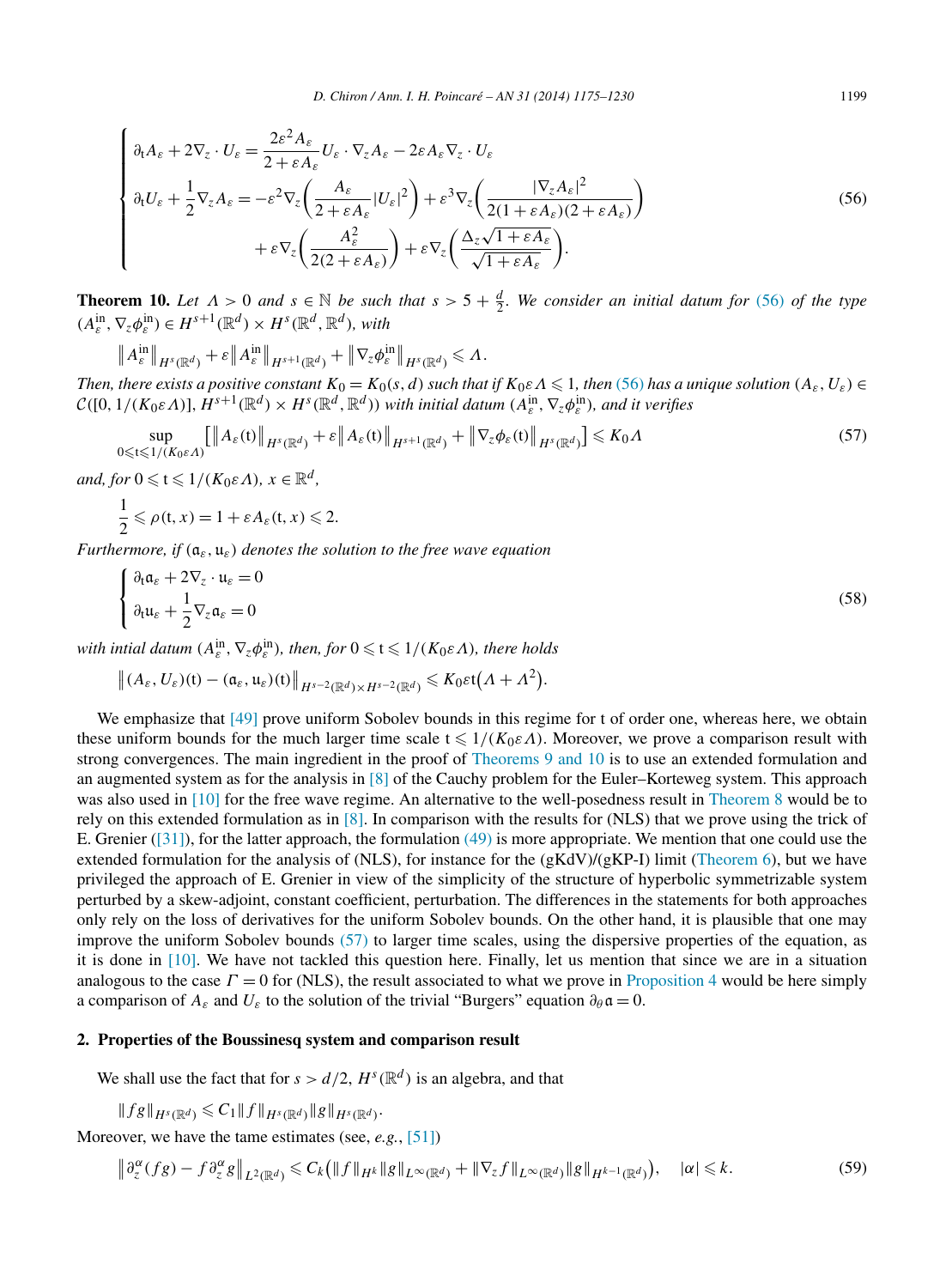$$
\begin{cases}
\partial_t A_\varepsilon + 2\nabla_z \cdot U_\varepsilon = \dfrac{2\varepsilon^2 A_\varepsilon}{2+\varepsilon A_\varepsilon} U_\varepsilon \cdot \nabla_z A_\varepsilon - 2\varepsilon A_\varepsilon \nabla_z \cdot U_\varepsilon \\[2mm]
\partial_t U_\varepsilon + \dfrac{1}{2}\nabla_z A_\varepsilon = -\varepsilon^2 \nabla_z\left(\dfrac{A_\varepsilon}{2+\varepsilon A_\varepsilon}|U_\varepsilon|^2\right) + \varepsilon^3 \nabla_z\left(\dfrac{|\nabla_z A_\varepsilon|^2}{2(1+\varepsilon A_\varepsilon)(2+\varepsilon A_\varepsilon)}\right) \\[2mm]
\qquad\qquad + \varepsilon \nabla_z\left(\dfrac{A_\varepsilon^2}{2(2+\varepsilon A_\varepsilon)}\right) + \varepsilon \nabla_z\left(\dfrac{\Delta_z \sqrt{1+\varepsilon A_\varepsilon}}{\sqrt{1+\varepsilon A_\varepsilon}}\right).
\end{cases}
\tag{56}
$$

**Theorem 10.** *Let $\Lambda > 0$ and $s \in \mathbb{N}$ be such that $s > 5 + \frac{d}{2}$. We consider an initial datum for (56) of the type $(A_\varepsilon^{\mathrm{in}}, \nabla_z \phi_\varepsilon^{\mathrm{in}}) \in H^{s+1}(\mathbb{R}^d) \times H^s(\mathbb{R}^d, \mathbb{R}^d)$, with*

$$
\|A_\varepsilon^{\mathrm{in}}\|_{H^s(\mathbb{R}^d)} + \varepsilon \|A_\varepsilon^{\mathrm{in}}\|_{H^{s+1}(\mathbb{R}^d)} + \|\nabla_z \phi_\varepsilon^{\mathrm{in}}\|_{H^s(\mathbb{R}^d)} \leqslant \Lambda.
$$

*Then, there exists a positive constant $K_0 = K_0(s, d)$ such that if $K_0 \varepsilon \Lambda \leqslant 1$, then (56) has a unique solution $(A_\varepsilon, U_\varepsilon) \in \mathcal{C}([0, 1/(K_0\varepsilon\Lambda)], H^{s+1}(\mathbb{R}^d) \times H^s(\mathbb{R}^d, \mathbb{R}^d))$ with initial datum $(A_\varepsilon^{\mathrm{in}}, \nabla_z \phi_\varepsilon^{\mathrm{in}})$, and it verifies*

$$
\sup_{0 \leqslant t \leqslant 1/(K_0\varepsilon\Lambda)} \left[\|A_\varepsilon(t)\|_{H^s(\mathbb{R}^d)} + \varepsilon\|A_\varepsilon(t)\|_{H^{s+1}(\mathbb{R}^d)} + \|\nabla_z \phi_\varepsilon(t)\|_{H^s(\mathbb{R}^d)}\right] \leqslant K_0 \Lambda
\tag{57}
$$

*and, for $0 \leqslant t \leqslant 1/(K_0\varepsilon\Lambda)$, $x \in \mathbb{R}^d$,*

$$
\frac{1}{2} \leqslant \rho(t, x) = 1 + \varepsilon A_\varepsilon(t, x) \leqslant 2.
$$

*Furthermore, if $(\mathfrak{a}_\varepsilon, \mathfrak{u}_\varepsilon)$ denotes the solution to the free wave equation*

$$
\begin{cases}
\partial_t \mathfrak{a}_\varepsilon + 2\nabla_z \cdot \mathfrak{u}_\varepsilon = 0 \\[1mm]
\partial_t \mathfrak{u}_\varepsilon + \dfrac{1}{2}\nabla_z \mathfrak{a}_\varepsilon = 0
\end{cases}
\tag{58}
$$

*with intial datum $(A_\varepsilon^{\mathrm{in}}, \nabla_z \phi_\varepsilon^{\mathrm{in}})$, then, for $0 \leqslant t \leqslant 1/(K_0\varepsilon\Lambda)$, there holds*

$$
\|(A_\varepsilon, U_\varepsilon)(t) - (\mathfrak{a}_\varepsilon, \mathfrak{u}_\varepsilon)(t)\|_{H^{s-2}(\mathbb{R}^d) \times H^{s-2}(\mathbb{R}^d)} \leqslant K_0 \varepsilon t(\Lambda + \Lambda^2).
$$

We emphasize that [49] prove uniform Sobolev bounds in this regime for t of order one, whereas here, we obtain these uniform bounds for the much larger time scale $t \leqslant 1/(K_0\varepsilon\Lambda)$. Moreover, we prove a comparison result with strong convergences. The main ingredient in the proof of Theorems 9 and 10 is to use an extended formulation and an augmented system as for the analysis in [8] of the Cauchy problem for the Euler–Korteweg system. This approach was also used in [10] for the free wave regime. An alternative to the well-posedness result in Theorem 8 would be to rely on this extended formulation as in [8]. In comparison with the results for (NLS) that we prove using the trick of E. Grenier ([31]), for the latter approach, the formulation (49) is more appropriate. We mention that one could use the extended formulation for the analysis of (NLS), for instance for the (gKdV)/(gKP-I) limit (Theorem 6), but we have privileged the approach of E. Grenier in view of the simplicity of the structure of hyperbolic symmetrizable system perturbed by a skew-adjoint, constant coefficient, perturbation. The differences in the statements for both approaches only rely on the loss of derivatives for the uniform Sobolev bounds. On the other hand, it is plausible that one may improve the uniform Sobolev bounds (57) to larger time scales, using the dispersive properties of the equation, as it is done in [10]. We have not tackled this question here. Finally, let us mention that since we are in a situation analogous to the case $\Gamma = 0$ for (NLS), the result associated to what we prove in Proposition 4 would be here simply a comparison of $A_\varepsilon$ and $U_\varepsilon$ to the solution of the trivial "Burgers" equation $\partial_\theta \mathfrak{a} = 0$.

## 2. Properties of the Boussinesq system and comparison result

We shall use the fact that for $s > d/2$, $H^s(\mathbb{R}^d)$ is an algebra, and that

$$
\|fg\|_{H^s(\mathbb{R}^d)} \leqslant C_1 \|f\|_{H^s(\mathbb{R}^d)} \|g\|_{H^s(\mathbb{R}^d)}.
$$

Moreover, we have the tame estimates (see, *e.g.*, [51])

$$
\|\partial_z^\alpha(fg) - f\partial_z^\alpha g\|_{L^2(\mathbb{R}^d)} \leqslant C_k\left(\|f\|_{H^k}\|g\|_{L^\infty(\mathbb{R}^d)} + \|\nabla_z f\|_{L^\infty(\mathbb{R}^d)}\|g\|_{H^{k-1}(\mathbb{R}^d)}\right), \quad |\alpha| \leqslant k.
\tag{59}
$$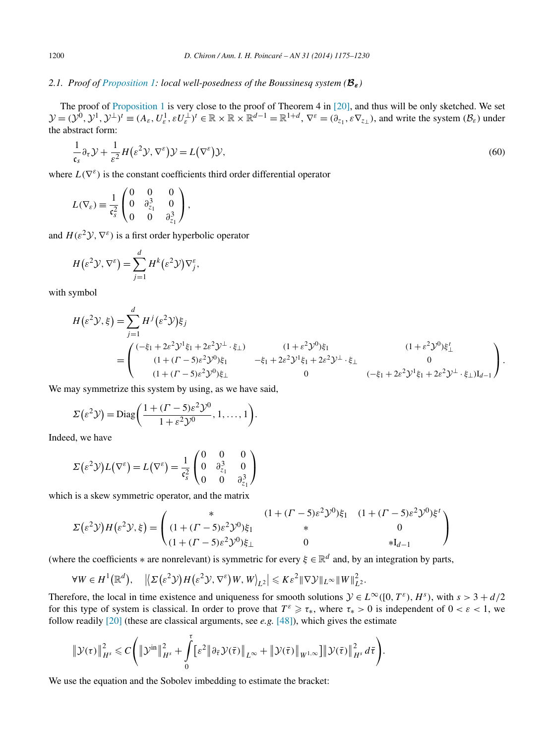### 2.1. Proof of Proposition 1: local well-posedness of the Boussinesq system ($\mathcal{B}_\varepsilon$)

The proof of Proposition 1 is very close to the proof of Theorem 4 in [20], and thus will be only sketched. We set $\mathcal{Y} = (\mathcal{Y}^0, \mathcal{Y}^1, \mathcal{Y}^\perp)^t \equiv (A_\varepsilon, U_\varepsilon^1, \varepsilon U_\varepsilon^\perp)^t \in \mathbb{R} \times \mathbb{R} \times \mathbb{R}^{d-1} = \mathbb{R}^{1+d}$, $\nabla^\varepsilon = (\partial_{z_1}, \varepsilon \nabla_{z_\perp})$, and write the system ($\mathcal{B}_\varepsilon$) under the abstract form:

$$\frac{1}{\mathfrak{c}_s}\partial_\tau \mathcal{Y} + \frac{1}{\varepsilon^2} H\big(\varepsilon^2 \mathcal{Y}, \nabla^\varepsilon\big)\mathcal{Y} = L\big(\nabla^\varepsilon\big)\mathcal{Y}, \tag{60}$$

where $L(\nabla^\varepsilon)$ is the constant coefficients third order differential operator

$$L(\nabla_\varepsilon) \equiv \frac{1}{\mathfrak{c}_s^2}\begin{pmatrix} 0 & 0 & 0 \\ 0 & \partial_{z_1}^3 & 0 \\ 0 & 0 & \partial_{z_1}^3 \end{pmatrix},$$

and $H(\varepsilon^2\mathcal{Y}, \nabla^\varepsilon)$ is a first order hyperbolic operator

$$H\big(\varepsilon^2 \mathcal{Y}, \nabla^\varepsilon\big) = \sum_{j=1}^{d} H^k\big(\varepsilon^2 \mathcal{Y}\big)\nabla_j^\varepsilon,$$

with symbol

$$H\big(\varepsilon^2 \mathcal{Y}, \xi\big) = \sum_{j=1}^{d} H^j\big(\varepsilon^2 \mathcal{Y}\big)\xi_j$$
$$= \begin{pmatrix} (-\xi_1 + 2\varepsilon^2\mathcal{Y}^1\xi_1 + 2\varepsilon^2\mathcal{Y}^\perp\cdot\xi_\perp) & (1+\varepsilon^2\mathcal{Y}^0)\xi_1 & (1+\varepsilon^2\mathcal{Y}^0)\xi_\perp^t \\ (1+(\Gamma-5)\varepsilon^2\mathcal{Y}^0)\xi_1 & -\xi_1 + 2\varepsilon^2\mathcal{Y}^1\xi_1 + 2\varepsilon^2\mathcal{Y}^\perp\cdot\xi_\perp & 0 \\ (1+(\Gamma-5)\varepsilon^2\mathcal{Y}^0)\xi_\perp & 0 & (-\xi_1 + 2\varepsilon^2\mathcal{Y}^1\xi_1 + 2\varepsilon^2\mathcal{Y}^\perp\cdot\xi_\perp)\mathrm{I}_{d-1} \end{pmatrix}.$$

We may symmetrize this system by using, as we have said,

$$\Sigma\big(\varepsilon^2\mathcal{Y}\big) = \mathrm{Diag}\bigg(\frac{1+(\Gamma-5)\varepsilon^2\mathcal{Y}^0}{1+\varepsilon^2\mathcal{Y}^0}, 1, \dots, 1\bigg).$$

Indeed, we have

$$\Sigma\big(\varepsilon^2\mathcal{Y}\big)L\big(\nabla^\varepsilon\big) = L\big(\nabla^\varepsilon\big) = \frac{1}{\mathfrak{c}_s^2}\begin{pmatrix} 0 & 0 & 0 \\ 0 & \partial_{z_1}^3 & 0 \\ 0 & 0 & \partial_{z_1}^3 \end{pmatrix}$$

which is a skew symmetric operator, and the matrix

$$\Sigma\big(\varepsilon^2\mathcal{Y}\big)H\big(\varepsilon^2\mathcal{Y}, \xi\big) = \begin{pmatrix} * & (1+(\Gamma-5)\varepsilon^2\mathcal{Y}^0)\xi_1 & (1+(\Gamma-5)\varepsilon^2\mathcal{Y}^0)\xi^t \\ (1+(\Gamma-5)\varepsilon^2\mathcal{Y}^0)\xi_1 & * & 0 \\ (1+(\Gamma-5)\varepsilon^2\mathcal{Y}^0)\xi_\perp & 0 & *\mathrm{I}_{d-1} \end{pmatrix}$$

(where the coefficients $*$ are nonrelevant) is symmetric for every $\xi \in \mathbb{R}^d$ and, by an integration by parts,

$$\forall W \in H^1\big(\mathbb{R}^d\big), \quad \big|\big\langle \Sigma\big(\varepsilon^2\mathcal{Y}\big)H\big(\varepsilon^2\mathcal{Y}, \nabla^\varepsilon\big)W, W\big\rangle_{L^2}\big| \leqslant K\varepsilon^2\|\nabla\mathcal{Y}\|_{L^\infty}\|W\|_{L^2}^2.$$

Therefore, the local in time existence and uniqueness for smooth solutions $\mathcal{Y} \in L^\infty([0, T^\varepsilon), H^s)$, with $s > 3 + d/2$ for this type of system is classical. In order to prove that $T^\varepsilon \geqslant \tau_*$, where $\tau_* > 0$ is independent of $0 < \varepsilon < 1$, we follow readily [20] (these are classical arguments, see *e.g.* [48]), which gives the estimate

$$\big\|\mathcal{Y}(\tau)\big\|_{H^s}^2 \leqslant C\Bigg(\big\|\mathcal{Y}^{\mathrm{in}}\big\|_{H^s}^2 + \int_0^\tau \big[\varepsilon^2\big\|\partial_{\bar\tau}\mathcal{Y}(\bar\tau)\big\|_{L^\infty} + \big\|\mathcal{Y}(\bar\tau)\big\|_{W^{1,\infty}}\big]\big\|\mathcal{Y}(\bar\tau)\big\|_{H^s}^2\, d\bar\tau\Bigg).$$

We use the equation and the Sobolev imbedding to estimate the bracket: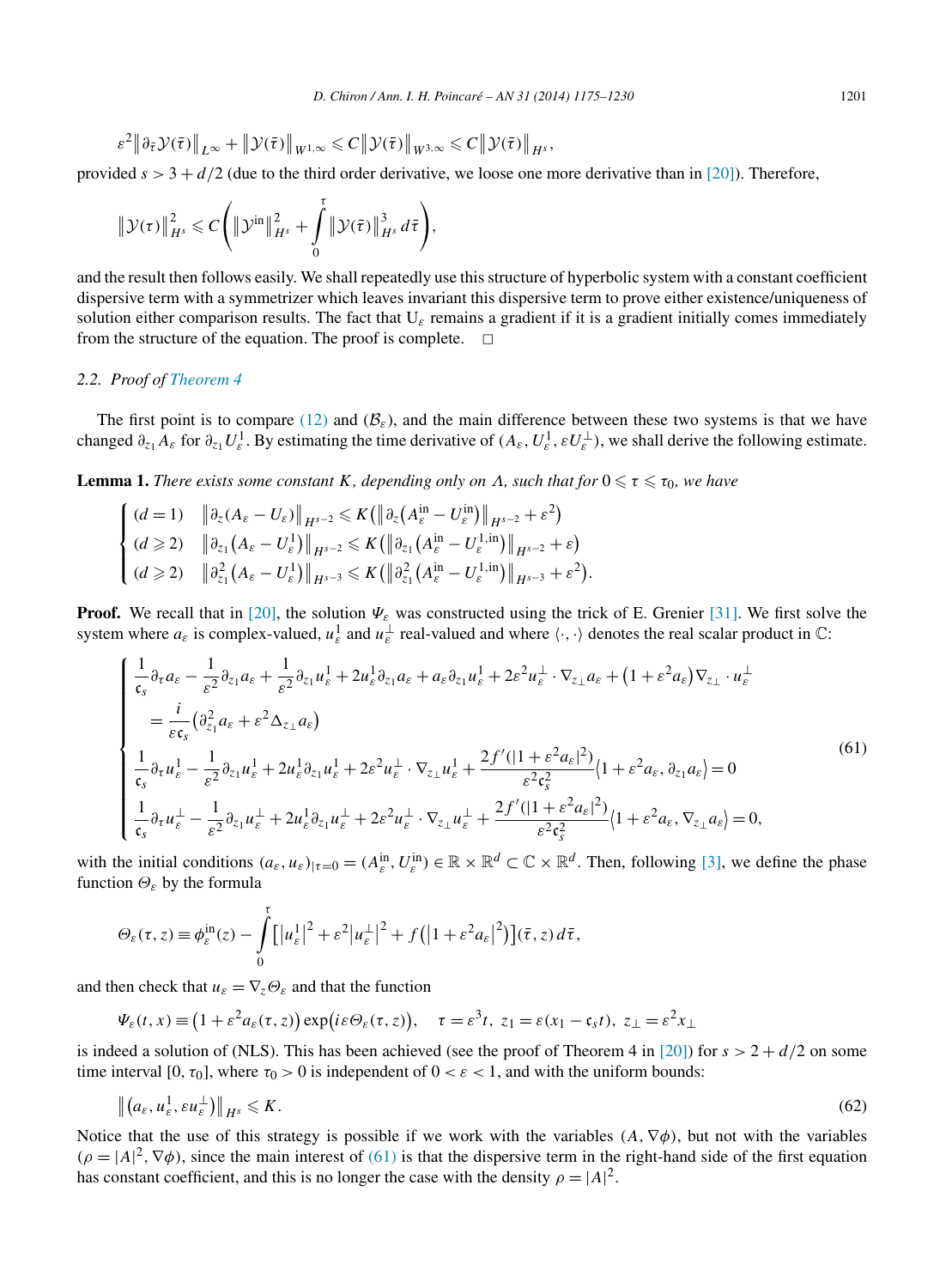$$\varepsilon^2 \big\| \partial_{\bar\tau} \mathcal{Y}(\bar\tau) \big\|_{L^\infty} + \big\| \mathcal{Y}(\bar\tau) \big\|_{W^{1,\infty}} \leqslant C \big\| \mathcal{Y}(\bar\tau) \big\|_{W^{3,\infty}} \leqslant C \big\| \mathcal{Y}(\bar\tau) \big\|_{H^s},$$

provided $s > 3 + d/2$ (due to the third order derivative, we loose one more derivative than in [20]). Therefore,

$$\big\| \mathcal{Y}(\tau) \big\|_{H^s}^2 \leqslant C \left( \big\| \mathcal{Y}^{\mathrm{in}} \big\|_{H^s}^2 + \int_0^\tau \big\| \mathcal{Y}(\bar\tau) \big\|_{H^s}^3 \, d\bar\tau \right),$$

and the result then follows easily. We shall repeatedly use this structure of hyperbolic system with a constant coefficient dispersive term with a symmetrizer which leaves invariant this dispersive term to prove either existence/uniqueness of solution either comparison results. The fact that $\mathrm{U}_\varepsilon$ remains a gradient if it is a gradient initially comes immediately from the structure of the equation. The proof is complete. □

### 2.2. Proof of Theorem 4

The first point is to compare (12) and $(\mathcal{B}_\varepsilon)$, and the main difference between these two systems is that we have changed $\partial_{z_1} A_\varepsilon$ for $\partial_{z_1} U_\varepsilon^1$. By estimating the time derivative of $(A_\varepsilon, U_\varepsilon^1, \varepsilon U_\varepsilon^\perp)$, we shall derive the following estimate.

**Lemma 1.** *There exists some constant $K$, depending only on $\Lambda$, such that for $0 \leqslant \tau \leqslant \tau_0$, we have*

$$\begin{cases} (d=1) \quad \big\| \partial_z (A_\varepsilon - U_\varepsilon) \big\|_{H^{s-2}} \leqslant K \big( \big\| \partial_z \big( A_\varepsilon^{\mathrm{in}} - U_\varepsilon^{\mathrm{in}} \big) \big\|_{H^{s-2}} + \varepsilon^2 \big) \\ (d \geqslant 2) \quad \big\| \partial_{z_1} \big( A_\varepsilon - U_\varepsilon^1 \big) \big\|_{H^{s-2}} \leqslant K \big( \big\| \partial_{z_1} \big( A_\varepsilon^{\mathrm{in}} - U_\varepsilon^{1,\mathrm{in}} \big) \big\|_{H^{s-2}} + \varepsilon \big) \\ (d \geqslant 2) \quad \big\| \partial_{z_1}^2 \big( A_\varepsilon - U_\varepsilon^1 \big) \big\|_{H^{s-3}} \leqslant K \big( \big\| \partial_{z_1}^2 \big( A_\varepsilon^{\mathrm{in}} - U_\varepsilon^{1,\mathrm{in}} \big) \big\|_{H^{s-3}} + \varepsilon^2 \big). \end{cases}$$

**Proof.** We recall that in [20], the solution $\Psi_\varepsilon$ was constructed using the trick of E. Grenier [31]. We first solve the system where $a_\varepsilon$ is complex-valued, $u_\varepsilon^1$ and $u_\varepsilon^\perp$ real-valued and where $\langle \cdot, \cdot \rangle$ denotes the real scalar product in $\mathbb{C}$:

$$\begin{cases} \dfrac{1}{\mathfrak{c}_s} \partial_\tau a_\varepsilon - \dfrac{1}{\varepsilon^2} \partial_{z_1} a_\varepsilon + \dfrac{1}{\varepsilon^2} \partial_{z_1} u_\varepsilon^1 + 2 u_\varepsilon^1 \partial_{z_1} a_\varepsilon + a_\varepsilon \partial_{z_1} u_\varepsilon^1 + 2\varepsilon^2 u_\varepsilon^\perp \cdot \nabla_{z_\perp} a_\varepsilon + \big(1 + \varepsilon^2 a_\varepsilon\big) \nabla_{z_\perp} \cdot u_\varepsilon^\perp \\ \quad = \dfrac{i}{\varepsilon \mathfrak{c}_s} \big( \partial_{z_1}^2 a_\varepsilon + \varepsilon^2 \Delta_{z_\perp} a_\varepsilon \big) \\ \dfrac{1}{\mathfrak{c}_s} \partial_\tau u_\varepsilon^1 - \dfrac{1}{\varepsilon^2} \partial_{z_1} u_\varepsilon^1 + 2 u_\varepsilon^1 \partial_{z_1} u_\varepsilon^1 + 2\varepsilon^2 u_\varepsilon^\perp \cdot \nabla_{z_\perp} u_\varepsilon^1 + \dfrac{2 f'(|1+\varepsilon^2 a_\varepsilon|^2)}{\varepsilon^2 \mathfrak{c}_s^2} \big\langle 1 + \varepsilon^2 a_\varepsilon, \partial_{z_1} a_\varepsilon \big\rangle = 0 \\ \dfrac{1}{\mathfrak{c}_s} \partial_\tau u_\varepsilon^\perp - \dfrac{1}{\varepsilon^2} \partial_{z_1} u_\varepsilon^\perp + 2 u_\varepsilon^1 \partial_{z_1} u_\varepsilon^\perp + 2\varepsilon^2 u_\varepsilon^\perp \cdot \nabla_{z_\perp} u_\varepsilon^\perp + \dfrac{2 f'(|1+\varepsilon^2 a_\varepsilon|^2)}{\varepsilon^2 \mathfrak{c}_s^2} \big\langle 1 + \varepsilon^2 a_\varepsilon, \nabla_{z_\perp} a_\varepsilon \big\rangle = 0, \end{cases} \tag{61}$$

with the initial conditions $(a_\varepsilon, u_\varepsilon)_{|\tau=0} = (A_\varepsilon^{\mathrm{in}}, U_\varepsilon^{\mathrm{in}}) \in \mathbb{R} \times \mathbb{R}^d \subset \mathbb{C} \times \mathbb{R}^d$. Then, following [3], we define the phase function $\Theta_\varepsilon$ by the formula

$$\Theta_\varepsilon(\tau, z) \equiv \phi_\varepsilon^{\mathrm{in}}(z) - \int_0^\tau \big[ \big|u_\varepsilon^1\big|^2 + \varepsilon^2 \big|u_\varepsilon^\perp\big|^2 + f\big( \big|1 + \varepsilon^2 a_\varepsilon\big|^2 \big) \big](\bar\tau, z) \, d\bar\tau,$$

and then check that $u_\varepsilon = \nabla_z \Theta_\varepsilon$ and that the function

$$\Psi_\varepsilon(t, x) \equiv \big(1 + \varepsilon^2 a_\varepsilon(\tau, z)\big) \exp\big(i\varepsilon \Theta_\varepsilon(\tau, z)\big), \quad \tau = \varepsilon^3 t, \ z_1 = \varepsilon(x_1 - \mathfrak{c}_s t), \ z_\perp = \varepsilon^2 x_\perp$$

is indeed a solution of (NLS). This has been achieved (see the proof of Theorem 4 in [20]) for $s > 2 + d/2$ on some time interval $[0, \tau_0]$, where $\tau_0 > 0$ is independent of $0 < \varepsilon < 1$, and with the uniform bounds:

$$\big\| \big( a_\varepsilon, u_\varepsilon^1, \varepsilon u_\varepsilon^\perp \big) \big\|_{H^s} \leqslant K. \tag{62}$$

Notice that the use of this strategy is possible if we work with the variables $(A, \nabla\phi)$, but not with the variables $(\rho = |A|^2, \nabla\phi)$, since the main interest of (61) is that the dispersive term in the right-hand side of the first equation has constant coefficient, and this is no longer the case with the density $\rho = |A|^2$.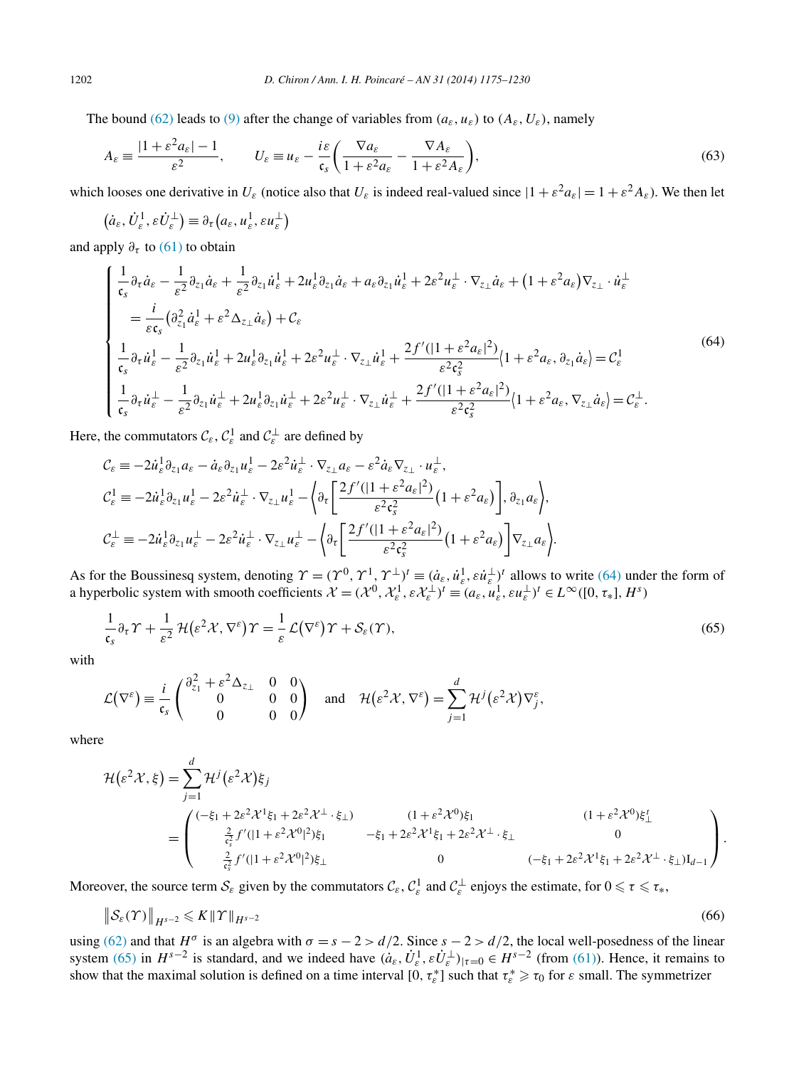The bound (62) leads to (9) after the change of variables from $(a_\varepsilon, u_\varepsilon)$ to $(A_\varepsilon, U_\varepsilon)$, namely

$$A_\varepsilon \equiv \frac{|1+\varepsilon^2 a_\varepsilon| - 1}{\varepsilon^2}, \qquad U_\varepsilon \equiv u_\varepsilon - \frac{i\varepsilon}{\mathfrak{c}_s}\left(\frac{\nabla a_\varepsilon}{1+\varepsilon^2 a_\varepsilon} - \frac{\nabla A_\varepsilon}{1+\varepsilon^2 A_\varepsilon}\right), \tag{63}$$

which looses one derivative in $U_\varepsilon$ (notice also that $U_\varepsilon$ is indeed real-valued since $|1+\varepsilon^2 a_\varepsilon| = 1+\varepsilon^2 A_\varepsilon$). We then let

$$\left(\dot a_\varepsilon, \dot U^1_\varepsilon, \varepsilon \dot U^\perp_\varepsilon\right) \equiv \partial_\tau\left(a_\varepsilon, u^1_\varepsilon, \varepsilon u^\perp_\varepsilon\right)$$

and apply $\partial_\tau$ to (61) to obtain

$$\begin{cases} \dfrac{1}{\mathfrak{c}_s}\partial_\tau \dot a_\varepsilon - \dfrac{1}{\varepsilon^2}\partial_{z_1}\dot a_\varepsilon + \dfrac{1}{\varepsilon^2}\partial_{z_1}\dot u^1_\varepsilon + 2u^1_\varepsilon\partial_{z_1}\dot a_\varepsilon + a_\varepsilon\partial_{z_1}\dot u^1_\varepsilon + 2\varepsilon^2 u^\perp_\varepsilon\cdot\nabla_{z_\perp}\dot a_\varepsilon + \left(1+\varepsilon^2 a_\varepsilon\right)\nabla_{z_\perp}\cdot \dot u^\perp_\varepsilon \\ \quad = \dfrac{i}{\varepsilon \mathfrak{c}_s}\left(\partial^2_{z_1}\dot a^1_\varepsilon + \varepsilon^2\Delta_{z_\perp}\dot a_\varepsilon\right) + \mathcal{C}_\varepsilon \\ \dfrac{1}{\mathfrak{c}_s}\partial_\tau \dot u^1_\varepsilon - \dfrac{1}{\varepsilon^2}\partial_{z_1}\dot u^1_\varepsilon + 2u^1_\varepsilon\partial_{z_1}\dot u^1_\varepsilon + 2\varepsilon^2 u^\perp_\varepsilon\cdot\nabla_{z_\perp}\dot u^1_\varepsilon + \dfrac{2f'(|1+\varepsilon^2 a_\varepsilon|^2)}{\varepsilon^2\mathfrak{c}_s^2}\left\langle 1+\varepsilon^2 a_\varepsilon, \partial_{z_1}\dot a_\varepsilon\right\rangle = \mathcal{C}^1_\varepsilon \\ \dfrac{1}{\mathfrak{c}_s}\partial_\tau \dot u^\perp_\varepsilon - \dfrac{1}{\varepsilon^2}\partial_{z_1}\dot u^\perp_\varepsilon + 2u^1_\varepsilon\partial_{z_1}\dot u^\perp_\varepsilon + 2\varepsilon^2 u^\perp_\varepsilon\cdot\nabla_{z_\perp}\dot u^\perp_\varepsilon + \dfrac{2f'(|1+\varepsilon^2 a_\varepsilon|^2)}{\varepsilon^2\mathfrak{c}_s^2}\left\langle 1+\varepsilon^2 a_\varepsilon, \nabla_{z_\perp}\dot a_\varepsilon\right\rangle = \mathcal{C}^\perp_\varepsilon. \end{cases} \tag{64}$$

Here, the commutators $\mathcal{C}_\varepsilon$, $\mathcal{C}^1_\varepsilon$ and $\mathcal{C}^\perp_\varepsilon$ are defined by

$$\mathcal{C}_\varepsilon \equiv -2\dot u^1_\varepsilon\partial_{z_1}a_\varepsilon - \dot a_\varepsilon\partial_{z_1}u^1_\varepsilon - 2\varepsilon^2\dot u^\perp_\varepsilon\cdot\nabla_{z_\perp}a_\varepsilon - \varepsilon^2\dot a_\varepsilon\nabla_{z_\perp}\cdot u^\perp_\varepsilon,$$

$$\mathcal{C}^1_\varepsilon \equiv -2\dot u^1_\varepsilon\partial_{z_1}u^1_\varepsilon - 2\varepsilon^2\dot u^\perp_\varepsilon\cdot\nabla_{z_\perp}u^1_\varepsilon - \left\langle \partial_\tau\left[\frac{2f'(|1+\varepsilon^2 a_\varepsilon|^2)}{\varepsilon^2\mathfrak{c}_s^2}\left(1+\varepsilon^2 a_\varepsilon\right)\right], \partial_{z_1}a_\varepsilon\right\rangle,$$

$$\mathcal{C}^\perp_\varepsilon \equiv -2\dot u^1_\varepsilon\partial_{z_1}u^\perp_\varepsilon - 2\varepsilon^2\dot u^\perp_\varepsilon\cdot\nabla_{z_\perp}u^\perp_\varepsilon - \left\langle \partial_\tau\left[\frac{2f'(|1+\varepsilon^2 a_\varepsilon|^2)}{\varepsilon^2\mathfrak{c}_s^2}\left(1+\varepsilon^2 a_\varepsilon\right)\right]\nabla_{z_\perp}a_\varepsilon\right\rangle.$$

As for the Boussinesq system, denoting $\Upsilon = (\Upsilon^0, \Upsilon^1, \Upsilon^\perp)^t \equiv (\dot a_\varepsilon, \dot u^1_\varepsilon, \varepsilon\dot u^\perp_\varepsilon)^t$ allows to write (64) under the form of a hyperbolic system with smooth coefficients $\mathcal{X} = (\mathcal{X}^0, \mathcal{X}^1_\varepsilon, \varepsilon\mathcal{X}^\perp_\varepsilon)^t \equiv (a_\varepsilon, u^1_\varepsilon, \varepsilon u^\perp_\varepsilon)^t \in L^\infty([0,\tau_*], H^s)$

$$\frac{1}{\mathfrak{c}_s}\partial_\tau\Upsilon + \frac{1}{\varepsilon^2}\mathcal{H}\left(\varepsilon^2\mathcal{X}, \nabla^\varepsilon\right)\Upsilon = \frac{1}{\varepsilon}\mathcal{L}\left(\nabla^\varepsilon\right)\Upsilon + \mathcal{S}_\varepsilon(\Upsilon), \tag{65}$$

with

$$\mathcal{L}\left(\nabla^\varepsilon\right) \equiv \frac{i}{\mathfrak{c}_s}\begin{pmatrix} \partial^2_{z_1} + \varepsilon^2\Delta_{z_\perp} & 0 & 0 \\ 0 & 0 & 0 \\ 0 & 0 & 0 \end{pmatrix} \quad \text{and} \quad \mathcal{H}\left(\varepsilon^2\mathcal{X}, \nabla^\varepsilon\right) = \sum_{j=1}^d \mathcal{H}^j\left(\varepsilon^2\mathcal{X}\right)\nabla^\varepsilon_j,$$

where

$$\mathcal{H}\left(\varepsilon^2\mathcal{X}, \xi\right) = \sum_{j=1}^d \mathcal{H}^j\left(\varepsilon^2\mathcal{X}\right)\xi_j$$
$$= \begin{pmatrix} (-\xi_1 + 2\varepsilon^2\mathcal{X}^1\xi_1 + 2\varepsilon^2\mathcal{X}^\perp\cdot\xi_\perp) & (1+\varepsilon^2\mathcal{X}^0)\xi_1 & (1+\varepsilon^2\mathcal{X}^0)\xi^t_\perp \\ \frac{2}{\mathfrak{c}_s^2}f'(|1+\varepsilon^2\mathcal{X}^0|^2)\xi_1 & -\xi_1 + 2\varepsilon^2\mathcal{X}^1\xi_1 + 2\varepsilon^2\mathcal{X}^\perp\cdot\xi_\perp & 0 \\ \frac{2}{\mathfrak{c}_s^2}f'(|1+\varepsilon^2\mathcal{X}^0|^2)\xi_\perp & 0 & (-\xi_1 + 2\varepsilon^2\mathcal{X}^1\xi_1 + 2\varepsilon^2\mathcal{X}^\perp\cdot\xi_\perp)\mathrm{I}_{d-1} \end{pmatrix}.$$

Moreover, the source term $\mathcal{S}_\varepsilon$ given by the commutators $\mathcal{C}_\varepsilon$, $\mathcal{C}^1_\varepsilon$ and $\mathcal{C}^\perp_\varepsilon$ enjoys the estimate, for $0 \leqslant \tau \leqslant \tau_*$,

$$\left\|\mathcal{S}_\varepsilon(\Upsilon)\right\|_{H^{s-2}} \leqslant K\|\Upsilon\|_{H^{s-2}} \tag{66}$$

using (62) and that $H^\sigma$ is an algebra with $\sigma = s-2 > d/2$. Since $s-2 > d/2$, the local well-posedness of the linear system (65) in $H^{s-2}$ is standard, and we indeed have $(\dot a_\varepsilon, \dot U^1_\varepsilon, \varepsilon\dot U^\perp_\varepsilon)_{|\tau=0} \in H^{s-2}$ (from (61)). Hence, it remains to show that the maximal solution is defined on a time interval $[0, \tau^*_\varepsilon]$ such that $\tau^*_\varepsilon \geqslant \tau_0$ for $\varepsilon$ small. The symmetrizer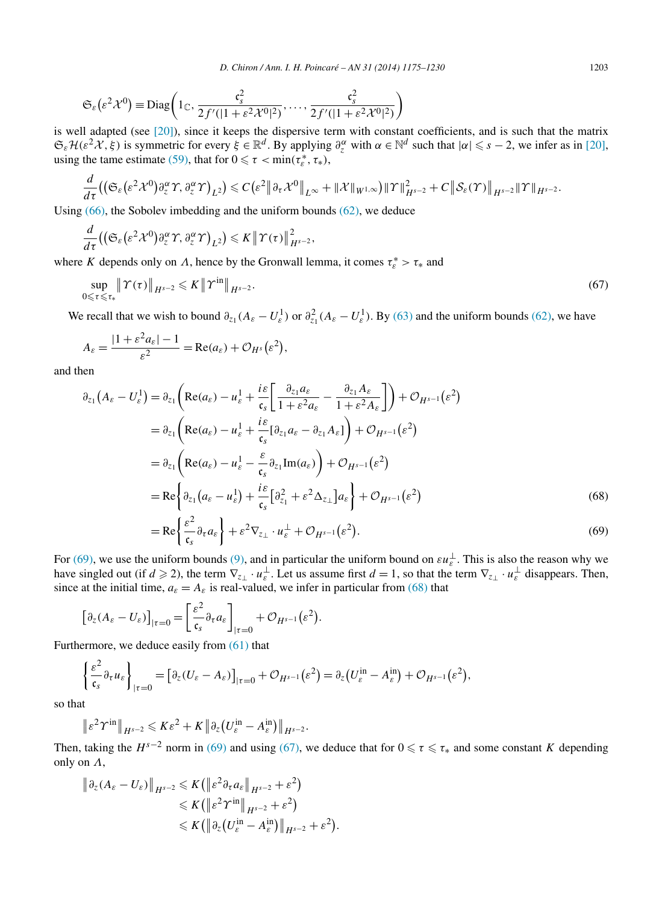$$\mathfrak{S}_\varepsilon\big(\varepsilon^2\mathcal{X}^0\big) \equiv \mathrm{Diag}\bigg(1_{\mathbb{C}}, \frac{\mathfrak{c}_s^2}{2f'(|1+\varepsilon^2\mathcal{X}^0|^2)}, \dots, \frac{\mathfrak{c}_s^2}{2f'(|1+\varepsilon^2\mathcal{X}^0|^2)}\bigg)$$

is well adapted (see [20]), since it keeps the dispersive term with constant coefficients, and is such that the matrix $\mathfrak{S}_\varepsilon\mathcal{H}(\varepsilon^2\mathcal{X},\xi)$ is symmetric for every $\xi\in\mathbb{R}^d$. By applying $\partial_z^\alpha$ with $\alpha\in\mathbb{N}^d$ such that $|\alpha|\leqslant s-2$, we infer as in [20], using the tame estimate (59), that for $0\leqslant\tau<\min(\tau_\varepsilon^*,\tau_*)$,

$$\frac{d}{d\tau}\big(\big(\mathfrak{S}_\varepsilon\big(\varepsilon^2\mathcal{X}^0\big)\partial_z^\alpha\Upsilon,\partial_z^\alpha\Upsilon\big)_{L^2}\big)\leqslant C\big(\varepsilon^2\big\|\partial_\tau\mathcal{X}^0\big\|_{L^\infty}+\|\mathcal{X}\|_{W^{1,\infty}}\big)\|\Upsilon\|^2_{H^{s-2}}+C\big\|\mathcal{S}_\varepsilon(\Upsilon)\big\|_{H^{s-2}}\|\Upsilon\|_{H^{s-2}}.$$

Using (66), the Sobolev imbedding and the uniform bounds (62), we deduce

$$\frac{d}{d\tau}\big(\big(\mathfrak{S}_\varepsilon\big(\varepsilon^2\mathcal{X}^0\big)\partial_z^\alpha\Upsilon,\partial_z^\alpha\Upsilon\big)_{L^2}\big)\leqslant K\big\|\Upsilon(\tau)\big\|^2_{H^{s-2}},$$

where $K$ depends only on $\Lambda$, hence by the Gronwall lemma, it comes $\tau_\varepsilon^*>\tau_*$ and

$$\sup_{0\leqslant\tau\leqslant\tau_*}\big\|\Upsilon(\tau)\big\|_{H^{s-2}}\leqslant K\big\|\Upsilon^{\mathrm{in}}\big\|_{H^{s-2}}. \tag{67}$$

We recall that we wish to bound $\partial_{z_1}(A_\varepsilon-U_\varepsilon^1)$ or $\partial_{z_1}^2(A_\varepsilon-U_\varepsilon^1)$. By (63) and the uniform bounds (62), we have

$$A_\varepsilon=\frac{|1+\varepsilon^2a_\varepsilon|-1}{\varepsilon^2}=\mathrm{Re}(a_\varepsilon)+\mathcal{O}_{H^s}\big(\varepsilon^2\big),$$

and then

$$\begin{aligned}
\partial_{z_1}\big(A_\varepsilon-U_\varepsilon^1\big)&=\partial_{z_1}\bigg(\mathrm{Re}(a_\varepsilon)-u_\varepsilon^1+\frac{i\varepsilon}{\mathfrak{c}_s}\bigg[\frac{\partial_{z_1}a_\varepsilon}{1+\varepsilon^2a_\varepsilon}-\frac{\partial_{z_1}A_\varepsilon}{1+\varepsilon^2A_\varepsilon}\bigg]\bigg)+\mathcal{O}_{H^{s-1}}\big(\varepsilon^2\big)\\
&=\partial_{z_1}\bigg(\mathrm{Re}(a_\varepsilon)-u_\varepsilon^1+\frac{i\varepsilon}{\mathfrak{c}_s}[\partial_{z_1}a_\varepsilon-\partial_{z_1}A_\varepsilon]\bigg)+\mathcal{O}_{H^{s-1}}\big(\varepsilon^2\big)\\
&=\partial_{z_1}\bigg(\mathrm{Re}(a_\varepsilon)-u_\varepsilon^1-\frac{\varepsilon}{\mathfrak{c}_s}\partial_{z_1}\mathrm{Im}(a_\varepsilon)\bigg)+\mathcal{O}_{H^{s-1}}\big(\varepsilon^2\big)\\
&=\mathrm{Re}\bigg\{\partial_{z_1}\big(a_\varepsilon-u_\varepsilon^1\big)+\frac{i\varepsilon}{\mathfrak{c}_s}\big[\partial_{z_1}^2+\varepsilon^2\Delta_{z_\perp}\big]a_\varepsilon\bigg\}+\mathcal{O}_{H^{s-1}}\big(\varepsilon^2\big) \qquad (68)\\
&=\mathrm{Re}\bigg\{\frac{\varepsilon^2}{\mathfrak{c}_s}\partial_\tau a_\varepsilon\bigg\}+\varepsilon^2\nabla_{z_\perp}\cdot u_\varepsilon^\perp+\mathcal{O}_{H^{s-1}}\big(\varepsilon^2\big). \qquad (69)
\end{aligned}$$

For (69), we use the uniform bounds (9), and in particular the uniform bound on $\varepsilon u_\varepsilon^\perp$. This is also the reason why we have singled out (if $d\geqslant 2$), the term $\nabla_{z_\perp}\cdot u_\varepsilon^\perp$. Let us assume first $d=1$, so that the term $\nabla_{z_\perp}\cdot u_\varepsilon^\perp$ disappears. Then, since at the initial time, $a_\varepsilon=A_\varepsilon$ is real-valued, we infer in particular from (68) that

$$\big[\partial_z(A_\varepsilon-U_\varepsilon)\big]_{|\tau=0}=\bigg[\frac{\varepsilon^2}{\mathfrak{c}_s}\partial_\tau a_\varepsilon\bigg]_{|\tau=0}+\mathcal{O}_{H^{s-1}}\big(\varepsilon^2\big).$$

Furthermore, we deduce easily from (61) that

$$\bigg\{\frac{\varepsilon^2}{\mathfrak{c}_s}\partial_\tau u_\varepsilon\bigg\}_{|\tau=0}=\big[\partial_z(U_\varepsilon-A_\varepsilon)\big]_{|\tau=0}+\mathcal{O}_{H^{s-1}}\big(\varepsilon^2\big)=\partial_z\big(U_\varepsilon^{\mathrm{in}}-A_\varepsilon^{\mathrm{in}}\big)+\mathcal{O}_{H^{s-1}}\big(\varepsilon^2\big),$$

so that

$$\big\|\varepsilon^2\Upsilon^{\mathrm{in}}\big\|_{H^{s-2}}\leqslant K\varepsilon^2+K\big\|\partial_z\big(U_\varepsilon^{\mathrm{in}}-A_\varepsilon^{\mathrm{in}}\big)\big\|_{H^{s-2}}.$$

Then, taking the $H^{s-2}$ norm in (69) and using (67), we deduce that for $0\leqslant\tau\leqslant\tau_*$ and some constant $K$ depending only on $\Lambda$,

$$\begin{aligned}
\big\|\partial_z(A_\varepsilon-U_\varepsilon)\big\|_{H^{s-2}}&\leqslant K\big(\big\|\varepsilon^2\partial_\tau a_\varepsilon\big\|_{H^{s-2}}+\varepsilon^2\big)\\
&\leqslant K\big(\big\|\varepsilon^2\Upsilon^{\mathrm{in}}\big\|_{H^{s-2}}+\varepsilon^2\big)\\
&\leqslant K\big(\big\|\partial_z\big(U_\varepsilon^{\mathrm{in}}-A_\varepsilon^{\mathrm{in}}\big)\big\|_{H^{s-2}}+\varepsilon^2\big).
\end{aligned}$$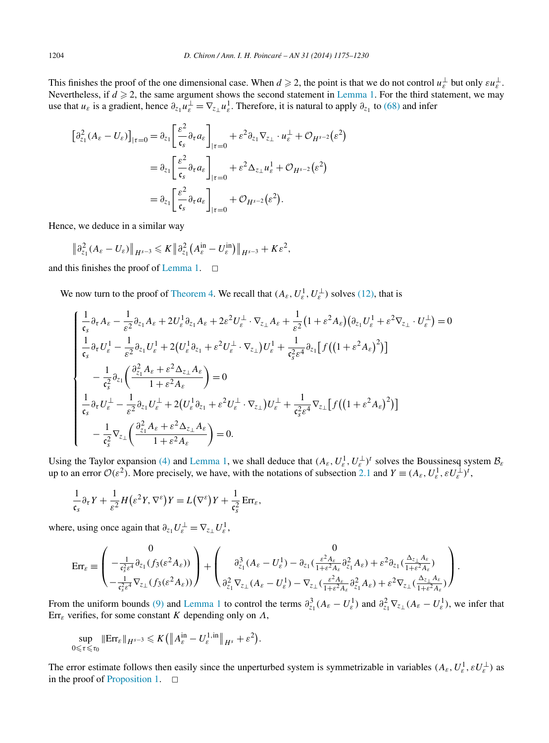This finishes the proof of the one dimensional case. When $d \geqslant 2$, the point is that we do not control $u_\varepsilon^\perp$ but only $\varepsilon u_\varepsilon^\perp$. Nevertheless, if $d \geqslant 2$, the same argument shows the second statement in Lemma 1. For the third statement, we may use that $u_\varepsilon$ is a gradient, hence $\partial_{z_1} u_\varepsilon^\perp = \nabla_{z_\perp} u_\varepsilon^1$. Therefore, it is natural to apply $\partial_{z_1}$ to (68) and infer

$$
\begin{aligned}
\big[\partial_{z_1}^2 (A_\varepsilon - U_\varepsilon)\big]_{|\tau=0} &= \partial_{z_1}\left[\frac{\varepsilon^2}{\mathfrak{c}_s}\partial_\tau a_\varepsilon\right]_{|\tau=0} + \varepsilon^2 \partial_{z_1}\nabla_{z_\perp}\cdot u_\varepsilon^\perp + \mathcal{O}_{H^{s-2}}\big(\varepsilon^2\big) \\
&= \partial_{z_1}\left[\frac{\varepsilon^2}{\mathfrak{c}_s}\partial_\tau a_\varepsilon\right]_{|\tau=0} + \varepsilon^2 \Delta_{z_\perp} u_\varepsilon^1 + \mathcal{O}_{H^{s-2}}\big(\varepsilon^2\big) \\
&= \partial_{z_1}\left[\frac{\varepsilon^2}{\mathfrak{c}_s}\partial_\tau a_\varepsilon\right]_{|\tau=0} + \mathcal{O}_{H^{s-2}}\big(\varepsilon^2\big).
\end{aligned}
$$

Hence, we deduce in a similar way

$$
\big\|\partial_{z_1}^2 (A_\varepsilon - U_\varepsilon)\big\|_{H^{s-3}} \leqslant K \big\|\partial_{z_1}^2\big(A_\varepsilon^{\mathrm{in}} - U_\varepsilon^{\mathrm{in}}\big)\big\|_{H^{s-3}} + K\varepsilon^2,
$$

and this finishes the proof of Lemma 1. $\square$

We now turn to the proof of Theorem 4. We recall that $(A_\varepsilon, U_\varepsilon^1, U_\varepsilon^\perp)$ solves (12), that is

$$
\begin{cases}
\dfrac{1}{\mathfrak{c}_s}\partial_\tau A_\varepsilon - \dfrac{1}{\varepsilon^2}\partial_{z_1} A_\varepsilon + 2U_\varepsilon^1 \partial_{z_1} A_\varepsilon + 2\varepsilon^2 U_\varepsilon^\perp \cdot \nabla_{z_\perp} A_\varepsilon + \dfrac{1}{\varepsilon^2}\big(1+\varepsilon^2 A_\varepsilon\big)\big(\partial_{z_1} U_\varepsilon^1 + \varepsilon^2 \nabla_{z_\perp}\cdot U_\varepsilon^\perp\big) = 0 \\
\dfrac{1}{\mathfrak{c}_s}\partial_\tau U_\varepsilon^1 - \dfrac{1}{\varepsilon^2}\partial_{z_1} U_\varepsilon^1 + 2\big(U_\varepsilon^1 \partial_{z_1} + \varepsilon^2 U_\varepsilon^\perp \cdot \nabla_{z_\perp}\big) U_\varepsilon^1 + \dfrac{1}{\mathfrak{c}_s^2 \varepsilon^4}\partial_{z_1}\big[f\big(\big(1+\varepsilon^2 A_\varepsilon\big)^2\big)\big] \\
\qquad - \dfrac{1}{\mathfrak{c}_s^2}\partial_{z_1}\left(\dfrac{\partial_{z_1}^2 A_\varepsilon + \varepsilon^2 \Delta_{z_\perp} A_\varepsilon}{1+\varepsilon^2 A_\varepsilon}\right) = 0 \\
\dfrac{1}{\mathfrak{c}_s}\partial_\tau U_\varepsilon^\perp - \dfrac{1}{\varepsilon^2}\partial_{z_1} U_\varepsilon^\perp + 2\big(U_\varepsilon^1 \partial_{z_1} + \varepsilon^2 U_\varepsilon^\perp \cdot \nabla_{z_\perp}\big) U_\varepsilon^\perp + \dfrac{1}{\mathfrak{c}_s^2 \varepsilon^4}\nabla_{z_\perp}\big[f\big(\big(1+\varepsilon^2 A_\varepsilon\big)^2\big)\big] \\
\qquad - \dfrac{1}{\mathfrak{c}_s^2}\nabla_{z_\perp}\left(\dfrac{\partial_{z_1}^2 A_\varepsilon + \varepsilon^2 \Delta_{z_\perp} A_\varepsilon}{1+\varepsilon^2 A_\varepsilon}\right) = 0.
\end{cases}
$$

Using the Taylor expansion (4) and Lemma 1, we shall deduce that $(A_\varepsilon, U_\varepsilon^1, U_\varepsilon^\perp)^t$ solves the Boussinesq system $\mathcal{B}_\varepsilon$ up to an error $\mathcal{O}(\varepsilon^2)$. More precisely, we have, with the notations of subsection 2.1 and $Y \equiv (A_\varepsilon, U_\varepsilon^1, \varepsilon U_\varepsilon^\perp)^t$,

$$
\frac{1}{\mathfrak{c}_s}\partial_\tau Y + \frac{1}{\varepsilon^2} H\big(\varepsilon^2 Y, \nabla^\varepsilon\big) Y = L\big(\nabla^\varepsilon\big) Y + \frac{1}{\mathfrak{c}_s^2}\mathrm{Err}_\varepsilon,
$$

where, using once again that $\partial_{z_1} U_\varepsilon^\perp = \nabla_{z_\perp} U_\varepsilon^1$,

$$
\mathrm{Err}_\varepsilon \equiv \begin{pmatrix} 0 \\ -\frac{1}{\mathfrak{c}_s^2 \varepsilon^4}\partial_{z_1}\big(f_3(\varepsilon^2 A_\varepsilon)\big) \\ -\frac{1}{\mathfrak{c}_s^2 \varepsilon^4}\nabla_{z_\perp}\big(f_3(\varepsilon^2 A_\varepsilon)\big) \end{pmatrix} + \begin{pmatrix} 0 \\ \partial_{z_1}^3 (A_\varepsilon - U_\varepsilon^1) - \partial_{z_1}\big(\frac{\varepsilon^2 A_\varepsilon}{1+\varepsilon^2 A_\varepsilon}\partial_{z_1}^2 A_\varepsilon\big) + \varepsilon^2 \partial_{z_1}\big(\frac{\Delta_{z_\perp} A_\varepsilon}{1+\varepsilon^2 A_\varepsilon}\big) \\ \partial_{z_1}^2 \nabla_{z_\perp}(A_\varepsilon - U_\varepsilon^1) - \nabla_{z_\perp}\big(\frac{\varepsilon^2 A_\varepsilon}{1+\varepsilon^2 A_\varepsilon}\partial_{z_1}^2 A_\varepsilon\big) + \varepsilon^2 \nabla_{z_\perp}\big(\frac{\Delta_{z_\perp} A_\varepsilon}{1+\varepsilon^2 A_\varepsilon}\big) \end{pmatrix}.
$$

From the uniform bounds (9) and Lemma 1 to control the terms $\partial_{z_1}^3 (A_\varepsilon - U_\varepsilon^1)$ and $\partial_{z_1}^2 \nabla_{z_\perp}(A_\varepsilon - U_\varepsilon^1)$, we infer that $\mathrm{Err}_\varepsilon$ verifies, for some constant $K$ depending only on $\Lambda$,

$$
\sup_{0 \leqslant \tau \leqslant \tau_0} \|\mathrm{Err}_\varepsilon\|_{H^{s-3}} \leqslant K\big(\big\|A_\varepsilon^{\mathrm{in}} - U_\varepsilon^{1,\mathrm{in}}\big\|_{H^s} + \varepsilon^2\big).
$$

The error estimate follows then easily since the unperturbed system is symmetrizable in variables $(A_\varepsilon, U_\varepsilon^1, \varepsilon U_\varepsilon^\perp)$ as in the proof of Proposition 1. $\square$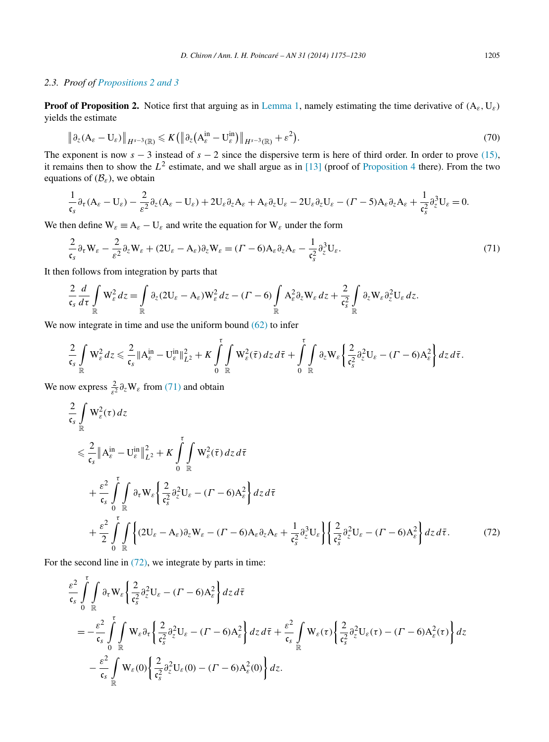### 2.3. Proof of Propositions 2 and 3

**Proof of Proposition 2.** Notice first that arguing as in Lemma 1, namely estimating the time derivative of $(\mathrm{A}_\varepsilon, \mathrm{U}_\varepsilon)$ yields the estimate

$$\big\| \partial_z(\mathrm{A}_\varepsilon - \mathrm{U}_\varepsilon)\big\|_{H^{s-3}(\mathbb{R})} \leqslant K\big(\big\| \partial_z\big(\mathrm{A}_\varepsilon^{\mathrm{in}} - \mathrm{U}_\varepsilon^{\mathrm{in}}\big)\big\|_{H^{s-3}(\mathbb{R})} + \varepsilon^2\big). \tag{70}$$

The exponent is now $s-3$ instead of $s-2$ since the dispersive term is here of third order. In order to prove (15), it remains then to show the $L^2$ estimate, and we shall argue as in [13] (proof of Proposition 4 there). From the two equations of $(\mathcal{B}_\varepsilon)$, we obtain

$$\frac{1}{\mathfrak{c}_s}\partial_\tau(\mathrm{A}_\varepsilon - \mathrm{U}_\varepsilon) - \frac{2}{\varepsilon^2}\partial_z(\mathrm{A}_\varepsilon - \mathrm{U}_\varepsilon) + 2\mathrm{U}_\varepsilon\partial_z\mathrm{A}_\varepsilon + \mathrm{A}_\varepsilon\partial_z\mathrm{U}_\varepsilon - 2\mathrm{U}_\varepsilon\partial_z\mathrm{U}_\varepsilon - (\Gamma - 5)\mathrm{A}_\varepsilon\partial_z\mathrm{A}_\varepsilon + \frac{1}{\mathfrak{c}_s^2}\partial_z^3\mathrm{U}_\varepsilon = 0.$$

We then define $\mathrm{W}_\varepsilon \equiv \mathrm{A}_\varepsilon - \mathrm{U}_\varepsilon$ and write the equation for $\mathrm{W}_\varepsilon$ under the form

$$\frac{2}{\mathfrak{c}_s}\partial_\tau\mathrm{W}_\varepsilon - \frac{2}{\varepsilon^2}\partial_z\mathrm{W}_\varepsilon + (2\mathrm{U}_\varepsilon - \mathrm{A}_\varepsilon)\partial_z\mathrm{W}_\varepsilon = (\Gamma - 6)\mathrm{A}_\varepsilon\partial_z\mathrm{A}_\varepsilon - \frac{1}{\mathfrak{c}_s^2}\partial_z^3\mathrm{U}_\varepsilon. \tag{71}$$

It then follows from integration by parts that

$$\frac{2}{\mathfrak{c}_s}\frac{d}{d\tau}\int_{\mathbb{R}}\mathrm{W}_\varepsilon^2\,dz = \int_{\mathbb{R}}\partial_z(2\mathrm{U}_\varepsilon - \mathrm{A}_\varepsilon)\mathrm{W}_\varepsilon^2\,dz - (\Gamma - 6)\int_{\mathbb{R}}\mathrm{A}_\varepsilon^2\partial_z\mathrm{W}_\varepsilon\,dz + \frac{2}{\mathfrak{c}_s^2}\int_{\mathbb{R}}\partial_z\mathrm{W}_\varepsilon\partial_z^2\mathrm{U}_\varepsilon\,dz.$$

We now integrate in time and use the uniform bound (62) to infer

$$\frac{2}{\mathfrak{c}_s}\int_{\mathbb{R}}\mathrm{W}_\varepsilon^2\,dz \leqslant \frac{2}{\mathfrak{c}_s}\|\mathrm{A}_\varepsilon^{\mathrm{in}} - \mathrm{U}_\varepsilon^{\mathrm{in}}\|_{L^2}^2 + K\int_0^\tau\int_{\mathbb{R}}\mathrm{W}_\varepsilon^2(\bar\tau)\,dz\,d\bar\tau + \int_0^\tau\int_{\mathbb{R}}\partial_z\mathrm{W}_\varepsilon\left\{\frac{2}{\mathfrak{c}_s^2}\partial_z^2\mathrm{U}_\varepsilon - (\Gamma - 6)\mathrm{A}_\varepsilon^2\right\}dz\,d\bar\tau.$$

We now express $\frac{2}{\varepsilon^2}\partial_z\mathrm{W}_\varepsilon$ from (71) and obtain

$$\begin{aligned}
&\frac{2}{\mathfrak{c}_s}\int_{\mathbb{R}}\mathrm{W}_\varepsilon^2(\tau)\,dz \\
&\quad\leqslant \frac{2}{\mathfrak{c}_s}\big\|\mathrm{A}_\varepsilon^{\mathrm{in}} - \mathrm{U}_\varepsilon^{\mathrm{in}}\big\|_{L^2}^2 + K\int_0^\tau\int_{\mathbb{R}}\mathrm{W}_\varepsilon^2(\bar\tau)\,dz\,d\bar\tau \\
&\qquad + \frac{\varepsilon^2}{\mathfrak{c}_s}\int_0^\tau\int_{\mathbb{R}}\partial_\tau\mathrm{W}_\varepsilon\left\{\frac{2}{\mathfrak{c}_s^2}\partial_z^2\mathrm{U}_\varepsilon - (\Gamma - 6)\mathrm{A}_\varepsilon^2\right\}dz\,d\bar\tau \\
&\qquad + \frac{\varepsilon^2}{2}\int_0^\tau\int_{\mathbb{R}}\left\{(2\mathrm{U}_\varepsilon - \mathrm{A}_\varepsilon)\partial_z\mathrm{W}_\varepsilon - (\Gamma - 6)\mathrm{A}_\varepsilon\partial_z\mathrm{A}_\varepsilon + \frac{1}{\mathfrak{c}_s^2}\partial_z^3\mathrm{U}_\varepsilon\right\}\left\{\frac{2}{\mathfrak{c}_s^2}\partial_z^2\mathrm{U}_\varepsilon - (\Gamma - 6)\mathrm{A}_\varepsilon^2\right\}dz\,d\bar\tau.
\end{aligned} \tag{72}$$

For the second line in (72), we integrate by parts in time:

$$\begin{aligned}
&\frac{\varepsilon^2}{\mathfrak{c}_s}\int_0^\tau\int_{\mathbb{R}}\partial_\tau\mathrm{W}_\varepsilon\left\{\frac{2}{\mathfrak{c}_s^2}\partial_z^2\mathrm{U}_\varepsilon - (\Gamma - 6)\mathrm{A}_\varepsilon^2\right\}dz\,d\bar\tau \\
&\quad= -\frac{\varepsilon^2}{\mathfrak{c}_s}\int_0^\tau\int_{\mathbb{R}}\mathrm{W}_\varepsilon\partial_\tau\left\{\frac{2}{\mathfrak{c}_s^2}\partial_z^2\mathrm{U}_\varepsilon - (\Gamma - 6)\mathrm{A}_\varepsilon^2\right\}dz\,d\bar\tau + \frac{\varepsilon^2}{\mathfrak{c}_s}\int_{\mathbb{R}}\mathrm{W}_\varepsilon(\tau)\left\{\frac{2}{\mathfrak{c}_s^2}\partial_z^2\mathrm{U}_\varepsilon(\tau) - (\Gamma - 6)\mathrm{A}_\varepsilon^2(\tau)\right\}dz \\
&\qquad - \frac{\varepsilon^2}{\mathfrak{c}_s}\int_{\mathbb{R}}\mathrm{W}_\varepsilon(0)\left\{\frac{2}{\mathfrak{c}_s^2}\partial_z^2\mathrm{U}_\varepsilon(0) - (\Gamma - 6)\mathrm{A}_\varepsilon^2(0)\right\}dz.
\end{aligned}$$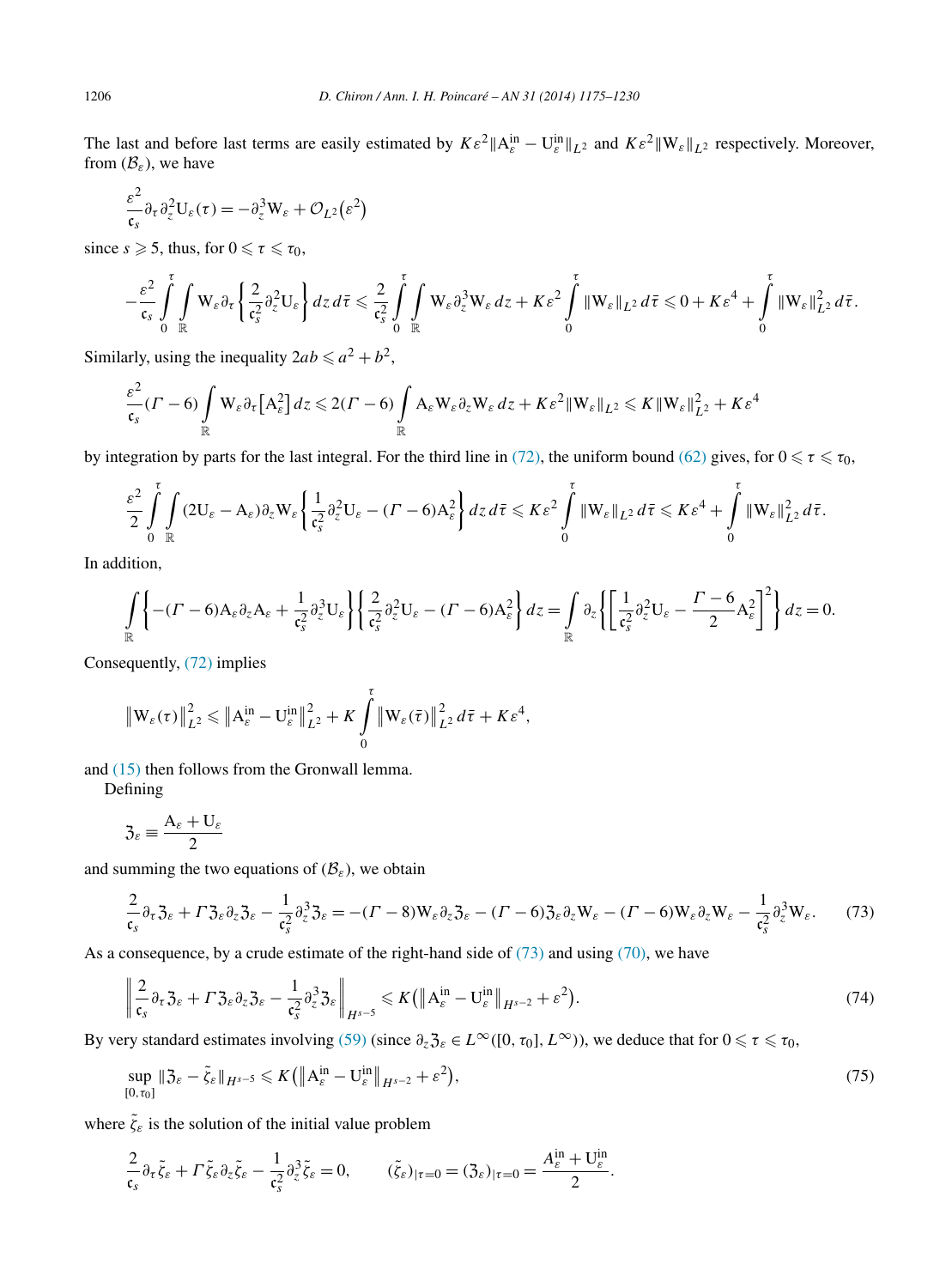The last and before last terms are easily estimated by $K\varepsilon^2\|\mathrm{A}_\varepsilon^{\mathrm{in}} - \mathrm{U}_\varepsilon^{\mathrm{in}}\|_{L^2}$ and $K\varepsilon^2\|\mathrm{W}_\varepsilon\|_{L^2}$ respectively. Moreover, from $(\mathcal{B}_\varepsilon)$, we have

$$\frac{\varepsilon^2}{\mathfrak{c}_s}\partial_\tau\partial_z^2\mathrm{U}_\varepsilon(\tau) = -\partial_z^3\mathrm{W}_\varepsilon + \mathcal{O}_{L^2}\big(\varepsilon^2\big)$$

since $s \geqslant 5$, thus, for $0 \leqslant \tau \leqslant \tau_0$,

$$-\frac{\varepsilon^2}{\mathfrak{c}_s}\int_0^\tau\int_{\mathbb{R}} \mathrm{W}_\varepsilon\partial_\tau\left\{\frac{2}{\mathfrak{c}_s^2}\partial_z^2\mathrm{U}_\varepsilon\right\}dz\,d\bar{\tau} \leqslant \frac{2}{\mathfrak{c}_s^2}\int_0^\tau\int_{\mathbb{R}} \mathrm{W}_\varepsilon\partial_z^3\mathrm{W}_\varepsilon\,dz + K\varepsilon^2\int_0^\tau\|\mathrm{W}_\varepsilon\|_{L^2}\,d\bar{\tau} \leqslant 0 + K\varepsilon^4 + \int_0^\tau\|\mathrm{W}_\varepsilon\|_{L^2}^2\,d\bar{\tau}.$$

Similarly, using the inequality $2ab \leqslant a^2 + b^2$,

$$\frac{\varepsilon^2}{\mathfrak{c}_s}(\Gamma - 6)\int_{\mathbb{R}} \mathrm{W}_\varepsilon\partial_\tau\big[\mathrm{A}_\varepsilon^2\big]\,dz \leqslant 2(\Gamma - 6)\int_{\mathbb{R}} \mathrm{A}_\varepsilon\mathrm{W}_\varepsilon\partial_z\mathrm{W}_\varepsilon\,dz + K\varepsilon^2\|\mathrm{W}_\varepsilon\|_{L^2} \leqslant K\|\mathrm{W}_\varepsilon\|_{L^2}^2 + K\varepsilon^4$$

by integration by parts for the last integral. For the third line in (72), the uniform bound (62) gives, for $0 \leqslant \tau \leqslant \tau_0$,

$$\frac{\varepsilon^2}{2}\int_0^\tau\int_{\mathbb{R}} (2\mathrm{U}_\varepsilon - \mathrm{A}_\varepsilon)\partial_z\mathrm{W}_\varepsilon\left\{\frac{1}{\mathfrak{c}_s^2}\partial_z^2\mathrm{U}_\varepsilon - (\Gamma - 6)\mathrm{A}_\varepsilon^2\right\}dz\,d\bar{\tau} \leqslant K\varepsilon^2\int_0^\tau\|\mathrm{W}_\varepsilon\|_{L^2}\,d\bar{\tau} \leqslant K\varepsilon^4 + \int_0^\tau\|\mathrm{W}_\varepsilon\|_{L^2}^2\,d\bar{\tau}.$$

In addition,

$$\int_{\mathbb{R}}\left\{-(\Gamma - 6)\mathrm{A}_\varepsilon\partial_z\mathrm{A}_\varepsilon + \frac{1}{\mathfrak{c}_s^2}\partial_z^3\mathrm{U}_\varepsilon\right\}\left\{\frac{2}{\mathfrak{c}_s^2}\partial_z^2\mathrm{U}_\varepsilon - (\Gamma - 6)\mathrm{A}_\varepsilon^2\right\}dz = \int_{\mathbb{R}}\partial_z\left\{\left[\frac{1}{\mathfrak{c}_s^2}\partial_z^2\mathrm{U}_\varepsilon - \frac{\Gamma - 6}{2}\mathrm{A}_\varepsilon^2\right]^2\right\}dz = 0.$$

Consequently, (72) implies

$$\big\|\mathrm{W}_\varepsilon(\tau)\big\|_{L^2}^2 \leqslant \big\|\mathrm{A}_\varepsilon^{\mathrm{in}} - \mathrm{U}_\varepsilon^{\mathrm{in}}\big\|_{L^2}^2 + K\int_0^\tau\big\|\mathrm{W}_\varepsilon(\bar{\tau})\big\|_{L^2}^2\,d\bar{\tau} + K\varepsilon^4,$$

and (15) then follows from the Gronwall lemma.

Defining

$$\mathfrak{Z}_\varepsilon \equiv \frac{\mathrm{A}_\varepsilon + \mathrm{U}_\varepsilon}{2}$$

and summing the two equations of $(\mathcal{B}_\varepsilon)$, we obtain

$$\frac{2}{\mathfrak{c}_s}\partial_\tau\mathfrak{Z}_\varepsilon + \Gamma\mathfrak{Z}_\varepsilon\partial_z\mathfrak{Z}_\varepsilon - \frac{1}{\mathfrak{c}_s^2}\partial_z^3\mathfrak{Z}_\varepsilon = -(\Gamma - 8)\mathrm{W}_\varepsilon\partial_z\mathfrak{Z}_\varepsilon - (\Gamma - 6)\mathfrak{Z}_\varepsilon\partial_z\mathrm{W}_\varepsilon - (\Gamma - 6)\mathrm{W}_\varepsilon\partial_z\mathrm{W}_\varepsilon - \frac{1}{\mathfrak{c}_s^2}\partial_z^3\mathrm{W}_\varepsilon. \tag{73}$$

As a consequence, by a crude estimate of the right-hand side of (73) and using (70), we have

$$\left\|\frac{2}{\mathfrak{c}_s}\partial_\tau\mathfrak{Z}_\varepsilon + \Gamma\mathfrak{Z}_\varepsilon\partial_z\mathfrak{Z}_\varepsilon - \frac{1}{\mathfrak{c}_s^2}\partial_z^3\mathfrak{Z}_\varepsilon\right\|_{H^{s-5}} \leqslant K\big(\big\|\mathrm{A}_\varepsilon^{\mathrm{in}} - \mathrm{U}_\varepsilon^{\mathrm{in}}\big\|_{H^{s-2}} + \varepsilon^2\big). \tag{74}$$

By very standard estimates involving (59) (since $\partial_z\mathfrak{Z}_\varepsilon \in L^\infty([0,\tau_0],L^\infty)$), we deduce that for $0 \leqslant \tau \leqslant \tau_0$,

$$\sup_{[0,\tau_0]}\|\mathfrak{Z}_\varepsilon - \tilde{\zeta}_\varepsilon\|_{H^{s-5}} \leqslant K\big(\big\|\mathrm{A}_\varepsilon^{\mathrm{in}} - \mathrm{U}_\varepsilon^{\mathrm{in}}\big\|_{H^{s-2}} + \varepsilon^2\big), \tag{75}$$

where $\tilde{\zeta}_\varepsilon$ is the solution of the initial value problem

$$\frac{2}{\mathfrak{c}_s}\partial_\tau\tilde{\zeta}_\varepsilon + \Gamma\tilde{\zeta}_\varepsilon\partial_z\tilde{\zeta}_\varepsilon - \frac{1}{\mathfrak{c}_s^2}\partial_z^3\tilde{\zeta}_\varepsilon = 0, \qquad (\tilde{\zeta}_\varepsilon)_{|\tau=0} = (\mathfrak{Z}_\varepsilon)_{|\tau=0} = \frac{A_\varepsilon^{\mathrm{in}} + \mathrm{U}_\varepsilon^{\mathrm{in}}}{2}.$$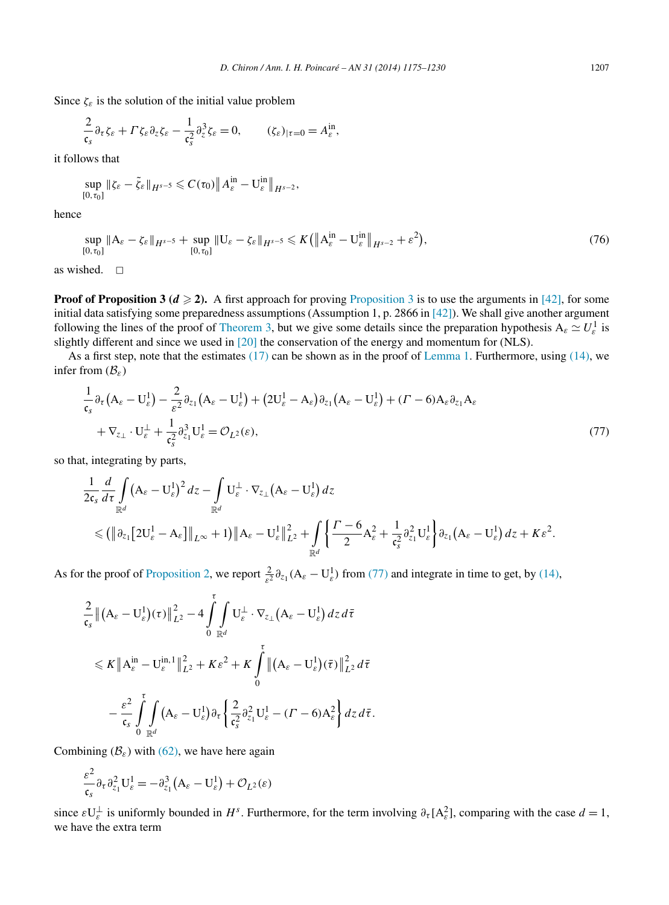Since $\zeta_\varepsilon$ is the solution of the initial value problem

$$\frac{2}{\mathfrak{c}_s}\partial_\tau \zeta_\varepsilon + \Gamma \zeta_\varepsilon \partial_z \zeta_\varepsilon - \frac{1}{\mathfrak{c}_s^2}\partial_z^3 \zeta_\varepsilon = 0, \qquad (\zeta_\varepsilon)_{|\tau=0} = A_\varepsilon^{\mathrm{in}},$$

it follows that

$$\sup_{[0,\tau_0]} \|\zeta_\varepsilon - \tilde{\zeta}_\varepsilon\|_{H^{s-5}} \leqslant C(\tau_0)\big\| A_\varepsilon^{\mathrm{in}} - \mathrm{U}_\varepsilon^{\mathrm{in}}\big\|_{H^{s-2}},$$

hence

$$\sup_{[0,\tau_0]} \|\mathrm{A}_\varepsilon - \zeta_\varepsilon\|_{H^{s-5}} + \sup_{[0,\tau_0]} \|\mathrm{U}_\varepsilon - \zeta_\varepsilon\|_{H^{s-5}} \leqslant K\big(\big\|\mathrm{A}_\varepsilon^{\mathrm{in}} - \mathrm{U}_\varepsilon^{\mathrm{in}}\big\|_{H^{s-2}} + \varepsilon^2\big), \tag{76}$$

as wished. $\square$

**Proof of Proposition 3 ($d \geqslant 2$).** A first approach for proving Proposition 3 is to use the arguments in [42], for some initial data satisfying some preparedness assumptions (Assumption 1, p. 2866 in [42]). We shall give another argument following the lines of the proof of Theorem 3, but we give some details since the preparation hypothesis $\mathrm{A}_\varepsilon \simeq U_\varepsilon^1$ is slightly different and since we used in [20] the conservation of the energy and momentum for (NLS).

As a first step, note that the estimates (17) can be shown as in the proof of Lemma 1. Furthermore, using (14), we infer from $(\mathcal{B}_\varepsilon)$

$$\begin{aligned}
&\frac{1}{\mathfrak{c}_s}\partial_\tau\big(\mathrm{A}_\varepsilon - \mathrm{U}_\varepsilon^1\big) - \frac{2}{\varepsilon^2}\partial_{z_1}\big(\mathrm{A}_\varepsilon - \mathrm{U}_\varepsilon^1\big) + \big(2\mathrm{U}_\varepsilon^1 - \mathrm{A}_\varepsilon\big)\partial_{z_1}\big(\mathrm{A}_\varepsilon - \mathrm{U}_\varepsilon^1\big) + (\Gamma - 6)\mathrm{A}_\varepsilon\partial_{z_1}\mathrm{A}_\varepsilon \\
&\quad + \nabla_{z_\perp}\cdot \mathrm{U}_\varepsilon^\perp + \frac{1}{\mathfrak{c}_s^2}\partial_{z_1}^3\mathrm{U}_\varepsilon^1 = \mathcal{O}_{L^2}(\varepsilon),
\end{aligned} \tag{77}$$

so that, integrating by parts,

$$\begin{aligned}
&\frac{1}{2\mathfrak{c}_s}\frac{d}{d\tau}\int_{\mathbb{R}^d}\big(\mathrm{A}_\varepsilon - \mathrm{U}_\varepsilon^1\big)^2\,dz - \int_{\mathbb{R}^d}\mathrm{U}_\varepsilon^\perp\cdot\nabla_{z_\perp}\big(\mathrm{A}_\varepsilon - \mathrm{U}_\varepsilon^1\big)\,dz \\
&\quad \leqslant \big(\big\|\partial_{z_1}\big[2\mathrm{U}_\varepsilon^1 - \mathrm{A}_\varepsilon\big]\big\|_{L^\infty} + 1\big)\big\|\mathrm{A}_\varepsilon - \mathrm{U}_\varepsilon^1\big\|_{L^2}^2 + \int_{\mathbb{R}^d}\left\{\frac{\Gamma - 6}{2}\mathrm{A}_\varepsilon^2 + \frac{1}{\mathfrak{c}_s^2}\partial_{z_1}^2\mathrm{U}_\varepsilon^1\right\}\partial_{z_1}\big(\mathrm{A}_\varepsilon - \mathrm{U}_\varepsilon^1\big)\,dz + K\varepsilon^2.
\end{aligned}$$

As for the proof of Proposition 2, we report $\frac{2}{\varepsilon^2}\partial_{z_1}(\mathrm{A}_\varepsilon - \mathrm{U}_\varepsilon^1)$ from (77) and integrate in time to get, by (14),

$$\begin{aligned}
&\frac{2}{\mathfrak{c}_s}\big\|\big(\mathrm{A}_\varepsilon - \mathrm{U}_\varepsilon^1\big)(\tau)\big\|_{L^2}^2 - 4\int_0^\tau\int_{\mathbb{R}^d}\mathrm{U}_\varepsilon^\perp\cdot\nabla_{z_\perp}\big(\mathrm{A}_\varepsilon - \mathrm{U}_\varepsilon^1\big)\,dz\,d\bar{\tau} \\
&\quad \leqslant K\big\|\mathrm{A}_\varepsilon^{\mathrm{in}} - \mathrm{U}_\varepsilon^{\mathrm{in},1}\big\|_{L^2}^2 + K\varepsilon^2 + K\int_0^\tau\big\|\big(\mathrm{A}_\varepsilon - \mathrm{U}_\varepsilon^1\big)(\bar{\tau})\big\|_{L^2}^2\,d\bar{\tau} \\
&\qquad - \frac{\varepsilon^2}{\mathfrak{c}_s}\int_0^\tau\int_{\mathbb{R}^d}\big(\mathrm{A}_\varepsilon - \mathrm{U}_\varepsilon^1\big)\partial_\tau\left\{\frac{2}{\mathfrak{c}_s^2}\partial_{z_1}^2\mathrm{U}_\varepsilon^1 - (\Gamma - 6)\mathrm{A}_\varepsilon^2\right\}dz\,d\bar{\tau}.
\end{aligned}$$

Combining $(\mathcal{B}_\varepsilon)$ with (62), we have here again

$$\frac{\varepsilon^2}{\mathfrak{c}_s}\partial_\tau\partial_{z_1}^2\mathrm{U}_\varepsilon^1 = -\partial_{z_1}^3\big(\mathrm{A}_\varepsilon - \mathrm{U}_\varepsilon^1\big) + \mathcal{O}_{L^2}(\varepsilon)$$

since $\varepsilon\mathrm{U}_\varepsilon^\perp$ is uniformly bounded in $H^s$. Furthermore, for the term involving $\partial_\tau[\mathrm{A}_\varepsilon^2]$, comparing with the case $d = 1$, we have the extra term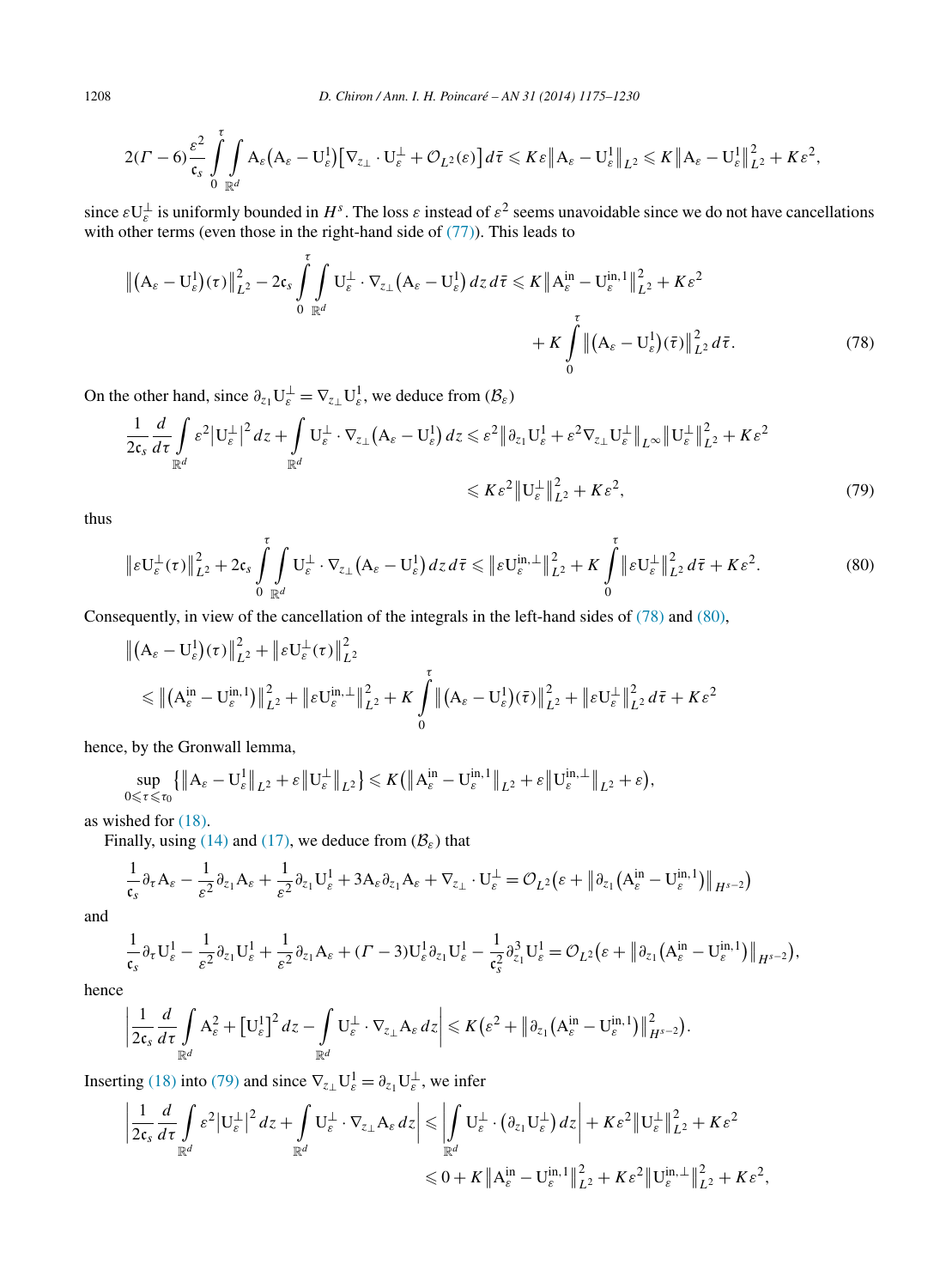$$2(\Gamma-6)\frac{\varepsilon^2}{\mathfrak{c}_s}\int_0^\tau\int_{\mathbb{R}^d} \mathrm{A}_\varepsilon\big(\mathrm{A}_\varepsilon-\mathrm{U}_\varepsilon^1\big)\big[\nabla_{z_\perp}\cdot\mathrm{U}_\varepsilon^\perp+\mathcal{O}_{L^2}(\varepsilon)\big]\,d\bar\tau \leqslant K\varepsilon\big\|\mathrm{A}_\varepsilon-\mathrm{U}_\varepsilon^1\big\|_{L^2}\leqslant K\big\|\mathrm{A}_\varepsilon-\mathrm{U}_\varepsilon^1\big\|_{L^2}^2+K\varepsilon^2,$$

since $\varepsilon\mathrm{U}_\varepsilon^\perp$ is uniformly bounded in $H^s$. The loss $\varepsilon$ instead of $\varepsilon^2$ seems unavoidable since we do not have cancellations with other terms (even those in the right-hand side of (77)). This leads to

$$\big\|\big(\mathrm{A}_\varepsilon-\mathrm{U}_\varepsilon^1\big)(\tau)\big\|_{L^2}^2-2\mathfrak{c}_s\int_0^\tau\int_{\mathbb{R}^d}\mathrm{U}_\varepsilon^\perp\cdot\nabla_{z_\perp}\big(\mathrm{A}_\varepsilon-\mathrm{U}_\varepsilon^1\big)\,dz\,d\bar\tau\leqslant K\big\|\mathrm{A}_\varepsilon^{\mathrm{in}}-\mathrm{U}_\varepsilon^{\mathrm{in},1}\big\|_{L^2}^2+K\varepsilon^2 + K\int_0^\tau\big\|\big(\mathrm{A}_\varepsilon-\mathrm{U}_\varepsilon^1\big)(\bar\tau)\big\|_{L^2}^2\,d\bar\tau. \tag{78}$$

On the other hand, since $\partial_{z_1}\mathrm{U}_\varepsilon^\perp=\nabla_{z_\perp}\mathrm{U}_\varepsilon^1$, we deduce from $(\mathcal{B}_\varepsilon)$

$$\begin{aligned}\frac{1}{2\mathfrak{c}_s}\frac{d}{d\tau}\int_{\mathbb{R}^d}\varepsilon^2\big|\mathrm{U}_\varepsilon^\perp\big|^2\,dz+\int_{\mathbb{R}^d}\mathrm{U}_\varepsilon^\perp\cdot\nabla_{z_\perp}\big(\mathrm{A}_\varepsilon-\mathrm{U}_\varepsilon^1\big)\,dz &\leqslant \varepsilon^2\big\|\partial_{z_1}\mathrm{U}_\varepsilon^1+\varepsilon^2\nabla_{z_\perp}\mathrm{U}_\varepsilon^\perp\big\|_{L^\infty}\big\|\mathrm{U}_\varepsilon^\perp\big\|_{L^2}^2+K\varepsilon^2\\ &\leqslant K\varepsilon^2\big\|\mathrm{U}_\varepsilon^\perp\big\|_{L^2}^2+K\varepsilon^2,\end{aligned} \tag{79}$$

thus

$$\big\|\varepsilon\mathrm{U}_\varepsilon^\perp(\tau)\big\|_{L^2}^2+2\mathfrak{c}_s\int_0^\tau\int_{\mathbb{R}^d}\mathrm{U}_\varepsilon^\perp\cdot\nabla_{z_\perp}\big(\mathrm{A}_\varepsilon-\mathrm{U}_\varepsilon^1\big)\,dz\,d\bar\tau\leqslant\big\|\varepsilon\mathrm{U}_\varepsilon^{\mathrm{in},\perp}\big\|_{L^2}^2+K\int_0^\tau\big\|\varepsilon\mathrm{U}_\varepsilon^\perp\big\|_{L^2}^2\,d\bar\tau+K\varepsilon^2. \tag{80}$$

Consequently, in view of the cancellation of the integrals in the left-hand sides of (78) and (80),

$$\begin{aligned}&\big\|\big(\mathrm{A}_\varepsilon-\mathrm{U}_\varepsilon^1\big)(\tau)\big\|_{L^2}^2+\big\|\varepsilon\mathrm{U}_\varepsilon^\perp(\tau)\big\|_{L^2}^2\\ &\quad\leqslant\big\|\big(\mathrm{A}_\varepsilon^{\mathrm{in}}-\mathrm{U}_\varepsilon^{\mathrm{in},1}\big)\big\|_{L^2}^2+\big\|\varepsilon\mathrm{U}_\varepsilon^{\mathrm{in},\perp}\big\|_{L^2}^2+K\int_0^\tau\big\|\big(\mathrm{A}_\varepsilon-\mathrm{U}_\varepsilon^1\big)(\bar\tau)\big\|_{L^2}^2+\big\|\varepsilon\mathrm{U}_\varepsilon^\perp\big\|_{L^2}^2\,d\bar\tau+K\varepsilon^2\end{aligned}$$

hence, by the Gronwall lemma,

$$\sup_{0\leqslant\tau\leqslant\tau_0}\big\{\big\|\mathrm{A}_\varepsilon-\mathrm{U}_\varepsilon^1\big\|_{L^2}+\varepsilon\big\|\mathrm{U}_\varepsilon^\perp\big\|_{L^2}\big\}\leqslant K\big(\big\|\mathrm{A}_\varepsilon^{\mathrm{in}}-\mathrm{U}_\varepsilon^{\mathrm{in},1}\big\|_{L^2}+\varepsilon\big\|\mathrm{U}_\varepsilon^{\mathrm{in},\perp}\big\|_{L^2}+\varepsilon\big),$$

as wished for (18).

Finally, using (14) and (17), we deduce from $(\mathcal{B}_\varepsilon)$ that

$$\frac{1}{\mathfrak{c}_s}\partial_\tau\mathrm{A}_\varepsilon-\frac{1}{\varepsilon^2}\partial_{z_1}\mathrm{A}_\varepsilon+\frac{1}{\varepsilon^2}\partial_{z_1}\mathrm{U}_\varepsilon^1+3\mathrm{A}_\varepsilon\partial_{z_1}\mathrm{A}_\varepsilon+\nabla_{z_\perp}\cdot\mathrm{U}_\varepsilon^\perp=\mathcal{O}_{L^2}\big(\varepsilon+\big\|\partial_{z_1}\big(\mathrm{A}_\varepsilon^{\mathrm{in}}-\mathrm{U}_\varepsilon^{\mathrm{in},1}\big)\big\|_{H^{s-2}}\big)$$

and

$$\frac{1}{\mathfrak{c}_s}\partial_\tau\mathrm{U}_\varepsilon^1-\frac{1}{\varepsilon^2}\partial_{z_1}\mathrm{U}_\varepsilon^1+\frac{1}{\varepsilon^2}\partial_{z_1}\mathrm{A}_\varepsilon+(\Gamma-3)\mathrm{U}_\varepsilon^1\partial_{z_1}\mathrm{U}_\varepsilon^1-\frac{1}{\mathfrak{c}_s^2}\partial_{z_1}^3\mathrm{U}_\varepsilon^1=\mathcal{O}_{L^2}\big(\varepsilon+\big\|\partial_{z_1}\big(\mathrm{A}_\varepsilon^{\mathrm{in}}-\mathrm{U}_\varepsilon^{\mathrm{in},1}\big)\big\|_{H^{s-2}}\big),$$

hence

$$\left|\frac{1}{2\mathfrak{c}_s}\frac{d}{d\tau}\int_{\mathbb{R}^d}\mathrm{A}_\varepsilon^2+\big[\mathrm{U}_\varepsilon^1\big]^2\,dz-\int_{\mathbb{R}^d}\mathrm{U}_\varepsilon^\perp\cdot\nabla_{z_\perp}\mathrm{A}_\varepsilon\,dz\right|\leqslant K\big(\varepsilon^2+\big\|\partial_{z_1}\big(\mathrm{A}_\varepsilon^{\mathrm{in}}-\mathrm{U}_\varepsilon^{\mathrm{in},1}\big)\big\|_{H^{s-2}}^2\big).$$

Inserting (18) into (79) and since $\nabla_{z_\perp}\mathrm{U}_\varepsilon^1=\partial_{z_1}\mathrm{U}_\varepsilon^\perp$, we infer

$$\begin{aligned}\left|\frac{1}{2\mathfrak{c}_s}\frac{d}{d\tau}\int_{\mathbb{R}^d}\varepsilon^2\big|\mathrm{U}_\varepsilon^\perp\big|^2\,dz+\int_{\mathbb{R}^d}\mathrm{U}_\varepsilon^\perp\cdot\nabla_{z_\perp}\mathrm{A}_\varepsilon\,dz\right| &\leqslant\left|\int_{\mathbb{R}^d}\mathrm{U}_\varepsilon^\perp\cdot\big(\partial_{z_1}\mathrm{U}_\varepsilon^\perp\big)\,dz\right|+K\varepsilon^2\big\|\mathrm{U}_\varepsilon^\perp\big\|_{L^2}^2+K\varepsilon^2\\ &\leqslant 0+K\big\|\mathrm{A}_\varepsilon^{\mathrm{in}}-\mathrm{U}_\varepsilon^{\mathrm{in},1}\big\|_{L^2}^2+K\varepsilon^2\big\|\mathrm{U}_\varepsilon^{\mathrm{in},\perp}\big\|_{L^2}^2+K\varepsilon^2,\end{aligned}$$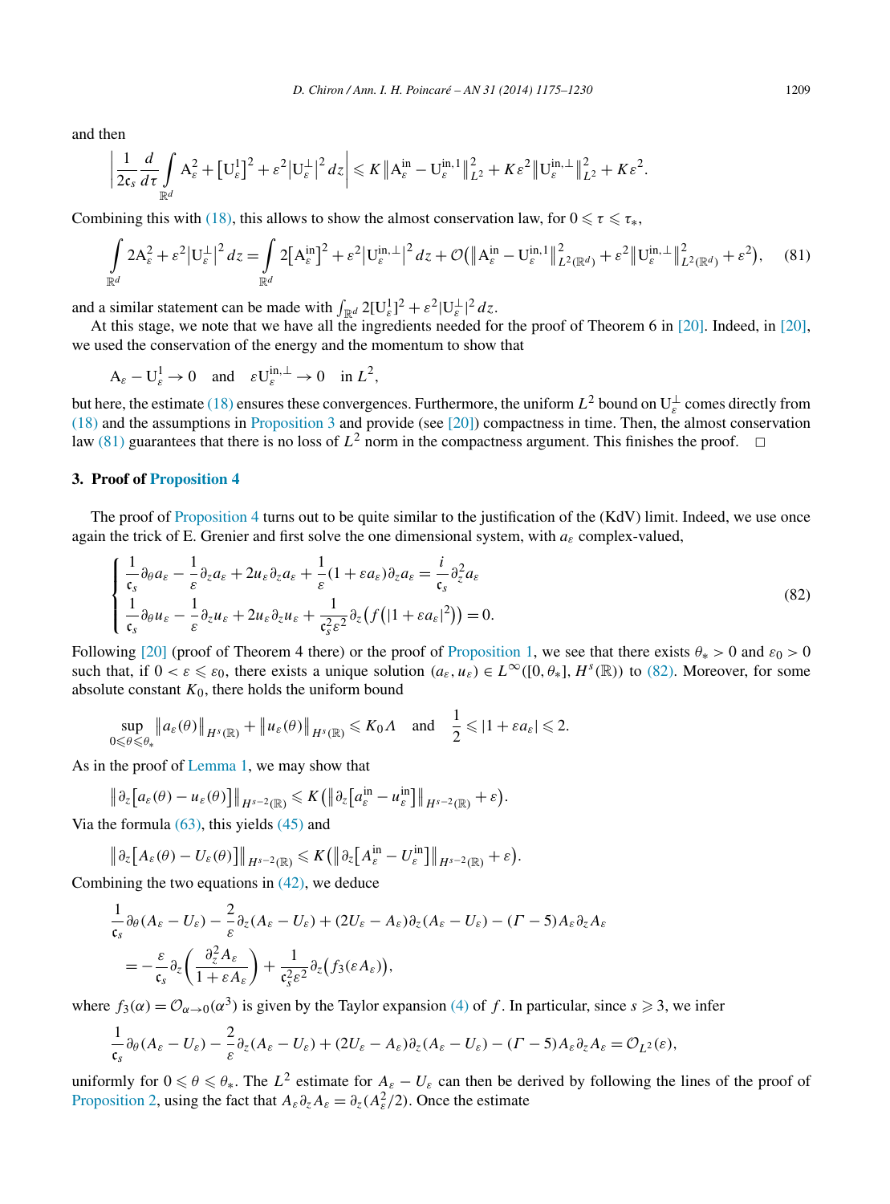and then

$$\left| \frac{1}{2\mathfrak{c}_s} \frac{d}{d\tau} \int_{\mathbb{R}^d} \mathrm{A}_\varepsilon^2 + \left[\mathrm{U}_\varepsilon^1\right]^2 + \varepsilon^2 \left|\mathrm{U}_\varepsilon^\perp\right|^2 dz \right| \leqslant K \left\| \mathrm{A}_\varepsilon^{\mathrm{in}} - \mathrm{U}_\varepsilon^{\mathrm{in},1} \right\|_{L^2}^2 + K\varepsilon^2 \left\| \mathrm{U}_\varepsilon^{\mathrm{in},\perp} \right\|_{L^2}^2 + K\varepsilon^2.$$

Combining this with (18), this allows to show the almost conservation law, for $0 \leqslant \tau \leqslant \tau_*$,

$$\int_{\mathbb{R}^d} 2\mathrm{A}_\varepsilon^2 + \varepsilon^2 \left|\mathrm{U}_\varepsilon^\perp\right|^2 dz = \int_{\mathbb{R}^d} 2\left[\mathrm{A}_\varepsilon^{\mathrm{in}}\right]^2 + \varepsilon^2 \left|\mathrm{U}_\varepsilon^{\mathrm{in},\perp}\right|^2 dz + \mathcal{O}\left( \left\| \mathrm{A}_\varepsilon^{\mathrm{in}} - \mathrm{U}_\varepsilon^{\mathrm{in},1} \right\|_{L^2(\mathbb{R}^d)}^2 + \varepsilon^2 \left\| \mathrm{U}_\varepsilon^{\mathrm{in},\perp} \right\|_{L^2(\mathbb{R}^d)}^2 + \varepsilon^2 \right), \tag{81}$$

and a similar statement can be made with $\int_{\mathbb{R}^d} 2[\mathrm{U}_\varepsilon^1]^2 + \varepsilon^2 |\mathrm{U}_\varepsilon^\perp|^2 \, dz$.

At this stage, we note that we have all the ingredients needed for the proof of Theorem 6 in [20]. Indeed, in [20], we used the conservation of the energy and the momentum to show that

$$\mathrm{A}_\varepsilon - \mathrm{U}_\varepsilon^1 \to 0 \quad \text{and} \quad \varepsilon \mathrm{U}_\varepsilon^{\mathrm{in},\perp} \to 0 \quad \text{in } L^2,$$

but here, the estimate (18) ensures these convergences. Furthermore, the uniform $L^2$ bound on $\mathrm{U}_\varepsilon^\perp$ comes directly from (18) and the assumptions in Proposition 3 and provide (see [20]) compactness in time. Then, the almost conservation law (81) guarantees that there is no loss of $L^2$ norm in the compactness argument. This finishes the proof. □

## 3. Proof of Proposition 4

The proof of Proposition 4 turns out to be quite similar to the justification of the (KdV) limit. Indeed, we use once again the trick of E. Grenier and first solve the one dimensional system, with $a_\varepsilon$ complex-valued,

$$\begin{cases} \dfrac{1}{\mathfrak{c}_s} \partial_\theta a_\varepsilon - \dfrac{1}{\varepsilon} \partial_z a_\varepsilon + 2u_\varepsilon \partial_z a_\varepsilon + \dfrac{1}{\varepsilon}(1 + \varepsilon a_\varepsilon) \partial_z a_\varepsilon = \dfrac{i}{\mathfrak{c}_s} \partial_z^2 a_\varepsilon \\ \dfrac{1}{\mathfrak{c}_s} \partial_\theta u_\varepsilon - \dfrac{1}{\varepsilon} \partial_z u_\varepsilon + 2u_\varepsilon \partial_z u_\varepsilon + \dfrac{1}{\mathfrak{c}_s^2 \varepsilon^2} \partial_z \left( f\left(|1 + \varepsilon a_\varepsilon|^2\right)\right) = 0. \end{cases} \tag{82}$$

Following [20] (proof of Theorem 4 there) or the proof of Proposition 1, we see that there exists $\theta_* > 0$ and $\varepsilon_0 > 0$ such that, if $0 < \varepsilon \leqslant \varepsilon_0$, there exists a unique solution $(a_\varepsilon, u_\varepsilon) \in L^\infty([0, \theta_*], H^s(\mathbb{R}))$ to (82). Moreover, for some absolute constant $K_0$, there holds the uniform bound

$$\sup_{0 \leqslant \theta \leqslant \theta_*} \left\| a_\varepsilon(\theta) \right\|_{H^s(\mathbb{R})} + \left\| u_\varepsilon(\theta) \right\|_{H^s(\mathbb{R})} \leqslant K_0 \Lambda \quad \text{and} \quad \frac{1}{2} \leqslant |1 + \varepsilon a_\varepsilon| \leqslant 2.$$

As in the proof of Lemma 1, we may show that

$$\left\| \partial_z \left[ a_\varepsilon(\theta) - u_\varepsilon(\theta) \right] \right\|_{H^{s-2}(\mathbb{R})} \leqslant K \left( \left\| \partial_z \left[ a_\varepsilon^{\mathrm{in}} - u_\varepsilon^{\mathrm{in}} \right] \right\|_{H^{s-2}(\mathbb{R})} + \varepsilon \right).$$

Via the formula (63), this yields (45) and

$$\left\| \partial_z \left[ A_\varepsilon(\theta) - U_\varepsilon(\theta) \right] \right\|_{H^{s-2}(\mathbb{R})} \leqslant K \left( \left\| \partial_z \left[ A_\varepsilon^{\mathrm{in}} - U_\varepsilon^{\mathrm{in}} \right] \right\|_{H^{s-2}(\mathbb{R})} + \varepsilon \right).$$

Combining the two equations in (42), we deduce

$$\begin{aligned} &\frac{1}{\mathfrak{c}_s} \partial_\theta (A_\varepsilon - U_\varepsilon) - \frac{2}{\varepsilon} \partial_z (A_\varepsilon - U_\varepsilon) + (2U_\varepsilon - A_\varepsilon) \partial_z (A_\varepsilon - U_\varepsilon) - (\Gamma - 5) A_\varepsilon \partial_z A_\varepsilon \\ &\quad = -\frac{\varepsilon}{\mathfrak{c}_s} \partial_z \left( \frac{\partial_z^2 A_\varepsilon}{1 + \varepsilon A_\varepsilon} \right) + \frac{1}{\mathfrak{c}_s^2 \varepsilon^2} \partial_z \left( f_3(\varepsilon A_\varepsilon) \right), \end{aligned}$$

where $f_3(\alpha) = \mathcal{O}_{\alpha \to 0}(\alpha^3)$ is given by the Taylor expansion (4) of $f$. In particular, since $s \geqslant 3$, we infer

$$\frac{1}{\mathfrak{c}_s} \partial_\theta (A_\varepsilon - U_\varepsilon) - \frac{2}{\varepsilon} \partial_z (A_\varepsilon - U_\varepsilon) + (2U_\varepsilon - A_\varepsilon) \partial_z (A_\varepsilon - U_\varepsilon) - (\Gamma - 5) A_\varepsilon \partial_z A_\varepsilon = \mathcal{O}_{L^2}(\varepsilon),$$

uniformly for $0 \leqslant \theta \leqslant \theta_*$. The $L^2$ estimate for $A_\varepsilon - U_\varepsilon$ can then be derived by following the lines of the proof of Proposition 2, using the fact that $A_\varepsilon \partial_z A_\varepsilon = \partial_z (A_\varepsilon^2/2)$. Once the estimate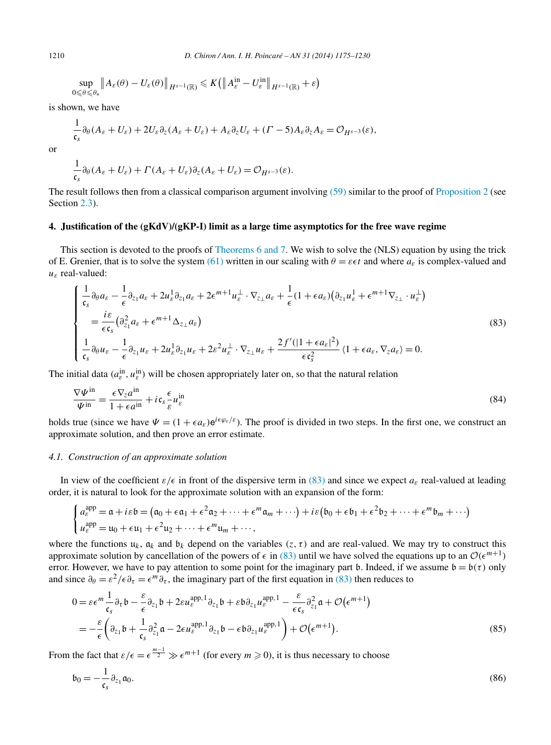$$\sup_{0\leqslant\theta\leqslant\theta_*}\big\|A_\varepsilon(\theta)-U_\varepsilon(\theta)\big\|_{H^{s-1}(\mathbb{R})}\leqslant K\big(\big\|A_\varepsilon^{\mathrm{in}}-U_\varepsilon^{\mathrm{in}}\big\|_{H^{s-1}(\mathbb{R})}+\varepsilon\big)$$

is shown, we have

$$\frac{1}{\mathfrak{c}_s}\partial_\theta(A_\varepsilon+U_\varepsilon)+2U_\varepsilon\partial_z(A_\varepsilon+U_\varepsilon)+A_\varepsilon\partial_z U_\varepsilon+(\Gamma-5)A_\varepsilon\partial_z A_\varepsilon=\mathcal{O}_{H^{s-3}}(\varepsilon),$$

or

$$\frac{1}{\mathfrak{c}_s}\partial_\theta(A_\varepsilon+U_\varepsilon)+\Gamma(A_\varepsilon+U_\varepsilon)\partial_z(A_\varepsilon+U_\varepsilon)=\mathcal{O}_{H^{s-3}}(\varepsilon).$$

The result follows then from a classical comparison argument involving (59) similar to the proof of Proposition 2 (see Section 2.3).

## 4. Justification of the (gKdV)/(gKP-I) limit as a large time asymptotics for the free wave regime

This section is devoted to the proofs of Theorems 6 and 7. We wish to solve the (NLS) equation by using the trick of E. Grenier, that is to solve the system (61) written in our scaling with $\theta=\varepsilon\epsilon t$ and where $a_\varepsilon$ is complex-valued and $u_\varepsilon$ real-valued:

$$\begin{cases}\dfrac{1}{\mathfrak{c}_s}\partial_\theta a_\varepsilon-\dfrac{1}{\epsilon}\partial_{z_1}a_\varepsilon+2u_\varepsilon^1\partial_{z_1}a_\varepsilon+2\epsilon^{m+1}u_\varepsilon^\perp\cdot\nabla_{z_\perp}a_\varepsilon+\dfrac{1}{\epsilon}(1+\epsilon a_\varepsilon)\big(\partial_{z_1}u_\varepsilon^1+\epsilon^{m+1}\nabla_{z_\perp}\cdot u_\varepsilon^\perp\big)\\ \quad=\dfrac{i\varepsilon}{\epsilon\mathfrak{c}_s}\big(\partial_{z_1}^2a_\varepsilon+\epsilon^{m+1}\Delta_{z_\perp}a_\varepsilon\big)\\ \dfrac{1}{\mathfrak{c}_s}\partial_\theta u_\varepsilon-\dfrac{1}{\epsilon}\partial_{z_1}u_\varepsilon+2u_\varepsilon^1\partial_{z_1}u_\varepsilon+2\varepsilon^2u_\varepsilon^\perp\cdot\nabla_{z_\perp}u_\varepsilon+\dfrac{2f'(|1+\epsilon a_\varepsilon|^2)}{\epsilon\mathfrak{c}_s^2}\langle 1+\epsilon a_\varepsilon,\nabla_z a_\varepsilon\rangle=0.\end{cases}\tag{83}$$

The initial data $(a_\varepsilon^{\mathrm{in}},u_\varepsilon^{\mathrm{in}})$ will be chosen appropriately later on, so that the natural relation

$$\frac{\nabla\Psi^{\mathrm{in}}}{\Psi^{\mathrm{in}}}=\frac{\epsilon\nabla_z a^{\mathrm{in}}}{1+\epsilon a^{\mathrm{in}}}+i\,\mathfrak{c}_s\frac{\epsilon}{\varepsilon}u_\varepsilon^{\mathrm{in}}\tag{84}$$

holds true (since we have $\Psi=(1+\epsilon a_\varepsilon)e^{i\epsilon\varphi_\varepsilon/\varepsilon}$). The proof is divided in two steps. In the first one, we construct an approximate solution, and then prove an error estimate.

### 4.1. Construction of an approximate solution

In view of the coefficient $\varepsilon/\epsilon$ in front of the dispersive term in (83) and since we expect $a_\varepsilon$ real-valued at leading order, it is natural to look for the approximate solution with an expansion of the form:

$$\begin{cases}a_\varepsilon^{\mathrm{app}}=\mathfrak{a}+i\varepsilon\mathfrak{b}=\big(\mathfrak{a}_0+\epsilon\mathfrak{a}_1+\epsilon^2\mathfrak{a}_2+\cdots+\epsilon^m\mathfrak{a}_m+\cdots\big)+i\varepsilon\big(\mathfrak{b}_0+\epsilon\mathfrak{b}_1+\epsilon^2\mathfrak{b}_2+\cdots+\epsilon^m\mathfrak{b}_m+\cdots\big)\\ u_\varepsilon^{\mathrm{app}}=\mathfrak{u}_0+\epsilon\mathfrak{u}_1+\epsilon^2\mathfrak{u}_2+\cdots+\epsilon^m\mathfrak{u}_m+\cdots,\end{cases}$$

where the functions $\mathfrak{u}_k$, $\mathfrak{a}_k$ and $\mathfrak{b}_k$ depend on the variables $(z,\tau)$ and are real-valued. We may try to construct this approximate solution by cancellation of the powers of $\epsilon$ in (83) until we have solved the equations up to an $\mathcal{O}(\epsilon^{m+1})$ error. However, we have to pay attention to some point for the imaginary part $\mathfrak{b}$. Indeed, if we assume $\mathfrak{b}=\mathfrak{b}(\tau)$ only and since $\partial_\theta=\varepsilon^2/\epsilon\,\partial_\tau=\epsilon^m\partial_\tau$, the imaginary part of the first equation in (83) then reduces to

$$\begin{aligned}0&=\varepsilon\epsilon^m\frac{1}{\mathfrak{c}_s}\partial_\tau\mathfrak{b}-\frac{\varepsilon}{\epsilon}\partial_{z_1}\mathfrak{b}+2\varepsilon u_\varepsilon^{\mathrm{app},1}\partial_{z_1}\mathfrak{b}+\varepsilon\mathfrak{b}\partial_{z_1}u_\varepsilon^{\mathrm{app},1}-\frac{\varepsilon}{\epsilon\mathfrak{c}_s}\partial_{z_1}^2\mathfrak{a}+\mathcal{O}\big(\epsilon^{m+1}\big)\\ &=-\frac{\varepsilon}{\epsilon}\bigg(\partial_{z_1}\mathfrak{b}+\frac{1}{\mathfrak{c}_s}\partial_{z_1}^2\mathfrak{a}-2\epsilon u_\varepsilon^{\mathrm{app},1}\partial_{z_1}\mathfrak{b}-\epsilon\mathfrak{b}\partial_{z_1}u_\varepsilon^{\mathrm{app},1}\bigg)+\mathcal{O}\big(\epsilon^{m+1}\big).\end{aligned}\tag{85}$$

From the fact that $\varepsilon/\epsilon=\epsilon^{\frac{m-1}{2}}\gg\epsilon^{m+1}$ (for every $m\geqslant 0$), it is thus necessary to choose

$$\mathfrak{b}_0=-\frac{1}{\mathfrak{c}_s}\partial_{z_1}\mathfrak{a}_0.\tag{86}$$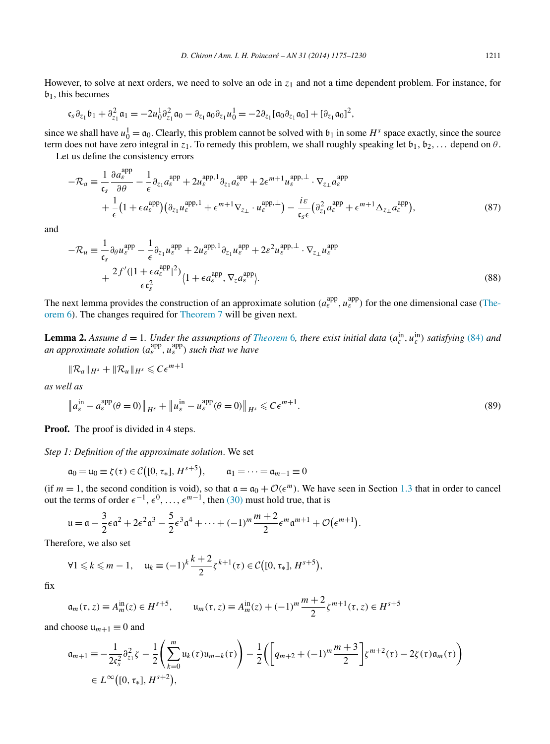However, to solve at next orders, we need to solve an ode in $z_1$ and not a time dependent problem. For instance, for $\mathfrak{b}_1$, this becomes

$$\mathfrak{c}_s \partial_{z_1} \mathfrak{b}_1 + \partial_{z_1}^2 \mathfrak{a}_1 = -2u_0^1 \partial_{z_1}^2 \mathfrak{a}_0 - \partial_{z_1} \mathfrak{a}_0 \partial_{z_1} u_0^1 = -2\partial_{z_1}[\mathfrak{a}_0 \partial_{z_1} \mathfrak{a}_0] + [\partial_{z_1} \mathfrak{a}_0]^2,$$

since we shall have $u_0^1 = \mathfrak{a}_0$. Clearly, this problem cannot be solved with $\mathfrak{b}_1$ in some $H^s$ space exactly, since the source term does not have zero integral in $z_1$. To remedy this problem, we shall roughly speaking let $\mathfrak{b}_1, \mathfrak{b}_2, \ldots$ depend on $\theta$.

Let us define the consistency errors

$$\begin{aligned}
-\mathcal{R}_a \equiv{}& \frac{1}{\mathfrak{c}_s} \frac{\partial a_\varepsilon^{\mathrm{app}}}{\partial \theta} - \frac{1}{\epsilon} \partial_{z_1} a_\varepsilon^{\mathrm{app}} + 2u_\varepsilon^{\mathrm{app},1} \partial_{z_1} a_\varepsilon^{\mathrm{app}} + 2\epsilon^{m+1} u_\varepsilon^{\mathrm{app},\perp} \cdot \nabla_{z_\perp} a_\varepsilon^{\mathrm{app}} \\
&+ \frac{1}{\epsilon}\big(1 + \epsilon a_\varepsilon^{\mathrm{app}}\big)\big(\partial_{z_1} u_\varepsilon^{\mathrm{app},1} + \epsilon^{m+1} \nabla_{z_\perp} \cdot u_\varepsilon^{\mathrm{app},\perp}\big) - \frac{i\varepsilon}{\mathfrak{c}_s \epsilon}\big(\partial_{z_1}^2 a_\varepsilon^{\mathrm{app}} + \epsilon^{m+1} \Delta_{z_\perp} a_\varepsilon^{\mathrm{app}}\big),
\end{aligned} \tag{87}$$

and

$$\begin{aligned}
-\mathcal{R}_u \equiv{}& \frac{1}{\mathfrak{c}_s} \partial_\theta u_\varepsilon^{\mathrm{app}} - \frac{1}{\epsilon} \partial_{z_1} u_\varepsilon^{\mathrm{app}} + 2u_\varepsilon^{\mathrm{app},1} \partial_{z_1} u_\varepsilon^{\mathrm{app}} + 2\varepsilon^2 u_\varepsilon^{\mathrm{app},\perp} \cdot \nabla_{z_\perp} u_\varepsilon^{\mathrm{app}} \\
&+ \frac{2f'(|1 + \epsilon a_\varepsilon^{\mathrm{app}}|^2)}{\epsilon \mathfrak{c}_s^2} \langle 1 + \epsilon a_\varepsilon^{\mathrm{app}}, \nabla_z a_\varepsilon^{\mathrm{app}} \rangle.
\end{aligned} \tag{88}$$

The next lemma provides the construction of an approximate solution $(a_\varepsilon^{\mathrm{app}}, u_\varepsilon^{\mathrm{app}})$ for the one dimensional case (Theorem 6). The changes required for Theorem 7 will be given next.

**Lemma 2.** *Assume $d = 1$. Under the assumptions of Theorem 6, there exist initial data $(a_\varepsilon^{\mathrm{in}}, u_\varepsilon^{\mathrm{in}})$ satisfying (84) and an approximate solution $(a_\varepsilon^{\mathrm{app}}, u_\varepsilon^{\mathrm{app}})$ such that we have*

$$\|\mathcal{R}_a\|_{H^s} + \|\mathcal{R}_u\|_{H^s} \leqslant C\epsilon^{m+1}$$

*as well as*

$$\big\|a_\varepsilon^{\mathrm{in}} - a_\varepsilon^{\mathrm{app}}(\theta = 0)\big\|_{H^s} + \big\|u_\varepsilon^{\mathrm{in}} - u_\varepsilon^{\mathrm{app}}(\theta = 0)\big\|_{H^s} \leqslant C\epsilon^{m+1}. \tag{89}$$

**Proof.** The proof is divided in 4 steps.

*Step 1: Definition of the approximate solution*. We set

$$\mathfrak{a}_0 = \mathfrak{u}_0 \equiv \zeta(\tau) \in \mathcal{C}\big([0, \tau_*], H^{s+5}\big), \qquad \mathfrak{a}_1 = \cdots = \mathfrak{a}_{m-1} \equiv 0$$

(if $m = 1$, the second condition is void), so that $\mathfrak{a} = \mathfrak{a}_0 + \mathcal{O}(\epsilon^m)$. We have seen in Section 1.3 that in order to cancel out the terms of order $\epsilon^{-1}, \epsilon^0, \ldots, \epsilon^{m-1}$, then (30) must hold true, that is

$$\mathfrak{u} = \mathfrak{a} - \frac{3}{2}\epsilon \mathfrak{a}^2 + 2\epsilon^2 \mathfrak{a}^3 - \frac{5}{2}\epsilon^3 \mathfrak{a}^4 + \cdots + (-1)^m \frac{m+2}{2} \epsilon^m \mathfrak{a}^{m+1} + \mathcal{O}\big(\epsilon^{m+1}\big).$$

Therefore, we also set

$$\forall 1 \leqslant k \leqslant m-1, \quad \mathfrak{u}_k \equiv (-1)^k \frac{k+2}{2} \zeta^{k+1}(\tau) \in \mathcal{C}\big([0, \tau_*], H^{s+5}\big),$$

fix

$$\mathfrak{a}_m(\tau, z) \equiv A_m^{\mathrm{in}}(z) \in H^{s+5}, \qquad \mathfrak{u}_m(\tau, z) \equiv A_m^{\mathrm{in}}(z) + (-1)^m \frac{m+2}{2} \zeta^{m+1}(\tau, z) \in H^{s+5}$$

and choose $\mathfrak{u}_{m+1} \equiv 0$ and

$$\begin{aligned}
\mathfrak{a}_{m+1} \equiv{}& -\frac{1}{2\mathfrak{c}_s^2} \partial_{z_1}^2 \zeta - \frac{1}{2}\left(\sum_{k=0}^{m} \mathfrak{u}_k(\tau) \mathfrak{u}_{m-k}(\tau)\right) - \frac{1}{2}\left(\left[q_{m+2} + (-1)^m \frac{m+3}{2}\right] \zeta^{m+2}(\tau) - 2\zeta(\tau) \mathfrak{a}_m(\tau)\right) \\
&\in L^\infty\big([0, \tau_*], H^{s+2}\big),
\end{aligned}$$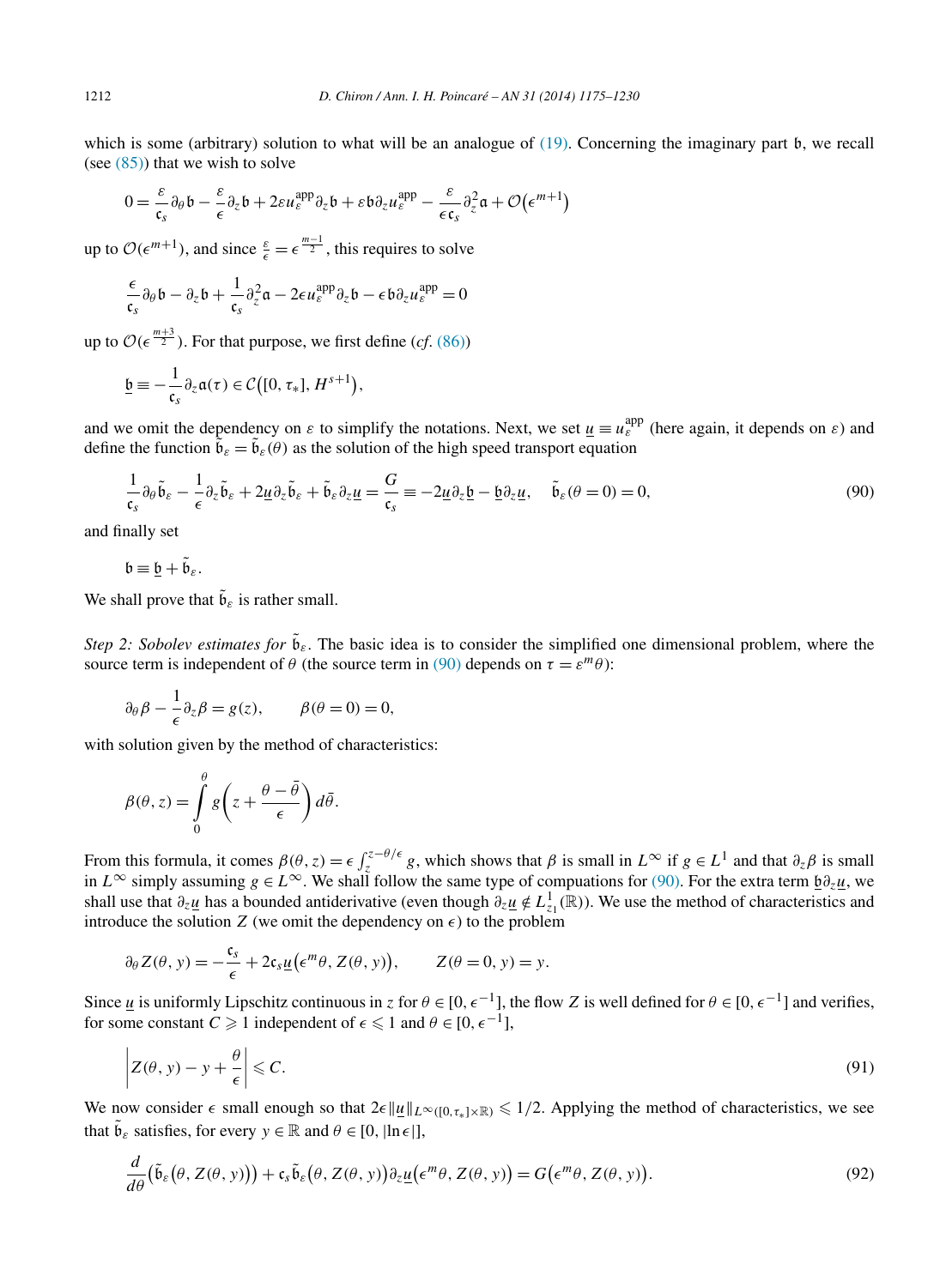which is some (arbitrary) solution to what will be an analogue of (19). Concerning the imaginary part $\mathfrak{b}$, we recall (see (85)) that we wish to solve

$$0 = \frac{\varepsilon}{\mathfrak{c}_s}\partial_\theta \mathfrak{b} - \frac{\varepsilon}{\epsilon}\partial_z \mathfrak{b} + 2\varepsilon u_\varepsilon^{\mathrm{app}} \partial_z \mathfrak{b} + \varepsilon \mathfrak{b} \partial_z u_\varepsilon^{\mathrm{app}} - \frac{\varepsilon}{\epsilon \mathfrak{c}_s}\partial_z^2 \mathfrak{a} + \mathcal{O}\big(\epsilon^{m+1}\big)$$

up to $\mathcal{O}(\epsilon^{m+1})$, and since $\frac{\varepsilon}{\epsilon} = \epsilon^{\frac{m-1}{2}}$, this requires to solve

$$\frac{\epsilon}{\mathfrak{c}_s}\partial_\theta \mathfrak{b} - \partial_z \mathfrak{b} + \frac{1}{\mathfrak{c}_s}\partial_z^2 \mathfrak{a} - 2\epsilon u_\varepsilon^{\mathrm{app}} \partial_z \mathfrak{b} - \epsilon \mathfrak{b} \partial_z u_\varepsilon^{\mathrm{app}} = 0$$

up to $\mathcal{O}(\epsilon^{\frac{m+3}{2}})$. For that purpose, we first define (*cf.* (86))

$$\underline{\mathfrak{b}} \equiv -\frac{1}{\mathfrak{c}_s}\partial_z \mathfrak{a}(\tau) \in \mathcal{C}\big([0,\tau_*], H^{s+1}\big),$$

and we omit the dependency on $\varepsilon$ to simplify the notations. Next, we set $\underline{u} \equiv u_\varepsilon^{\mathrm{app}}$ (here again, it depends on $\varepsilon$) and define the function $\tilde{\mathfrak{b}}_\varepsilon = \tilde{\mathfrak{b}}_\varepsilon(\theta)$ as the solution of the high speed transport equation

$$\frac{1}{\mathfrak{c}_s}\partial_\theta \tilde{\mathfrak{b}}_\varepsilon - \frac{1}{\epsilon}\partial_z \tilde{\mathfrak{b}}_\varepsilon + 2\underline{u}\partial_z \tilde{\mathfrak{b}}_\varepsilon + \tilde{\mathfrak{b}}_\varepsilon \partial_z \underline{u} = \frac{G}{\mathfrak{c}_s} \equiv -2\underline{u}\partial_z \underline{\mathfrak{b}} - \underline{\mathfrak{b}}\partial_z \underline{u}, \qquad \tilde{\mathfrak{b}}_\varepsilon(\theta = 0) = 0, \tag{90}$$

and finally set

$$\mathfrak{b} \equiv \underline{\mathfrak{b}} + \tilde{\mathfrak{b}}_\varepsilon.$$

We shall prove that $\tilde{\mathfrak{b}}_\varepsilon$ is rather small.

*Step 2: Sobolev estimates for* $\tilde{\mathfrak{b}}_\varepsilon$. The basic idea is to consider the simplified one dimensional problem, where the source term is independent of $\theta$ (the source term in (90) depends on $\tau = \varepsilon^m \theta$):

$$\partial_\theta \beta - \frac{1}{\epsilon}\partial_z \beta = g(z), \qquad \beta(\theta = 0) = 0,$$

with solution given by the method of characteristics:

$$\beta(\theta, z) = \int_0^\theta g\left(z + \frac{\theta - \bar{\theta}}{\epsilon}\right) d\bar{\theta}.$$

From this formula, it comes $\beta(\theta, z) = \epsilon \int_z^{z-\theta/\epsilon} g$, which shows that $\beta$ is small in $L^\infty$ if $g \in L^1$ and that $\partial_z \beta$ is small in $L^\infty$ simply assuming $g \in L^\infty$. We shall follow the same type of compuations for (90). For the extra term $\underline{\mathfrak{b}}\partial_z \underline{u}$, we shall use that $\partial_z \underline{u}$ has a bounded antiderivative (even though $\partial_z \underline{u} \notin L^1_{z_1}(\mathbb{R})$). We use the method of characteristics and introduce the solution $Z$ (we omit the dependency on $\epsilon$) to the problem

$$\partial_\theta Z(\theta, y) = -\frac{\mathfrak{c}_s}{\epsilon} + 2\mathfrak{c}_s \underline{u}\big(\epsilon^m \theta, Z(\theta, y)\big), \qquad Z(\theta = 0, y) = y.$$

Since $\underline{u}$ is uniformly Lipschitz continuous in $z$ for $\theta \in [0, \epsilon^{-1}]$, the flow $Z$ is well defined for $\theta \in [0, \epsilon^{-1}]$ and verifies, for some constant $C \geqslant 1$ independent of $\epsilon \leqslant 1$ and $\theta \in [0, \epsilon^{-1}]$,

$$\left| Z(\theta, y) - y + \frac{\theta}{\epsilon} \right| \leqslant C. \tag{91}$$

We now consider $\epsilon$ small enough so that $2\epsilon \|\underline{u}\|_{L^\infty([0,\tau_*]\times\mathbb{R})} \leqslant 1/2$. Applying the method of characteristics, we see that $\tilde{\mathfrak{b}}_\varepsilon$ satisfies, for every $y \in \mathbb{R}$ and $\theta \in [0, |\ln \epsilon|]$,

$$\frac{d}{d\theta}\big(\tilde{\mathfrak{b}}_\varepsilon\big(\theta, Z(\theta, y)\big)\big) + \mathfrak{c}_s \tilde{\mathfrak{b}}_\varepsilon\big(\theta, Z(\theta, y)\big)\partial_z \underline{u}\big(\epsilon^m \theta, Z(\theta, y)\big) = G\big(\epsilon^m \theta, Z(\theta, y)\big). \tag{92}$$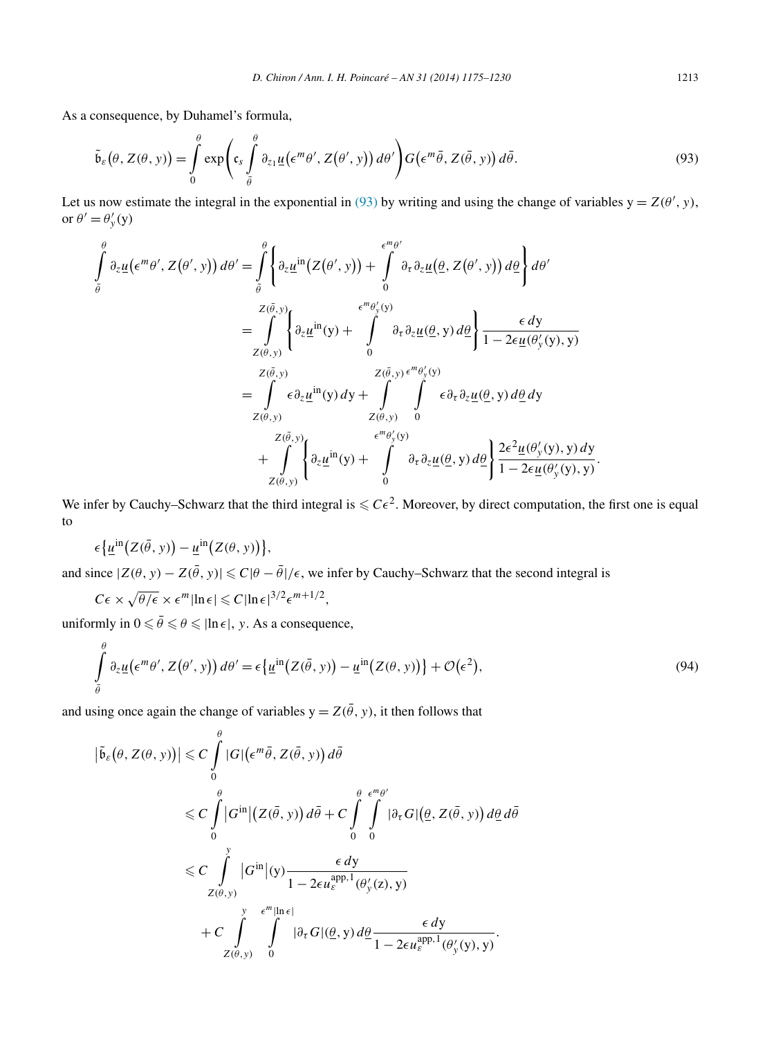As a consequence, by Duhamel's formula,

$$\tilde{\mathfrak{b}}_\varepsilon\big(\theta, Z(\theta, y)\big) = \int_0^\theta \exp\left(\mathfrak{c}_s \int_{\bar\theta}^{\theta} \partial_{z_1} \underline{u}\big(\epsilon^m \theta', Z(\theta', y)\big)\, d\theta'\right) G\big(\epsilon^m \bar\theta, Z(\bar\theta, y)\big)\, d\bar\theta. \tag{93}$$

Let us now estimate the integral in the exponential in (93) by writing and using the change of variables $\mathrm{y} = Z(\theta', y)$, or $\theta' = \theta'_y(\mathrm{y})$

$$\begin{aligned}
\int_{\bar\theta}^{\theta} \partial_z \underline{u}\big(\epsilon^m \theta', Z(\theta', y)\big)\, d\theta' &= \int_{\bar\theta}^{\theta} \left\{ \partial_z \underline{u}^{\mathrm{in}}\big(Z(\theta', y)\big) + \int_0^{\epsilon^m \theta'} \partial_\tau \partial_z \underline{u}\big(\underline{\theta}, Z(\theta', y)\big)\, d\underline{\theta} \right\} d\theta' \\
&= \int_{Z(\theta, y)}^{Z(\bar\theta, y)} \left\{ \partial_z \underline{u}^{\mathrm{in}}(\mathrm{y}) + \int_0^{\epsilon^m \theta'_y(\mathrm{y})} \partial_\tau \partial_z \underline{u}(\underline{\theta}, \mathrm{y})\, d\underline{\theta} \right\} \frac{\epsilon\, d\mathrm{y}}{1 - 2\epsilon \underline{u}(\theta'_y(\mathrm{y}), \mathrm{y})} \\
&= \int_{Z(\theta, y)}^{Z(\bar\theta, y)} \epsilon \partial_z \underline{u}^{\mathrm{in}}(\mathrm{y})\, d\mathrm{y} + \int_{Z(\theta, y)}^{Z(\bar\theta, y)} \int_0^{\epsilon^m \theta'_y(\mathrm{y})} \epsilon \partial_\tau \partial_z \underline{u}(\underline{\theta}, \mathrm{y})\, d\underline{\theta}\, d\mathrm{y} \\
&\quad + \int_{Z(\theta, y)}^{Z(\bar\theta, y)} \left\{ \partial_z \underline{u}^{\mathrm{in}}(\mathrm{y}) + \int_0^{\epsilon^m \theta'_y(\mathrm{y})} \partial_\tau \partial_z \underline{u}(\underline{\theta}, \mathrm{y})\, d\underline{\theta} \right\} \frac{2\epsilon^2 \underline{u}(\theta'_y(\mathrm{y}), \mathrm{y})\, d\mathrm{y}}{1 - 2\epsilon \underline{u}(\theta'_y(\mathrm{y}), \mathrm{y})}.
\end{aligned}$$

We infer by Cauchy–Schwarz that the third integral is $\leqslant C\epsilon^2$. Moreover, by direct computation, the first one is equal to

$$\epsilon\big\{\underline{u}^{\mathrm{in}}\big(Z(\bar\theta, y)\big) - \underline{u}^{\mathrm{in}}\big(Z(\theta, y)\big)\big\},$$

and since $|Z(\theta, y) - Z(\bar\theta, y)| \leqslant C|\theta - \bar\theta|/\epsilon$, we infer by Cauchy–Schwarz that the second integral is

$$C\epsilon \times \sqrt{\theta/\epsilon} \times \epsilon^m |\ln \epsilon| \leqslant C |\ln \epsilon|^{3/2} \epsilon^{m+1/2},$$

uniformly in $0 \leqslant \bar\theta \leqslant \theta \leqslant |\ln \epsilon|$, $y$. As a consequence,

$$\int_{\bar\theta}^{\theta} \partial_z \underline{u}\big(\epsilon^m \theta', Z(\theta', y)\big)\, d\theta' = \epsilon\big\{\underline{u}^{\mathrm{in}}\big(Z(\bar\theta, y)\big) - \underline{u}^{\mathrm{in}}\big(Z(\theta, y)\big)\big\} + \mathcal{O}\big(\epsilon^2\big), \tag{94}$$

and using once again the change of variables $\mathrm{y} = Z(\bar\theta, y)$, it then follows that

$$\begin{aligned}
\big|\tilde{\mathfrak{b}}_\varepsilon\big(\theta, Z(\theta, y)\big)\big| &\leqslant C \int_0^\theta |G|\big(\epsilon^m \bar\theta, Z(\bar\theta, y)\big)\, d\bar\theta \\
&\leqslant C \int_0^\theta \big|G^{\mathrm{in}}\big|\big(Z(\bar\theta, y)\big)\, d\bar\theta + C \int_0^\theta \int_0^{\epsilon^m \theta'} |\partial_\tau G|\big(\underline{\theta}, Z(\bar\theta, y)\big)\, d\underline{\theta}\, d\bar\theta \\
&\leqslant C \int_{Z(\theta, y)}^{y} \big|G^{\mathrm{in}}\big|(\mathrm{y}) \frac{\epsilon\, d\mathrm{y}}{1 - 2\epsilon u_\varepsilon^{\mathrm{app},1}(\theta'_y(\mathrm{z}), \mathrm{y})} \\
&\quad + C \int_{Z(\theta, y)}^{y} \int_0^{\epsilon^m |\ln \epsilon|} |\partial_\tau G|(\underline{\theta}, \mathrm{y})\, d\underline{\theta} \frac{\epsilon\, d\mathrm{y}}{1 - 2\epsilon u_\varepsilon^{\mathrm{app},1}(\theta'_y(\mathrm{y}), \mathrm{y})}.
\end{aligned}$$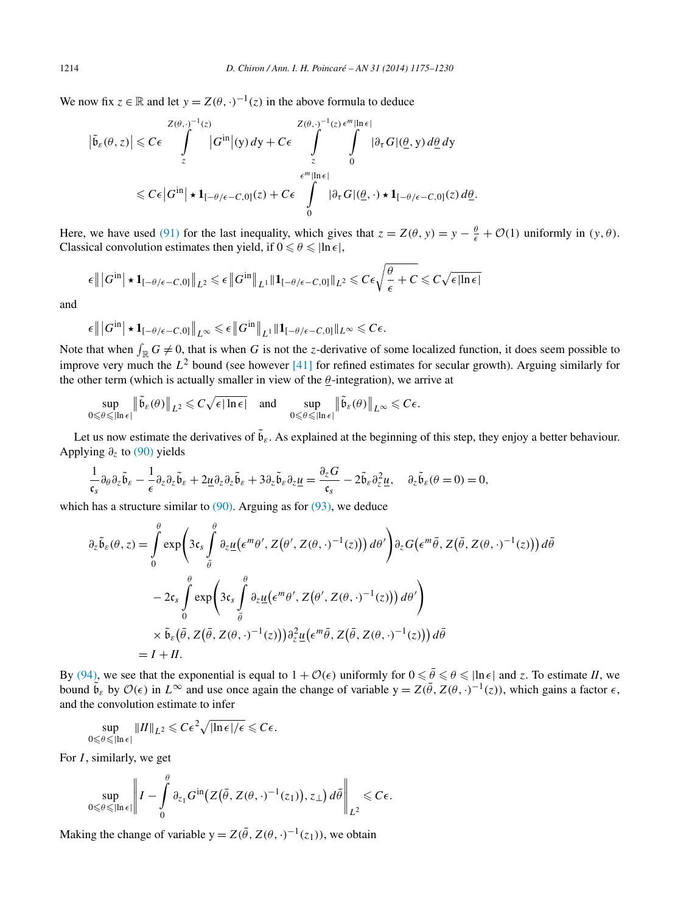We now fix $z \in \mathbb{R}$ and let $\mathrm{y} = Z(\theta, \cdot)^{-1}(z)$ in the above formula to deduce

$$\begin{aligned}
\big|\tilde{\mathfrak{b}}_\varepsilon(\theta, z)\big| &\leqslant C\epsilon \int_z^{Z(\theta,\cdot)^{-1}(z)} \big|G^{\mathrm{in}}\big|(\mathrm{y})\, d\mathrm{y} + C\epsilon \int_z^{Z(\theta,\cdot)^{-1}(z)} \int_0^{\epsilon^m|\ln\epsilon|} |\partial_\tau G|(\underline{\theta}, \mathrm{y})\, d\underline{\theta}\, d\mathrm{y} \\
&\leqslant C\epsilon \big|G^{\mathrm{in}}\big| \star \mathbf{1}_{[-\theta/\epsilon - C, 0]}(z) + C\epsilon \int_0^{\epsilon^m|\ln\epsilon|} |\partial_\tau G|(\underline{\theta}, \cdot) \star \mathbf{1}_{[-\theta/\epsilon - C, 0]}(z)\, d\underline{\theta}.
\end{aligned}$$

Here, we have used (91) for the last inequality, which gives that $z = Z(\theta, \mathrm{y}) = \mathrm{y} - \frac{\theta}{\epsilon} + \mathcal{O}(1)$ uniformly in $(\mathrm{y}, \theta)$. Classical convolution estimates then yield, if $0 \leqslant \theta \leqslant |\ln\epsilon|$,

$$\epsilon \big\| \big|G^{\mathrm{in}}\big| \star \mathbf{1}_{[-\theta/\epsilon - C, 0]} \big\|_{L^2} \leqslant \epsilon \big\|G^{\mathrm{in}}\big\|_{L^1} \|\mathbf{1}_{[-\theta/\epsilon - C, 0]}\|_{L^2} \leqslant C\epsilon \sqrt{\frac{\theta}{\epsilon} + C} \leqslant C\sqrt{\epsilon|\ln\epsilon|}$$

and

$$\epsilon \big\| \big|G^{\mathrm{in}}\big| \star \mathbf{1}_{[-\theta/\epsilon - C, 0]} \big\|_{L^\infty} \leqslant \epsilon \big\|G^{\mathrm{in}}\big\|_{L^1} \|\mathbf{1}_{[-\theta/\epsilon - C, 0]}\|_{L^\infty} \leqslant C\epsilon.$$

Note that when $\int_{\mathbb{R}} G \neq 0$, that is when $G$ is not the $z$-derivative of some localized function, it does seem possible to improve very much the $L^2$ bound (see however [41] for refined estimates for secular growth). Arguing similarly for the other term (which is actually smaller in view of the $\underline{\theta}$-integration), we arrive at

$$\sup_{0 \leqslant \theta \leqslant |\ln\epsilon|} \big\|\tilde{\mathfrak{b}}_\varepsilon(\theta)\big\|_{L^2} \leqslant C\sqrt{\epsilon|\ln\epsilon|} \quad \text{and} \quad \sup_{0 \leqslant \theta \leqslant |\ln\epsilon|} \big\|\tilde{\mathfrak{b}}_\varepsilon(\theta)\big\|_{L^\infty} \leqslant C\epsilon.$$

Let us now estimate the derivatives of $\tilde{\mathfrak{b}}_\varepsilon$. As explained at the beginning of this step, they enjoy a better behaviour. Applying $\partial_z$ to (90) yields

$$\frac{1}{\mathfrak{c}_s}\partial_\theta \partial_z \tilde{\mathfrak{b}}_\varepsilon - \frac{1}{\epsilon}\partial_z \partial_z \tilde{\mathfrak{b}}_\varepsilon + 2\underline{u}\partial_z\partial_z\tilde{\mathfrak{b}}_\varepsilon + 3\partial_z\tilde{\mathfrak{b}}_\varepsilon\partial_z\underline{u} = \frac{\partial_z G}{\mathfrak{c}_s} - 2\tilde{\mathfrak{b}}_\varepsilon \partial_z^2 \underline{u}, \quad \partial_z\tilde{\mathfrak{b}}_\varepsilon(\theta = 0) = 0,$$

which has a structure similar to (90). Arguing as for (93), we deduce

$$\begin{aligned}
\partial_z \tilde{\mathfrak{b}}_\varepsilon(\theta, z) &= \int_0^\theta \exp\bigg(3\mathfrak{c}_s \int_{\bar{\theta}}^\theta \partial_z \underline{u}\big(\epsilon^m\theta', Z\big(\theta', Z(\theta, \cdot)^{-1}(z)\big)\big)\, d\theta'\bigg) \partial_z G\big(\epsilon^m\bar{\theta}, Z\big(\bar{\theta}, Z(\theta, \cdot)^{-1}(z)\big)\big)\, d\bar{\theta} \\
&\quad - 2\mathfrak{c}_s \int_0^\theta \exp\bigg(3\mathfrak{c}_s \int_{\bar{\theta}}^\theta \partial_z \underline{u}\big(\epsilon^m\theta', Z\big(\theta', Z(\theta, \cdot)^{-1}(z)\big)\big)\, d\theta'\bigg) \\
&\quad \times \tilde{\mathfrak{b}}_\varepsilon\big(\bar{\theta}, Z\big(\bar{\theta}, Z(\theta, \cdot)^{-1}(z)\big)\big) \partial_z^2 \underline{u}\big(\epsilon^m\bar{\theta}, Z\big(\bar{\theta}, Z(\theta, \cdot)^{-1}(z)\big)\big)\, d\bar{\theta} \\
&= I + II.
\end{aligned}$$

By (94), we see that the exponential is equal to $1 + \mathcal{O}(\epsilon)$ uniformly for $0 \leqslant \bar{\theta} \leqslant \theta \leqslant |\ln\epsilon|$ and $z$. To estimate $II$, we bound $\tilde{\mathfrak{b}}_\varepsilon$ by $\mathcal{O}(\epsilon)$ in $L^\infty$ and use once again the change of variable $\mathrm{y} = Z(\bar{\theta}, Z(\theta, \cdot)^{-1}(z))$, which gains a factor $\epsilon$, and the convolution estimate to infer

$$\sup_{0 \leqslant \theta \leqslant |\ln\epsilon|} \|II\|_{L^2} \leqslant C\epsilon^2\sqrt{|\ln\epsilon|/\epsilon} \leqslant C\epsilon.$$

For $I$, similarly, we get

$$\sup_{0 \leqslant \theta \leqslant |\ln\epsilon|} \bigg\| I - \int_0^\theta \partial_{z_1} G^{\mathrm{in}}\big(Z\big(\bar{\theta}, Z(\theta, \cdot)^{-1}(z_1)\big), z_\perp\big)\, d\bar{\theta} \bigg\|_{L^2} \leqslant C\epsilon.$$

Making the change of variable $\mathrm{y} = Z(\bar{\theta}, Z(\theta, \cdot)^{-1}(z_1))$, we obtain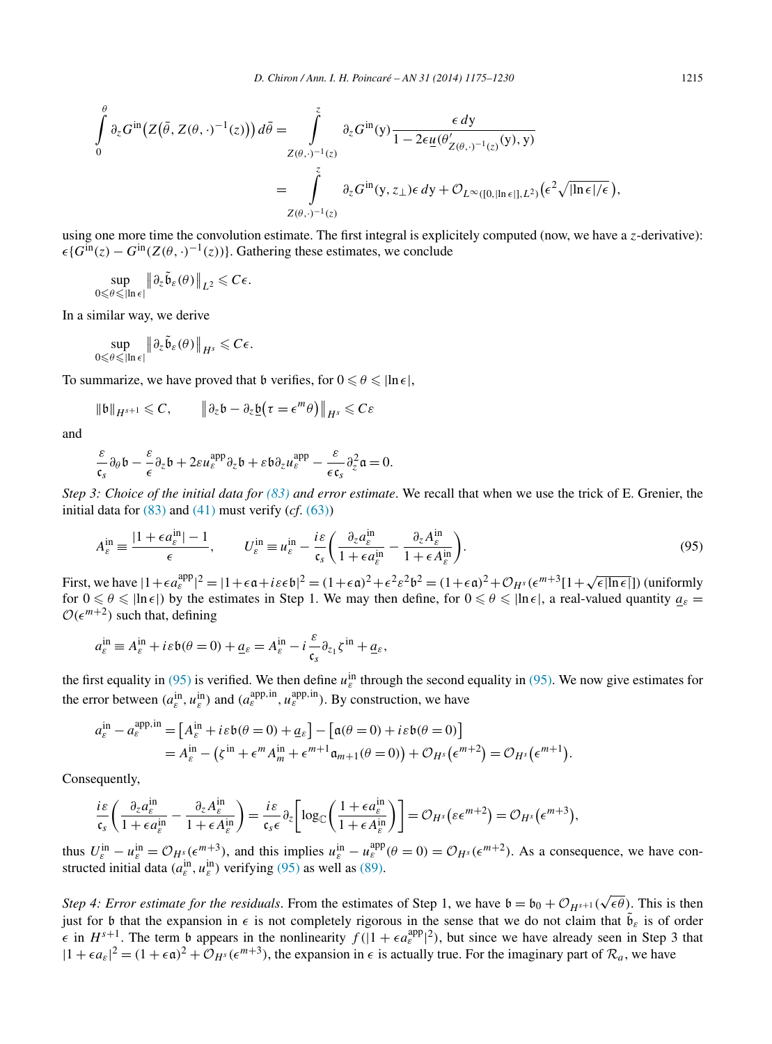$$\int_0^\theta \partial_z G^{\text{in}}\big(Z\big(\bar\theta, Z(\theta,\cdot)^{-1}(z)\big)\big)\, d\bar\theta = \int_{Z(\theta,\cdot)^{-1}(z)}^{z} \partial_z G^{\text{in}}(\mathrm{y}) \frac{\epsilon\, d\mathrm{y}}{1 - 2\epsilon \underline{u}(\theta'_{Z(\theta,\cdot)^{-1}(z)}(\mathrm{y}), \mathrm{y})}$$
$$= \int_{Z(\theta,\cdot)^{-1}(z)}^{z} \partial_z G^{\text{in}}(\mathrm{y}, z_\perp)\epsilon\, d\mathrm{y} + \mathcal{O}_{L^\infty([0,|\ln\epsilon|],L^2)}\big(\epsilon^2\sqrt{|\ln\epsilon|/\epsilon}\big),$$

using one more time the convolution estimate. The first integral is explicitely computed (now, we have a $z$-derivative): $\epsilon\{G^{\text{in}}(z) - G^{\text{in}}(Z(\theta,\cdot)^{-1}(z))\}$. Gathering these estimates, we conclude

$$\sup_{0\leqslant\theta\leqslant|\ln\epsilon|} \big\|\partial_z \tilde{\mathfrak{b}}_\varepsilon(\theta)\big\|_{L^2} \leqslant C\epsilon.$$

In a similar way, we derive

$$\sup_{0\leqslant\theta\leqslant|\ln\epsilon|} \big\|\partial_z \tilde{\mathfrak{b}}_\varepsilon(\theta)\big\|_{H^s} \leqslant C\epsilon.$$

To summarize, we have proved that $\mathfrak{b}$ verifies, for $0 \leqslant \theta \leqslant |\ln\epsilon|$,

$$\|\mathfrak{b}\|_{H^{s+1}} \leqslant C, \qquad \big\|\partial_z\mathfrak{b} - \partial_z\underline{\mathfrak{b}}\big(\tau = \epsilon^m\theta\big)\big\|_{H^s} \leqslant C\varepsilon$$

and

$$\frac{\varepsilon}{\mathfrak{c}_s}\partial_\theta\mathfrak{b} - \frac{\varepsilon}{\epsilon}\partial_z\mathfrak{b} + 2\varepsilon u_\varepsilon^{\text{app}}\partial_z\mathfrak{b} + \varepsilon\mathfrak{b}\partial_z u_\varepsilon^{\text{app}} - \frac{\varepsilon}{\epsilon\mathfrak{c}_s}\partial_z^2\mathfrak{a} = 0.$$

*Step 3: Choice of the initial data for (83) and error estimate*. We recall that when we use the trick of E. Grenier, the initial data for (83) and (41) must verify (*cf.* (63))

$$A_\varepsilon^{\text{in}} \equiv \frac{|1+\epsilon a_\varepsilon^{\text{in}}| - 1}{\epsilon}, \qquad U_\varepsilon^{\text{in}} \equiv u_\varepsilon^{\text{in}} - \frac{i\varepsilon}{\mathfrak{c}_s}\left(\frac{\partial_z a_\varepsilon^{\text{in}}}{1+\epsilon a_\varepsilon^{\text{in}}} - \frac{\partial_z A_\varepsilon^{\text{in}}}{1+\epsilon A_\varepsilon^{\text{in}}}\right). \tag{95}$$

First, we have $|1+\epsilon a_\varepsilon^{\text{app}}|^2 = |1+\epsilon\mathfrak{a}+i\varepsilon\epsilon\mathfrak{b}|^2 = (1+\epsilon\mathfrak{a})^2 + \epsilon^2\varepsilon^2\mathfrak{b}^2 = (1+\epsilon\mathfrak{a})^2 + \mathcal{O}_{H^s}(\epsilon^{m+3}[1+\sqrt{\epsilon|\ln\epsilon|}])$ (uniformly for $0 \leqslant \theta \leqslant |\ln\epsilon|$) by the estimates in Step 1. We may then define, for $0 \leqslant \theta \leqslant |\ln\epsilon|$, a real-valued quantity $\underline{a}_\varepsilon = \mathcal{O}(\epsilon^{m+2})$ such that, defining

$$a_\varepsilon^{\text{in}} \equiv A_\varepsilon^{\text{in}} + i\varepsilon\mathfrak{b}(\theta=0) + \underline{a}_\varepsilon = A_\varepsilon^{\text{in}} - i\frac{\varepsilon}{\mathfrak{c}_s}\partial_{z_1}\zeta^{\text{in}} + \underline{a}_\varepsilon,$$

the first equality in (95) is verified. We then define $u_\varepsilon^{\text{in}}$ through the second equality in (95). We now give estimates for the error between $(a_\varepsilon^{\text{in}}, u_\varepsilon^{\text{in}})$ and $(a_\varepsilon^{\text{app,in}}, u_\varepsilon^{\text{app,in}})$. By construction, we have

$$a_\varepsilon^{\text{in}} - a_\varepsilon^{\text{app,in}} = \big[A_\varepsilon^{\text{in}} + i\varepsilon\mathfrak{b}(\theta=0) + \underline{a}_\varepsilon\big] - \big[\mathfrak{a}(\theta=0) + i\varepsilon\mathfrak{b}(\theta=0)\big]$$
$$= A_\varepsilon^{\text{in}} - \big(\zeta^{\text{in}} + \epsilon^m A_m^{\text{in}} + \epsilon^{m+1}\mathfrak{a}_{m+1}(\theta=0)\big) + \mathcal{O}_{H^s}\big(\epsilon^{m+2}\big) = \mathcal{O}_{H^s}\big(\epsilon^{m+1}\big).$$

Consequently,

$$\frac{i\varepsilon}{\mathfrak{c}_s}\left(\frac{\partial_z a_\varepsilon^{\text{in}}}{1+\epsilon a_\varepsilon^{\text{in}}} - \frac{\partial_z A_\varepsilon^{\text{in}}}{1+\epsilon A_\varepsilon^{\text{in}}}\right) = \frac{i\varepsilon}{\mathfrak{c}_s\epsilon}\partial_z\left[\log_{\mathbb{C}}\left(\frac{1+\epsilon a_\varepsilon^{\text{in}}}{1+\epsilon A_\varepsilon^{\text{in}}}\right)\right] = \mathcal{O}_{H^s}\big(\varepsilon\epsilon^{m+2}\big) = \mathcal{O}_{H^s}\big(\epsilon^{m+3}\big),$$

thus $U_\varepsilon^{\text{in}} - u_\varepsilon^{\text{in}} = \mathcal{O}_{H^s}(\epsilon^{m+3})$, and this implies $u_\varepsilon^{\text{in}} - u_\varepsilon^{\text{app}}(\theta=0) = \mathcal{O}_{H^s}(\epsilon^{m+2})$. As a consequence, we have constructed initial data $(a_\varepsilon^{\text{in}}, u_\varepsilon^{\text{in}})$ verifying (95) as well as (89).

*Step 4: Error estimate for the residuals*. From the estimates of Step 1, we have $\mathfrak{b} = \mathfrak{b}_0 + \mathcal{O}_{H^{s+1}}(\sqrt{\epsilon\theta})$. This is then just for $\mathfrak{b}$ that the expansion in $\epsilon$ is not completely rigorous in the sense that we do not claim that $\tilde{\mathfrak{b}}_\varepsilon$ is of order $\epsilon$ in $H^{s+1}$. The term $\mathfrak{b}$ appears in the nonlinearity $f(|1+\epsilon a_\varepsilon^{\text{app}}|^2)$, but since we have already seen in Step 3 that $|1+\epsilon a_\varepsilon|^2 = (1+\epsilon\mathfrak{a})^2 + \mathcal{O}_{H^s}(\epsilon^{m+3})$, the expansion in $\epsilon$ is actually true. For the imaginary part of $\mathcal{R}_a$, we have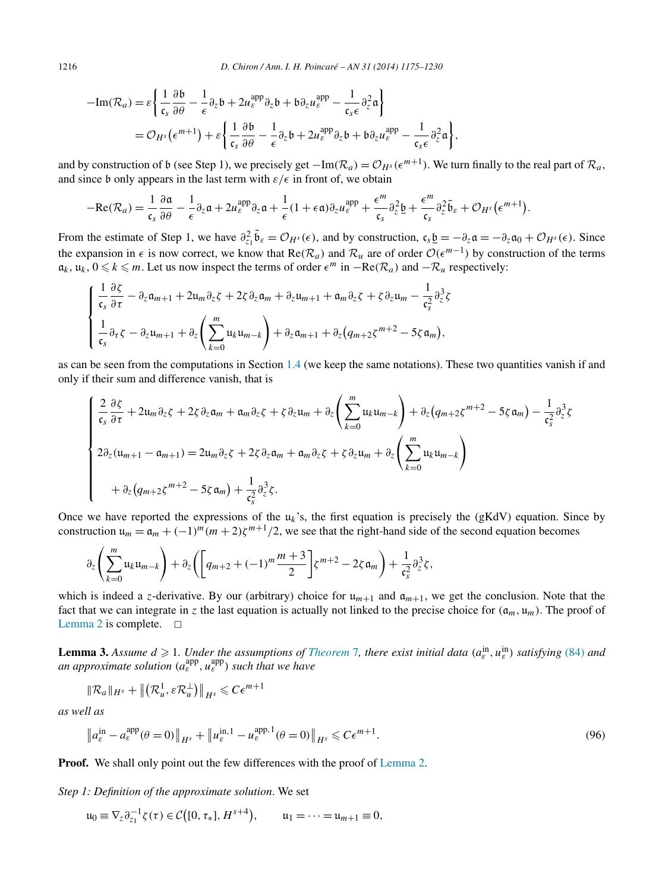$$
\begin{aligned}
-\mathrm{Im}(\mathcal{R}_a) &= \varepsilon\left\{\frac{1}{\mathfrak{c}_s}\frac{\partial \mathfrak{b}}{\partial \theta} - \frac{1}{\epsilon}\partial_z \mathfrak{b} + 2u_\varepsilon^{\mathrm{app}}\partial_z \mathfrak{b} + \mathfrak{b}\partial_z u_\varepsilon^{\mathrm{app}} - \frac{1}{\mathfrak{c}_s \epsilon}\partial_z^2 \mathfrak{a}\right\} \\
&= \mathcal{O}_{H^s}\left(\epsilon^{m+1}\right) + \varepsilon\left\{\frac{1}{\mathfrak{c}_s}\frac{\partial \mathfrak{b}}{\partial \theta} - \frac{1}{\epsilon}\partial_z \mathfrak{b} + 2u_\varepsilon^{\mathrm{app}}\partial_z \mathfrak{b} + \mathfrak{b}\partial_z u_\varepsilon^{\mathrm{app}} - \frac{1}{\mathfrak{c}_s \epsilon}\partial_z^2 \mathfrak{a}\right\},
\end{aligned}
$$

and by construction of $\mathfrak{b}$ (see Step 1), we precisely get $-\mathrm{Im}(\mathcal{R}_a) = \mathcal{O}_{H^s}(\epsilon^{m+1})$. We turn finally to the real part of $\mathcal{R}_a$, and since $\mathfrak{b}$ only appears in the last term with $\varepsilon/\epsilon$ in front of, we obtain

$$
-\mathrm{Re}(\mathcal{R}_a) = \frac{1}{\mathfrak{c}_s}\frac{\partial \mathfrak{a}}{\partial \theta} - \frac{1}{\epsilon}\partial_z \mathfrak{a} + 2u_\varepsilon^{\mathrm{app}}\partial_z \mathfrak{a} + \frac{1}{\epsilon}(1+\epsilon\mathfrak{a})\partial_z u_\varepsilon^{\mathrm{app}} + \frac{\epsilon^m}{\mathfrak{c}_s}\partial_z^2 \underline{\mathfrak{b}} + \frac{\epsilon^m}{\mathfrak{c}_s}\partial_z^2 \tilde{\mathfrak{b}}_\varepsilon + \mathcal{O}_{H^s}\left(\epsilon^{m+1}\right).
$$

From the estimate of Step 1, we have $\partial_{z_1}^2 \tilde{\mathfrak{b}}_\varepsilon = \mathcal{O}_{H^s}(\epsilon)$, and by construction, $\mathfrak{c}_s \underline{\mathfrak{b}} = -\partial_z \mathfrak{a} = -\partial_z \mathfrak{a}_0 + \mathcal{O}_{H^s}(\epsilon)$. Since the expansion in $\epsilon$ is now correct, we know that $\mathrm{Re}(\mathcal{R}_a)$ and $\mathcal{R}_u$ are of order $\mathcal{O}(\epsilon^{m-1})$ by construction of the terms $\mathfrak{a}_k$, $\mathfrak{u}_k$, $0 \leqslant k \leqslant m$. Let us now inspect the terms of order $\epsilon^m$ in $-\mathrm{Re}(\mathcal{R}_a)$ and $-\mathcal{R}_u$ respectively:

$$
\begin{cases}
\dfrac{1}{\mathfrak{c}_s}\dfrac{\partial \zeta}{\partial \tau} - \partial_z \mathfrak{a}_{m+1} + 2\mathfrak{u}_m \partial_z \zeta + 2\zeta\partial_z \mathfrak{a}_m + \partial_z \mathfrak{u}_{m+1} + \mathfrak{a}_m \partial_z \zeta + \zeta \partial_z \mathfrak{u}_m - \dfrac{1}{\mathfrak{c}_s^2}\partial_z^3 \zeta \\[2ex]
\dfrac{1}{\mathfrak{c}_s}\partial_\tau \zeta - \partial_z \mathfrak{u}_{m+1} + \partial_z\left(\displaystyle\sum_{k=0}^m \mathfrak{u}_k \mathfrak{u}_{m-k}\right) + \partial_z \mathfrak{a}_{m+1} + \partial_z\left(q_{m+2}\zeta^{m+2} - 5\zeta\,\mathfrak{a}_m\right),
\end{cases}
$$

as can be seen from the computations in Section 1.4 (we keep the same notations). These two quantities vanish if and only if their sum and difference vanish, that is

$$
\begin{cases}
\dfrac{2}{\mathfrak{c}_s}\dfrac{\partial \zeta}{\partial \tau} + 2\mathfrak{u}_m \partial_z \zeta + 2\zeta\partial_z \mathfrak{a}_m + \mathfrak{a}_m \partial_z \zeta + \zeta\partial_z \mathfrak{u}_m + \partial_z\left(\displaystyle\sum_{k=0}^m \mathfrak{u}_k \mathfrak{u}_{m-k}\right) + \partial_z\left(q_{m+2}\zeta^{m+2} - 5\zeta\,\mathfrak{a}_m\right) - \dfrac{1}{\mathfrak{c}_s^2}\partial_z^3 \zeta \\[2ex]
2\partial_z(\mathfrak{u}_{m+1} - \mathfrak{a}_{m+1}) = 2\mathfrak{u}_m \partial_z \zeta + 2\zeta\partial_z \mathfrak{a}_m + \mathfrak{a}_m \partial_z \zeta + \zeta\partial_z \mathfrak{u}_m + \partial_z\left(\displaystyle\sum_{k=0}^m \mathfrak{u}_k \mathfrak{u}_{m-k}\right) \\[2ex]
\qquad + \partial_z\left(q_{m+2}\zeta^{m+2} - 5\zeta\,\mathfrak{a}_m\right) + \dfrac{1}{\mathfrak{c}_s^2}\partial_z^3 \zeta.
\end{cases}
$$

Once we have reported the expressions of the $\mathfrak{u}_k$'s, the first equation is precisely the (gKdV) equation. Since by construction $\mathfrak{u}_m = \mathfrak{a}_m + (-1)^m(m+2)\zeta^{m+1}/2$, we see that the right-hand side of the second equation becomes

$$
\partial_z\left(\sum_{k=0}^m \mathfrak{u}_k \mathfrak{u}_{m-k}\right) + \partial_z\left(\left[q_{m+2} + (-1)^m\frac{m+3}{2}\right]\zeta^{m+2} - 2\zeta\,\mathfrak{a}_m\right) + \frac{1}{\mathfrak{c}_s^2}\partial_z^3\zeta,
$$

which is indeed a $z$-derivative. By our (arbitrary) choice for $\mathfrak{u}_{m+1}$ and $\mathfrak{a}_{m+1}$, we get the conclusion. Note that the fact that we can integrate in $z$ the last equation is actually not linked to the precise choice for $(\mathfrak{a}_m, \mathfrak{u}_m)$. The proof of Lemma 2 is complete. $\square$

**Lemma 3.** *Assume $d \geqslant 1$. Under the assumptions of Theorem 7, there exist initial data $(a_\varepsilon^{\mathrm{in}}, u_\varepsilon^{\mathrm{in}})$ satisfying (84) and an approximate solution $(a_\varepsilon^{\mathrm{app}}, u_\varepsilon^{\mathrm{app}})$ such that we have*

$$
\|\mathcal{R}_a\|_{H^s} + \left\|\left(\mathcal{R}_u^1, \varepsilon\mathcal{R}_u^\perp\right)\right\|_{H^s} \leqslant C\epsilon^{m+1}
$$

*as well as*

$$
\left\|a_\varepsilon^{\mathrm{in}} - a_\varepsilon^{\mathrm{app}}(\theta = 0)\right\|_{H^s} + \left\|u_\varepsilon^{\mathrm{in},1} - u_\varepsilon^{\mathrm{app},1}(\theta = 0)\right\|_{H^s} \leqslant C\epsilon^{m+1}. \tag{96}
$$

**Proof.** We shall only point out the few differences with the proof of Lemma 2.

*Step 1: Definition of the approximate solution*. We set

$$
\mathfrak{u}_0 \equiv \nabla_z \partial_{z_1}^{-1}\zeta(\tau) \in \mathcal{C}\left([0, \tau_*], H^{s+4}\right), \qquad \mathfrak{u}_1 = \cdots = \mathfrak{u}_{m+1} \equiv 0,
$$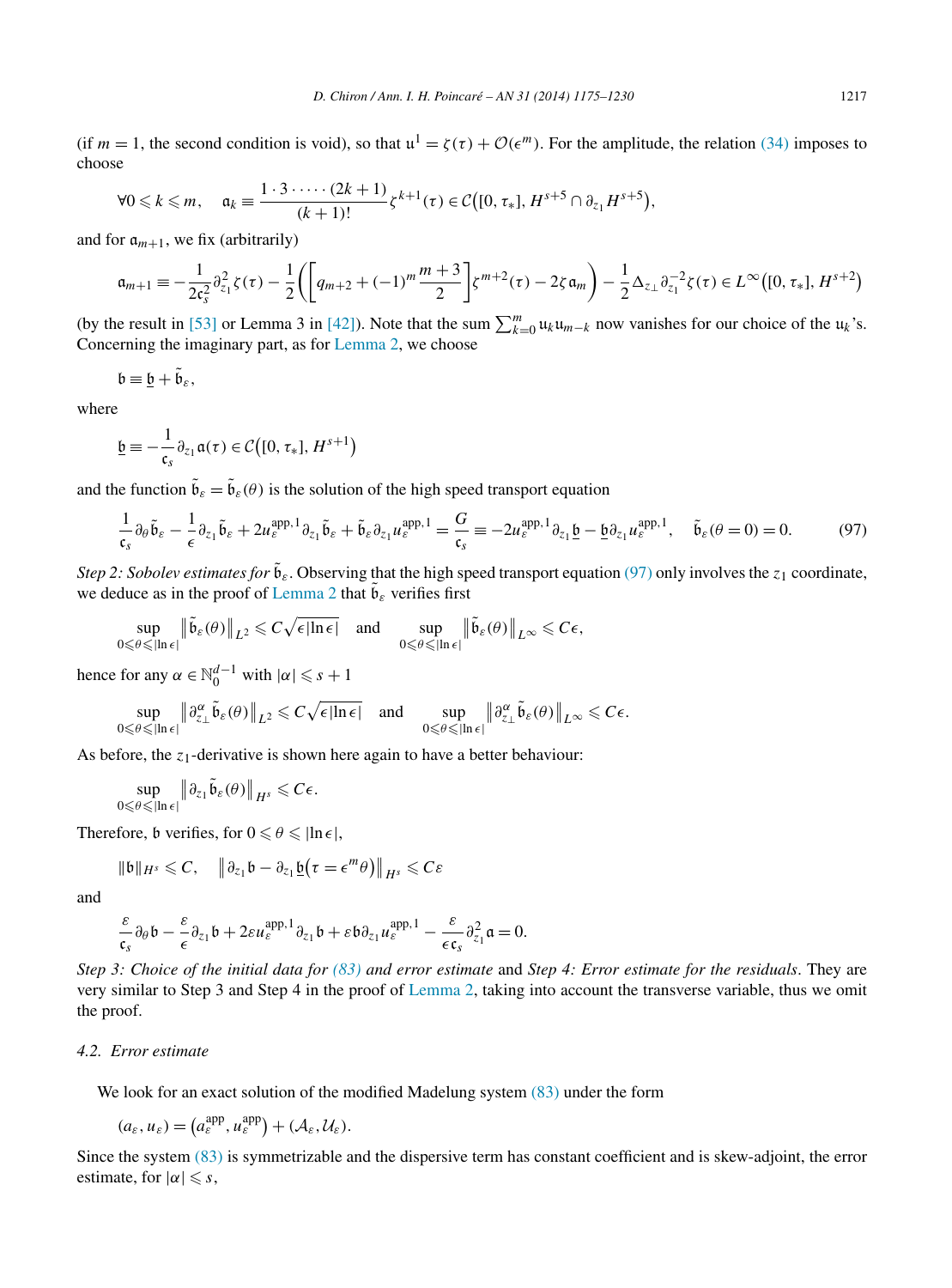(if $m = 1$, the second condition is void), so that $\mathfrak{u}^1 = \zeta(\tau) + \mathcal{O}(\epsilon^m)$. For the amplitude, the relation (34) imposes to choose

$$\forall 0 \leqslant k \leqslant m, \quad \mathfrak{a}_k \equiv \frac{1 \cdot 3 \cdot \dots \cdot (2k+1)}{(k+1)!} \zeta^{k+1}(\tau) \in \mathcal{C}\big([0, \tau_*], H^{s+5} \cap \partial_{z_1} H^{s+5}\big),$$

and for $\mathfrak{a}_{m+1}$, we fix (arbitrarily)

$$\mathfrak{a}_{m+1} \equiv -\frac{1}{2\mathfrak{c}_s^2} \partial_{z_1}^2 \zeta(\tau) - \frac{1}{2}\left(\left[q_{m+2} + (-1)^m \frac{m+3}{2}\right] \zeta^{m+2}(\tau) - 2\zeta \mathfrak{a}_m\right) - \frac{1}{2} \Delta_{z_\perp} \partial_{z_1}^{-2} \zeta(\tau) \in L^\infty\big([0, \tau_*], H^{s+2}\big)$$

(by the result in [53] or Lemma 3 in [42]). Note that the sum $\sum_{k=0}^m \mathfrak{u}_k \mathfrak{u}_{m-k}$ now vanishes for our choice of the $\mathfrak{u}_k$'s. Concerning the imaginary part, as for Lemma 2, we choose

$$\mathfrak{b} \equiv \underline{\mathfrak{b}} + \tilde{\mathfrak{b}}_\varepsilon,$$

where

$$\underline{\mathfrak{b}} \equiv -\frac{1}{\mathfrak{c}_s} \partial_{z_1} \mathfrak{a}(\tau) \in \mathcal{C}\big([0, \tau_*], H^{s+1}\big)$$

and the function $\tilde{\mathfrak{b}}_\varepsilon = \tilde{\mathfrak{b}}_\varepsilon(\theta)$ is the solution of the high speed transport equation

$$\frac{1}{\mathfrak{c}_s} \partial_\theta \tilde{\mathfrak{b}}_\varepsilon - \frac{1}{\epsilon} \partial_{z_1} \tilde{\mathfrak{b}}_\varepsilon + 2u_\varepsilon^{\mathrm{app},1} \partial_{z_1} \tilde{\mathfrak{b}}_\varepsilon + \tilde{\mathfrak{b}}_\varepsilon \partial_{z_1} u_\varepsilon^{\mathrm{app},1} = \frac{G}{\mathfrak{c}_s} \equiv -2u_\varepsilon^{\mathrm{app},1} \partial_{z_1} \underline{\mathfrak{b}} - \underline{\mathfrak{b}} \partial_{z_1} u_\varepsilon^{\mathrm{app},1}, \quad \tilde{\mathfrak{b}}_\varepsilon(\theta = 0) = 0. \tag{97}$$

*Step 2: Sobolev estimates for $\tilde{\mathfrak{b}}_\varepsilon$.* Observing that the high speed transport equation (97) only involves the $z_1$ coordinate, we deduce as in the proof of Lemma 2 that $\tilde{\mathfrak{b}}_\varepsilon$ verifies first

$$\sup_{0 \leqslant \theta \leqslant |\ln \epsilon|} \big\| \tilde{\mathfrak{b}}_\varepsilon(\theta) \big\|_{L^2} \leqslant C\sqrt{\epsilon |\ln \epsilon|} \quad \text{and} \quad \sup_{0 \leqslant \theta \leqslant |\ln \epsilon|} \big\| \tilde{\mathfrak{b}}_\varepsilon(\theta) \big\|_{L^\infty} \leqslant C\epsilon,$$

hence for any $\alpha \in \mathbb{N}_0^{d-1}$ with $|\alpha| \leqslant s+1$

$$\sup_{0 \leqslant \theta \leqslant |\ln \epsilon|} \big\| \partial_{z_\perp}^\alpha \tilde{\mathfrak{b}}_\varepsilon(\theta) \big\|_{L^2} \leqslant C\sqrt{\epsilon |\ln \epsilon|} \quad \text{and} \quad \sup_{0 \leqslant \theta \leqslant |\ln \epsilon|} \big\| \partial_{z_\perp}^\alpha \tilde{\mathfrak{b}}_\varepsilon(\theta) \big\|_{L^\infty} \leqslant C\epsilon.$$

As before, the $z_1$-derivative is shown here again to have a better behaviour:

$$\sup_{0 \leqslant \theta \leqslant |\ln \epsilon|} \big\| \partial_{z_1} \tilde{\mathfrak{b}}_\varepsilon(\theta) \big\|_{H^s} \leqslant C\epsilon.$$

Therefore, $\mathfrak{b}$ verifies, for $0 \leqslant \theta \leqslant |\ln \epsilon|$,

$$\|\mathfrak{b}\|_{H^s} \leqslant C, \quad \big\| \partial_{z_1} \mathfrak{b} - \partial_{z_1} \underline{\mathfrak{b}}\big(\tau = \epsilon^m \theta\big) \big\|_{H^s} \leqslant C\varepsilon$$

and

$$\frac{\varepsilon}{\mathfrak{c}_s} \partial_\theta \mathfrak{b} - \frac{\varepsilon}{\epsilon} \partial_{z_1} \mathfrak{b} + 2\varepsilon u_\varepsilon^{\mathrm{app},1} \partial_{z_1} \mathfrak{b} + \varepsilon \mathfrak{b} \partial_{z_1} u_\varepsilon^{\mathrm{app},1} - \frac{\varepsilon}{\epsilon \mathfrak{c}_s} \partial_{z_1}^2 \mathfrak{a} = 0.$$

*Step 3: Choice of the initial data for (83) and error estimate* and *Step 4: Error estimate for the residuals*. They are very similar to Step 3 and Step 4 in the proof of Lemma 2, taking into account the transverse variable, thus we omit the proof.

### 4.2. Error estimate

We look for an exact solution of the modified Madelung system (83) under the form

$$(a_\varepsilon, u_\varepsilon) = \big(a_\varepsilon^{\mathrm{app}}, u_\varepsilon^{\mathrm{app}}\big) + (\mathcal{A}_\varepsilon, \mathcal{U}_\varepsilon).$$

Since the system (83) is symmetrizable and the dispersive term has constant coefficient and is skew-adjoint, the error estimate, for $|\alpha| \leqslant s$,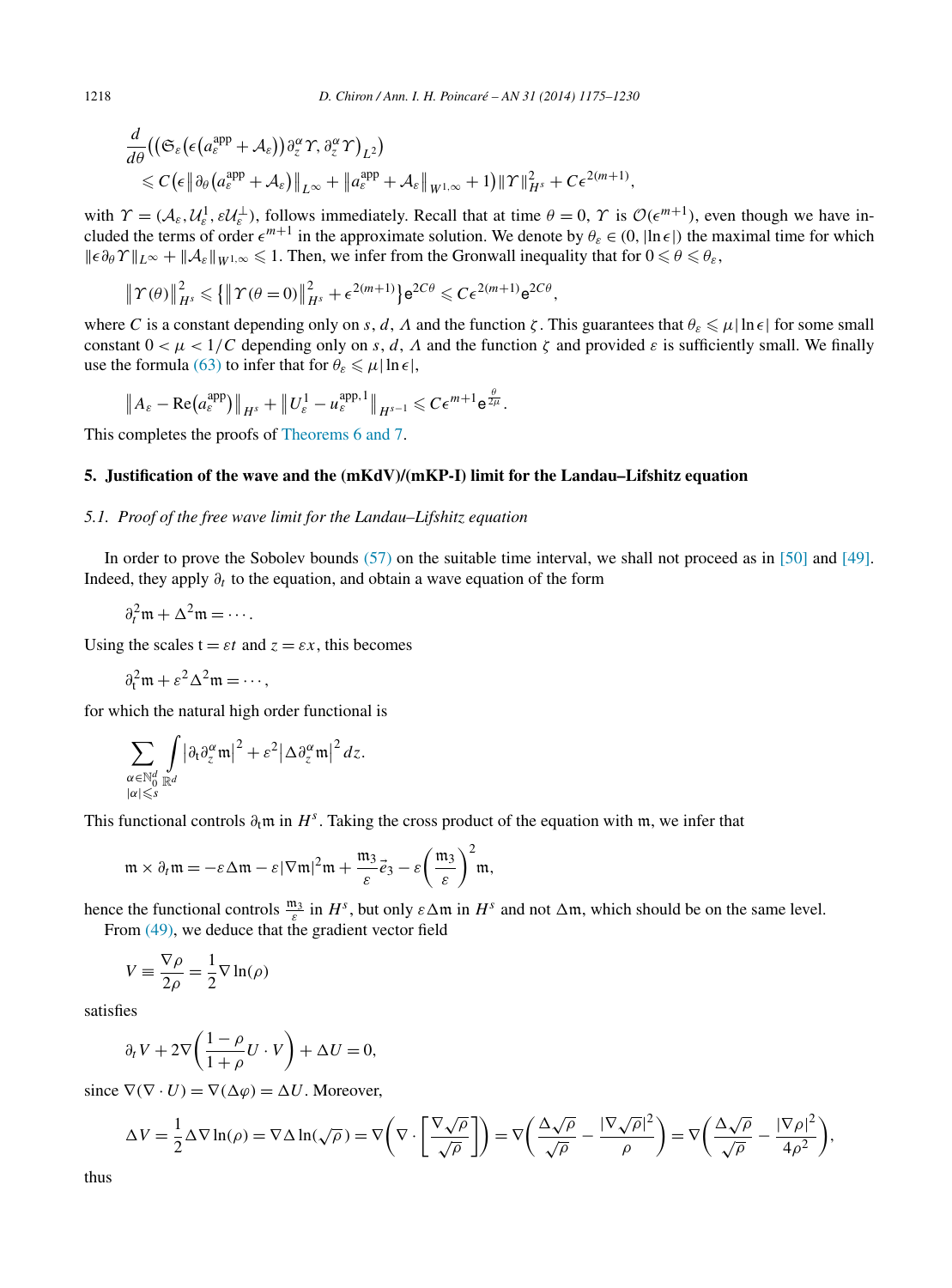$$\frac{d}{d\theta}\big(\big(\mathfrak{S}_\varepsilon\big(\epsilon\big(a_\varepsilon^{\rm app}+\mathcal{A}_\varepsilon\big)\big)\partial_z^\alpha\Upsilon,\partial_z^\alpha\Upsilon\big)_{L^2}\big)$$
$$\leqslant C\big(\epsilon\big\|\partial_\theta\big(a_\varepsilon^{\rm app}+\mathcal{A}_\varepsilon\big)\big\|_{L^\infty}+\big\|a_\varepsilon^{\rm app}+\mathcal{A}_\varepsilon\big\|_{W^{1,\infty}}+1\big)\|\Upsilon\|_{H^s}^2+C\epsilon^{2(m+1)},$$

with $\Upsilon=(\mathcal{A}_\varepsilon,\mathcal{U}_\varepsilon^1,\varepsilon\mathcal{U}_\varepsilon^\perp)$, follows immediately. Recall that at time $\theta=0$, $\Upsilon$ is $\mathcal{O}(\epsilon^{m+1})$, even though we have included the terms of order $\epsilon^{m+1}$ in the approximate solution. We denote by $\theta_\varepsilon\in(0,|\ln\epsilon|)$ the maximal time for which $\|\epsilon\partial_\theta\Upsilon\|_{L^\infty}+\|\mathcal{A}_\varepsilon\|_{W^{1,\infty}}\leqslant 1$. Then, we infer from the Gronwall inequality that for $0\leqslant\theta\leqslant\theta_\varepsilon$,

$$\big\|\Upsilon(\theta)\big\|_{H^s}^2\leqslant\big\{\big\|\Upsilon(\theta=0)\big\|_{H^s}^2+\epsilon^{2(m+1)}\big\}\mathrm{e}^{2C\theta}\leqslant C\epsilon^{2(m+1)}\mathrm{e}^{2C\theta},$$

where $C$ is a constant depending only on $s$, $d$, $\Lambda$ and the function $\zeta$. This guarantees that $\theta_\varepsilon\leqslant\mu|\ln\epsilon|$ for some small constant $0<\mu<1/C$ depending only on $s$, $d$, $\Lambda$ and the function $\zeta$ and provided $\varepsilon$ is sufficiently small. We finally use the formula (63) to infer that for $\theta_\varepsilon\leqslant\mu|\ln\epsilon|$,

$$\big\|A_\varepsilon-\mathrm{Re}\big(a_\varepsilon^{\rm app}\big)\big\|_{H^s}+\big\|U_\varepsilon^1-u_\varepsilon^{\mathrm{app},1}\big\|_{H^{s-1}}\leqslant C\epsilon^{m+1}\mathrm{e}^{\frac{\theta}{2\mu}}.$$

This completes the proofs of Theorems 6 and 7.

## 5. Justification of the wave and the (mKdV)/(mKP-I) limit for the Landau–Lifshitz equation

### 5.1. *Proof of the free wave limit for the Landau–Lifshitz equation*

In order to prove the Sobolev bounds (57) on the suitable time interval, we shall not proceed as in [50] and [49]. Indeed, they apply $\partial_t$ to the equation, and obtain a wave equation of the form

$$\partial_t^2\mathfrak{m}+\Delta^2\mathfrak{m}=\cdots.$$

Using the scales $\mathrm{t}=\varepsilon t$ and $z=\varepsilon x$, this becomes

$$\partial_{\mathrm{t}}^2\mathfrak{m}+\varepsilon^2\Delta^2\mathfrak{m}=\cdots,$$

for which the natural high order functional is

$$\sum_{\substack{\alpha\in\mathbb{N}_0^d\\|\alpha|\leqslant s}}\int_{\mathbb{R}^d}\big|\partial_{\mathrm{t}}\partial_z^\alpha\mathfrak{m}\big|^2+\varepsilon^2\big|\Delta\partial_z^\alpha\mathfrak{m}\big|^2\,dz.$$

This functional controls $\partial_{\mathrm{t}}\mathfrak{m}$ in $H^s$. Taking the cross product of the equation with $\mathfrak{m}$, we infer that

$$\mathfrak{m}\times\partial_t\mathfrak{m}=-\varepsilon\Delta\mathfrak{m}-\varepsilon|\nabla\mathfrak{m}|^2\mathfrak{m}+\frac{\mathfrak{m}_3}{\varepsilon}\vec{e}_3-\varepsilon\left(\frac{\mathfrak{m}_3}{\varepsilon}\right)^2\mathfrak{m},$$

hence the functional controls $\frac{\mathfrak{m}_3}{\varepsilon}$ in $H^s$, but only $\varepsilon\Delta\mathfrak{m}$ in $H^s$ and not $\Delta\mathfrak{m}$, which should be on the same level.

From (49), we deduce that the gradient vector field

$$V\equiv\frac{\nabla\rho}{2\rho}=\frac{1}{2}\nabla\ln(\rho)$$

satisfies

$$\partial_t V+2\nabla\left(\frac{1-\rho}{1+\rho}U\cdot V\right)+\Delta U=0,$$

since $\nabla(\nabla\cdot U)=\nabla(\Delta\varphi)=\Delta U$. Moreover,

$$\Delta V=\frac{1}{2}\Delta\nabla\ln(\rho)=\nabla\Delta\ln(\sqrt{\rho})=\nabla\left(\nabla\cdot\left[\frac{\nabla\sqrt{\rho}}{\sqrt{\rho}}\right]\right)=\nabla\left(\frac{\Delta\sqrt{\rho}}{\sqrt{\rho}}-\frac{|\nabla\sqrt{\rho}|^2}{\rho}\right)=\nabla\left(\frac{\Delta\sqrt{\rho}}{\sqrt{\rho}}-\frac{|\nabla\rho|^2}{4\rho^2}\right),$$

thus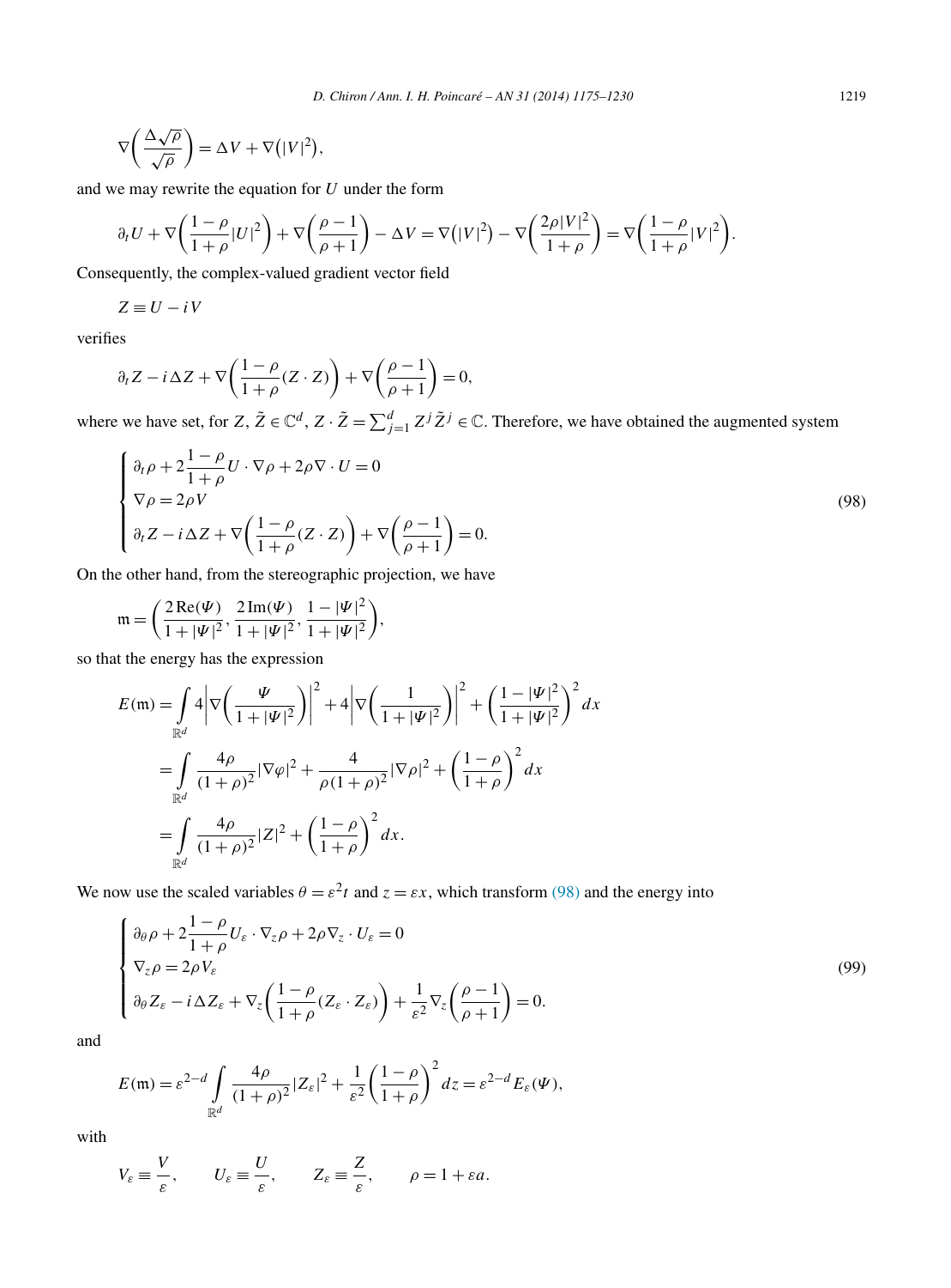$$\nabla\left(\frac{\Delta\sqrt{\rho}}{\sqrt{\rho}}\right) = \Delta V + \nabla\big(|V|^2\big),$$

and we may rewrite the equation for $U$ under the form

$$\partial_t U + \nabla\left(\frac{1-\rho}{1+\rho}|U|^2\right) + \nabla\left(\frac{\rho-1}{\rho+1}\right) - \Delta V = \nabla\big(|V|^2\big) - \nabla\left(\frac{2\rho|V|^2}{1+\rho}\right) = \nabla\left(\frac{1-\rho}{1+\rho}|V|^2\right).$$

Consequently, the complex-valued gradient vector field

$$Z \equiv U - iV$$

verifies

$$\partial_t Z - i\Delta Z + \nabla\left(\frac{1-\rho}{1+\rho}(Z\cdot Z)\right) + \nabla\left(\frac{\rho-1}{\rho+1}\right) = 0,$$

where we have set, for $Z, \tilde{Z} \in \mathbb{C}^d$, $Z\cdot\tilde{Z} = \sum_{j=1}^d Z^j\tilde{Z}^j \in \mathbb{C}$. Therefore, we have obtained the augmented system

$$\begin{cases} \partial_t\rho + 2\dfrac{1-\rho}{1+\rho}U\cdot\nabla\rho + 2\rho\nabla\cdot U = 0 \\ \nabla\rho = 2\rho V \\ \partial_t Z - i\Delta Z + \nabla\left(\dfrac{1-\rho}{1+\rho}(Z\cdot Z)\right) + \nabla\left(\dfrac{\rho-1}{\rho+1}\right) = 0. \end{cases} \tag{98}$$

On the other hand, from the stereographic projection, we have

$$\mathfrak{m} = \left(\frac{2\,\mathrm{Re}(\Psi)}{1+|\Psi|^2}, \frac{2\,\mathrm{Im}(\Psi)}{1+|\Psi|^2}, \frac{1-|\Psi|^2}{1+|\Psi|^2}\right),$$

so that the energy has the expression

$$\begin{aligned} E(\mathfrak{m}) &= \int_{\mathbb{R}^d} 4\left|\nabla\left(\frac{\Psi}{1+|\Psi|^2}\right)\right|^2 + 4\left|\nabla\left(\frac{1}{1+|\Psi|^2}\right)\right|^2 + \left(\frac{1-|\Psi|^2}{1+|\Psi|^2}\right)^2 dx \\ &= \int_{\mathbb{R}^d} \frac{4\rho}{(1+\rho)^2}|\nabla\varphi|^2 + \frac{4}{\rho(1+\rho)^2}|\nabla\rho|^2 + \left(\frac{1-\rho}{1+\rho}\right)^2 dx \\ &= \int_{\mathbb{R}^d} \frac{4\rho}{(1+\rho)^2}|Z|^2 + \left(\frac{1-\rho}{1+\rho}\right)^2 dx. \end{aligned}$$

We now use the scaled variables $\theta = \varepsilon^2 t$ and $z = \varepsilon x$, which transform (98) and the energy into

$$\begin{cases} \partial_\theta\rho + 2\dfrac{1-\rho}{1+\rho}U_\varepsilon\cdot\nabla_z\rho + 2\rho\nabla_z\cdot U_\varepsilon = 0 \\ \nabla_z\rho = 2\rho V_\varepsilon \\ \partial_\theta Z_\varepsilon - i\Delta Z_\varepsilon + \nabla_z\left(\dfrac{1-\rho}{1+\rho}(Z_\varepsilon\cdot Z_\varepsilon)\right) + \dfrac{1}{\varepsilon^2}\nabla_z\left(\dfrac{\rho-1}{\rho+1}\right) = 0. \end{cases} \tag{99}$$

and

$$E(\mathfrak{m}) = \varepsilon^{2-d}\int_{\mathbb{R}^d} \frac{4\rho}{(1+\rho)^2}|Z_\varepsilon|^2 + \frac{1}{\varepsilon^2}\left(\frac{1-\rho}{1+\rho}\right)^2 dz = \varepsilon^{2-d}E_\varepsilon(\Psi),$$

with

$$V_\varepsilon \equiv \frac{V}{\varepsilon}, \qquad U_\varepsilon \equiv \frac{U}{\varepsilon}, \qquad Z_\varepsilon \equiv \frac{Z}{\varepsilon}, \qquad \rho = 1 + \varepsilon a.$$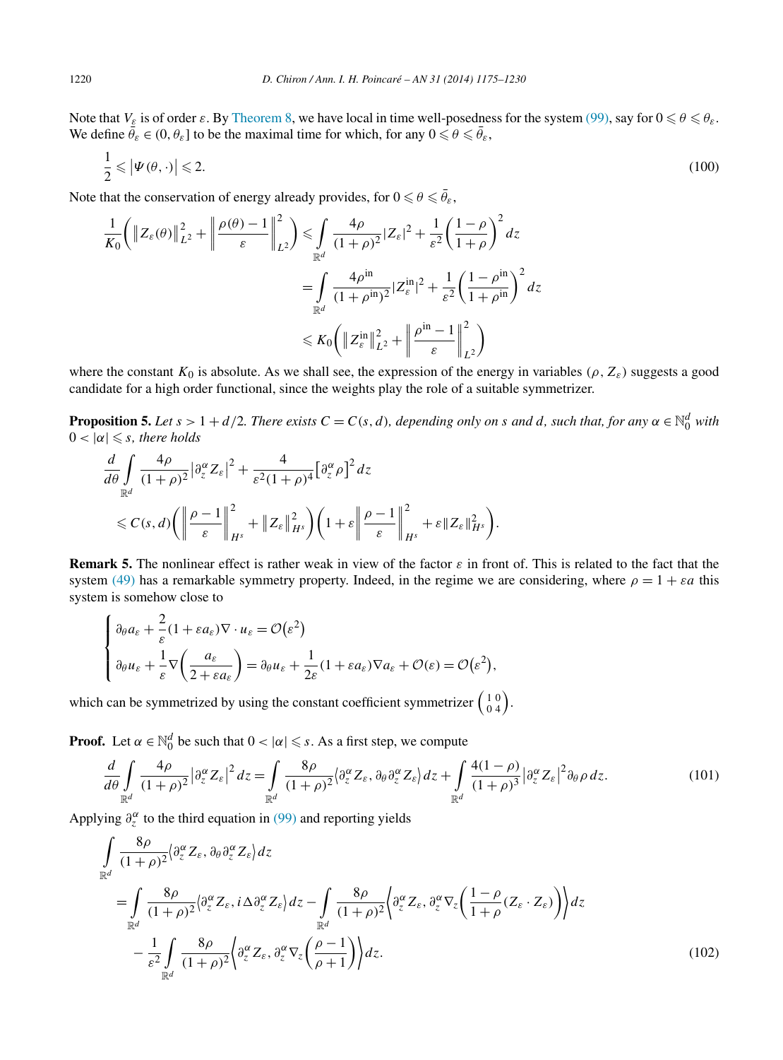Note that $V_\varepsilon$ is of order $\varepsilon$. By Theorem 8, we have local in time well-posedness for the system (99), say for $0 \leqslant \theta \leqslant \theta_\varepsilon$. We define $\bar{\theta}_\varepsilon \in (0, \theta_\varepsilon]$ to be the maximal time for which, for any $0 \leqslant \theta \leqslant \bar{\theta}_\varepsilon$,

$$\frac{1}{2} \leqslant \left|\Psi(\theta, \cdot)\right| \leqslant 2. \tag{100}$$

Note that the conservation of energy already provides, for $0 \leqslant \theta \leqslant \bar{\theta}_\varepsilon$,

$$\begin{aligned}
\frac{1}{K_0}\left(\left\|Z_\varepsilon(\theta)\right\|_{L^2}^2 + \left\|\frac{\rho(\theta)-1}{\varepsilon}\right\|_{L^2}^2\right) &\leqslant \int_{\mathbb{R}^d} \frac{4\rho}{(1+\rho)^2}|Z_\varepsilon|^2 + \frac{1}{\varepsilon^2}\left(\frac{1-\rho}{1+\rho}\right)^2 dz \\
&= \int_{\mathbb{R}^d} \frac{4\rho^{\mathrm{in}}}{(1+\rho^{\mathrm{in}})^2}|Z_\varepsilon^{\mathrm{in}}|^2 + \frac{1}{\varepsilon^2}\left(\frac{1-\rho^{\mathrm{in}}}{1+\rho^{\mathrm{in}}}\right)^2 dz \\
&\leqslant K_0\left(\left\|Z_\varepsilon^{\mathrm{in}}\right\|_{L^2}^2 + \left\|\frac{\rho^{\mathrm{in}}-1}{\varepsilon}\right\|_{L^2}^2\right)
\end{aligned}$$

where the constant $K_0$ is absolute. As we shall see, the expression of the energy in variables $(\rho, Z_\varepsilon)$ suggests a good candidate for a high order functional, since the weights play the role of a suitable symmetrizer.

**Proposition 5.** *Let $s > 1 + d/2$. There exists $C = C(s,d)$, depending only on $s$ and $d$, such that, for any $\alpha \in \mathbb{N}_0^d$ with $0 < |\alpha| \leqslant s$, there holds*

$$\begin{aligned}
&\frac{d}{d\theta}\int_{\mathbb{R}^d} \frac{4\rho}{(1+\rho)^2}\left|\partial_z^\alpha Z_\varepsilon\right|^2 + \frac{4}{\varepsilon^2(1+\rho)^4}\left[\partial_z^\alpha \rho\right]^2 dz \\
&\quad \leqslant C(s,d)\left(\left\|\frac{\rho-1}{\varepsilon}\right\|_{H^s}^2 + \left\|Z_\varepsilon\right\|_{H^s}^2\right)\left(1 + \varepsilon\left\|\frac{\rho-1}{\varepsilon}\right\|_{H^s}^2 + \varepsilon\|Z_\varepsilon\|_{H^s}^2\right).
\end{aligned}$$

**Remark 5.** The nonlinear effect is rather weak in view of the factor $\varepsilon$ in front of. This is related to the fact that the system (49) has a remarkable symmetry property. Indeed, in the regime we are considering, where $\rho = 1 + \varepsilon a$ this system is somehow close to

$$\begin{cases}
\partial_\theta a_\varepsilon + \dfrac{2}{\varepsilon}(1+\varepsilon a_\varepsilon)\nabla \cdot u_\varepsilon = \mathcal{O}(\varepsilon^2) \\[2mm]
\partial_\theta u_\varepsilon + \dfrac{1}{\varepsilon}\nabla\left(\dfrac{a_\varepsilon}{2+\varepsilon a_\varepsilon}\right) = \partial_\theta u_\varepsilon + \dfrac{1}{2\varepsilon}(1+\varepsilon a_\varepsilon)\nabla a_\varepsilon + \mathcal{O}(\varepsilon) = \mathcal{O}(\varepsilon^2),
\end{cases}$$

which can be symmetrized by using the constant coefficient symmetrizer $\begin{pmatrix} 1 & 0 \\ 0 & 4 \end{pmatrix}$.

**Proof.** Let $\alpha \in \mathbb{N}_0^d$ be such that $0 < |\alpha| \leqslant s$. As a first step, we compute

$$\frac{d}{d\theta}\int_{\mathbb{R}^d} \frac{4\rho}{(1+\rho)^2}\left|\partial_z^\alpha Z_\varepsilon\right|^2 dz = \int_{\mathbb{R}^d} \frac{8\rho}{(1+\rho)^2}\langle \partial_z^\alpha Z_\varepsilon, \partial_\theta \partial_z^\alpha Z_\varepsilon\rangle dz + \int_{\mathbb{R}^d} \frac{4(1-\rho)}{(1+\rho)^3}\left|\partial_z^\alpha Z_\varepsilon\right|^2 \partial_\theta \rho \, dz. \tag{101}$$

Applying $\partial_z^\alpha$ to the third equation in (99) and reporting yields

$$\begin{aligned}
&\int_{\mathbb{R}^d} \frac{8\rho}{(1+\rho)^2}\langle \partial_z^\alpha Z_\varepsilon, \partial_\theta \partial_z^\alpha Z_\varepsilon\rangle dz \\
&\quad = \int_{\mathbb{R}^d} \frac{8\rho}{(1+\rho)^2}\langle \partial_z^\alpha Z_\varepsilon, i\Delta \partial_z^\alpha Z_\varepsilon\rangle dz - \int_{\mathbb{R}^d} \frac{8\rho}{(1+\rho)^2}\left\langle \partial_z^\alpha Z_\varepsilon, \partial_z^\alpha \nabla_z\left(\frac{1-\rho}{1+\rho}(Z_\varepsilon \cdot Z_\varepsilon)\right)\right\rangle dz \\
&\qquad - \frac{1}{\varepsilon^2}\int_{\mathbb{R}^d} \frac{8\rho}{(1+\rho)^2}\left\langle \partial_z^\alpha Z_\varepsilon, \partial_z^\alpha \nabla_z\left(\frac{\rho-1}{\rho+1}\right)\right\rangle dz.
\end{aligned} \tag{102}$$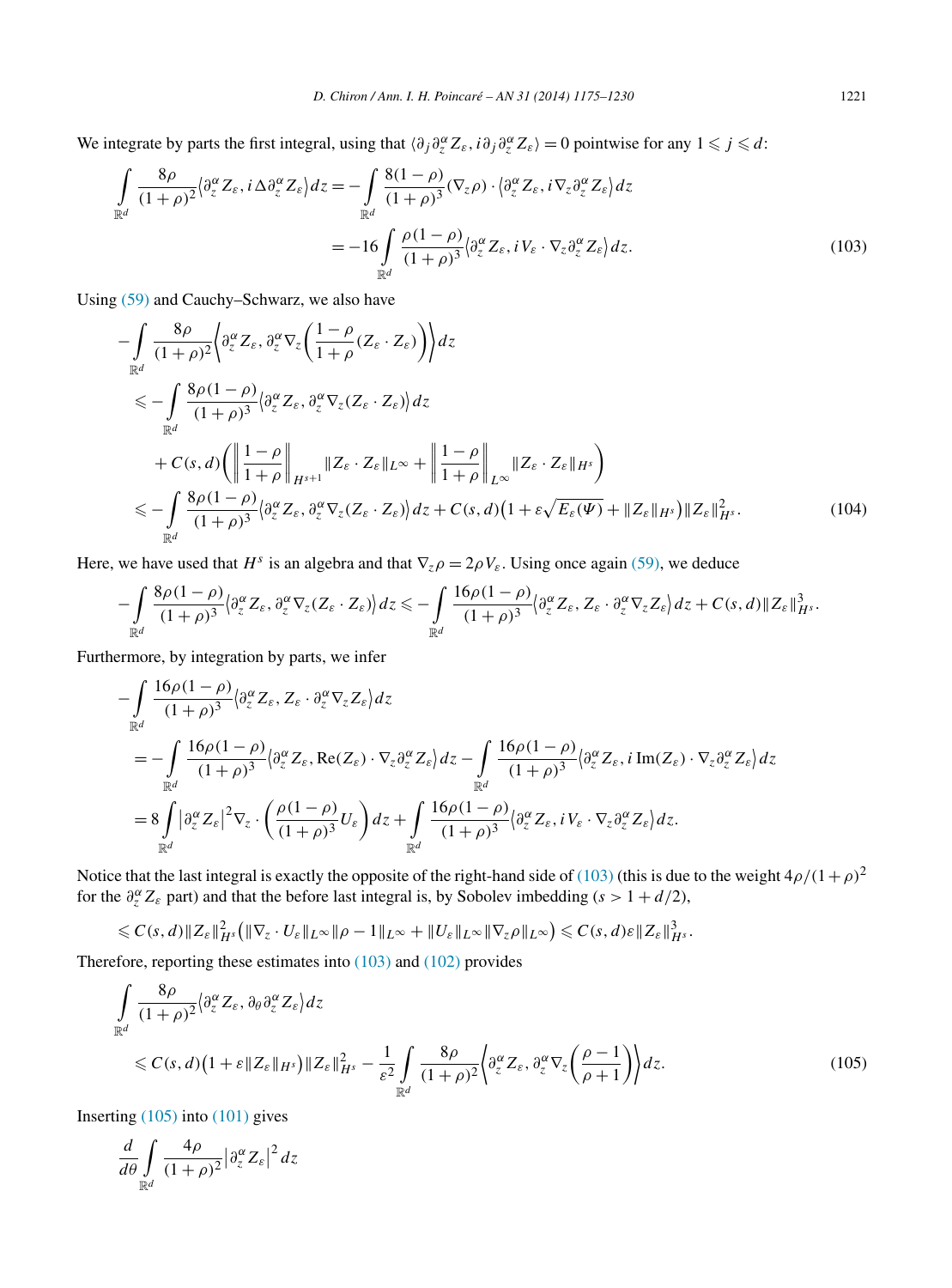We integrate by parts the first integral, using that $\langle \partial_j \partial_z^\alpha Z_\varepsilon, i\partial_j \partial_z^\alpha Z_\varepsilon \rangle = 0$ pointwise for any $1 \leqslant j \leqslant d$:

$$\int_{\mathbb{R}^d} \frac{8\rho}{(1+\rho)^2} \langle \partial_z^\alpha Z_\varepsilon, i\Delta \partial_z^\alpha Z_\varepsilon \rangle \, dz = -\int_{\mathbb{R}^d} \frac{8(1-\rho)}{(1+\rho)^3} (\nabla_z \rho) \cdot \langle \partial_z^\alpha Z_\varepsilon, i\nabla_z \partial_z^\alpha Z_\varepsilon \rangle \, dz$$
$$= -16 \int_{\mathbb{R}^d} \frac{\rho(1-\rho)}{(1+\rho)^3} \langle \partial_z^\alpha Z_\varepsilon, iV_\varepsilon \cdot \nabla_z \partial_z^\alpha Z_\varepsilon \rangle \, dz. \tag{103}$$

Using (59) and Cauchy–Schwarz, we also have

$$-\int_{\mathbb{R}^d} \frac{8\rho}{(1+\rho)^2} \left\langle \partial_z^\alpha Z_\varepsilon, \partial_z^\alpha \nabla_z \left( \frac{1-\rho}{1+\rho} (Z_\varepsilon \cdot Z_\varepsilon) \right) \right\rangle dz$$
$$\leqslant -\int_{\mathbb{R}^d} \frac{8\rho(1-\rho)}{(1+\rho)^3} \langle \partial_z^\alpha Z_\varepsilon, \partial_z^\alpha \nabla_z (Z_\varepsilon \cdot Z_\varepsilon) \rangle \, dz$$
$$+ C(s,d) \left( \left\| \frac{1-\rho}{1+\rho} \right\|_{H^{s+1}} \| Z_\varepsilon \cdot Z_\varepsilon \|_{L^\infty} + \left\| \frac{1-\rho}{1+\rho} \right\|_{L^\infty} \| Z_\varepsilon \cdot Z_\varepsilon \|_{H^s} \right)$$
$$\leqslant -\int_{\mathbb{R}^d} \frac{8\rho(1-\rho)}{(1+\rho)^3} \langle \partial_z^\alpha Z_\varepsilon, \partial_z^\alpha \nabla_z (Z_\varepsilon \cdot Z_\varepsilon) \rangle \, dz + C(s,d) \left( 1 + \varepsilon \sqrt{E_\varepsilon(\Psi)} + \| Z_\varepsilon \|_{H^s} \right) \| Z_\varepsilon \|_{H^s}^2. \tag{104}$$

Here, we have used that $H^s$ is an algebra and that $\nabla_z \rho = 2\rho V_\varepsilon$. Using once again (59), we deduce

$$-\int_{\mathbb{R}^d} \frac{8\rho(1-\rho)}{(1+\rho)^3} \langle \partial_z^\alpha Z_\varepsilon, \partial_z^\alpha \nabla_z (Z_\varepsilon \cdot Z_\varepsilon) \rangle \, dz \leqslant -\int_{\mathbb{R}^d} \frac{16\rho(1-\rho)}{(1+\rho)^3} \langle \partial_z^\alpha Z_\varepsilon, Z_\varepsilon \cdot \partial_z^\alpha \nabla_z Z_\varepsilon \rangle \, dz + C(s,d) \| Z_\varepsilon \|_{H^s}^3.$$

Furthermore, by integration by parts, we infer

$$-\int_{\mathbb{R}^d} \frac{16\rho(1-\rho)}{(1+\rho)^3} \langle \partial_z^\alpha Z_\varepsilon, Z_\varepsilon \cdot \partial_z^\alpha \nabla_z Z_\varepsilon \rangle \, dz$$
$$= -\int_{\mathbb{R}^d} \frac{16\rho(1-\rho)}{(1+\rho)^3} \langle \partial_z^\alpha Z_\varepsilon, \mathrm{Re}(Z_\varepsilon) \cdot \nabla_z \partial_z^\alpha Z_\varepsilon \rangle \, dz - \int_{\mathbb{R}^d} \frac{16\rho(1-\rho)}{(1+\rho)^3} \langle \partial_z^\alpha Z_\varepsilon, i\,\mathrm{Im}(Z_\varepsilon) \cdot \nabla_z \partial_z^\alpha Z_\varepsilon \rangle \, dz$$
$$= 8 \int_{\mathbb{R}^d} \left| \partial_z^\alpha Z_\varepsilon \right|^2 \nabla_z \cdot \left( \frac{\rho(1-\rho)}{(1+\rho)^3} U_\varepsilon \right) dz + \int_{\mathbb{R}^d} \frac{16\rho(1-\rho)}{(1+\rho)^3} \langle \partial_z^\alpha Z_\varepsilon, iV_\varepsilon \cdot \nabla_z \partial_z^\alpha Z_\varepsilon \rangle \, dz.$$

Notice that the last integral is exactly the opposite of the right-hand side of (103) (this is due to the weight $4\rho/(1+\rho)^2$ for the $\partial_z^\alpha Z_\varepsilon$ part) and that the before last integral is, by Sobolev imbedding ($s > 1 + d/2$),

$$\leqslant C(s,d) \| Z_\varepsilon \|_{H^s}^2 \left( \| \nabla_z \cdot U_\varepsilon \|_{L^\infty} \| \rho - 1 \|_{L^\infty} + \| U_\varepsilon \|_{L^\infty} \| \nabla_z \rho \|_{L^\infty} \right) \leqslant C(s,d) \varepsilon \| Z_\varepsilon \|_{H^s}^3.$$

Therefore, reporting these estimates into (103) and (102) provides

$$\int_{\mathbb{R}^d} \frac{8\rho}{(1+\rho)^2} \langle \partial_z^\alpha Z_\varepsilon, \partial_\theta \partial_z^\alpha Z_\varepsilon \rangle \, dz$$
$$\leqslant C(s,d) \left( 1 + \varepsilon \| Z_\varepsilon \|_{H^s} \right) \| Z_\varepsilon \|_{H^s}^2 - \frac{1}{\varepsilon^2} \int_{\mathbb{R}^d} \frac{8\rho}{(1+\rho)^2} \left\langle \partial_z^\alpha Z_\varepsilon, \partial_z^\alpha \nabla_z \left( \frac{\rho - 1}{\rho + 1} \right) \right\rangle dz. \tag{105}$$

Inserting (105) into (101) gives

$$\frac{d}{d\theta} \int_{\mathbb{R}^d} \frac{4\rho}{(1+\rho)^2} \left| \partial_z^\alpha Z_\varepsilon \right|^2 dz$$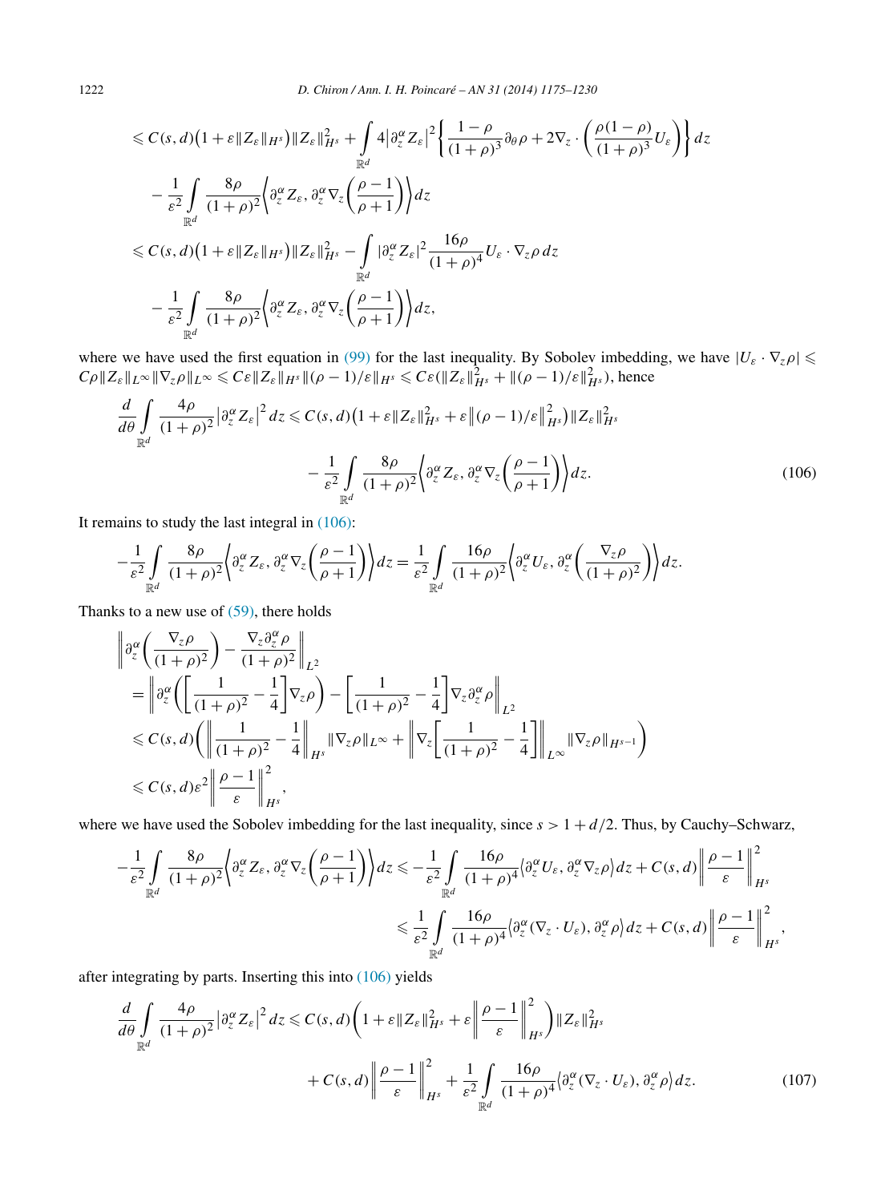$$
\leqslant C(s,d)\big(1+\varepsilon\|Z_\varepsilon\|_{H^s}\big)\|Z_\varepsilon\|_{H^s}^2 + \int_{\mathbb{R}^d} 4\big|\partial_z^\alpha Z_\varepsilon\big|^2\left\{\frac{1-\rho}{(1+\rho)^3}\partial_\theta\rho + 2\nabla_z\cdot\left(\frac{\rho(1-\rho)}{(1+\rho)^3}U_\varepsilon\right)\right\}dz
$$

$$
- \frac{1}{\varepsilon^2}\int_{\mathbb{R}^d} \frac{8\rho}{(1+\rho)^2}\left\langle \partial_z^\alpha Z_\varepsilon, \partial_z^\alpha \nabla_z\left(\frac{\rho-1}{\rho+1}\right)\right\rangle dz
$$

$$
\leqslant C(s,d)\big(1+\varepsilon\|Z_\varepsilon\|_{H^s}\big)\|Z_\varepsilon\|_{H^s}^2 - \int_{\mathbb{R}^d} |\partial_z^\alpha Z_\varepsilon|^2 \frac{16\rho}{(1+\rho)^4}U_\varepsilon\cdot\nabla_z\rho\,dz
$$

$$
- \frac{1}{\varepsilon^2}\int_{\mathbb{R}^d} \frac{8\rho}{(1+\rho)^2}\left\langle \partial_z^\alpha Z_\varepsilon, \partial_z^\alpha \nabla_z\left(\frac{\rho-1}{\rho+1}\right)\right\rangle dz,
$$

where we have used the first equation in (99) for the last inequality. By Sobolev imbedding, we have $|U_\varepsilon\cdot\nabla_z\rho| \leqslant C\rho\|Z_\varepsilon\|_{L^\infty}\|\nabla_z\rho\|_{L^\infty} \leqslant C\varepsilon\|Z_\varepsilon\|_{H^s}\|(\rho-1)/\varepsilon\|_{H^s} \leqslant C\varepsilon(\|Z_\varepsilon\|_{H^s}^2 + \|(\rho-1)/\varepsilon\|_{H^s}^2)$, hence

$$
\frac{d}{d\theta}\int_{\mathbb{R}^d}\frac{4\rho}{(1+\rho)^2}\big|\partial_z^\alpha Z_\varepsilon\big|^2 dz \leqslant C(s,d)\big(1+\varepsilon\|Z_\varepsilon\|_{H^s}^2 + \varepsilon\big\|(\rho-1)/\varepsilon\big\|_{H^s}^2\big)\|Z_\varepsilon\|_{H^s}^2
$$

$$
- \frac{1}{\varepsilon^2}\int_{\mathbb{R}^d} \frac{8\rho}{(1+\rho)^2}\left\langle \partial_z^\alpha Z_\varepsilon, \partial_z^\alpha \nabla_z\left(\frac{\rho-1}{\rho+1}\right)\right\rangle dz. \tag{106}
$$

It remains to study the last integral in (106):

$$
-\frac{1}{\varepsilon^2}\int_{\mathbb{R}^d} \frac{8\rho}{(1+\rho)^2}\left\langle \partial_z^\alpha Z_\varepsilon, \partial_z^\alpha \nabla_z\left(\frac{\rho-1}{\rho+1}\right)\right\rangle dz = \frac{1}{\varepsilon^2}\int_{\mathbb{R}^d}\frac{16\rho}{(1+\rho)^2}\left\langle \partial_z^\alpha U_\varepsilon, \partial_z^\alpha\left(\frac{\nabla_z\rho}{(1+\rho)^2}\right)\right\rangle dz.
$$

Thanks to a new use of (59), there holds

$$
\left\|\partial_z^\alpha\left(\frac{\nabla_z\rho}{(1+\rho)^2}\right) - \frac{\nabla_z\partial_z^\alpha\rho}{(1+\rho)^2}\right\|_{L^2}
$$

$$
= \left\|\partial_z^\alpha\left(\left[\frac{1}{(1+\rho)^2}-\frac{1}{4}\right]\nabla_z\rho\right) - \left[\frac{1}{(1+\rho)^2}-\frac{1}{4}\right]\nabla_z\partial_z^\alpha\rho\right\|_{L^2}
$$

$$
\leqslant C(s,d)\left(\left\|\frac{1}{(1+\rho)^2}-\frac{1}{4}\right\|_{H^s}\|\nabla_z\rho\|_{L^\infty} + \left\|\nabla_z\left[\frac{1}{(1+\rho)^2}-\frac{1}{4}\right]\right\|_{L^\infty}\|\nabla_z\rho\|_{H^{s-1}}\right)
$$

$$
\leqslant C(s,d)\varepsilon^2\left\|\frac{\rho-1}{\varepsilon}\right\|_{H^s}^2,
$$

where we have used the Sobolev imbedding for the last inequality, since $s > 1 + d/2$. Thus, by Cauchy–Schwarz,

$$
-\frac{1}{\varepsilon^2}\int_{\mathbb{R}^d} \frac{8\rho}{(1+\rho)^2}\left\langle \partial_z^\alpha Z_\varepsilon, \partial_z^\alpha \nabla_z\left(\frac{\rho-1}{\rho+1}\right)\right\rangle dz \leqslant -\frac{1}{\varepsilon^2}\int_{\mathbb{R}^d}\frac{16\rho}{(1+\rho)^4}\big\langle \partial_z^\alpha U_\varepsilon, \partial_z^\alpha\nabla_z\rho\big\rangle dz + C(s,d)\left\|\frac{\rho-1}{\varepsilon}\right\|_{H^s}^2
$$

$$
\leqslant \frac{1}{\varepsilon^2}\int_{\mathbb{R}^d}\frac{16\rho}{(1+\rho)^4}\big\langle \partial_z^\alpha(\nabla_z\cdot U_\varepsilon), \partial_z^\alpha\rho\big\rangle dz + C(s,d)\left\|\frac{\rho-1}{\varepsilon}\right\|_{H^s}^2,
$$

after integrating by parts. Inserting this into (106) yields

$$
\frac{d}{d\theta}\int_{\mathbb{R}^d}\frac{4\rho}{(1+\rho)^2}\big|\partial_z^\alpha Z_\varepsilon\big|^2 dz \leqslant C(s,d)\left(1+\varepsilon\|Z_\varepsilon\|_{H^s}^2 + \varepsilon\left\|\frac{\rho-1}{\varepsilon}\right\|_{H^s}^2\right)\|Z_\varepsilon\|_{H^s}^2
$$

$$
+ C(s,d)\left\|\frac{\rho-1}{\varepsilon}\right\|_{H^s}^2 + \frac{1}{\varepsilon^2}\int_{\mathbb{R}^d}\frac{16\rho}{(1+\rho)^4}\big\langle \partial_z^\alpha(\nabla_z\cdot U_\varepsilon), \partial_z^\alpha\rho\big\rangle dz. \tag{107}
$$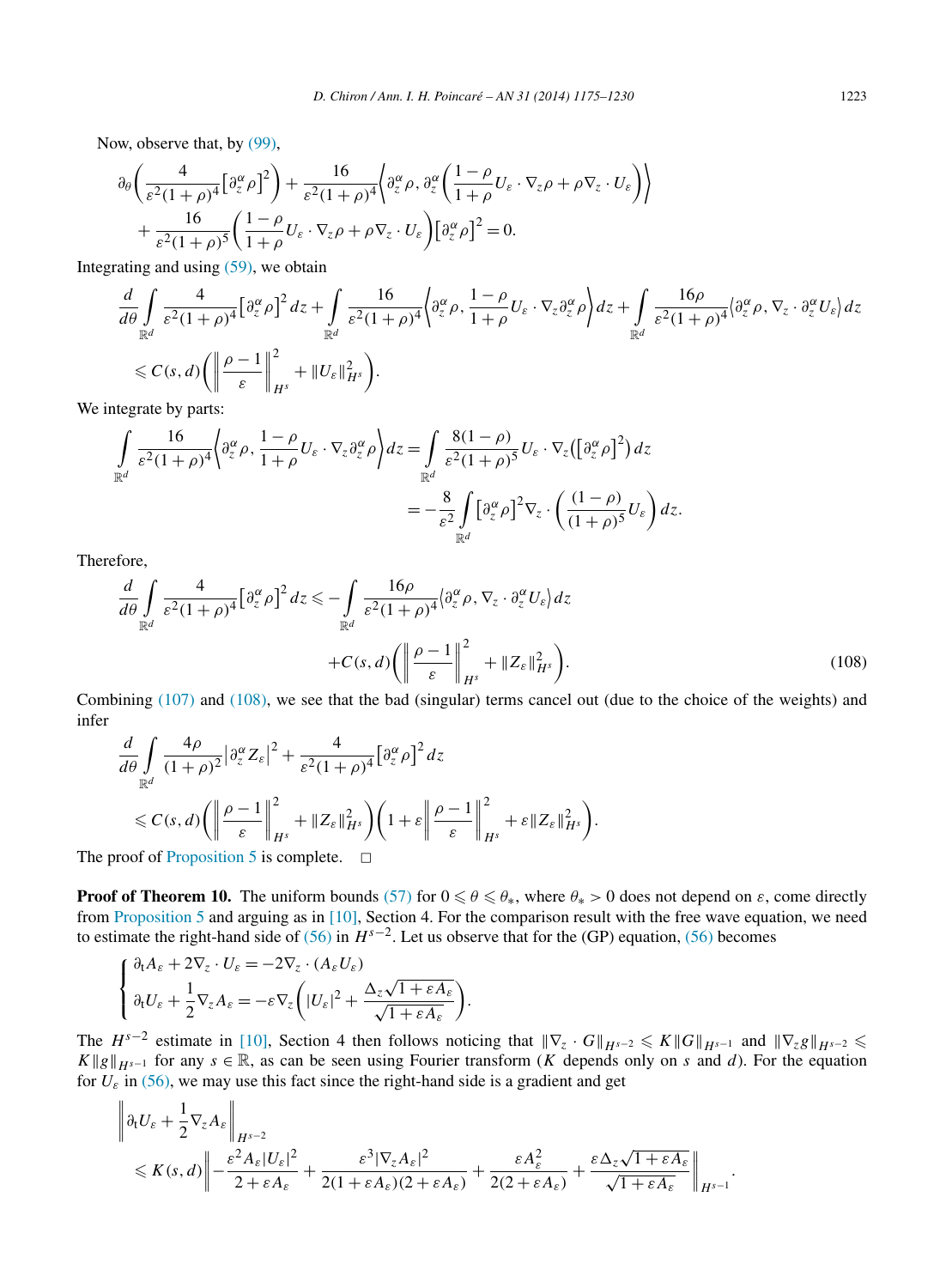Now, observe that, by (99),

$$\partial_\theta\left(\frac{4}{\varepsilon^2(1+\rho)^4}\left[\partial_z^\alpha\rho\right]^2\right)+\frac{16}{\varepsilon^2(1+\rho)^4}\left\langle\partial_z^\alpha\rho,\partial_z^\alpha\left(\frac{1-\rho}{1+\rho}U_\varepsilon\cdot\nabla_z\rho+\rho\nabla_z\cdot U_\varepsilon\right)\right\rangle$$
$$+\frac{16}{\varepsilon^2(1+\rho)^5}\left(\frac{1-\rho}{1+\rho}U_\varepsilon\cdot\nabla_z\rho+\rho\nabla_z\cdot U_\varepsilon\right)\left[\partial_z^\alpha\rho\right]^2=0.$$

Integrating and using (59), we obtain

$$\frac{d}{d\theta}\int_{\mathbb{R}^d}\frac{4}{\varepsilon^2(1+\rho)^4}\left[\partial_z^\alpha\rho\right]^2dz+\int_{\mathbb{R}^d}\frac{16}{\varepsilon^2(1+\rho)^4}\left\langle\partial_z^\alpha\rho,\frac{1-\rho}{1+\rho}U_\varepsilon\cdot\nabla_z\partial_z^\alpha\rho\right\rangle dz+\int_{\mathbb{R}^d}\frac{16\rho}{\varepsilon^2(1+\rho)^4}\left\langle\partial_z^\alpha\rho,\nabla_z\cdot\partial_z^\alpha U_\varepsilon\right\rangle dz$$
$$\leqslant C(s,d)\left(\left\|\frac{\rho-1}{\varepsilon}\right\|_{H^s}^2+\|U_\varepsilon\|_{H^s}^2\right).$$

We integrate by parts:

$$\int_{\mathbb{R}^d}\frac{16}{\varepsilon^2(1+\rho)^4}\left\langle\partial_z^\alpha\rho,\frac{1-\rho}{1+\rho}U_\varepsilon\cdot\nabla_z\partial_z^\alpha\rho\right\rangle dz=\int_{\mathbb{R}^d}\frac{8(1-\rho)}{\varepsilon^2(1+\rho)^5}U_\varepsilon\cdot\nabla_z\left(\left[\partial_z^\alpha\rho\right]^2\right)dz$$
$$=-\frac{8}{\varepsilon^2}\int_{\mathbb{R}^d}\left[\partial_z^\alpha\rho\right]^2\nabla_z\cdot\left(\frac{(1-\rho)}{(1+\rho)^5}U_\varepsilon\right)dz.$$

Therefore,

$$\frac{d}{d\theta}\int_{\mathbb{R}^d}\frac{4}{\varepsilon^2(1+\rho)^4}\left[\partial_z^\alpha\rho\right]^2dz\leqslant-\int_{\mathbb{R}^d}\frac{16\rho}{\varepsilon^2(1+\rho)^4}\left\langle\partial_z^\alpha\rho,\nabla_z\cdot\partial_z^\alpha U_\varepsilon\right\rangle dz$$
$$+C(s,d)\left(\left\|\frac{\rho-1}{\varepsilon}\right\|_{H^s}^2+\|Z_\varepsilon\|_{H^s}^2\right).\tag{108}$$

Combining (107) and (108), we see that the bad (singular) terms cancel out (due to the choice of the weights) and infer

$$\frac{d}{d\theta}\int_{\mathbb{R}^d}\frac{4\rho}{(1+\rho)^2}\left|\partial_z^\alpha Z_\varepsilon\right|^2+\frac{4}{\varepsilon^2(1+\rho)^4}\left[\partial_z^\alpha\rho\right]^2dz$$
$$\leqslant C(s,d)\left(\left\|\frac{\rho-1}{\varepsilon}\right\|_{H^s}^2+\|Z_\varepsilon\|_{H^s}^2\right)\left(1+\varepsilon\left\|\frac{\rho-1}{\varepsilon}\right\|_{H^s}^2+\varepsilon\|Z_\varepsilon\|_{H^s}^2\right).$$

The proof of Proposition 5 is complete. □

**Proof of Theorem 10.** The uniform bounds (57) for $0\leqslant\theta\leqslant\theta_*$, where $\theta_*>0$ does not depend on $\varepsilon$, come directly from Proposition 5 and arguing as in [10], Section 4. For the comparison result with the free wave equation, we need to estimate the right-hand side of (56) in $H^{s-2}$. Let us observe that for the (GP) equation, (56) becomes

$$\begin{cases}\partial_t A_\varepsilon+2\nabla_z\cdot U_\varepsilon=-2\nabla_z\cdot(A_\varepsilon U_\varepsilon)\\ \partial_t U_\varepsilon+\dfrac{1}{2}\nabla_z A_\varepsilon=-\varepsilon\nabla_z\left(|U_\varepsilon|^2+\dfrac{\Delta_z\sqrt{1+\varepsilon A_\varepsilon}}{\sqrt{1+\varepsilon A_\varepsilon}}\right).\end{cases}$$

The $H^{s-2}$ estimate in [10], Section 4 then follows noticing that $\|\nabla_z\cdot G\|_{H^{s-2}}\leqslant K\|G\|_{H^{s-1}}$ and $\|\nabla_z g\|_{H^{s-2}}\leqslant K\|g\|_{H^{s-1}}$ for any $s\in\mathbb{R}$, as can be seen using Fourier transform ($K$ depends only on $s$ and $d$). For the equation for $U_\varepsilon$ in (56), we may use this fact since the right-hand side is a gradient and get

$$\left\|\partial_t U_\varepsilon+\frac{1}{2}\nabla_z A_\varepsilon\right\|_{H^{s-2}}$$
$$\leqslant K(s,d)\left\|-\frac{\varepsilon^2A_\varepsilon|U_\varepsilon|^2}{2+\varepsilon A_\varepsilon}+\frac{\varepsilon^3|\nabla_z A_\varepsilon|^2}{2(1+\varepsilon A_\varepsilon)(2+\varepsilon A_\varepsilon)}+\frac{\varepsilon A_\varepsilon^2}{2(2+\varepsilon A_\varepsilon)}+\frac{\varepsilon\Delta_z\sqrt{1+\varepsilon A_\varepsilon}}{\sqrt{1+\varepsilon A_\varepsilon}}\right\|_{H^{s-1}}.$$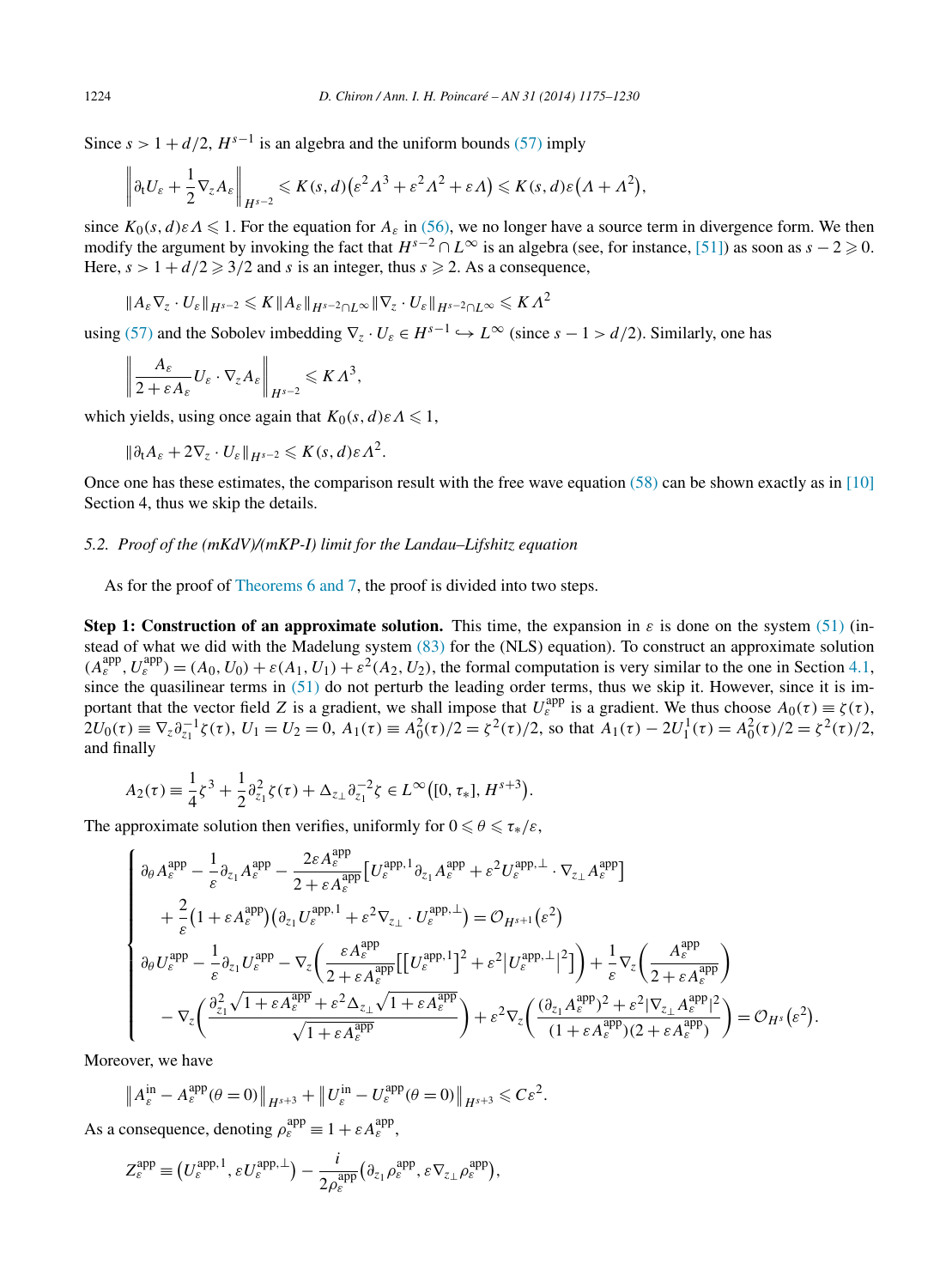Since $s > 1 + d/2$, $H^{s-1}$ is an algebra and the uniform bounds (57) imply

$$\left\| \partial_t U_\varepsilon + \frac{1}{2} \nabla_z A_\varepsilon \right\|_{H^{s-2}} \leqslant K(s,d)\big(\varepsilon^2 \Lambda^3 + \varepsilon^2 \Lambda^2 + \varepsilon \Lambda\big) \leqslant K(s,d)\varepsilon\big(\Lambda + \Lambda^2\big),$$

since $K_0(s,d)\varepsilon\Lambda \leqslant 1$. For the equation for $A_\varepsilon$ in (56), we no longer have a source term in divergence form. We then modify the argument by invoking the fact that $H^{s-2} \cap L^\infty$ is an algebra (see, for instance, [51]) as soon as $s - 2 \geqslant 0$. Here, $s > 1 + d/2 \geqslant 3/2$ and $s$ is an integer, thus $s \geqslant 2$. As a consequence,

$$\|A_\varepsilon \nabla_z \cdot U_\varepsilon\|_{H^{s-2}} \leqslant K\|A_\varepsilon\|_{H^{s-2}\cap L^\infty} \|\nabla_z \cdot U_\varepsilon\|_{H^{s-2}\cap L^\infty} \leqslant K\Lambda^2$$

using (57) and the Sobolev imbedding $\nabla_z \cdot U_\varepsilon \in H^{s-1} \hookrightarrow L^\infty$ (since $s - 1 > d/2$). Similarly, one has

$$\left\| \frac{A_\varepsilon}{2 + \varepsilon A_\varepsilon} U_\varepsilon \cdot \nabla_z A_\varepsilon \right\|_{H^{s-2}} \leqslant K\Lambda^3,$$

which yields, using once again that $K_0(s,d)\varepsilon\Lambda \leqslant 1$,

$$\|\partial_t A_\varepsilon + 2\nabla_z \cdot U_\varepsilon\|_{H^{s-2}} \leqslant K(s,d)\varepsilon\Lambda^2.$$

Once one has these estimates, the comparison result with the free wave equation (58) can be shown exactly as in [10] Section 4, thus we skip the details.

### 5.2. *Proof of the (mKdV)/(mKP-I) limit for the Landau–Lifshitz equation*

As for the proof of Theorems 6 and 7, the proof is divided into two steps.

**Step 1: Construction of an approximate solution.** This time, the expansion in $\varepsilon$ is done on the system (51) (instead of what we did with the Madelung system (83) for the (NLS) equation). To construct an approximate solution $(A_\varepsilon^{\mathrm{app}}, U_\varepsilon^{\mathrm{app}}) = (A_0, U_0) + \varepsilon(A_1, U_1) + \varepsilon^2(A_2, U_2)$, the formal computation is very similar to the one in Section 4.1, since the quasilinear terms in (51) do not perturb the leading order terms, thus we skip it. However, since it is important that the vector field $Z$ is a gradient, we shall impose that $U_\varepsilon^{\mathrm{app}}$ is a gradient. We thus choose $A_0(\tau) \equiv \zeta(\tau)$, $2U_0(\tau) \equiv \nabla_z \partial_{z_1}^{-1}\zeta(\tau)$, $U_1 = U_2 = 0$, $A_1(\tau) \equiv A_0^2(\tau)/2 = \zeta^2(\tau)/2$, so that $A_1(\tau) - 2U_1^1(\tau) = A_0^2(\tau)/2 = \zeta^2(\tau)/2$, and finally

$$A_2(\tau) \equiv \frac{1}{4}\zeta^3 + \frac{1}{2}\partial_{z_1}^2 \zeta(\tau) + \Delta_{z_\perp}\partial_{z_1}^{-2}\zeta \in L^\infty\big([0,\tau_*], H^{s+3}\big).$$

The approximate solution then verifies, uniformly for $0 \leqslant \theta \leqslant \tau_*/\varepsilon$,

$$\begin{cases} \partial_\theta A_\varepsilon^{\mathrm{app}} - \dfrac{1}{\varepsilon}\partial_{z_1} A_\varepsilon^{\mathrm{app}} - \dfrac{2\varepsilon A_\varepsilon^{\mathrm{app}}}{2 + \varepsilon A_\varepsilon^{\mathrm{app}}}\big[U_\varepsilon^{\mathrm{app},1}\partial_{z_1} A_\varepsilon^{\mathrm{app}} + \varepsilon^2 U_\varepsilon^{\mathrm{app},\perp}\cdot\nabla_{z_\perp} A_\varepsilon^{\mathrm{app}}\big] \\ \quad + \dfrac{2}{\varepsilon}\big(1 + \varepsilon A_\varepsilon^{\mathrm{app}}\big)\big(\partial_{z_1} U_\varepsilon^{\mathrm{app},1} + \varepsilon^2 \nabla_{z_\perp}\cdot U_\varepsilon^{\mathrm{app},\perp}\big) = \mathcal{O}_{H^{s+1}}\big(\varepsilon^2\big) \\ \partial_\theta U_\varepsilon^{\mathrm{app}} - \dfrac{1}{\varepsilon}\partial_{z_1} U_\varepsilon^{\mathrm{app}} - \nabla_z\left(\dfrac{\varepsilon A_\varepsilon^{\mathrm{app}}}{2 + \varepsilon A_\varepsilon^{\mathrm{app}}}\Big[\big[U_\varepsilon^{\mathrm{app},1}\big]^2 + \varepsilon^2\big|U_\varepsilon^{\mathrm{app},\perp}\big|^2\Big]\right) + \dfrac{1}{\varepsilon}\nabla_z\left(\dfrac{A_\varepsilon^{\mathrm{app}}}{2 + \varepsilon A_\varepsilon^{\mathrm{app}}}\right) \\ \quad - \nabla_z\left(\dfrac{\partial_{z_1}^2\sqrt{1 + \varepsilon A_\varepsilon^{\mathrm{app}}} + \varepsilon^2\Delta_{z_\perp}\sqrt{1 + \varepsilon A_\varepsilon^{\mathrm{app}}}}{\sqrt{1 + \varepsilon A_\varepsilon^{\mathrm{app}}}}\right) + \varepsilon^2\nabla_z\left(\dfrac{(\partial_{z_1} A_\varepsilon^{\mathrm{app}})^2 + \varepsilon^2|\nabla_{z_\perp} A_\varepsilon^{\mathrm{app}}|^2}{(1 + \varepsilon A_\varepsilon^{\mathrm{app}})(2 + \varepsilon A_\varepsilon^{\mathrm{app}})}\right) = \mathcal{O}_{H^s}\big(\varepsilon^2\big). \end{cases}$$

Moreover, we have

$$\big\|A_\varepsilon^{\mathrm{in}} - A_\varepsilon^{\mathrm{app}}(\theta = 0)\big\|_{H^{s+3}} + \big\|U_\varepsilon^{\mathrm{in}} - U_\varepsilon^{\mathrm{app}}(\theta = 0)\big\|_{H^{s+3}} \leqslant C\varepsilon^2.$$

As a consequence, denoting $\rho_\varepsilon^{\mathrm{app}} \equiv 1 + \varepsilon A_\varepsilon^{\mathrm{app}}$,

$$Z_\varepsilon^{\mathrm{app}} \equiv \big(U_\varepsilon^{\mathrm{app},1}, \varepsilon U_\varepsilon^{\mathrm{app},\perp}\big) - \frac{i}{2\rho_\varepsilon^{\mathrm{app}}}\big(\partial_{z_1}\rho_\varepsilon^{\mathrm{app}}, \varepsilon\nabla_{z_\perp}\rho_\varepsilon^{\mathrm{app}}\big),$$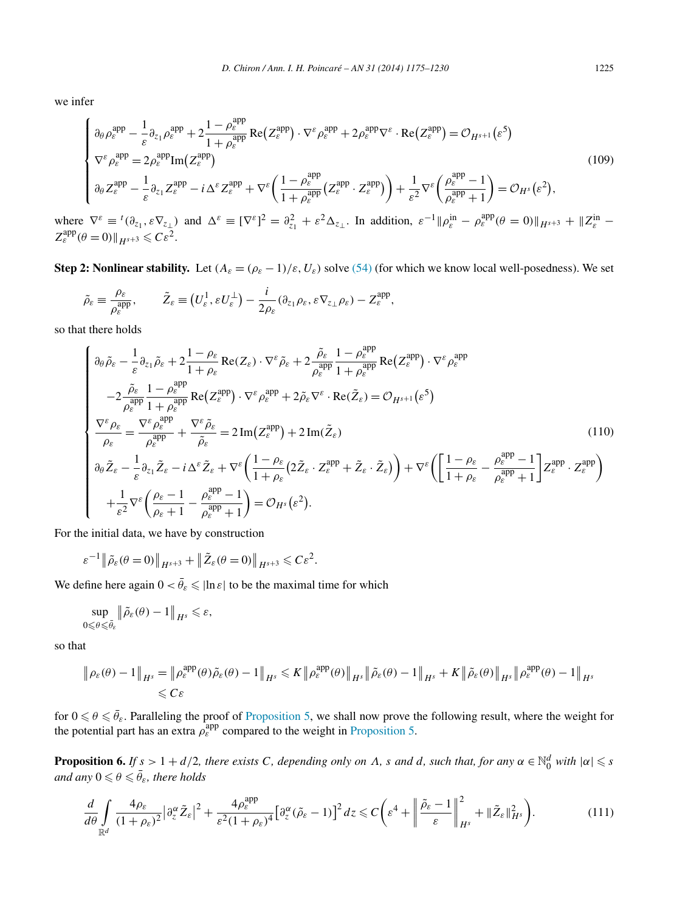we infer

$$
\begin{cases}
\partial_\theta \rho_\varepsilon^{\rm app} - \dfrac{1}{\varepsilon}\partial_{z_1}\rho_\varepsilon^{\rm app} + 2\dfrac{1-\rho_\varepsilon^{\rm app}}{1+\rho_\varepsilon^{\rm app}}\operatorname{Re}\big(Z_\varepsilon^{\rm app}\big)\cdot\nabla^\varepsilon\rho_\varepsilon^{\rm app} + 2\rho_\varepsilon^{\rm app}\nabla^\varepsilon\cdot\operatorname{Re}\big(Z_\varepsilon^{\rm app}\big) = \mathcal{O}_{H^{s+1}}\big(\varepsilon^5\big) \\
\nabla^\varepsilon\rho_\varepsilon^{\rm app} = 2\rho_\varepsilon^{\rm app}\operatorname{Im}\big(Z_\varepsilon^{\rm app}\big) \\
\partial_\theta Z_\varepsilon^{\rm app} - \dfrac{1}{\varepsilon}\partial_{z_1}Z_\varepsilon^{\rm app} - i\Delta^\varepsilon Z_\varepsilon^{\rm app} + \nabla^\varepsilon\bigg(\dfrac{1-\rho_\varepsilon^{\rm app}}{1+\rho_\varepsilon^{\rm app}}\big(Z_\varepsilon^{\rm app}\cdot Z_\varepsilon^{\rm app}\big)\bigg) + \dfrac{1}{\varepsilon^2}\nabla^\varepsilon\bigg(\dfrac{\rho_\varepsilon^{\rm app}-1}{\rho_\varepsilon^{\rm app}+1}\bigg) = \mathcal{O}_{H^s}\big(\varepsilon^2\big),
\end{cases}
\tag{109}
$$

where $\nabla^\varepsilon \equiv {}^t(\partial_{z_1}, \varepsilon\nabla_{z_\perp})$ and $\Delta^\varepsilon \equiv [\nabla^\varepsilon]^2 = \partial_{z_1}^2 + \varepsilon^2\Delta_{z_\perp}$. In addition, $\varepsilon^{-1}\|\rho_\varepsilon^{\rm in} - \rho_\varepsilon^{\rm app}(\theta=0)\|_{H^{s+3}} + \|Z_\varepsilon^{\rm in} - Z_\varepsilon^{\rm app}(\theta=0)\|_{H^{s+3}} \leqslant C\varepsilon^2$.

**Step 2: Nonlinear stability.** Let $(A_\varepsilon = (\rho_\varepsilon - 1)/\varepsilon, U_\varepsilon)$ solve (54) (for which we know local well-posedness). We set

$$
\tilde\rho_\varepsilon \equiv \frac{\rho_\varepsilon}{\rho_\varepsilon^{\rm app}}, \qquad \tilde Z_\varepsilon \equiv \big(U_\varepsilon^1, \varepsilon U_\varepsilon^\perp\big) - \frac{i}{2\rho_\varepsilon}(\partial_{z_1}\rho_\varepsilon, \varepsilon\nabla_{z_\perp}\rho_\varepsilon) - Z_\varepsilon^{\rm app},
$$

so that there holds

$$
\begin{cases}
\partial_\theta\tilde\rho_\varepsilon - \dfrac{1}{\varepsilon}\partial_{z_1}\tilde\rho_\varepsilon + 2\dfrac{1-\rho_\varepsilon}{1+\rho_\varepsilon}\operatorname{Re}(Z_\varepsilon)\cdot\nabla^\varepsilon\tilde\rho_\varepsilon + 2\dfrac{\tilde\rho_\varepsilon}{\rho_\varepsilon^{\rm app}}\dfrac{1-\rho_\varepsilon^{\rm app}}{1+\rho_\varepsilon^{\rm app}}\operatorname{Re}\big(Z_\varepsilon^{\rm app}\big)\cdot\nabla^\varepsilon\rho_\varepsilon^{\rm app} \\
\quad -2\dfrac{\tilde\rho_\varepsilon}{\rho_\varepsilon^{\rm app}}\dfrac{1-\rho_\varepsilon^{\rm app}}{1+\rho_\varepsilon^{\rm app}}\operatorname{Re}\big(Z_\varepsilon^{\rm app}\big)\cdot\nabla^\varepsilon\rho_\varepsilon^{\rm app} + 2\tilde\rho_\varepsilon\nabla^\varepsilon\cdot\operatorname{Re}(\tilde Z_\varepsilon) = \mathcal{O}_{H^{s+1}}\big(\varepsilon^5\big) \\
\dfrac{\nabla^\varepsilon\rho_\varepsilon}{\rho_\varepsilon} = \dfrac{\nabla^\varepsilon\rho_\varepsilon^{\rm app}}{\rho_\varepsilon^{\rm app}} + \dfrac{\nabla^\varepsilon\tilde\rho_\varepsilon}{\tilde\rho_\varepsilon} = 2\operatorname{Im}\big(Z_\varepsilon^{\rm app}\big) + 2\operatorname{Im}(\tilde Z_\varepsilon) \\
\partial_\theta\tilde Z_\varepsilon - \dfrac{1}{\varepsilon}\partial_{z_1}\tilde Z_\varepsilon - i\Delta^\varepsilon\tilde Z_\varepsilon + \nabla^\varepsilon\bigg(\dfrac{1-\rho_\varepsilon}{1+\rho_\varepsilon}\big(2\tilde Z_\varepsilon\cdot Z_\varepsilon^{\rm app} + \tilde Z_\varepsilon\cdot\tilde Z_\varepsilon\big)\bigg) + \nabla^\varepsilon\bigg(\bigg[\dfrac{1-\rho_\varepsilon}{1+\rho_\varepsilon} - \dfrac{\rho_\varepsilon^{\rm app}-1}{\rho_\varepsilon^{\rm app}+1}\bigg]Z_\varepsilon^{\rm app}\cdot Z_\varepsilon^{\rm app}\bigg) \\
\quad + \dfrac{1}{\varepsilon^2}\nabla^\varepsilon\bigg(\dfrac{\rho_\varepsilon-1}{\rho_\varepsilon+1} - \dfrac{\rho_\varepsilon^{\rm app}-1}{\rho_\varepsilon^{\rm app}+1}\bigg) = \mathcal{O}_{H^s}\big(\varepsilon^2\big).
\end{cases}
\tag{110}
$$

For the initial data, we have by construction

$$
\varepsilon^{-1}\big\|\tilde\rho_\varepsilon(\theta=0)\big\|_{H^{s+3}} + \big\|\tilde Z_\varepsilon(\theta=0)\big\|_{H^{s+3}} \leqslant C\varepsilon^2.
$$

We define here again $0 < \bar\theta_\varepsilon \leqslant |\ln\varepsilon|$ to be the maximal time for which

$$
\sup_{0\leqslant\theta\leqslant\bar\theta_\varepsilon}\big\|\tilde\rho_\varepsilon(\theta) - 1\big\|_{H^s} \leqslant \varepsilon,
$$

so that

$$
\begin{aligned}
\big\|\rho_\varepsilon(\theta) - 1\big\|_{H^s} &= \big\|\rho_\varepsilon^{\rm app}(\theta)\tilde\rho_\varepsilon(\theta) - 1\big\|_{H^s} \leqslant K\big\|\rho_\varepsilon^{\rm app}(\theta)\big\|_{H^s}\big\|\tilde\rho_\varepsilon(\theta) - 1\big\|_{H^s} + K\big\|\tilde\rho_\varepsilon(\theta)\big\|_{H^s}\big\|\rho_\varepsilon^{\rm app}(\theta) - 1\big\|_{H^s} \\
&\leqslant C\varepsilon
\end{aligned}
$$

for $0 \leqslant \theta \leqslant \bar\theta_\varepsilon$. Paralleling the proof of Proposition 5, we shall now prove the following result, where the weight for the potential part has an extra $\rho_\varepsilon^{\rm app}$ compared to the weight in Proposition 5.

**Proposition 6.** *If $s > 1 + d/2$, there exists $C$, depending only on $\Lambda$, $s$ and $d$, such that, for any $\alpha \in \mathbb{N}_0^d$ with $|\alpha| \leqslant s$ and any $0 \leqslant \theta \leqslant \bar\theta_\varepsilon$, there holds*

$$
\frac{d}{d\theta}\int_{\mathbb{R}^d}\frac{4\rho_\varepsilon}{(1+\rho_\varepsilon)^2}\big|\partial_z^\alpha\tilde Z_\varepsilon\big|^2 + \frac{4\rho_\varepsilon^{\rm app}}{\varepsilon^2(1+\rho_\varepsilon)^4}\big[\partial_z^\alpha(\tilde\rho_\varepsilon - 1)\big]^2\,dz \leqslant C\bigg(\varepsilon^4 + \bigg\|\frac{\tilde\rho_\varepsilon - 1}{\varepsilon}\bigg\|_{H^s}^2 + \|\tilde Z_\varepsilon\|_{H^s}^2\bigg).
\tag{111}
$$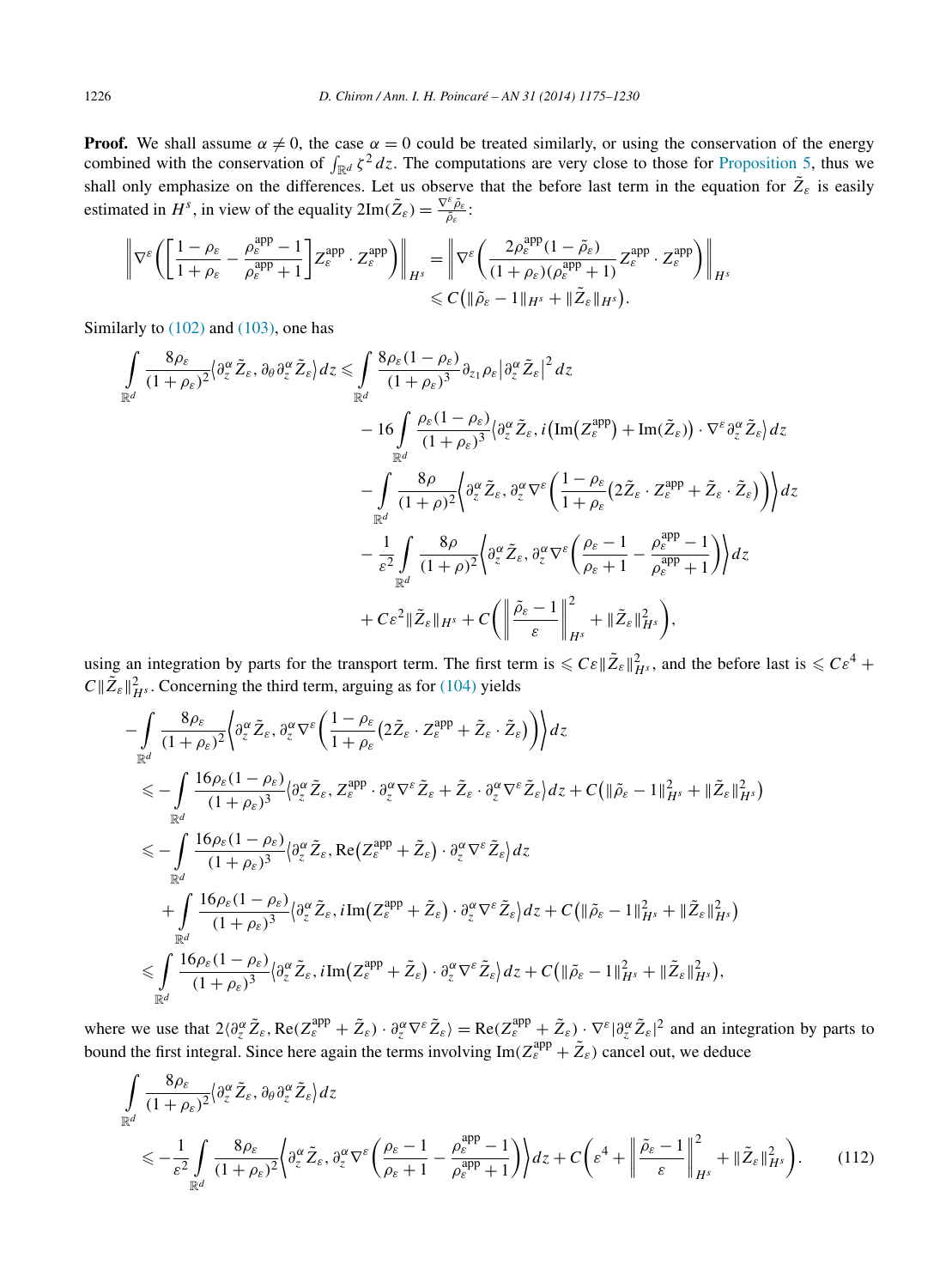**Proof.** We shall assume $\alpha \neq 0$, the case $\alpha = 0$ could be treated similarly, or using the conservation of the energy combined with the conservation of $\int_{\mathbb{R}^d} \zeta^2 \, dz$. The computations are very close to those for Proposition 5, thus we shall only emphasize on the differences. Let us observe that the before last term in the equation for $\tilde{Z}_\varepsilon$ is easily estimated in $H^s$, in view of the equality $2\mathrm{Im}(\tilde{Z}_\varepsilon) = \frac{\nabla^\varepsilon \tilde{\rho}_\varepsilon}{\tilde{\rho}_\varepsilon}$:

$$
\begin{aligned}
\left\| \nabla^\varepsilon \left( \left[ \frac{1-\rho_\varepsilon}{1+\rho_\varepsilon} - \frac{\rho_\varepsilon^{\mathrm{app}} - 1}{\rho_\varepsilon^{\mathrm{app}} + 1} \right] Z_\varepsilon^{\mathrm{app}} \cdot Z_\varepsilon^{\mathrm{app}} \right) \right\|_{H^s} &= \left\| \nabla^\varepsilon \left( \frac{2\rho_\varepsilon^{\mathrm{app}}(1-\tilde{\rho}_\varepsilon)}{(1+\rho_\varepsilon)(\rho_\varepsilon^{\mathrm{app}}+1)} Z_\varepsilon^{\mathrm{app}} \cdot Z_\varepsilon^{\mathrm{app}} \right) \right\|_{H^s} \\
&\leqslant C \big( \|\tilde{\rho}_\varepsilon - 1\|_{H^s} + \|\tilde{Z}_\varepsilon\|_{H^s} \big).
\end{aligned}
$$

Similarly to (102) and (103), one has

$$
\begin{aligned}
\int_{\mathbb{R}^d} \frac{8\rho_\varepsilon}{(1+\rho_\varepsilon)^2} \langle \partial_z^\alpha \tilde{Z}_\varepsilon, \partial_\theta \partial_z^\alpha \tilde{Z}_\varepsilon \rangle \, dz \leqslant{}& \int_{\mathbb{R}^d} \frac{8\rho_\varepsilon(1-\rho_\varepsilon)}{(1+\rho_\varepsilon)^3} \partial_{z_1} \rho_\varepsilon \big| \partial_z^\alpha \tilde{Z}_\varepsilon \big|^2 \, dz \\
& - 16 \int_{\mathbb{R}^d} \frac{\rho_\varepsilon(1-\rho_\varepsilon)}{(1+\rho_\varepsilon)^3} \big\langle \partial_z^\alpha \tilde{Z}_\varepsilon, i\big(\mathrm{Im}(Z_\varepsilon^{\mathrm{app}}) + \mathrm{Im}(\tilde{Z}_\varepsilon)\big) \cdot \nabla^\varepsilon \partial_z^\alpha \tilde{Z}_\varepsilon \big\rangle \, dz \\
& - \int_{\mathbb{R}^d} \frac{8\rho}{(1+\rho)^2} \left\langle \partial_z^\alpha \tilde{Z}_\varepsilon, \partial_z^\alpha \nabla^\varepsilon \left( \frac{1-\rho_\varepsilon}{1+\rho_\varepsilon} \big( 2\tilde{Z}_\varepsilon \cdot Z_\varepsilon^{\mathrm{app}} + \tilde{Z}_\varepsilon \cdot \tilde{Z}_\varepsilon \big) \right) \right\rangle dz \\
& - \frac{1}{\varepsilon^2} \int_{\mathbb{R}^d} \frac{8\rho}{(1+\rho)^2} \left\langle \partial_z^\alpha \tilde{Z}_\varepsilon, \partial_z^\alpha \nabla^\varepsilon \left( \frac{\rho_\varepsilon - 1}{\rho_\varepsilon + 1} - \frac{\rho_\varepsilon^{\mathrm{app}} - 1}{\rho_\varepsilon^{\mathrm{app}} + 1} \right) \right\rangle dz \\
& + C\varepsilon^2 \|\tilde{Z}_\varepsilon\|_{H^s} + C \left( \left\| \frac{\tilde{\rho}_\varepsilon - 1}{\varepsilon} \right\|_{H^s}^2 + \|\tilde{Z}_\varepsilon\|_{H^s}^2 \right),
\end{aligned}
$$

using an integration by parts for the transport term. The first term is $\leqslant C\varepsilon \|\tilde{Z}_\varepsilon\|_{H^s}^2$, and the before last is $\leqslant C\varepsilon^4 + C\|\tilde{Z}_\varepsilon\|_{H^s}^2$. Concerning the third term, arguing as for (104) yields

$$
\begin{aligned}
& - \int_{\mathbb{R}^d} \frac{8\rho_\varepsilon}{(1+\rho_\varepsilon)^2} \left\langle \partial_z^\alpha \tilde{Z}_\varepsilon, \partial_z^\alpha \nabla^\varepsilon \left( \frac{1-\rho_\varepsilon}{1+\rho_\varepsilon} \big( 2\tilde{Z}_\varepsilon \cdot Z_\varepsilon^{\mathrm{app}} + \tilde{Z}_\varepsilon \cdot \tilde{Z}_\varepsilon \big) \right) \right\rangle dz \\
& \quad \leqslant - \int_{\mathbb{R}^d} \frac{16\rho_\varepsilon(1-\rho_\varepsilon)}{(1+\rho_\varepsilon)^3} \big\langle \partial_z^\alpha \tilde{Z}_\varepsilon, Z_\varepsilon^{\mathrm{app}} \cdot \partial_z^\alpha \nabla^\varepsilon \tilde{Z}_\varepsilon + \tilde{Z}_\varepsilon \cdot \partial_z^\alpha \nabla^\varepsilon \tilde{Z}_\varepsilon \big\rangle \, dz + C\big( \|\tilde{\rho}_\varepsilon - 1\|_{H^s}^2 + \|\tilde{Z}_\varepsilon\|_{H^s}^2 \big) \\
& \quad \leqslant - \int_{\mathbb{R}^d} \frac{16\rho_\varepsilon(1-\rho_\varepsilon)}{(1+\rho_\varepsilon)^3} \big\langle \partial_z^\alpha \tilde{Z}_\varepsilon, \mathrm{Re}\big(Z_\varepsilon^{\mathrm{app}} + \tilde{Z}_\varepsilon\big) \cdot \partial_z^\alpha \nabla^\varepsilon \tilde{Z}_\varepsilon \big\rangle \, dz \\
& \qquad + \int_{\mathbb{R}^d} \frac{16\rho_\varepsilon(1-\rho_\varepsilon)}{(1+\rho_\varepsilon)^3} \big\langle \partial_z^\alpha \tilde{Z}_\varepsilon, i\mathrm{Im}\big(Z_\varepsilon^{\mathrm{app}} + \tilde{Z}_\varepsilon\big) \cdot \partial_z^\alpha \nabla^\varepsilon \tilde{Z}_\varepsilon \big\rangle \, dz + C\big( \|\tilde{\rho}_\varepsilon - 1\|_{H^s}^2 + \|\tilde{Z}_\varepsilon\|_{H^s}^2 \big) \\
& \quad \leqslant \int_{\mathbb{R}^d} \frac{16\rho_\varepsilon(1-\rho_\varepsilon)}{(1+\rho_\varepsilon)^3} \big\langle \partial_z^\alpha \tilde{Z}_\varepsilon, i\mathrm{Im}\big(Z_\varepsilon^{\mathrm{app}} + \tilde{Z}_\varepsilon\big) \cdot \partial_z^\alpha \nabla^\varepsilon \tilde{Z}_\varepsilon \big\rangle \, dz + C\big( \|\tilde{\rho}_\varepsilon - 1\|_{H^s}^2 + \|\tilde{Z}_\varepsilon\|_{H^s}^2 \big),
\end{aligned}
$$

where we use that $2\langle \partial_z^\alpha \tilde{Z}_\varepsilon, \mathrm{Re}(Z_\varepsilon^{\mathrm{app}} + \tilde{Z}_\varepsilon) \cdot \partial_z^\alpha \nabla^\varepsilon \tilde{Z}_\varepsilon \rangle = \mathrm{Re}(Z_\varepsilon^{\mathrm{app}} + \tilde{Z}_\varepsilon) \cdot \nabla^\varepsilon |\partial_z^\alpha \tilde{Z}_\varepsilon|^2$ and an integration by parts to bound the first integral. Since here again the terms involving $\mathrm{Im}(Z_\varepsilon^{\mathrm{app}} + \tilde{Z}_\varepsilon)$ cancel out, we deduce

$$
\begin{aligned}
& \int_{\mathbb{R}^d} \frac{8\rho_\varepsilon}{(1+\rho_\varepsilon)^2} \langle \partial_z^\alpha \tilde{Z}_\varepsilon, \partial_\theta \partial_z^\alpha \tilde{Z}_\varepsilon \rangle \, dz \\
& \quad \leqslant - \frac{1}{\varepsilon^2} \int_{\mathbb{R}^d} \frac{8\rho_\varepsilon}{(1+\rho_\varepsilon)^2} \left\langle \partial_z^\alpha \tilde{Z}_\varepsilon, \partial_z^\alpha \nabla^\varepsilon \left( \frac{\rho_\varepsilon - 1}{\rho_\varepsilon + 1} - \frac{\rho_\varepsilon^{\mathrm{app}} - 1}{\rho_\varepsilon^{\mathrm{app}} + 1} \right) \right\rangle dz + C \left( \varepsilon^4 + \left\| \frac{\tilde{\rho}_\varepsilon - 1}{\varepsilon} \right\|_{H^s}^2 + \|\tilde{Z}_\varepsilon\|_{H^s}^2 \right). \qquad (112)
\end{aligned}
$$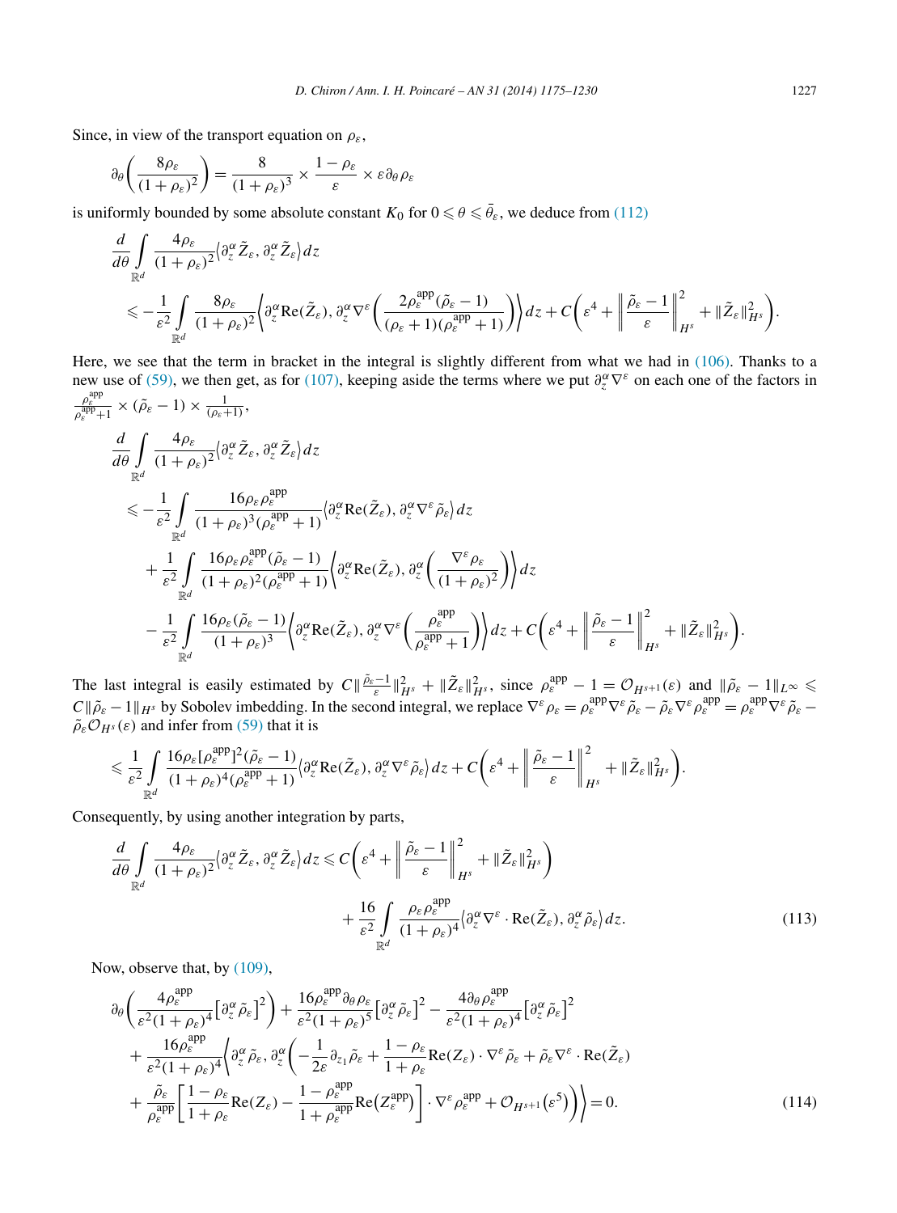Since, in view of the transport equation on $\rho_\varepsilon$,

$$\partial_\theta\left(\frac{8\rho_\varepsilon}{(1+\rho_\varepsilon)^2}\right) = \frac{8}{(1+\rho_\varepsilon)^3} \times \frac{1-\rho_\varepsilon}{\varepsilon} \times \varepsilon\partial_\theta\rho_\varepsilon$$

is uniformly bounded by some absolute constant $K_0$ for $0 \leqslant \theta \leqslant \bar{\theta}_\varepsilon$, we deduce from (112)

$$\frac{d}{d\theta}\int\limits_{\mathbb{R}^d} \frac{4\rho_\varepsilon}{(1+\rho_\varepsilon)^2}\left\langle \partial_z^\alpha \tilde{Z}_\varepsilon, \partial_z^\alpha \tilde{Z}_\varepsilon \right\rangle dz$$

$$\leqslant -\frac{1}{\varepsilon^2}\int\limits_{\mathbb{R}^d} \frac{8\rho_\varepsilon}{(1+\rho_\varepsilon)^2}\left\langle \partial_z^\alpha \mathrm{Re}(\tilde{Z}_\varepsilon), \partial_z^\alpha \nabla^\varepsilon\left(\frac{2\rho_\varepsilon^{\mathrm{app}}(\tilde{\rho}_\varepsilon - 1)}{(\rho_\varepsilon+1)(\rho_\varepsilon^{\mathrm{app}}+1)}\right)\right\rangle dz + C\left(\varepsilon^4 + \left\|\frac{\tilde{\rho}_\varepsilon - 1}{\varepsilon}\right\|_{H^s}^2 + \|\tilde{Z}_\varepsilon\|_{H^s}^2\right).$$

Here, we see that the term in bracket in the integral is slightly different from what we had in (106). Thanks to a new use of (59), we then get, as for (107), keeping aside the terms where we put $\partial_z^\alpha \nabla^\varepsilon$ on each one of the factors in $\frac{\rho_\varepsilon^{\mathrm{app}}}{\rho_\varepsilon^{\mathrm{app}}+1} \times (\tilde{\rho}_\varepsilon - 1) \times \frac{1}{(\rho_\varepsilon+1)}$,

$$\frac{d}{d\theta}\int\limits_{\mathbb{R}^d} \frac{4\rho_\varepsilon}{(1+\rho_\varepsilon)^2}\left\langle \partial_z^\alpha \tilde{Z}_\varepsilon, \partial_z^\alpha \tilde{Z}_\varepsilon \right\rangle dz$$

$$\leqslant -\frac{1}{\varepsilon^2}\int\limits_{\mathbb{R}^d} \frac{16\rho_\varepsilon\rho_\varepsilon^{\mathrm{app}}}{(1+\rho_\varepsilon)^3(\rho_\varepsilon^{\mathrm{app}}+1)}\left\langle \partial_z^\alpha \mathrm{Re}(\tilde{Z}_\varepsilon), \partial_z^\alpha \nabla^\varepsilon \tilde{\rho}_\varepsilon \right\rangle dz$$

$$+ \frac{1}{\varepsilon^2}\int\limits_{\mathbb{R}^d} \frac{16\rho_\varepsilon\rho_\varepsilon^{\mathrm{app}}(\tilde{\rho}_\varepsilon - 1)}{(1+\rho_\varepsilon)^2(\rho_\varepsilon^{\mathrm{app}}+1)}\left\langle \partial_z^\alpha \mathrm{Re}(\tilde{Z}_\varepsilon), \partial_z^\alpha\left(\frac{\nabla^\varepsilon\rho_\varepsilon}{(1+\rho_\varepsilon)^2}\right)\right\rangle dz$$

$$- \frac{1}{\varepsilon^2}\int\limits_{\mathbb{R}^d} \frac{16\rho_\varepsilon(\tilde{\rho}_\varepsilon - 1)}{(1+\rho_\varepsilon)^3}\left\langle \partial_z^\alpha \mathrm{Re}(\tilde{Z}_\varepsilon), \partial_z^\alpha \nabla^\varepsilon\left(\frac{\rho_\varepsilon^{\mathrm{app}}}{\rho_\varepsilon^{\mathrm{app}}+1}\right)\right\rangle dz + C\left(\varepsilon^4 + \left\|\frac{\tilde{\rho}_\varepsilon - 1}{\varepsilon}\right\|_{H^s}^2 + \|\tilde{Z}_\varepsilon\|_{H^s}^2\right).$$

The last integral is easily estimated by $C\|\frac{\tilde{\rho}_\varepsilon - 1}{\varepsilon}\|_{H^s}^2 + \|\tilde{Z}_\varepsilon\|_{H^s}^2$, since $\rho_\varepsilon^{\mathrm{app}} - 1 = \mathcal{O}_{H^{s+1}}(\varepsilon)$ and $\|\tilde{\rho}_\varepsilon - 1\|_{L^\infty} \leqslant C\|\tilde{\rho}_\varepsilon - 1\|_{H^s}$ by Sobolev imbedding. In the second integral, we replace $\nabla^\varepsilon\rho_\varepsilon = \rho_\varepsilon^{\mathrm{app}}\nabla^\varepsilon\tilde{\rho}_\varepsilon - \tilde{\rho}_\varepsilon\nabla^\varepsilon\rho_\varepsilon^{\mathrm{app}} = \rho_\varepsilon^{\mathrm{app}}\nabla^\varepsilon\tilde{\rho}_\varepsilon - \tilde{\rho}_\varepsilon\mathcal{O}_{H^s}(\varepsilon)$ and infer from (59) that it is

$$\leqslant \frac{1}{\varepsilon^2}\int\limits_{\mathbb{R}^d} \frac{16\rho_\varepsilon[\rho_\varepsilon^{\mathrm{app}}]^2(\tilde{\rho}_\varepsilon - 1)}{(1+\rho_\varepsilon)^4(\rho_\varepsilon^{\mathrm{app}}+1)}\left\langle \partial_z^\alpha \mathrm{Re}(\tilde{Z}_\varepsilon), \partial_z^\alpha \nabla^\varepsilon \tilde{\rho}_\varepsilon \right\rangle dz + C\left(\varepsilon^4 + \left\|\frac{\tilde{\rho}_\varepsilon - 1}{\varepsilon}\right\|_{H^s}^2 + \|\tilde{Z}_\varepsilon\|_{H^s}^2\right).$$

Consequently, by using another integration by parts,

$$\frac{d}{d\theta}\int\limits_{\mathbb{R}^d} \frac{4\rho_\varepsilon}{(1+\rho_\varepsilon)^2}\left\langle \partial_z^\alpha \tilde{Z}_\varepsilon, \partial_z^\alpha \tilde{Z}_\varepsilon \right\rangle dz \leqslant C\left(\varepsilon^4 + \left\|\frac{\tilde{\rho}_\varepsilon - 1}{\varepsilon}\right\|_{H^s}^2 + \|\tilde{Z}_\varepsilon\|_{H^s}^2\right)$$
$$+ \frac{16}{\varepsilon^2}\int\limits_{\mathbb{R}^d} \frac{\rho_\varepsilon\rho_\varepsilon^{\mathrm{app}}}{(1+\rho_\varepsilon)^4}\left\langle \partial_z^\alpha \nabla^\varepsilon \cdot \mathrm{Re}(\tilde{Z}_\varepsilon), \partial_z^\alpha \tilde{\rho}_\varepsilon \right\rangle dz. \tag{113}$$

Now, observe that, by (109),

$$\partial_\theta\left(\frac{4\rho_\varepsilon^{\mathrm{app}}}{\varepsilon^2(1+\rho_\varepsilon)^4}\left[\partial_z^\alpha\tilde{\rho}_\varepsilon\right]^2\right) + \frac{16\rho_\varepsilon^{\mathrm{app}}\partial_\theta\rho_\varepsilon}{\varepsilon^2(1+\rho_\varepsilon)^5}\left[\partial_z^\alpha\tilde{\rho}_\varepsilon\right]^2 - \frac{4\partial_\theta\rho_\varepsilon^{\mathrm{app}}}{\varepsilon^2(1+\rho_\varepsilon)^4}\left[\partial_z^\alpha\tilde{\rho}_\varepsilon\right]^2$$
$$+ \frac{16\rho_\varepsilon^{\mathrm{app}}}{\varepsilon^2(1+\rho_\varepsilon)^4}\left\langle \partial_z^\alpha\tilde{\rho}_\varepsilon, \partial_z^\alpha\left(-\frac{1}{2\varepsilon}\partial_{z_1}\tilde{\rho}_\varepsilon + \frac{1-\rho_\varepsilon}{1+\rho_\varepsilon}\mathrm{Re}(Z_\varepsilon)\cdot\nabla^\varepsilon\tilde{\rho}_\varepsilon + \tilde{\rho}_\varepsilon\nabla^\varepsilon\cdot\mathrm{Re}(\tilde{Z}_\varepsilon)\right.\right.$$
$$\left.\left. + \frac{\tilde{\rho}_\varepsilon}{\rho_\varepsilon^{\mathrm{app}}}\left[\frac{1-\rho_\varepsilon}{1+\rho_\varepsilon}\mathrm{Re}(Z_\varepsilon) - \frac{1-\rho_\varepsilon^{\mathrm{app}}}{1+\rho_\varepsilon^{\mathrm{app}}}\mathrm{Re}\left(Z_\varepsilon^{\mathrm{app}}\right)\right]\cdot\nabla^\varepsilon\rho_\varepsilon^{\mathrm{app}} + \mathcal{O}_{H^{s+1}}\left(\varepsilon^5\right)\right)\right\rangle = 0. \tag{114}$$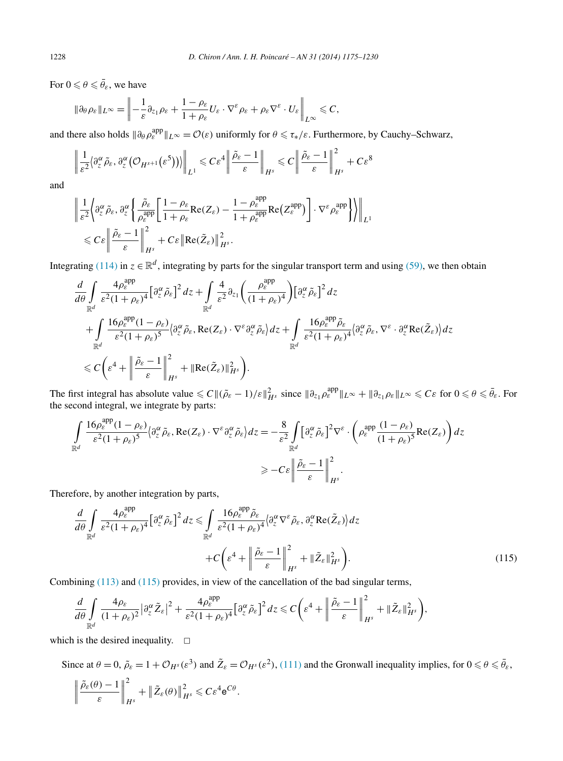For $0 \leqslant \theta \leqslant \bar{\theta}_\varepsilon$, we have

$$\|\partial_\theta \rho_\varepsilon\|_{L^\infty} = \left\| -\frac{1}{\varepsilon}\partial_{z_1}\rho_\varepsilon + \frac{1-\rho_\varepsilon}{1+\rho_\varepsilon} U_\varepsilon \cdot \nabla^\varepsilon \rho_\varepsilon + \rho_\varepsilon \nabla^\varepsilon \cdot U_\varepsilon \right\|_{L^\infty} \leqslant C,$$

and there also holds $\|\partial_\theta \rho_\varepsilon^{\mathrm{app}}\|_{L^\infty} = \mathcal{O}(\varepsilon)$ uniformly for $\theta \leqslant \tau_*/\varepsilon$. Furthermore, by Cauchy–Schwarz,

$$\left\| \frac{1}{\varepsilon^2}\big\langle \partial_z^\alpha \tilde{\rho}_\varepsilon, \partial_z^\alpha\big(\mathcal{O}_{H^{s+1}}\big(\varepsilon^5\big)\big)\big\rangle \right\|_{L^1} \leqslant C\varepsilon^4 \left\| \frac{\tilde{\rho}_\varepsilon - 1}{\varepsilon}\right\|_{H^s} \leqslant C\left\| \frac{\tilde{\rho}_\varepsilon - 1}{\varepsilon}\right\|_{H^s}^2 + C\varepsilon^8$$

and

$$\begin{aligned}
&\left\| \frac{1}{\varepsilon^2}\left\langle \partial_z^\alpha \tilde{\rho}_\varepsilon, \partial_z^\alpha\left\{ \frac{\tilde{\rho}_\varepsilon}{\rho_\varepsilon^{\mathrm{app}}}\left[\frac{1-\rho_\varepsilon}{1+\rho_\varepsilon}\mathrm{Re}(Z_\varepsilon) - \frac{1-\rho_\varepsilon^{\mathrm{app}}}{1+\rho_\varepsilon^{\mathrm{app}}}\mathrm{Re}\big(Z_\varepsilon^{\mathrm{app}}\big)\right]\cdot \nabla^\varepsilon \rho_\varepsilon^{\mathrm{app}}\right\}\right\rangle \right\|_{L^1} \\
&\quad \leqslant C\varepsilon \left\| \frac{\tilde{\rho}_\varepsilon - 1}{\varepsilon}\right\|_{H^s}^2 + C\varepsilon \big\|\mathrm{Re}(\tilde{Z}_\varepsilon)\big\|_{H^s}^2.
\end{aligned}$$

Integrating (114) in $z \in \mathbb{R}^d$, integrating by parts for the singular transport term and using (59), we then obtain

$$\begin{aligned}
&\frac{d}{d\theta}\int_{\mathbb{R}^d} \frac{4\rho_\varepsilon^{\mathrm{app}}}{\varepsilon^2(1+\rho_\varepsilon)^4}\big[\partial_z^\alpha \tilde{\rho}_\varepsilon\big]^2\, dz + \int_{\mathbb{R}^d} \frac{4}{\varepsilon^2}\partial_{z_1}\left(\frac{\rho_\varepsilon^{\mathrm{app}}}{(1+\rho_\varepsilon)^4}\right)\big[\partial_z^\alpha \tilde{\rho}_\varepsilon\big]^2\, dz \\
&\qquad + \int_{\mathbb{R}^d} \frac{16\rho_\varepsilon^{\mathrm{app}}(1-\rho_\varepsilon)}{\varepsilon^2(1+\rho_\varepsilon)^5}\big\langle \partial_z^\alpha \tilde{\rho}_\varepsilon, \mathrm{Re}(Z_\varepsilon)\cdot \nabla^\varepsilon \partial_z^\alpha \tilde{\rho}_\varepsilon\big\rangle\, dz + \int_{\mathbb{R}^d} \frac{16\rho_\varepsilon^{\mathrm{app}}\tilde{\rho}_\varepsilon}{\varepsilon^2(1+\rho_\varepsilon)^4}\big\langle \partial_z^\alpha \tilde{\rho}_\varepsilon, \nabla^\varepsilon\cdot \partial_z^\alpha \mathrm{Re}(\tilde{Z}_\varepsilon)\big\rangle\, dz \\
&\quad \leqslant C\left(\varepsilon^4 + \left\| \frac{\tilde{\rho}_\varepsilon - 1}{\varepsilon}\right\|_{H^s}^2 + \|\mathrm{Re}(\tilde{Z}_\varepsilon)\|_{H^s}^2\right).
\end{aligned}$$

The first integral has absolute value $\leqslant C\|(\tilde{\rho}_\varepsilon - 1)/\varepsilon\|_{H^s}^2$ since $\|\partial_{z_1}\rho_\varepsilon^{\mathrm{app}}\|_{L^\infty} + \|\partial_{z_1}\rho_\varepsilon\|_{L^\infty} \leqslant C\varepsilon$ for $0 \leqslant \theta \leqslant \bar{\theta}_\varepsilon$. For the second integral, we integrate by parts:

$$\begin{aligned}
\int_{\mathbb{R}^d} \frac{16\rho_\varepsilon^{\mathrm{app}}(1-\rho_\varepsilon)}{\varepsilon^2(1+\rho_\varepsilon)^5}\big\langle \partial_z^\alpha \tilde{\rho}_\varepsilon, \mathrm{Re}(Z_\varepsilon)\cdot \nabla^\varepsilon \partial_z^\alpha \tilde{\rho}_\varepsilon\big\rangle\, dz &= -\frac{8}{\varepsilon^2}\int_{\mathbb{R}^d} \big[\partial_z^\alpha \tilde{\rho}_\varepsilon\big]^2 \nabla^\varepsilon \cdot \left(\rho_\varepsilon^{\mathrm{app}}\frac{(1-\rho_\varepsilon)}{(1+\rho_\varepsilon)^5}\mathrm{Re}(Z_\varepsilon)\right) dz \\
&\geqslant -C\varepsilon \left\| \frac{\tilde{\rho}_\varepsilon - 1}{\varepsilon}\right\|_{H^s}^2.
\end{aligned}$$

Therefore, by another integration by parts,

$$\begin{aligned}
\frac{d}{d\theta}\int_{\mathbb{R}^d} \frac{4\rho_\varepsilon^{\mathrm{app}}}{\varepsilon^2(1+\rho_\varepsilon)^4}\big[\partial_z^\alpha \tilde{\rho}_\varepsilon\big]^2\, dz &\leqslant \int_{\mathbb{R}^d} \frac{16\rho_\varepsilon^{\mathrm{app}}\tilde{\rho}_\varepsilon}{\varepsilon^2(1+\rho_\varepsilon)^4}\big\langle \partial_z^\alpha \nabla^\varepsilon \tilde{\rho}_\varepsilon, \partial_z^\alpha \mathrm{Re}(\tilde{Z}_\varepsilon)\big\rangle\, dz \\
&\quad + C\left(\varepsilon^4 + \left\| \frac{\tilde{\rho}_\varepsilon - 1}{\varepsilon}\right\|_{H^s}^2 + \|\tilde{Z}_\varepsilon\|_{H^s}^2\right). \qquad (115)
\end{aligned}$$

Combining (113) and (115) provides, in view of the cancellation of the bad singular terms,

$$\frac{d}{d\theta}\int_{\mathbb{R}^d} \frac{4\rho_\varepsilon}{(1+\rho_\varepsilon)^2}\big|\partial_z^\alpha \tilde{Z}_\varepsilon\big|^2 + \frac{4\rho_\varepsilon^{\mathrm{app}}}{\varepsilon^2(1+\rho_\varepsilon)^4}\big[\partial_z^\alpha \tilde{\rho}_\varepsilon\big]^2\, dz \leqslant C\left(\varepsilon^4 + \left\| \frac{\tilde{\rho}_\varepsilon - 1}{\varepsilon}\right\|_{H^s}^2 + \|\tilde{Z}_\varepsilon\|_{H^s}^2\right),$$

which is the desired inequality. $\square$

Since at $\theta = 0$, $\tilde{\rho}_\varepsilon = 1 + \mathcal{O}_{H^s}(\varepsilon^3)$ and $\tilde{Z}_\varepsilon = \mathcal{O}_{H^s}(\varepsilon^2)$, (111) and the Gronwall inequality implies, for $0 \leqslant \theta \leqslant \bar{\theta}_\varepsilon$,

$$\left\| \frac{\tilde{\rho}_\varepsilon(\theta) - 1}{\varepsilon}\right\|_{H^s}^2 + \big\|\tilde{Z}_\varepsilon(\theta)\big\|_{H^s}^2 \leqslant C\varepsilon^4 \mathrm{e}^{C\theta}.$$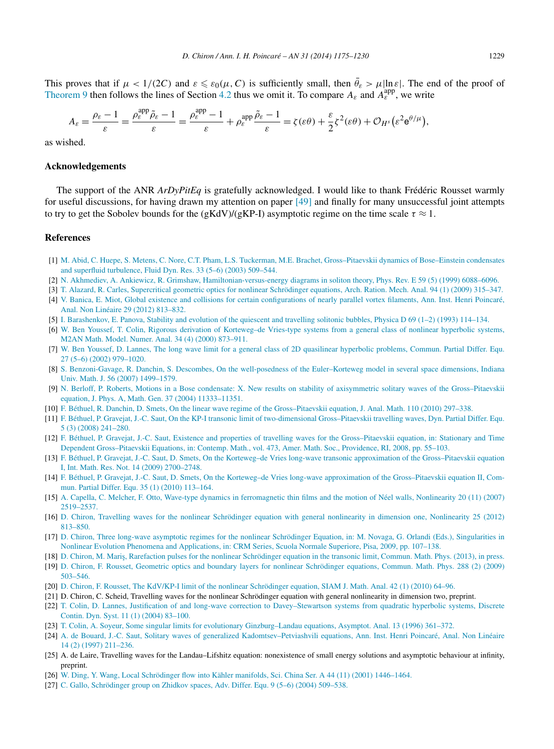This proves that if $\mu < 1/(2C)$ and $\varepsilon \leqslant \varepsilon_0(\mu, C)$ is sufficiently small, then $\bar{\theta}_\varepsilon > \mu|\ln\varepsilon|$. The end of the proof of Theorem 9 then follows the lines of Section 4.2 thus we omit it. To compare $A_\varepsilon$ and $A_\varepsilon^{\mathrm{app}}$, we write

$$A_\varepsilon = \frac{\rho_\varepsilon - 1}{\varepsilon} = \frac{\rho_\varepsilon^{\mathrm{app}}\tilde{\rho}_\varepsilon - 1}{\varepsilon} = \frac{\rho_\varepsilon^{\mathrm{app}} - 1}{\varepsilon} + \rho_\varepsilon^{\mathrm{app}}\frac{\tilde{\rho}_\varepsilon - 1}{\varepsilon} = \zeta(\varepsilon\theta) + \frac{\varepsilon}{2}\zeta^2(\varepsilon\theta) + \mathcal{O}_{H^s}\big(\varepsilon^2 \mathrm{e}^{\theta/\mu}\big),$$

as wished.

## Acknowledgements

The support of the ANR *ArDyPitEq* is gratefully acknowledged. I would like to thank Frédéric Rousset warmly for useful discussions, for having drawn my attention on paper [49] and finally for many unsuccessful joint attempts to try to get the Sobolev bounds for the (gKdV)/(gKP-I) asymptotic regime on the time scale $\tau \approx 1$.

## References

[1] M. Abid, C. Huepe, S. Metens, C. Nore, C.T. Pham, L.S. Tuckerman, M.E. Brachet, Gross–Pitaevskii dynamics of Bose–Einstein condensates and superfluid turbulence, Fluid Dyn. Res. 33 (5–6) (2003) 509–544.

[2] N. Akhmediev, A. Ankiewicz, R. Grimshaw, Hamiltonian-versus-energy diagrams in soliton theory, Phys. Rev. E 59 (5) (1999) 6088–6096.

[3] T. Alazard, R. Carles, Supercritical geometric optics for nonlinear Schrödinger equations, Arch. Ration. Mech. Anal. 94 (1) (2009) 315–347.

[4] V. Banica, E. Miot, Global existence and collisions for certain configurations of nearly parallel vortex filaments, Ann. Inst. Henri Poincaré, Anal. Non Linéaire 29 (2012) 813–832.

[5] I. Barashenkov, E. Panova, Stability and evolution of the quiescent and travelling solitonic bubbles, Physica D 69 (1–2) (1993) 114–134.

[6] W. Ben Youssef, T. Colin, Rigorous derivation of Korteweg–de Vries-type systems from a general class of nonlinear hyperbolic systems, M2AN Math. Model. Numer. Anal. 34 (4) (2000) 873–911.

[7] W. Ben Youssef, D. Lannes, The long wave limit for a general class of 2D quasilinear hyperbolic problems, Commun. Partial Differ. Equ. 27 (5–6) (2002) 979–1020.

[8] S. Benzoni-Gavage, R. Danchin, S. Descombes, On the well-posedness of the Euler–Korteweg model in several space dimensions, Indiana Univ. Math. J. 56 (2007) 1499–1579.

[9] N. Berloff, P. Roberts, Motions in a Bose condensate: X. New results on stability of axisymmetric solitary waves of the Gross–Pitaevskii equation, J. Phys. A, Math. Gen. 37 (2004) 11333–11351.

[10] F. Béthuel, R. Danchin, D. Smets, On the linear wave regime of the Gross–Pitaevskii equation, J. Anal. Math. 110 (2010) 297–338.

[11] F. Béthuel, P. Gravejat, J.-C. Saut, On the KP-I transonic limit of two-dimensional Gross–Pitaevskii travelling waves, Dyn. Partial Differ. Equ. 5 (3) (2008) 241–280.

[12] F. Béthuel, P. Gravejat, J.-C. Saut, Existence and properties of travelling waves for the Gross–Pitaevskii equation, in: Stationary and Time Dependent Gross–Pitaevskii Equations, in: Contemp. Math., vol. 473, Amer. Math. Soc., Providence, RI, 2008, pp. 55–103.

[13] F. Béthuel, P. Gravejat, J.-C. Saut, D. Smets, On the Korteweg–de Vries long-wave transonic approximation of the Gross–Pitaevskii equation I, Int. Math. Res. Not. 14 (2009) 2700–2748.

[14] F. Béthuel, P. Gravejat, J.-C. Saut, D. Smets, On the Korteweg–de Vries long-wave approximation of the Gross–Pitaevskii equation II, Commun. Partial Differ. Equ. 35 (1) (2010) 113–164.

[15] A. Capella, C. Melcher, F. Otto, Wave-type dynamics in ferromagnetic thin films and the motion of Néel walls, Nonlinearity 20 (11) (2007) 2519–2537.

[16] D. Chiron, Travelling waves for the nonlinear Schrödinger equation with general nonlinearity in dimension one, Nonlinearity 25 (2012) 813–850.

[17] D. Chiron, Three long-wave asymptotic regimes for the nonlinear Schrödinger Equation, in: M. Novaga, G. Orlandi (Eds.), Singularities in Nonlinear Evolution Phenomena and Applications, in: CRM Series, Scuola Normale Superiore, Pisa, 2009, pp. 107–138.

[18] D. Chiron, M. Mariş, Rarefaction pulses for the nonlinear Schrödinger equation in the transonic limit, Commun. Math. Phys. (2013), in press.

[19] D. Chiron, F. Rousset, Geometric optics and boundary layers for nonlinear Schrödinger equations, Commun. Math. Phys. 288 (2) (2009) 503–546.

[20] D. Chiron, F. Rousset, The KdV/KP-I limit of the nonlinear Schrödinger equation, SIAM J. Math. Anal. 42 (1) (2010) 64–96.

[21] D. Chiron, C. Scheid, Travelling waves for the nonlinear Schrödinger equation with general nonlinearity in dimension two, preprint.

[22] T. Colin, D. Lannes, Justification of and long-wave correction to Davey–Stewartson systems from quadratic hyperbolic systems, Discrete Contin. Dyn. Syst. 11 (1) (2004) 83–100.

[23] T. Colin, A. Soyeur, Some singular limits for evolutionary Ginzburg–Landau equations, Asymptot. Anal. 13 (1996) 361–372.

[24] A. de Bouard, J.-C. Saut, Solitary waves of generalized Kadomtsev–Petviashvili equations, Ann. Inst. Henri Poincaré, Anal. Non Linéaire 14 (2) (1997) 211–236.

[25] A. de Laire, Travelling waves for the Landau–Lifshitz equation: nonexistence of small energy solutions and asymptotic behaviour at infinity, preprint.

[26] W. Ding, Y. Wang, Local Schrödinger flow into Kähler manifolds, Sci. China Ser. A 44 (11) (2001) 1446–1464.

[27] C. Gallo, Schrödinger group on Zhidkov spaces, Adv. Differ. Equ. 9 (5–6) (2004) 509–538.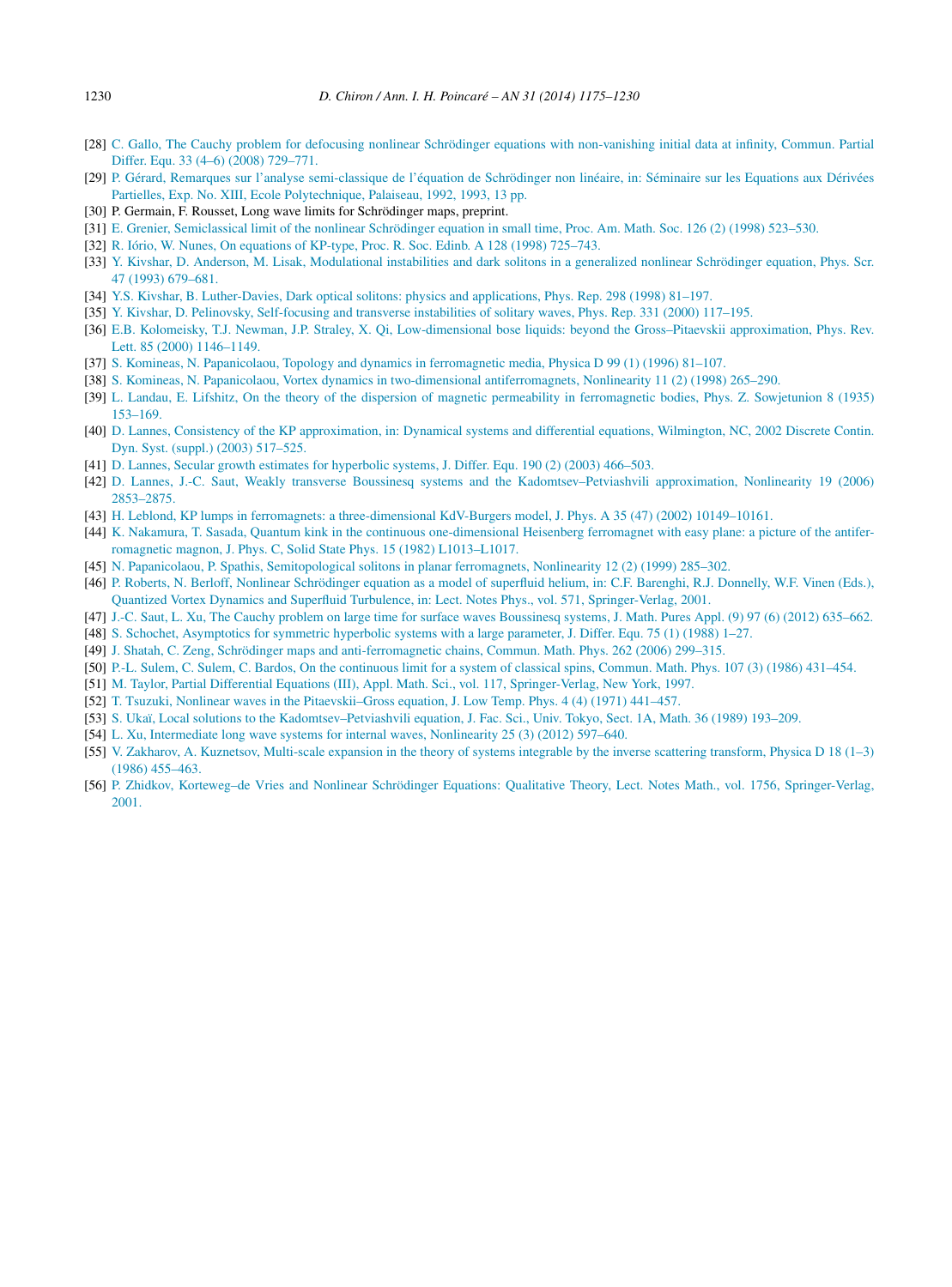[28] C. Gallo, The Cauchy problem for defocusing nonlinear Schrödinger equations with non-vanishing initial data at infinity, Commun. Partial Differ. Equ. 33 (4–6) (2008) 729–771.

[29] P. Gérard, Remarques sur l'analyse semi-classique de l'équation de Schrödinger non linéaire, in: Séminaire sur les Equations aux Dérivées Partielles, Exp. No. XIII, Ecole Polytechnique, Palaiseau, 1992, 1993, 13 pp.

[30] P. Germain, F. Rousset, Long wave limits for Schrödinger maps, preprint.

[31] E. Grenier, Semiclassical limit of the nonlinear Schrödinger equation in small time, Proc. Am. Math. Soc. 126 (2) (1998) 523–530.

[32] R. Iório, W. Nunes, On equations of KP-type, Proc. R. Soc. Edinb. A 128 (1998) 725–743.

[33] Y. Kivshar, D. Anderson, M. Lisak, Modulational instabilities and dark solitons in a generalized nonlinear Schrödinger equation, Phys. Scr. 47 (1993) 679–681.

[34] Y.S. Kivshar, B. Luther-Davies, Dark optical solitons: physics and applications, Phys. Rep. 298 (1998) 81–197.

[35] Y. Kivshar, D. Pelinovsky, Self-focusing and transverse instabilities of solitary waves, Phys. Rep. 331 (2000) 117–195.

[36] E.B. Kolomeisky, T.J. Newman, J.P. Straley, X. Qi, Low-dimensional bose liquids: beyond the Gross–Pitaevskii approximation, Phys. Rev. Lett. 85 (2000) 1146–1149.

[37] S. Komineas, N. Papanicolaou, Topology and dynamics in ferromagnetic media, Physica D 99 (1) (1996) 81–107.

[38] S. Komineas, N. Papanicolaou, Vortex dynamics in two-dimensional antiferromagnets, Nonlinearity 11 (2) (1998) 265–290.

[39] L. Landau, E. Lifshitz, On the theory of the dispersion of magnetic permeability in ferromagnetic bodies, Phys. Z. Sowjetunion 8 (1935) 153–169.

[40] D. Lannes, Consistency of the KP approximation, in: Dynamical systems and differential equations, Wilmington, NC, 2002 Discrete Contin. Dyn. Syst. (suppl.) (2003) 517–525.

[41] D. Lannes, Secular growth estimates for hyperbolic systems, J. Differ. Equ. 190 (2) (2003) 466–503.

[42] D. Lannes, J.-C. Saut, Weakly transverse Boussinesq systems and the Kadomtsev–Petviashvili approximation, Nonlinearity 19 (2006) 2853–2875.

[43] H. Leblond, KP lumps in ferromagnets: a three-dimensional KdV-Burgers model, J. Phys. A 35 (47) (2002) 10149–10161.

[44] K. Nakamura, T. Sasada, Quantum kink in the continuous one-dimensional Heisenberg ferromagnet with easy plane: a picture of the antiferromagnetic magnon, J. Phys. C, Solid State Phys. 15 (1982) L1013–L1017.

[45] N. Papanicolaou, P. Spathis, Semitopological solitons in planar ferromagnets, Nonlinearity 12 (2) (1999) 285–302.

[46] P. Roberts, N. Berloff, Nonlinear Schrödinger equation as a model of superfluid helium, in: C.F. Barenghi, R.J. Donnelly, W.F. Vinen (Eds.), Quantized Vortex Dynamics and Superfluid Turbulence, in: Lect. Notes Phys., vol. 571, Springer-Verlag, 2001.

[47] J.-C. Saut, L. Xu, The Cauchy problem on large time for surface waves Boussinesq systems, J. Math. Pures Appl. (9) 97 (6) (2012) 635–662.

[48] S. Schochet, Asymptotics for symmetric hyperbolic systems with a large parameter, J. Differ. Equ. 75 (1) (1988) 1–27.

[49] J. Shatah, C. Zeng, Schrödinger maps and anti-ferromagnetic chains, Commun. Math. Phys. 262 (2006) 299–315.

[50] P.-L. Sulem, C. Sulem, C. Bardos, On the continuous limit for a system of classical spins, Commun. Math. Phys. 107 (3) (1986) 431–454.

[51] M. Taylor, Partial Differential Equations (III), Appl. Math. Sci., vol. 117, Springer-Verlag, New York, 1997.

[52] T. Tsuzuki, Nonlinear waves in the Pitaevskii–Gross equation, J. Low Temp. Phys. 4 (4) (1971) 441–457.

[53] S. Ukaï, Local solutions to the Kadomtsev–Petviashvili equation, J. Fac. Sci., Univ. Tokyo, Sect. 1A, Math. 36 (1989) 193–209.

[54] L. Xu, Intermediate long wave systems for internal waves, Nonlinearity 25 (3) (2012) 597–640.

[55] V. Zakharov, A. Kuznetsov, Multi-scale expansion in the theory of systems integrable by the inverse scattering transform, Physica D 18 (1–3) (1986) 455–463.

[56] P. Zhidkov, Korteweg–de Vries and Nonlinear Schrödinger Equations: Qualitative Theory, Lect. Notes Math., vol. 1756, Springer-Verlag, 2001.